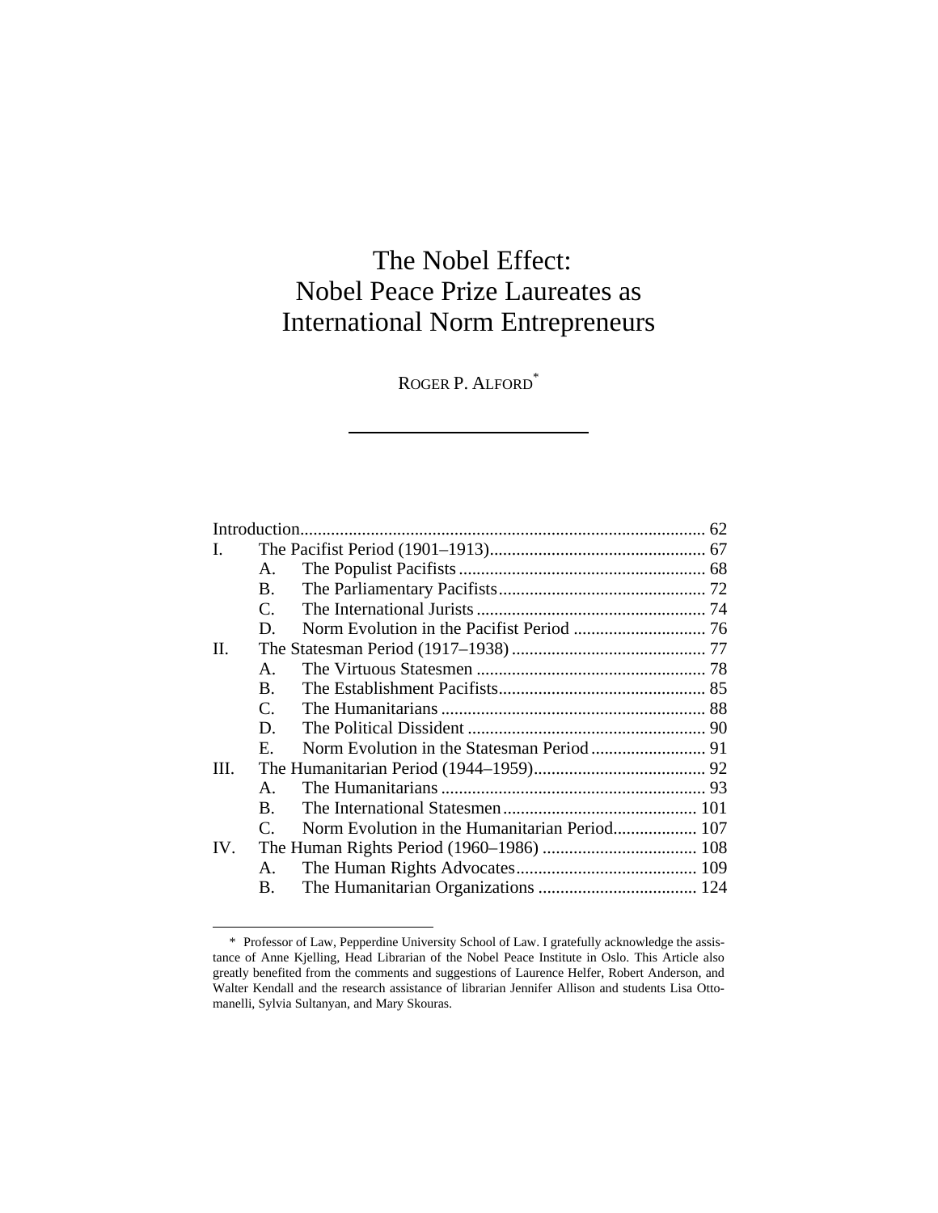# The Nobel Effect: Nobel Peace Prize Laureates as International Norm Entrepreneurs

ROGER P. ALFORD*

| | | | |
|---|---|---|---|
| Introduction | | | 62 |
| I. | The Pacifist Period (1901–1913) | | 67 |
| | A. | The Populist Pacifists | 68 |
| | B. | The Parliamentary Pacifists | 72 |
| | C. | The International Jurists | 74 |
| | D. | Norm Evolution in the Pacifist Period | 76 |
| II. | The Statesman Period (1917–1938) | | 77 |
| | A. | The Virtuous Statesmen | 78 |
| | B. | The Establishment Pacifists | 85 |
| | C. | The Humanitarians | 88 |
| | D. | The Political Dissident | 90 |
| | E. | Norm Evolution in the Statesman Period | 91 |
| III. | The Humanitarian Period (1944–1959) | | 92 |
| | A. | The Humanitarians | 93 |
| | B. | The International Statesmen | 101 |
| | C. | Norm Evolution in the Humanitarian Period | 107 |
| IV. | The Human Rights Period (1960–1986) | | 108 |
| | A. | The Human Rights Advocates | 109 |
| | B. | The Humanitarian Organizations | 124 |

\* Professor of Law, Pepperdine University School of Law. I gratefully acknowledge the assistance of Anne Kjelling, Head Librarian of the Nobel Peace Institute in Oslo. This Article also greatly benefited from the comments and suggestions of Laurence Helfer, Robert Anderson, and Walter Kendall and the research assistance of librarian Jennifer Allison and students Lisa Ottomanelli, Sylvia Sultanyan, and Mary Skouras.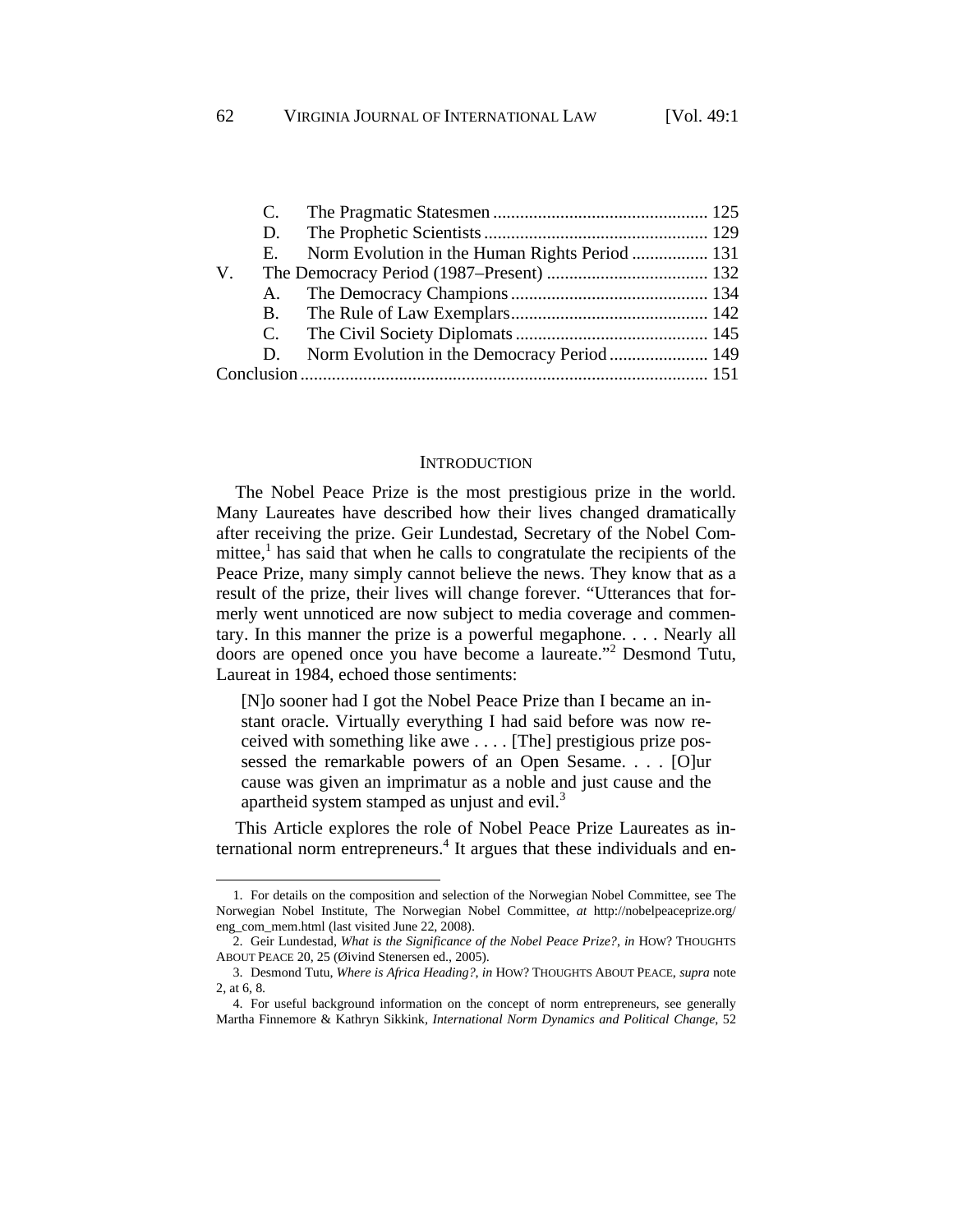C. The Pragmatic Statesmen ................................................ 125
D. The Prophetic Scientists .................................................. 129
E. Norm Evolution in the Human Rights Period ................. 131

V. The Democracy Period (1987–Present) .................................... 132
A. The Democracy Champions ............................................ 134
B. The Rule of Law Exemplars............................................ 142
C. The Civil Society Diplomats ........................................... 145
D. Norm Evolution in the Democracy Period ...................... 149

Conclusion ........................................................................................... 151

## INTRODUCTION

The Nobel Peace Prize is the most prestigious prize in the world. Many Laureates have described how their lives changed dramatically after receiving the prize. Geir Lundestad, Secretary of the Nobel Committee,[1] has said that when he calls to congratulate the recipients of the Peace Prize, many simply cannot believe the news. They know that as a result of the prize, their lives will change forever. "Utterances that formerly went unnoticed are now subject to media coverage and commentary. In this manner the prize is a powerful megaphone. . . . Nearly all doors are opened once you have become a laureate."[2] Desmond Tutu, Laureate in 1984, echoed those sentiments:

> [N]o sooner had I got the Nobel Peace Prize than I became an instant oracle. Virtually everything I had said before was now received with something like awe . . . . [The] prestigious prize possessed the remarkable powers of an Open Sesame. . . . [O]ur cause was given an imprimatur as a noble and just cause and the apartheid system stamped as unjust and evil.[3]

This Article explores the role of Nobel Peace Prize Laureates as international norm entrepreneurs.[4] It argues that these individuals and en-

---

1. For details on the composition and selection of the Norwegian Nobel Committee, see The Norwegian Nobel Institute, The Norwegian Nobel Committee, *at* http://nobelpeaceprize.org/eng_com_mem.html (last visited June 22, 2008).

2. Geir Lundestad, *What is the Significance of the Nobel Peace Prize?*, *in* HOW? THOUGHTS ABOUT PEACE 20, 25 (Øivind Stenersen ed., 2005).

3. Desmond Tutu, *Where is Africa Heading?*, *in* HOW? THOUGHTS ABOUT PEACE, *supra* note 2, at 6, 8.

4. For useful background information on the concept of norm entrepreneurs, see generally Martha Finnemore & Kathryn Sikkink, *International Norm Dynamics and Political Change*, 52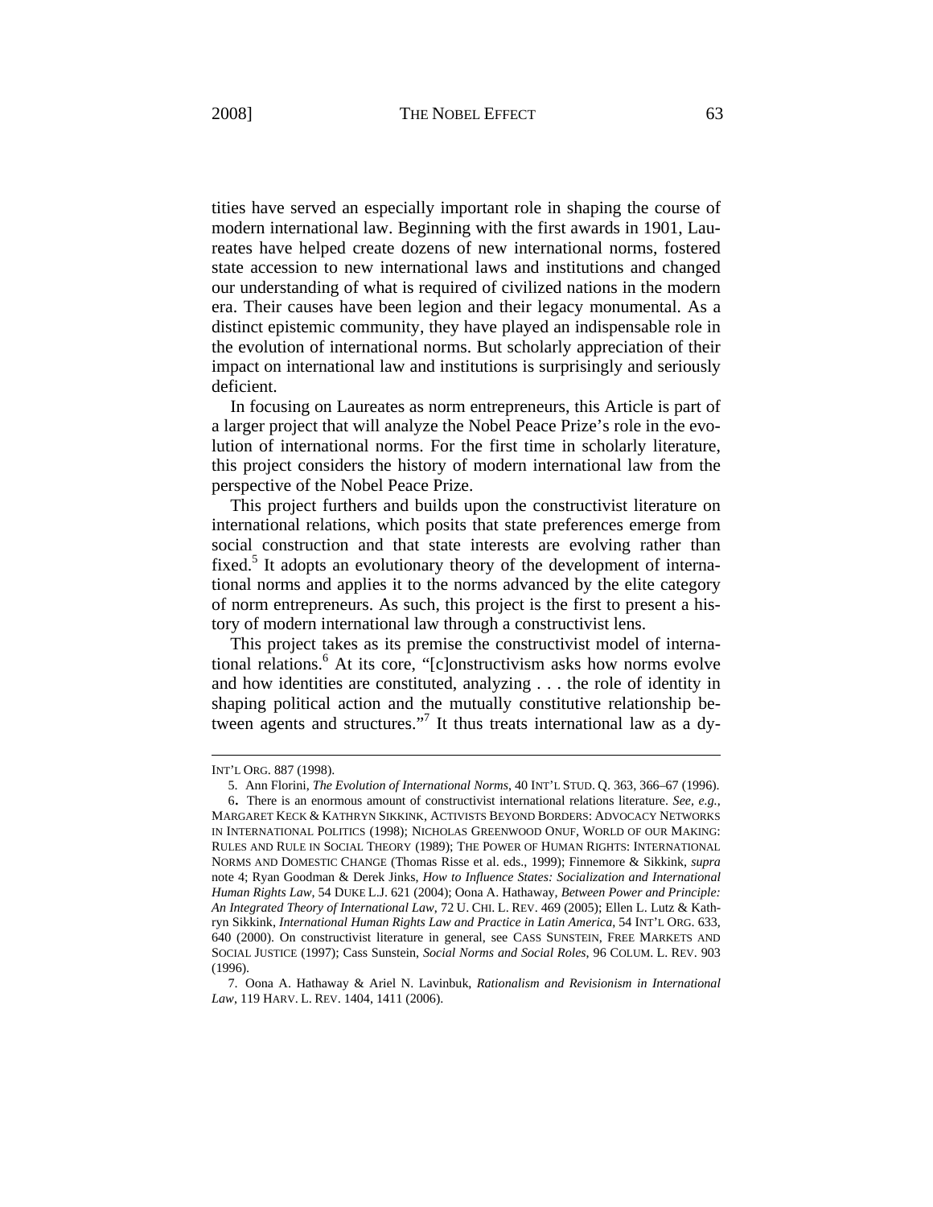tities have served an especially important role in shaping the course of modern international law. Beginning with the first awards in 1901, Laureates have helped create dozens of new international norms, fostered state accession to new international laws and institutions and changed our understanding of what is required of civilized nations in the modern era. Their causes have been legion and their legacy monumental. As a distinct epistemic community, they have played an indispensable role in the evolution of international norms. But scholarly appreciation of their impact on international law and institutions is surprisingly and seriously deficient.

In focusing on Laureates as norm entrepreneurs, this Article is part of a larger project that will analyze the Nobel Peace Prize's role in the evolution of international norms. For the first time in scholarly literature, this project considers the history of modern international law from the perspective of the Nobel Peace Prize.

This project furthers and builds upon the constructivist literature on international relations, which posits that state preferences emerge from social construction and that state interests are evolving rather than fixed.[5] It adopts an evolutionary theory of the development of international norms and applies it to the norms advanced by the elite category of norm entrepreneurs. As such, this project is the first to present a history of modern international law through a constructivist lens.

This project takes as its premise the constructivist model of international relations.[6] At its core, "[c]onstructivism asks how norms evolve and how identities are constituted, analyzing . . . the role of identity in shaping political action and the mutually constitutive relationship between agents and structures."[7] It thus treats international law as a dy-

---

INT'L ORG. 887 (1998).

5. Ann Florini, *The Evolution of International Norms*, 40 INT'L STUD. Q. 363, 366–67 (1996).

6. There is an enormous amount of constructivist international relations literature. *See, e.g.*, MARGARET KECK & KATHRYN SIKKINK, ACTIVISTS BEYOND BORDERS: ADVOCACY NETWORKS IN INTERNATIONAL POLITICS (1998); NICHOLAS GREENWOOD ONUF, WORLD OF OUR MAKING: RULES AND RULE IN SOCIAL THEORY (1989); THE POWER OF HUMAN RIGHTS: INTERNATIONAL NORMS AND DOMESTIC CHANGE (Thomas Risse et al. eds., 1999); Finnemore & Sikkink, *supra* note 4; Ryan Goodman & Derek Jinks, *How to Influence States: Socialization and International Human Rights Law*, 54 DUKE L.J. 621 (2004); Oona A. Hathaway, *Between Power and Principle: An Integrated Theory of International Law*, 72 U. CHI. L. REV. 469 (2005); Ellen L. Lutz & Kathryn Sikkink, *International Human Rights Law and Practice in Latin America*, 54 INT'L ORG. 633, 640 (2000). On constructivist literature in general, see CASS SUNSTEIN, FREE MARKETS AND SOCIAL JUSTICE (1997); Cass Sunstein, *Social Norms and Social Roles*, 96 COLUM. L. REV. 903 (1996).

7. Oona A. Hathaway & Ariel N. Lavinbuk, *Rationalism and Revisionism in International Law*, 119 HARV. L. REV. 1404, 1411 (2006).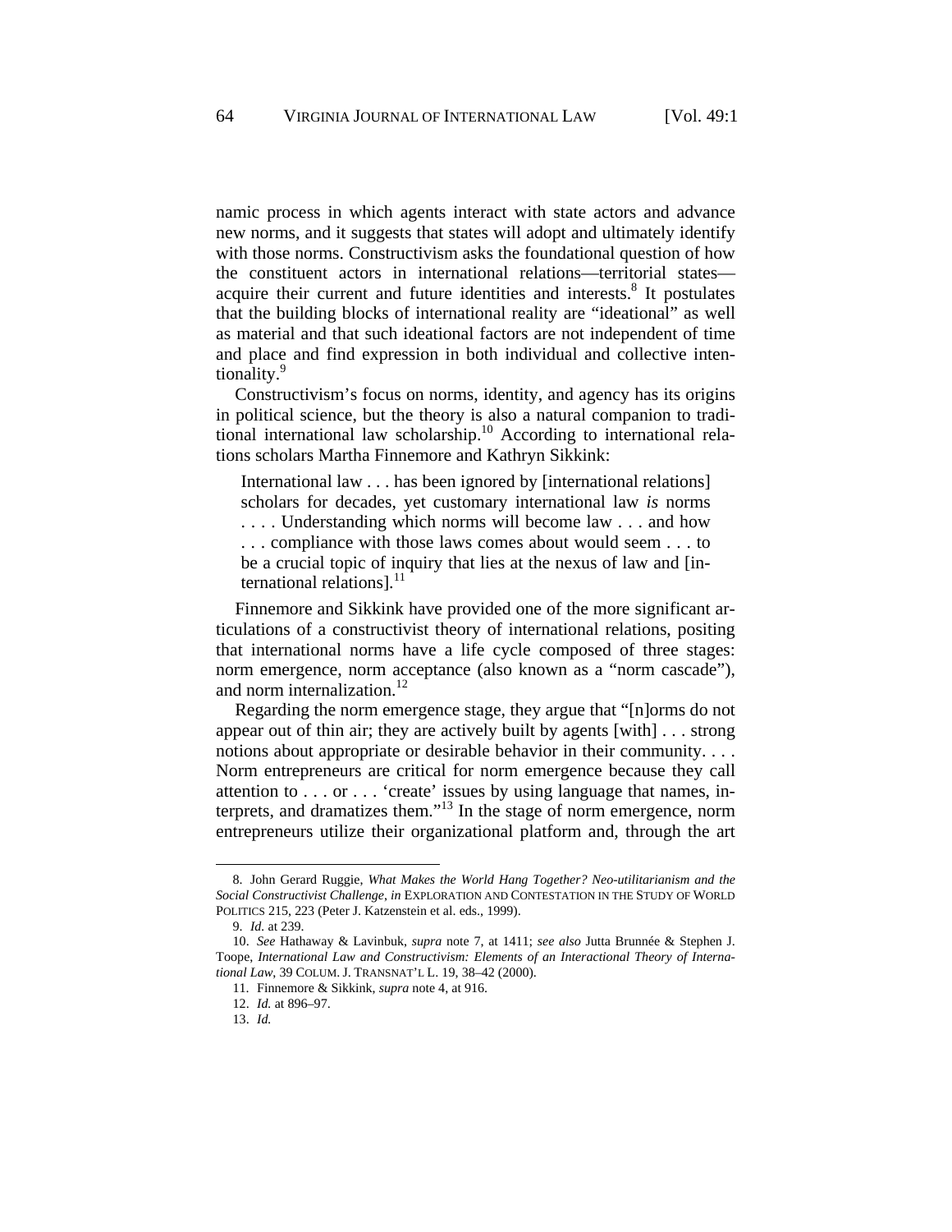namic process in which agents interact with state actors and advance new norms, and it suggests that states will adopt and ultimately identify with those norms. Constructivism asks the foundational question of how the constituent actors in international relations—territorial states—acquire their current and future identities and interests.[8] It postulates that the building blocks of international reality are "ideational" as well as material and that such ideational factors are not independent of time and place and find expression in both individual and collective intentionality.[9]

Constructivism's focus on norms, identity, and agency has its origins in political science, but the theory is also a natural companion to traditional international law scholarship.[10] According to international relations scholars Martha Finnemore and Kathryn Sikkink:

> International law . . . has been ignored by [international relations] scholars for decades, yet customary international law *is* norms . . . . Understanding which norms will become law . . . and how . . . compliance with those laws comes about would seem . . . to be a crucial topic of inquiry that lies at the nexus of law and [international relations].[11]

Finnemore and Sikkink have provided one of the more significant articulations of a constructivist theory of international relations, positing that international norms have a life cycle composed of three stages: norm emergence, norm acceptance (also known as a "norm cascade"), and norm internalization.[12]

Regarding the norm emergence stage, they argue that "[n]orms do not appear out of thin air; they are actively built by agents [with] . . . strong notions about appropriate or desirable behavior in their community. . . . Norm entrepreneurs are critical for norm emergence because they call attention to . . . or . . . 'create' issues by using language that names, interprets, and dramatizes them."[13] In the stage of norm emergence, norm entrepreneurs utilize their organizational platform and, through the art

---

8. John Gerard Ruggie, *What Makes the World Hang Together? Neo-utilitarianism and the Social Constructivist Challenge*, *in* EXPLORATION AND CONTESTATION IN THE STUDY OF WORLD POLITICS 215, 223 (Peter J. Katzenstein et al. eds., 1999).

9. *Id.* at 239.

10. *See* Hathaway & Lavinbuk, *supra* note 7, at 1411; *see also* Jutta Brunnée & Stephen J. Toope, *International Law and Constructivism: Elements of an Interactional Theory of International Law*, 39 COLUM. J. TRANSNAT'L L. 19, 38–42 (2000).

11. Finnemore & Sikkink, *supra* note 4, at 916.

12. *Id.* at 896–97.

13. *Id.*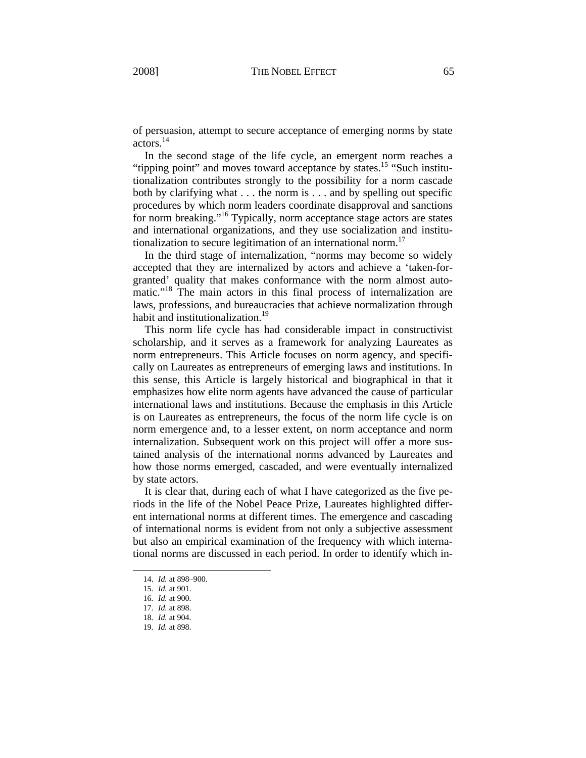of persuasion, attempt to secure acceptance of emerging norms by state actors.[14]

In the second stage of the life cycle, an emergent norm reaches a "tipping point" and moves toward acceptance by states.[15] "Such institutionalization contributes strongly to the possibility for a norm cascade both by clarifying what . . . the norm is . . . and by spelling out specific procedures by which norm leaders coordinate disapproval and sanctions for norm breaking."[16] Typically, norm acceptance stage actors are states and international organizations, and they use socialization and institutionalization to secure legitimation of an international norm.[17]

In the third stage of internalization, "norms may become so widely accepted that they are internalized by actors and achieve a 'taken-for-granted' quality that makes conformance with the norm almost automatic."[18] The main actors in this final process of internalization are laws, professions, and bureaucracies that achieve normalization through habit and institutionalization.[19]

This norm life cycle has had considerable impact in constructivist scholarship, and it serves as a framework for analyzing Laureates as norm entrepreneurs. This Article focuses on norm agency, and specifically on Laureates as entrepreneurs of emerging laws and institutions. In this sense, this Article is largely historical and biographical in that it emphasizes how elite norm agents have advanced the cause of particular international laws and institutions. Because the emphasis in this Article is on Laureates as entrepreneurs, the focus of the norm life cycle is on norm emergence and, to a lesser extent, on norm acceptance and norm internalization. Subsequent work on this project will offer a more sustained analysis of the international norms advanced by Laureates and how those norms emerged, cascaded, and were eventually internalized by state actors.

It is clear that, during each of what I have categorized as the five periods in the life of the Nobel Peace Prize, Laureates highlighted different international norms at different times. The emergence and cascading of international norms is evident from not only a subjective assessment but also an empirical examination of the frequency with which international norms are discussed in each period. In order to identify which in-

14. *Id.* at 898–900.

15. *Id.* at 901.

16. *Id.* at 900.

17. *Id.* at 898.

18. *Id.* at 904.

19. *Id.* at 898.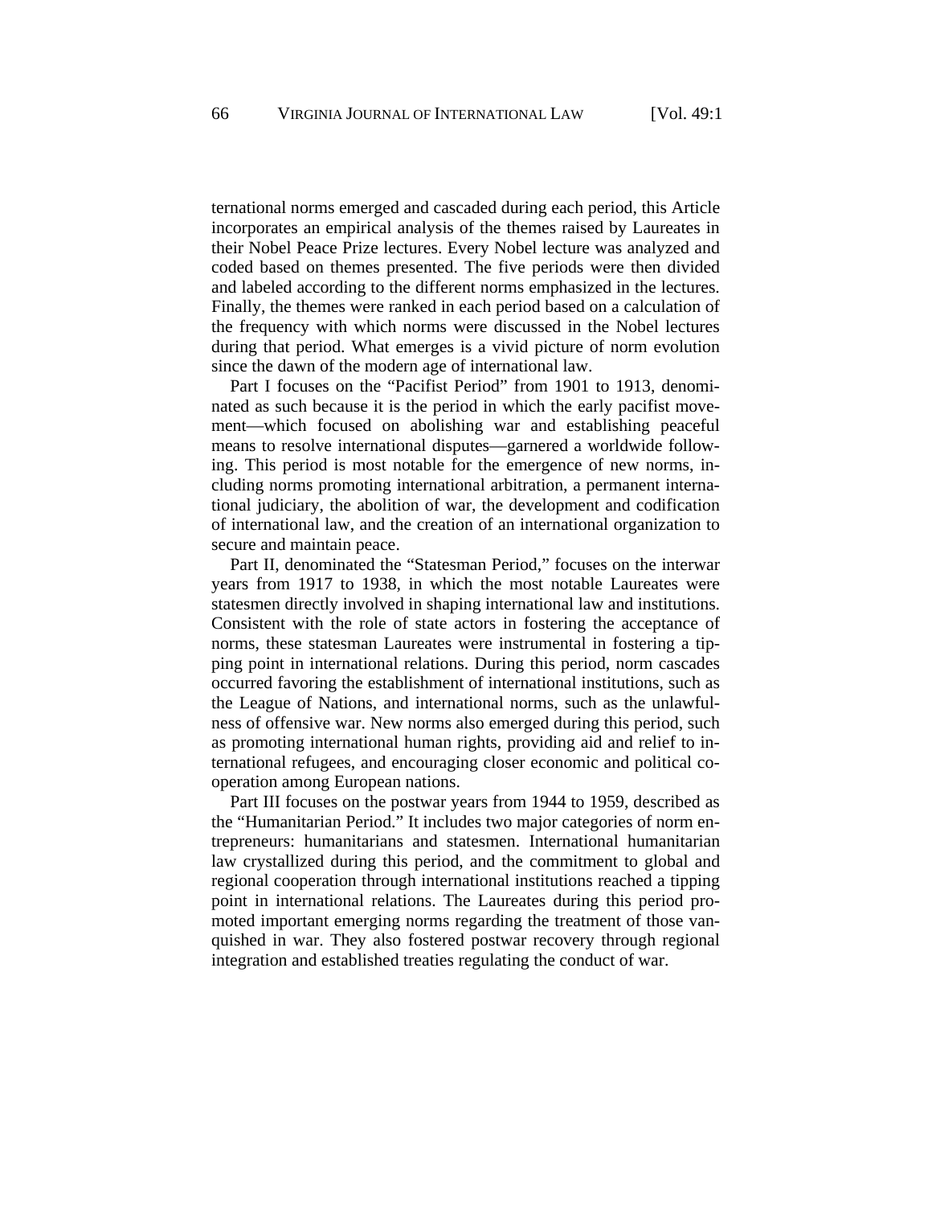ternational norms emerged and cascaded during each period, this Article incorporates an empirical analysis of the themes raised by Laureates in their Nobel Peace Prize lectures. Every Nobel lecture was analyzed and coded based on themes presented. The five periods were then divided and labeled according to the different norms emphasized in the lectures. Finally, the themes were ranked in each period based on a calculation of the frequency with which norms were discussed in the Nobel lectures during that period. What emerges is a vivid picture of norm evolution since the dawn of the modern age of international law.

Part I focuses on the "Pacifist Period" from 1901 to 1913, denominated as such because it is the period in which the early pacifist movement—which focused on abolishing war and establishing peaceful means to resolve international disputes—garnered a worldwide following. This period is most notable for the emergence of new norms, including norms promoting international arbitration, a permanent international judiciary, the abolition of war, the development and codification of international law, and the creation of an international organization to secure and maintain peace.

Part II, denominated the "Statesman Period," focuses on the interwar years from 1917 to 1938, in which the most notable Laureates were statesmen directly involved in shaping international law and institutions. Consistent with the role of state actors in fostering the acceptance of norms, these statesman Laureates were instrumental in fostering a tipping point in international relations. During this period, norm cascades occurred favoring the establishment of international institutions, such as the League of Nations, and international norms, such as the unlawfulness of offensive war. New norms also emerged during this period, such as promoting international human rights, providing aid and relief to international refugees, and encouraging closer economic and political cooperation among European nations.

Part III focuses on the postwar years from 1944 to 1959, described as the "Humanitarian Period." It includes two major categories of norm entrepreneurs: humanitarians and statesmen. International humanitarian law crystallized during this period, and the commitment to global and regional cooperation through international institutions reached a tipping point in international relations. The Laureates during this period promoted important emerging norms regarding the treatment of those vanquished in war. They also fostered postwar recovery through regional integration and established treaties regulating the conduct of war.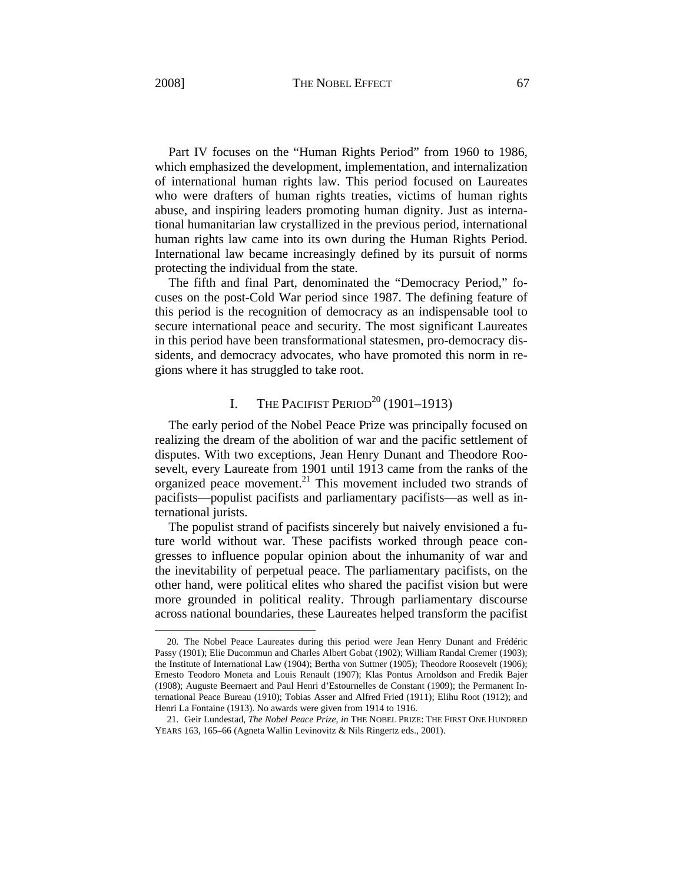Part IV focuses on the "Human Rights Period" from 1960 to 1986, which emphasized the development, implementation, and internalization of international human rights law. This period focused on Laureates who were drafters of human rights treaties, victims of human rights abuse, and inspiring leaders promoting human dignity. Just as international humanitarian law crystallized in the previous period, international human rights law came into its own during the Human Rights Period. International law became increasingly defined by its pursuit of norms protecting the individual from the state.

The fifth and final Part, denominated the "Democracy Period," focuses on the post-Cold War period since 1987. The defining feature of this period is the recognition of democracy as an indispensable tool to secure international peace and security. The most significant Laureates in this period have been transformational statesmen, pro-democracy dissidents, and democracy advocates, who have promoted this norm in regions where it has struggled to take root.

## I. THE PACIFIST PERIOD[20] (1901–1913)

The early period of the Nobel Peace Prize was principally focused on realizing the dream of the abolition of war and the pacific settlement of disputes. With two exceptions, Jean Henry Dunant and Theodore Roosevelt, every Laureate from 1901 until 1913 came from the ranks of the organized peace movement.[21] This movement included two strands of pacifists—populist pacifists and parliamentary pacifists—as well as international jurists.

The populist strand of pacifists sincerely but naively envisioned a future world without war. These pacifists worked through peace congresses to influence popular opinion about the inhumanity of war and the inevitability of perpetual peace. The parliamentary pacifists, on the other hand, were political elites who shared the pacifist vision but were more grounded in political reality. Through parliamentary discourse across national boundaries, these Laureates helped transform the pacifist

---

20. The Nobel Peace Laureates during this period were Jean Henry Dunant and Frédéric Passy (1901); Elie Ducommun and Charles Albert Gobat (1902); William Randal Cremer (1903); the Institute of International Law (1904); Bertha von Suttner (1905); Theodore Roosevelt (1906); Ernesto Teodoro Moneta and Louis Renault (1907); Klas Pontus Arnoldson and Fredik Bajer (1908); Auguste Beernaert and Paul Henri d'Estournelles de Constant (1909); the Permanent International Peace Bureau (1910); Tobias Asser and Alfred Fried (1911); Elihu Root (1912); and Henri La Fontaine (1913). No awards were given from 1914 to 1916.

21. Geir Lundestad, *The Nobel Peace Prize*, *in* THE NOBEL PRIZE: THE FIRST ONE HUNDRED YEARS 163, 165–66 (Agneta Wallin Levinovitz & Nils Ringertz eds., 2001).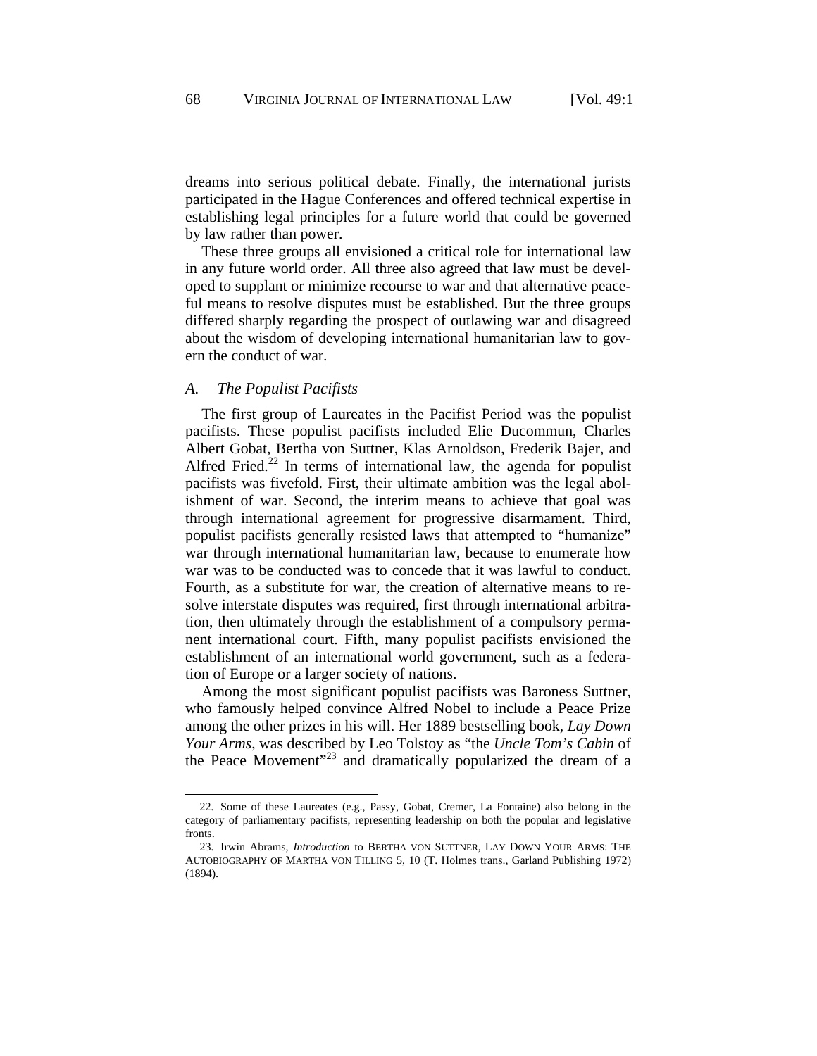dreams into serious political debate. Finally, the international jurists participated in the Hague Conferences and offered technical expertise in establishing legal principles for a future world that could be governed by law rather than power.

These three groups all envisioned a critical role for international law in any future world order. All three also agreed that law must be developed to supplant or minimize recourse to war and that alternative peaceful means to resolve disputes must be established. But the three groups differed sharply regarding the prospect of outlawing war and disagreed about the wisdom of developing international humanitarian law to govern the conduct of war.

### *A. The Populist Pacifists*

The first group of Laureates in the Pacifist Period was the populist pacifists. These populist pacifists included Elie Ducommun, Charles Albert Gobat, Bertha von Suttner, Klas Arnoldson, Frederik Bajer, and Alfred Fried.[22] In terms of international law, the agenda for populist pacifists was fivefold. First, their ultimate ambition was the legal abolishment of war. Second, the interim means to achieve that goal was through international agreement for progressive disarmament. Third, populist pacifists generally resisted laws that attempted to "humanize" war through international humanitarian law, because to enumerate how war was to be conducted was to concede that it was lawful to conduct. Fourth, as a substitute for war, the creation of alternative means to resolve interstate disputes was required, first through international arbitration, then ultimately through the establishment of a compulsory permanent international court. Fifth, many populist pacifists envisioned the establishment of an international world government, such as a federation of Europe or a larger society of nations.

Among the most significant populist pacifists was Baroness Suttner, who famously helped convince Alfred Nobel to include a Peace Prize among the other prizes in his will. Her 1889 bestselling book, *Lay Down Your Arms*, was described by Leo Tolstoy as "the *Uncle Tom's Cabin* of the Peace Movement"[23] and dramatically popularized the dream of a

---

22. Some of these Laureates (e.g., Passy, Gobat, Cremer, La Fontaine) also belong in the category of parliamentary pacifists, representing leadership on both the popular and legislative fronts.

23. Irwin Abrams, *Introduction* to BERTHA VON SUTTNER, LAY DOWN YOUR ARMS: THE AUTOBIOGRAPHY OF MARTHA VON TILLING 5, 10 (T. Holmes trans., Garland Publishing 1972) (1894).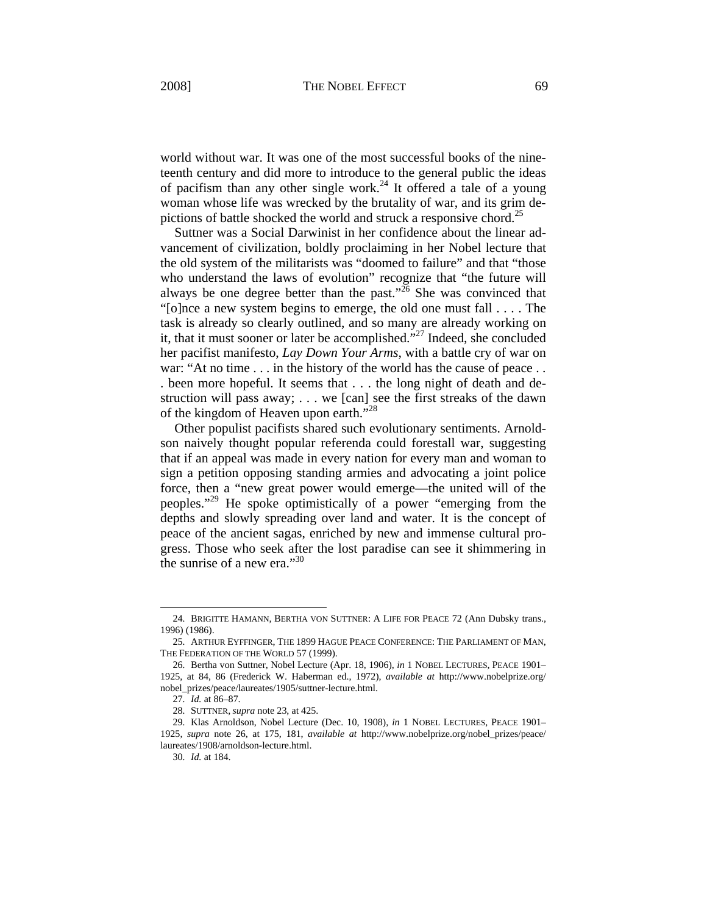world without war. It was one of the most successful books of the nineteenth century and did more to introduce to the general public the ideas of pacifism than any other single work.[24] It offered a tale of a young woman whose life was wrecked by the brutality of war, and its grim depictions of battle shocked the world and struck a responsive chord.[25]

Suttner was a Social Darwinist in her confidence about the linear advancement of civilization, boldly proclaiming in her Nobel lecture that the old system of the militarists was "doomed to failure" and that "those who understand the laws of evolution" recognize that "the future will always be one degree better than the past."[26] She was convinced that "[o]nce a new system begins to emerge, the old one must fall . . . . The task is already so clearly outlined, and so many are already working on it, that it must sooner or later be accomplished."[27] Indeed, she concluded her pacifist manifesto, *Lay Down Your Arms*, with a battle cry of war on war: "At no time . . . in the history of the world has the cause of peace . . . been more hopeful. It seems that . . . the long night of death and destruction will pass away; . . . we [can] see the first streaks of the dawn of the kingdom of Heaven upon earth."[28]

Other populist pacifists shared such evolutionary sentiments. Arnoldson naively thought popular referenda could forestall war, suggesting that if an appeal was made in every nation for every man and woman to sign a petition opposing standing armies and advocating a joint police force, then a "new great power would emerge—the united will of the peoples."[29] He spoke optimistically of a power "emerging from the depths and slowly spreading over land and water. It is the concept of peace of the ancient sagas, enriched by new and immense cultural progress. Those who seek after the lost paradise can see it shimmering in the sunrise of a new era."[30]

---

24. BRIGITTE HAMANN, BERTHA VON SUTTNER: A LIFE FOR PEACE 72 (Ann Dubsky trans., 1996) (1986).

25. ARTHUR EYFFINGER, THE 1899 HAGUE PEACE CONFERENCE: THE PARLIAMENT OF MAN, THE FEDERATION OF THE WORLD 57 (1999).

26. Bertha von Suttner, Nobel Lecture (Apr. 18, 1906), *in* 1 NOBEL LECTURES, PEACE 1901–1925, at 84, 86 (Frederick W. Haberman ed., 1972), *available at* http://www.nobelprize.org/nobel_prizes/peace/laureates/1905/suttner-lecture.html.

27. *Id.* at 86–87.

28. SUTTNER, *supra* note 23, at 425.

29. Klas Arnoldson, Nobel Lecture (Dec. 10, 1908), *in* 1 NOBEL LECTURES, PEACE 1901–1925, *supra* note 26, at 175, 181, *available at* http://www.nobelprize.org/nobel_prizes/peace/laureates/1908/arnoldson-lecture.html.

30. *Id.* at 184.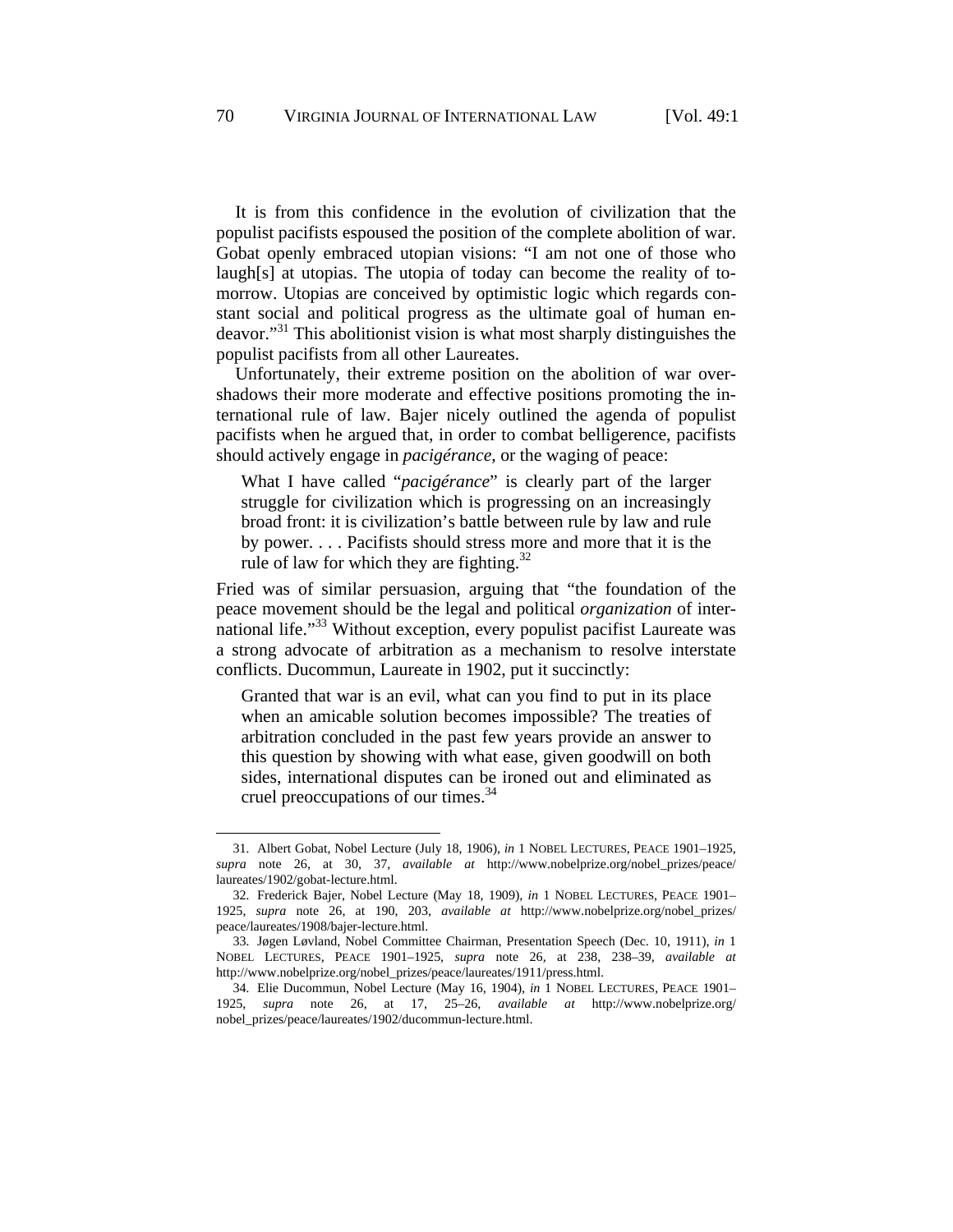It is from this confidence in the evolution of civilization that the populist pacifists espoused the position of the complete abolition of war. Gobat openly embraced utopian visions: "I am not one of those who laugh[s] at utopias. The utopia of today can become the reality of to-morrow. Utopias are conceived by optimistic logic which regards constant social and political progress as the ultimate goal of human endeavor."[31] This abolitionist vision is what most sharply distinguishes the populist pacifists from all other Laureates.

Unfortunately, their extreme position on the abolition of war overshadows their more moderate and effective positions promoting the international rule of law. Bajer nicely outlined the agenda of populist pacifists when he argued that, in order to combat belligerence, pacifists should actively engage in *pacigérance*, or the waging of peace:

> What I have called "*pacigérance*" is clearly part of the larger struggle for civilization which is progressing on an increasingly broad front: it is civilization's battle between rule by law and rule by power. . . . Pacifists should stress more and more that it is the rule of law for which they are fighting.[32]

Fried was of similar persuasion, arguing that "the foundation of the peace movement should be the legal and political *organization* of international life."[33] Without exception, every populist pacifist Laureate was a strong advocate of arbitration as a mechanism to resolve interstate conflicts. Ducommun, Laureate in 1902, put it succinctly:

> Granted that war is an evil, what can you find to put in its place when an amicable solution becomes impossible? The treaties of arbitration concluded in the past few years provide an answer to this question by showing with what ease, given goodwill on both sides, international disputes can be ironed out and eliminated as cruel preoccupations of our times.[34]

---

31. Albert Gobat, Nobel Lecture (July 18, 1906), *in* 1 NOBEL LECTURES, PEACE 1901–1925, *supra* note 26, at 30, 37, *available at* http://www.nobelprize.org/nobel_prizes/peace/laureates/1902/gobat-lecture.html.

32. Frederick Bajer, Nobel Lecture (May 18, 1909), *in* 1 NOBEL LECTURES, PEACE 1901–1925, *supra* note 26, at 190, 203, *available at* http://www.nobelprize.org/nobel_prizes/peace/laureates/1908/bajer-lecture.html.

33. Jøgen Løvland, Nobel Committee Chairman, Presentation Speech (Dec. 10, 1911), *in* 1 NOBEL LECTURES, PEACE 1901–1925, *supra* note 26, at 238, 238–39, *available at* http://www.nobelprize.org/nobel_prizes/peace/laureates/1911/press.html.

34. Elie Ducommun, Nobel Lecture (May 16, 1904), *in* 1 NOBEL LECTURES, PEACE 1901–1925, *supra* note 26, at 17, 25–26, *available at* http://www.nobelprize.org/nobel_prizes/peace/laureates/1902/ducommun-lecture.html.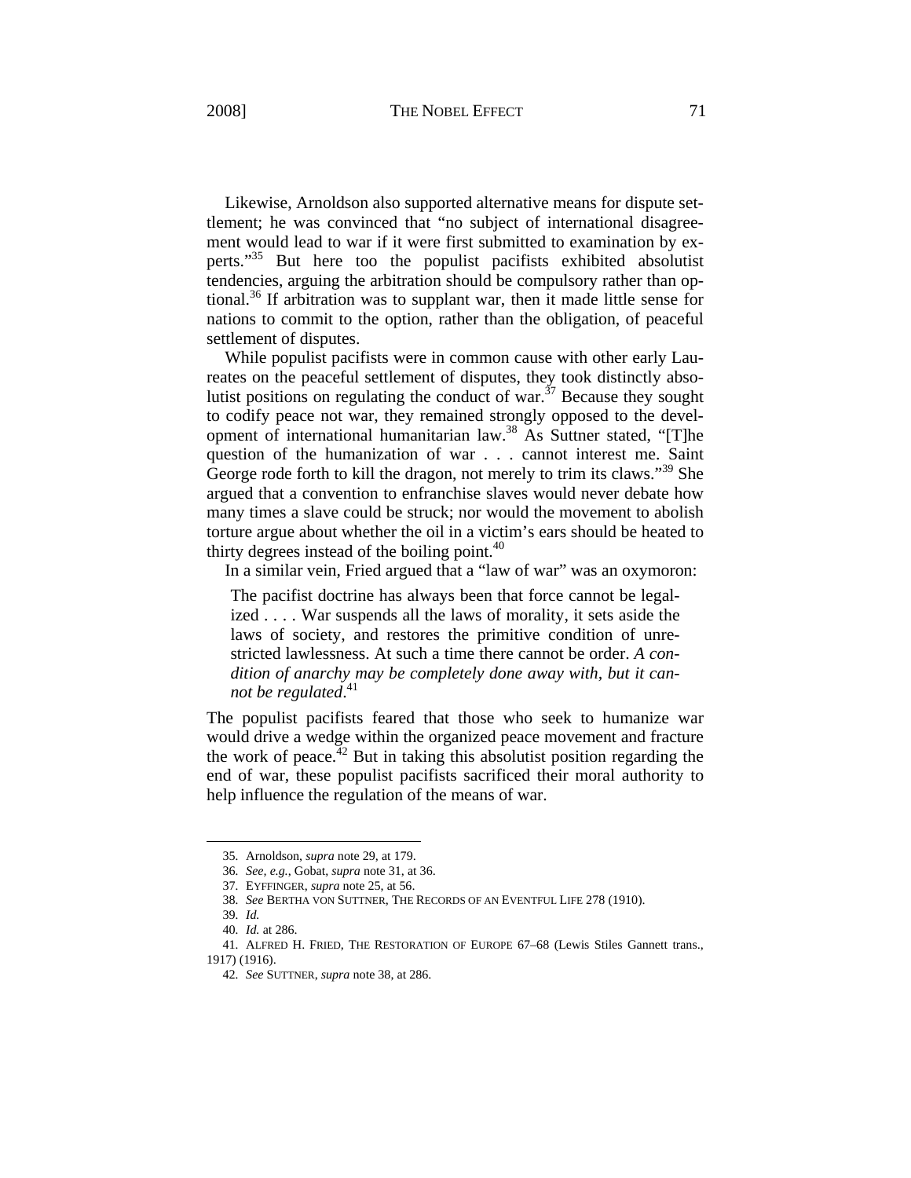Likewise, Arnoldson also supported alternative means for dispute settlement; he was convinced that "no subject of international disagreement would lead to war if it were first submitted to examination by experts."[35] But here too the populist pacifists exhibited absolutist tendencies, arguing the arbitration should be compulsory rather than optional.[36] If arbitration was to supplant war, then it made little sense for nations to commit to the option, rather than the obligation, of peaceful settlement of disputes.

While populist pacifists were in common cause with other early Laureates on the peaceful settlement of disputes, they took distinctly absolutist positions on regulating the conduct of war.[37] Because they sought to codify peace not war, they remained strongly opposed to the development of international humanitarian law.[38] As Suttner stated, "[T]he question of the humanization of war . . . cannot interest me. Saint George rode forth to kill the dragon, not merely to trim its claws."[39] She argued that a convention to enfranchise slaves would never debate how many times a slave could be struck; nor would the movement to abolish torture argue about whether the oil in a victim's ears should be heated to thirty degrees instead of the boiling point.[40]

In a similar vein, Fried argued that a "law of war" was an oxymoron:

> The pacifist doctrine has always been that force cannot be legalized . . . . War suspends all the laws of morality, it sets aside the laws of society, and restores the primitive condition of unrestricted lawlessness. At such a time there cannot be order. *A condition of anarchy may be completely done away with, but it cannot be regulated*.[41]

The populist pacifists feared that those who seek to humanize war would drive a wedge within the organized peace movement and fracture the work of peace.[42] But in taking this absolutist position regarding the end of war, these populist pacifists sacrificed their moral authority to help influence the regulation of the means of war.

---

35. Arnoldson, *supra* note 29, at 179.

36. *See, e.g.*, Gobat, *supra* note 31, at 36.

37. EYFFINGER, *supra* note 25, at 56.

38. *See* BERTHA VON SUTTNER, THE RECORDS OF AN EVENTFUL LIFE 278 (1910).

39. *Id.*

40. *Id.* at 286.

41. ALFRED H. FRIED, THE RESTORATION OF EUROPE 67–68 (Lewis Stiles Gannett trans., 1917) (1916).

42. *See* SUTTNER, *supra* note 38, at 286.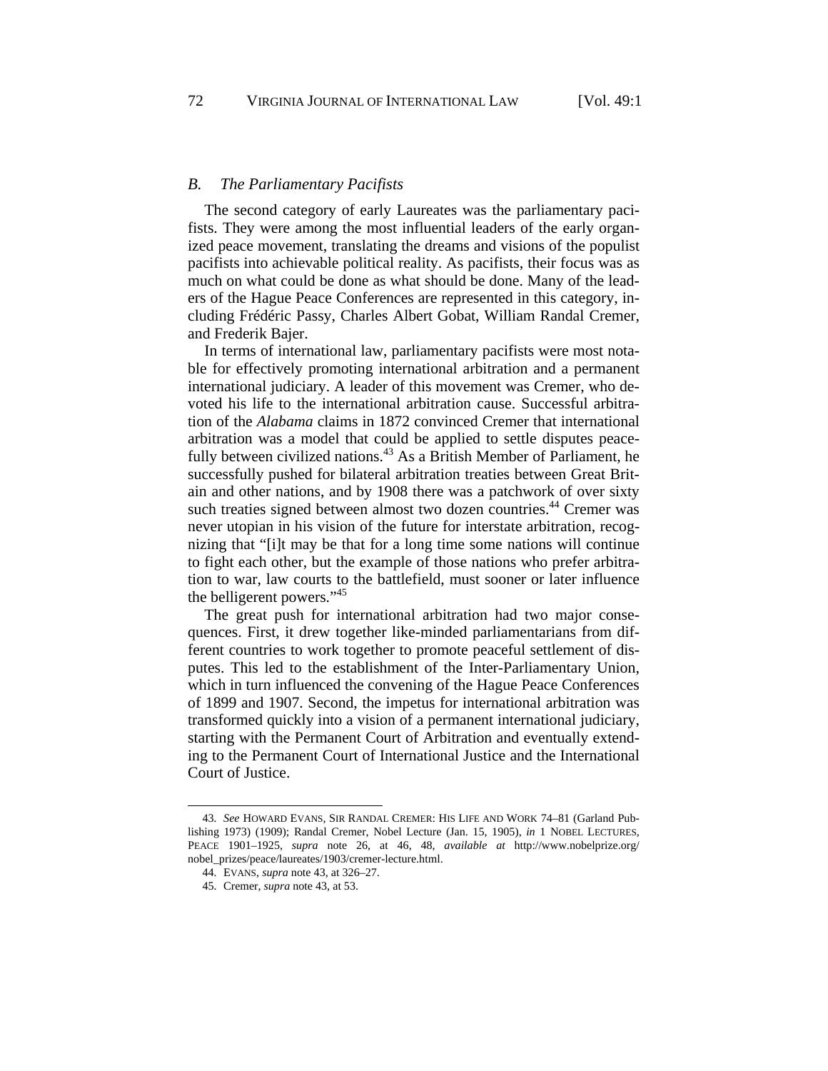### *B. The Parliamentary Pacifists*

The second category of early Laureates was the parliamentary pacifists. They were among the most influential leaders of the early organized peace movement, translating the dreams and visions of the populist pacifists into achievable political reality. As pacifists, their focus was as much on what could be done as what should be done. Many of the leaders of the Hague Peace Conferences are represented in this category, including Frédéric Passy, Charles Albert Gobat, William Randal Cremer, and Frederik Bajer.

In terms of international law, parliamentary pacifists were most notable for effectively promoting international arbitration and a permanent international judiciary. A leader of this movement was Cremer, who devoted his life to the international arbitration cause. Successful arbitration of the *Alabama* claims in 1872 convinced Cremer that international arbitration was a model that could be applied to settle disputes peacefully between civilized nations.[43] As a British Member of Parliament, he successfully pushed for bilateral arbitration treaties between Great Britain and other nations, and by 1908 there was a patchwork of over sixty such treaties signed between almost two dozen countries.[44] Cremer was never utopian in his vision of the future for interstate arbitration, recognizing that "[i]t may be that for a long time some nations will continue to fight each other, but the example of those nations who prefer arbitration to war, law courts to the battlefield, must sooner or later influence the belligerent powers."[45]

The great push for international arbitration had two major consequences. First, it drew together like-minded parliamentarians from different countries to work together to promote peaceful settlement of disputes. This led to the establishment of the Inter-Parliamentary Union, which in turn influenced the convening of the Hague Peace Conferences of 1899 and 1907. Second, the impetus for international arbitration was transformed quickly into a vision of a permanent international judiciary, starting with the Permanent Court of Arbitration and eventually extending to the Permanent Court of International Justice and the International Court of Justice.

---

43. *See* HOWARD EVANS, SIR RANDAL CREMER: HIS LIFE AND WORK 74–81 (Garland Publishing 1973) (1909); Randal Cremer, Nobel Lecture (Jan. 15, 1905), *in* 1 NOBEL LECTURES, PEACE 1901–1925, *supra* note 26, at 46, 48, *available at* http://www.nobelprize.org/nobel_prizes/peace/laureates/1903/cremer-lecture.html.

44. EVANS, *supra* note 43, at 326–27.

45. Cremer, *supra* note 43, at 53.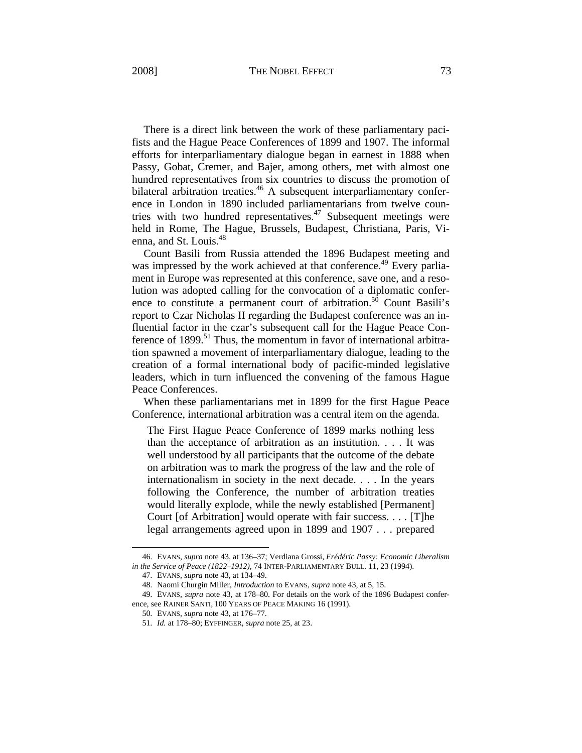There is a direct link between the work of these parliamentary pacifists and the Hague Peace Conferences of 1899 and 1907. The informal efforts for interparliamentary dialogue began in earnest in 1888 when Passy, Gobat, Cremer, and Bajer, among others, met with almost one hundred representatives from six countries to discuss the promotion of bilateral arbitration treaties.[46] A subsequent interparliamentary conference in London in 1890 included parliamentarians from twelve countries with two hundred representatives.[47] Subsequent meetings were held in Rome, The Hague, Brussels, Budapest, Christiana, Paris, Vienna, and St. Louis.[48]

Count Basili from Russia attended the 1896 Budapest meeting and was impressed by the work achieved at that conference.[49] Every parliament in Europe was represented at this conference, save one, and a resolution was adopted calling for the convocation of a diplomatic conference to constitute a permanent court of arbitration.[50] Count Basili's report to Czar Nicholas II regarding the Budapest conference was an influential factor in the czar's subsequent call for the Hague Peace Conference of 1899.[51] Thus, the momentum in favor of international arbitration spawned a movement of interparliamentary dialogue, leading to the creation of a formal international body of pacific-minded legislative leaders, which in turn influenced the convening of the famous Hague Peace Conferences.

When these parliamentarians met in 1899 for the first Hague Peace Conference, international arbitration was a central item on the agenda.

> The First Hague Peace Conference of 1899 marks nothing less than the acceptance of arbitration as an institution. . . . It was well understood by all participants that the outcome of the debate on arbitration was to mark the progress of the law and the role of internationalism in society in the next decade. . . . In the years following the Conference, the number of arbitration treaties would literally explode, while the newly established [Permanent] Court [of Arbitration] would operate with fair success. . . . [T]he legal arrangements agreed upon in 1899 and 1907 . . . prepared

46. EVANS, *supra* note 43, at 136–37; Verdiana Grossi, *Frédéric Passy: Economic Liberalism in the Service of Peace (1822–1912)*, 74 INTER-PARLIAMENTARY BULL. 11, 23 (1994).

47. EVANS, *supra* note 43, at 134–49.

48. Naomi Churgin Miller, *Introduction* to EVANS, *supra* note 43, at 5, 15.

49. EVANS, *supra* note 43, at 178–80. For details on the work of the 1896 Budapest conference, see RAINER SANTI, 100 YEARS OF PEACE MAKING 16 (1991).

50. EVANS, *supra* note 43, at 176–77.

51. *Id.* at 178–80; EYFFINGER, *supra* note 25, at 23.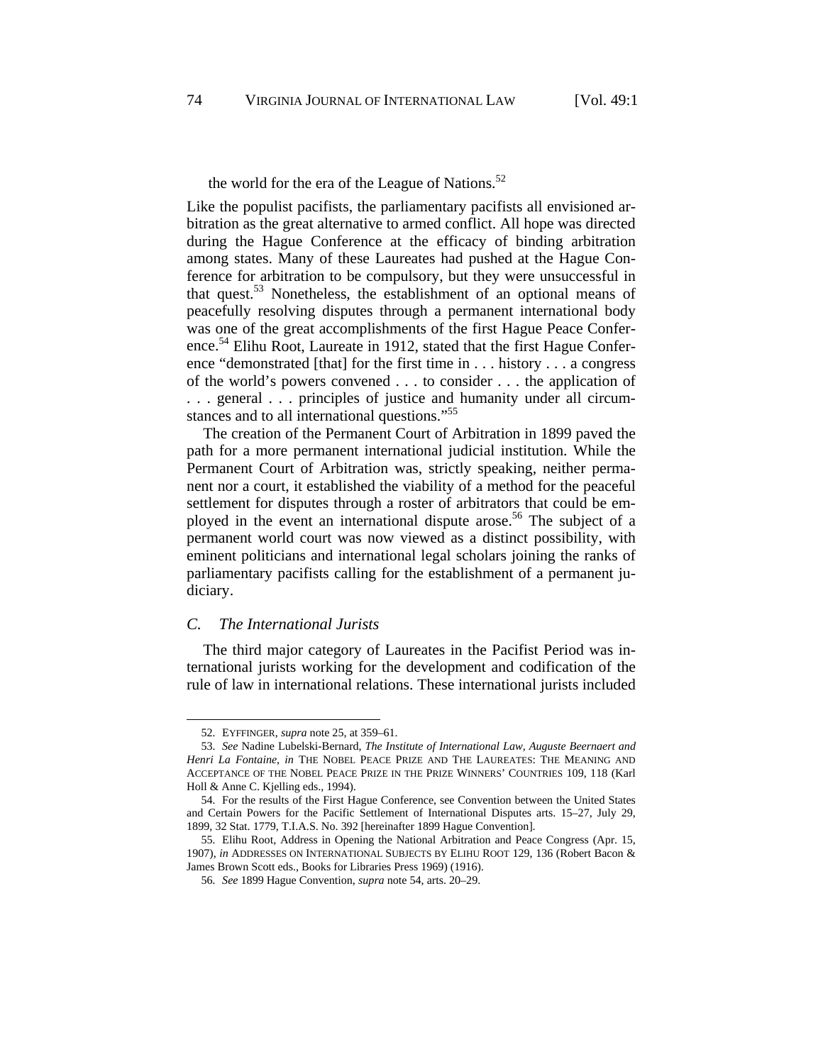the world for the era of the League of Nations.[52]

Like the populist pacifists, the parliamentary pacifists all envisioned arbitration as the great alternative to armed conflict. All hope was directed during the Hague Conference at the efficacy of binding arbitration among states. Many of these Laureates had pushed at the Hague Conference for arbitration to be compulsory, but they were unsuccessful in that quest.[53] Nonetheless, the establishment of an optional means of peacefully resolving disputes through a permanent international body was one of the great accomplishments of the first Hague Peace Conference.[54] Elihu Root, Laureate in 1912, stated that the first Hague Conference "demonstrated [that] for the first time in . . . history . . . a congress of the world's powers convened . . . to consider . . . the application of . . . general . . . principles of justice and humanity under all circumstances and to all international questions."[55]

The creation of the Permanent Court of Arbitration in 1899 paved the path for a more permanent international judicial institution. While the Permanent Court of Arbitration was, strictly speaking, neither permanent nor a court, it established the viability of a method for the peaceful settlement for disputes through a roster of arbitrators that could be employed in the event an international dispute arose.[56] The subject of a permanent world court was now viewed as a distinct possibility, with eminent politicians and international legal scholars joining the ranks of parliamentary pacifists calling for the establishment of a permanent judiciary.

### *C. The International Jurists*

The third major category of Laureates in the Pacifist Period was international jurists working for the development and codification of the rule of law in international relations. These international jurists included

---

52. EYFFINGER, *supra* note 25, at 359–61.

53. *See* Nadine Lubelski-Bernard, *The Institute of International Law, Auguste Beernaert and Henri La Fontaine*, *in* THE NOBEL PEACE PRIZE AND THE LAUREATES: THE MEANING AND ACCEPTANCE OF THE NOBEL PEACE PRIZE IN THE PRIZE WINNERS' COUNTRIES 109, 118 (Karl Holl & Anne C. Kjelling eds., 1994).

54. For the results of the First Hague Conference, see Convention between the United States and Certain Powers for the Pacific Settlement of International Disputes arts. 15–27, July 29, 1899, 32 Stat. 1779, T.I.A.S. No. 392 [hereinafter 1899 Hague Convention].

55. Elihu Root, Address in Opening the National Arbitration and Peace Congress (Apr. 15, 1907), *in* ADDRESSES ON INTERNATIONAL SUBJECTS BY ELIHU ROOT 129, 136 (Robert Bacon & James Brown Scott eds., Books for Libraries Press 1969) (1916).

56. *See* 1899 Hague Convention, *supra* note 54, arts. 20–29.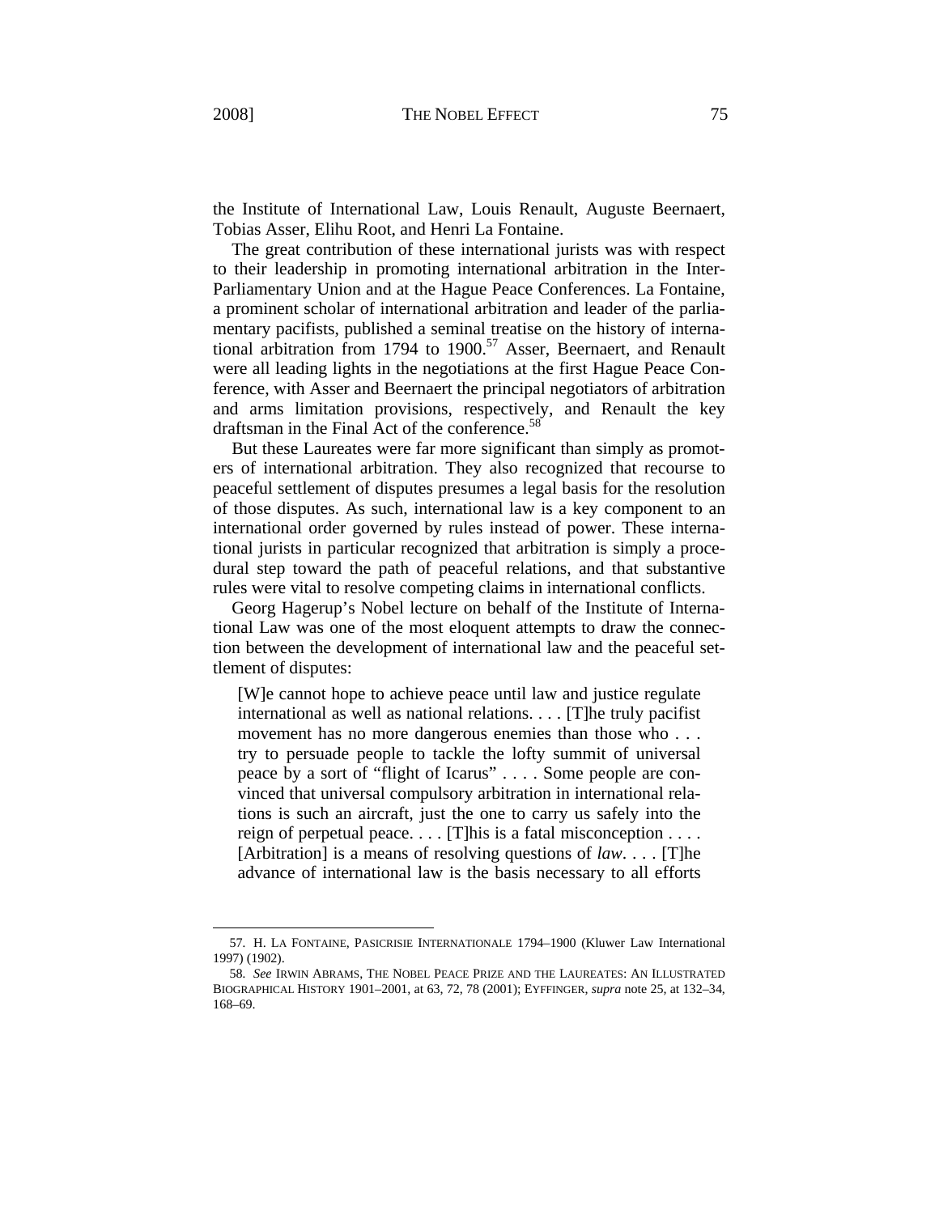the Institute of International Law, Louis Renault, Auguste Beernaert, Tobias Asser, Elihu Root, and Henri La Fontaine.

The great contribution of these international jurists was with respect to their leadership in promoting international arbitration in the Inter-Parliamentary Union and at the Hague Peace Conferences. La Fontaine, a prominent scholar of international arbitration and leader of the parliamentary pacifists, published a seminal treatise on the history of international arbitration from 1794 to 1900.[57] Asser, Beernaert, and Renault were all leading lights in the negotiations at the first Hague Peace Conference, with Asser and Beernaert the principal negotiators of arbitration and arms limitation provisions, respectively, and Renault the key draftsman in the Final Act of the conference.[58]

But these Laureates were far more significant than simply as promoters of international arbitration. They also recognized that recourse to peaceful settlement of disputes presumes a legal basis for the resolution of those disputes. As such, international law is a key component to an international order governed by rules instead of power. These international jurists in particular recognized that arbitration is simply a procedural step toward the path of peaceful relations, and that substantive rules were vital to resolve competing claims in international conflicts.

Georg Hagerup's Nobel lecture on behalf of the Institute of International Law was one of the most eloquent attempts to draw the connection between the development of international law and the peaceful settlement of disputes:

> [W]e cannot hope to achieve peace until law and justice regulate international as well as national relations. . . . [T]he truly pacifist movement has no more dangerous enemies than those who . . . try to persuade people to tackle the lofty summit of universal peace by a sort of "flight of Icarus" . . . . Some people are convinced that universal compulsory arbitration in international relations is such an aircraft, just the one to carry us safely into the reign of perpetual peace. . . . [T]his is a fatal misconception . . . . [Arbitration] is a means of resolving questions of *law*. . . . [T]he advance of international law is the basis necessary to all efforts

---

57. H. LA FONTAINE, PASICRISIE INTERNATIONALE 1794–1900 (Kluwer Law International 1997) (1902).

58. *See* IRWIN ABRAMS, THE NOBEL PEACE PRIZE AND THE LAUREATES: AN ILLUSTRATED BIOGRAPHICAL HISTORY 1901–2001, at 63, 72, 78 (2001); EYFFINGER, *supra* note 25, at 132–34, 168–69.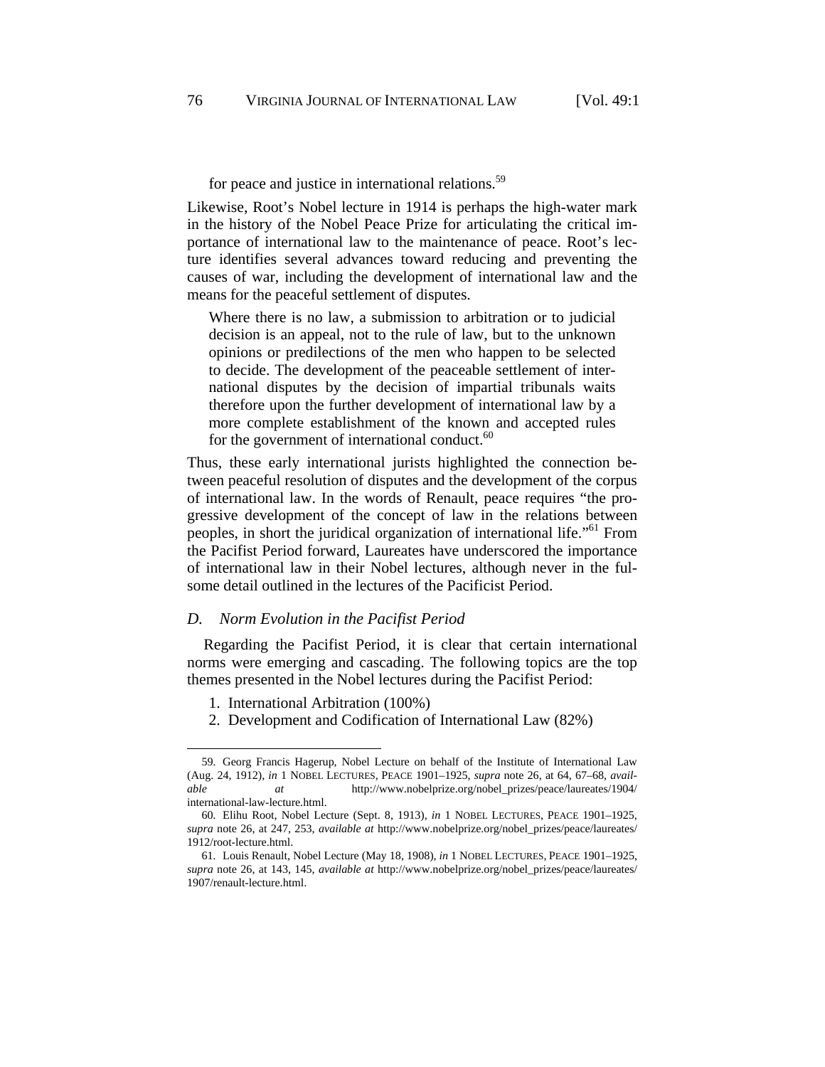for peace and justice in international relations.[59]

Likewise, Root's Nobel lecture in 1914 is perhaps the high-water mark in the history of the Nobel Peace Prize for articulating the critical importance of international law to the maintenance of peace. Root's lecture identifies several advances toward reducing and preventing the causes of war, including the development of international law and the means for the peaceful settlement of disputes.

> Where there is no law, a submission to arbitration or to judicial decision is an appeal, not to the rule of law, but to the unknown opinions or predilections of the men who happen to be selected to decide. The development of the peaceable settlement of international disputes by the decision of impartial tribunals waits therefore upon the further development of international law by a more complete establishment of the known and accepted rules for the government of international conduct.[60]

Thus, these early international jurists highlighted the connection between peaceful resolution of disputes and the development of the corpus of international law. In the words of Renault, peace requires "the progressive development of the concept of law in the relations between peoples, in short the juridical organization of international life."[61] From the Pacifist Period forward, Laureates have underscored the importance of international law in their Nobel lectures, although never in the fulsome detail outlined in the lectures of the Pacificist Period.

### *D. Norm Evolution in the Pacifist Period*

Regarding the Pacifist Period, it is clear that certain international norms were emerging and cascading. The following topics are the top themes presented in the Nobel lectures during the Pacifist Period:

1. International Arbitration (100%)
2. Development and Codification of International Law (82%)

---

59. Georg Francis Hagerup, Nobel Lecture on behalf of the Institute of International Law (Aug. 24, 1912), *in* 1 NOBEL LECTURES, PEACE 1901–1925, *supra* note 26, at 64, 67–68, *available at* http://www.nobelprize.org/nobel_prizes/peace/laureates/1904/international-law-lecture.html.

60. Elihu Root, Nobel Lecture (Sept. 8, 1913), *in* 1 NOBEL LECTURES, PEACE 1901–1925, *supra* note 26, at 247, 253, *available at* http://www.nobelprize.org/nobel_prizes/peace/laureates/1912/root-lecture.html.

61. Louis Renault, Nobel Lecture (May 18, 1908), *in* 1 NOBEL LECTURES, PEACE 1901–1925, *supra* note 26, at 143, 145, *available at* http://www.nobelprize.org/nobel_prizes/peace/laureates/1907/renault-lecture.html.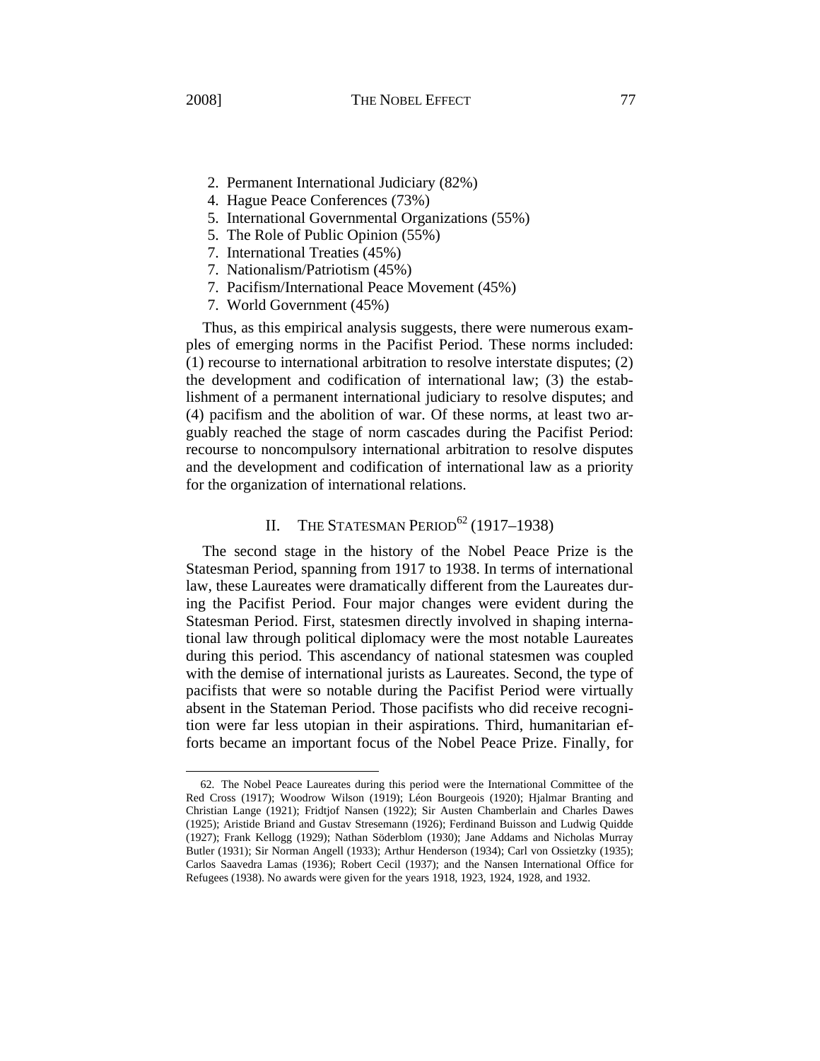2. Permanent International Judiciary (82%)
4. Hague Peace Conferences (73%)
5. International Governmental Organizations (55%)
5. The Role of Public Opinion (55%)
7. International Treaties (45%)
7. Nationalism/Patriotism (45%)
7. Pacifism/International Peace Movement (45%)
7. World Government (45%)

Thus, as this empirical analysis suggests, there were numerous examples of emerging norms in the Pacifist Period. These norms included: (1) recourse to international arbitration to resolve interstate disputes; (2) the development and codification of international law; (3) the establishment of a permanent international judiciary to resolve disputes; and (4) pacifism and the abolition of war. Of these norms, at least two arguably reached the stage of norm cascades during the Pacifist Period: recourse to noncompulsory international arbitration to resolve disputes and the development and codification of international law as a priority for the organization of international relations.

## II. THE STATESMAN PERIOD[62] (1917–1938)

The second stage in the history of the Nobel Peace Prize is the Statesman Period, spanning from 1917 to 1938. In terms of international law, these Laureates were dramatically different from the Laureates during the Pacifist Period. Four major changes were evident during the Statesman Period. First, statesmen directly involved in shaping international law through political diplomacy were the most notable Laureates during this period. This ascendancy of national statesmen was coupled with the demise of international jurists as Laureates. Second, the type of pacifists that were so notable during the Pacifist Period were virtually absent in the Stateman Period. Those pacifists who did receive recognition were far less utopian in their aspirations. Third, humanitarian efforts became an important focus of the Nobel Peace Prize. Finally, for

62. The Nobel Peace Laureates during this period were the International Committee of the Red Cross (1917); Woodrow Wilson (1919); Léon Bourgeois (1920); Hjalmar Branting and Christian Lange (1921); Fridtjof Nansen (1922); Sir Austen Chamberlain and Charles Dawes (1925); Aristide Briand and Gustav Stresemann (1926); Ferdinand Buisson and Ludwig Quidde (1927); Frank Kellogg (1929); Nathan Söderblom (1930); Jane Addams and Nicholas Murray Butler (1931); Sir Norman Angell (1933); Arthur Henderson (1934); Carl von Ossietzky (1935); Carlos Saavedra Lamas (1936); Robert Cecil (1937); and the Nansen International Office for Refugees (1938). No awards were given for the years 1918, 1923, 1924, 1928, and 1932.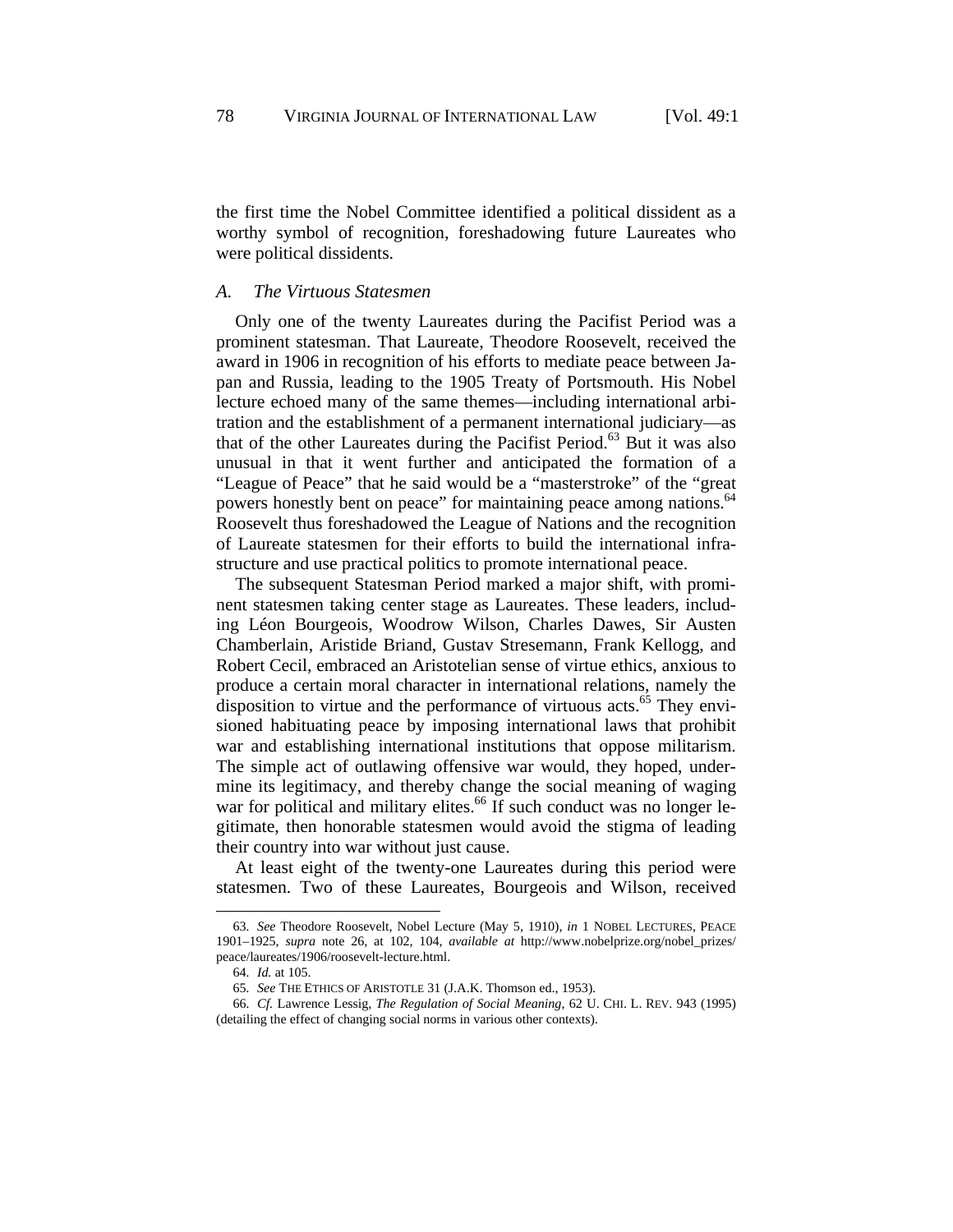the first time the Nobel Committee identified a political dissident as a worthy symbol of recognition, foreshadowing future Laureates who were political dissidents.

### *A. The Virtuous Statesmen*

Only one of the twenty Laureates during the Pacifist Period was a prominent statesman. That Laureate, Theodore Roosevelt, received the award in 1906 in recognition of his efforts to mediate peace between Japan and Russia, leading to the 1905 Treaty of Portsmouth. His Nobel lecture echoed many of the same themes—including international arbitration and the establishment of a permanent international judiciary—as that of the other Laureates during the Pacifist Period.[63] But it was also unusual in that it went further and anticipated the formation of a "League of Peace" that he said would be a "masterstroke" of the "great powers honestly bent on peace" for maintaining peace among nations.[64] Roosevelt thus foreshadowed the League of Nations and the recognition of Laureate statesmen for their efforts to build the international infrastructure and use practical politics to promote international peace.

The subsequent Statesman Period marked a major shift, with prominent statesmen taking center stage as Laureates. These leaders, including Léon Bourgeois, Woodrow Wilson, Charles Dawes, Sir Austen Chamberlain, Aristide Briand, Gustav Stresemann, Frank Kellogg, and Robert Cecil, embraced an Aristotelian sense of virtue ethics, anxious to produce a certain moral character in international relations, namely the disposition to virtue and the performance of virtuous acts.[65] They envisioned habituating peace by imposing international laws that prohibit war and establishing international institutions that oppose militarism. The simple act of outlawing offensive war would, they hoped, undermine its legitimacy, and thereby change the social meaning of waging war for political and military elites.[66] If such conduct was no longer legitimate, then honorable statesmen would avoid the stigma of leading their country into war without just cause.

At least eight of the twenty-one Laureates during this period were statesmen. Two of these Laureates, Bourgeois and Wilson, received

---

63. *See* Theodore Roosevelt, Nobel Lecture (May 5, 1910), *in* 1 NOBEL LECTURES, PEACE 1901–1925, *supra* note 26, at 102, 104, *available at* http://www.nobelprize.org/nobel_prizes/peace/laureates/1906/roosevelt-lecture.html.

64. *Id.* at 105.

65. *See* THE ETHICS OF ARISTOTLE 31 (J.A.K. Thomson ed., 1953).

66. *Cf.* Lawrence Lessig, *The Regulation of Social Meaning*, 62 U. CHI. L. REV. 943 (1995) (detailing the effect of changing social norms in various other contexts).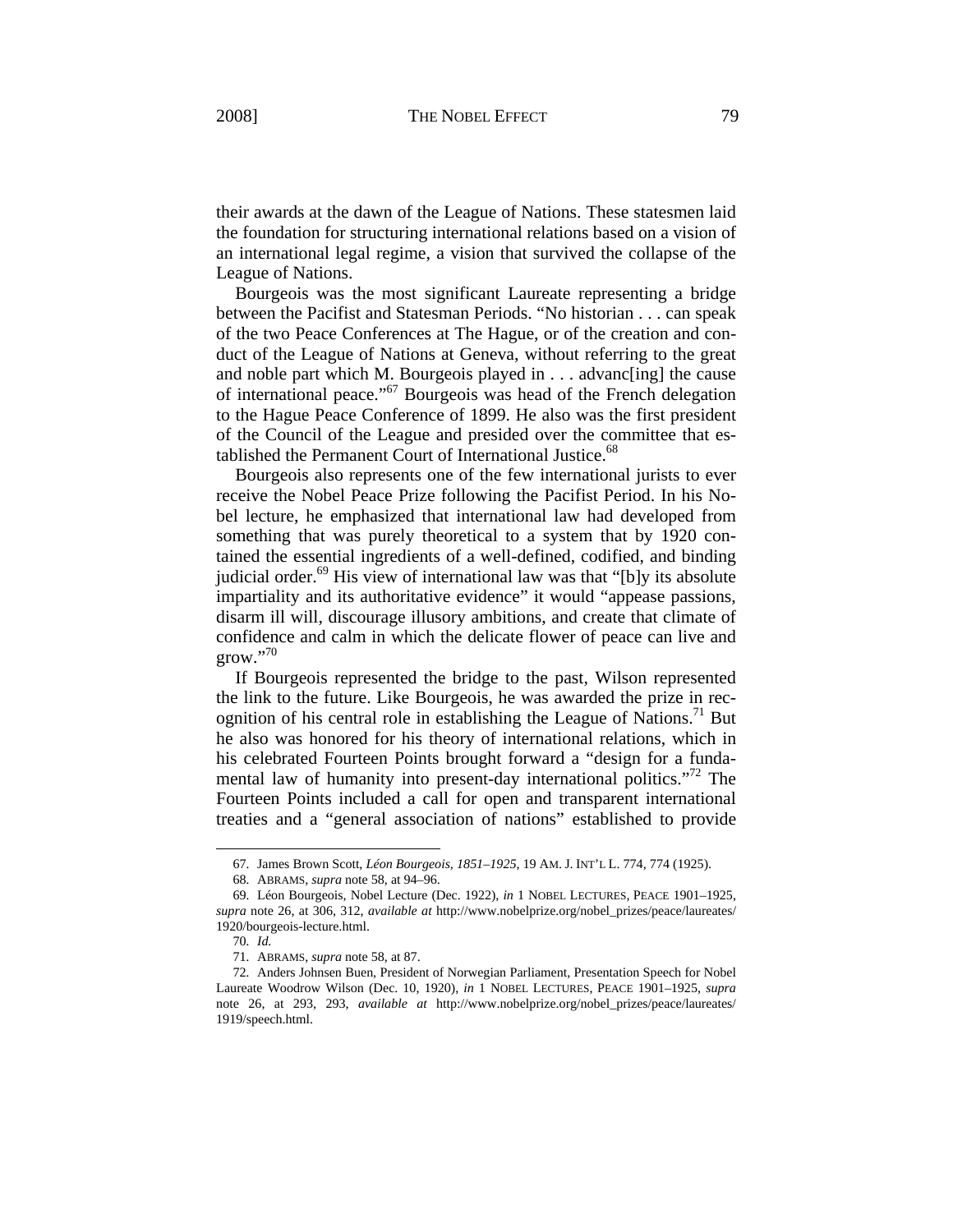their awards at the dawn of the League of Nations. These statesmen laid the foundation for structuring international relations based on a vision of an international legal regime, a vision that survived the collapse of the League of Nations.

Bourgeois was the most significant Laureate representing a bridge between the Pacifist and Statesman Periods. "No historian . . . can speak of the two Peace Conferences at The Hague, or of the creation and conduct of the League of Nations at Geneva, without referring to the great and noble part which M. Bourgeois played in . . . advanc[ing] the cause of international peace."[67] Bourgeois was head of the French delegation to the Hague Peace Conference of 1899. He also was the first president of the Council of the League and presided over the committee that established the Permanent Court of International Justice.[68]

Bourgeois also represents one of the few international jurists to ever receive the Nobel Peace Prize following the Pacifist Period. In his Nobel lecture, he emphasized that international law had developed from something that was purely theoretical to a system that by 1920 contained the essential ingredients of a well-defined, codified, and binding judicial order.[69] His view of international law was that "[b]y its absolute impartiality and its authoritative evidence" it would "appease passions, disarm ill will, discourage illusory ambitions, and create that climate of confidence and calm in which the delicate flower of peace can live and grow."[70]

If Bourgeois represented the bridge to the past, Wilson represented the link to the future. Like Bourgeois, he was awarded the prize in recognition of his central role in establishing the League of Nations.[71] But he also was honored for his theory of international relations, which in his celebrated Fourteen Points brought forward a "design for a fundamental law of humanity into present-day international politics."[72] The Fourteen Points included a call for open and transparent international treaties and a "general association of nations" established to provide

---

67. James Brown Scott, *Léon Bourgeois, 1851–1925*, 19 AM. J. INT'L L. 774, 774 (1925).

68. ABRAMS, *supra* note 58, at 94–96.

69. Léon Bourgeois, Nobel Lecture (Dec. 1922), *in* 1 NOBEL LECTURES, PEACE 1901–1925, *supra* note 26, at 306, 312, *available at* http://www.nobelprize.org/nobel_prizes/peace/laureates/1920/bourgeois-lecture.html.

70. *Id.*

71. ABRAMS, *supra* note 58, at 87.

72. Anders Johnsen Buen, President of Norwegian Parliament, Presentation Speech for Nobel Laureate Woodrow Wilson (Dec. 10, 1920), *in* 1 NOBEL LECTURES, PEACE 1901–1925, *supra* note 26, at 293, 293, *available at* http://www.nobelprize.org/nobel_prizes/peace/laureates/1919/speech.html.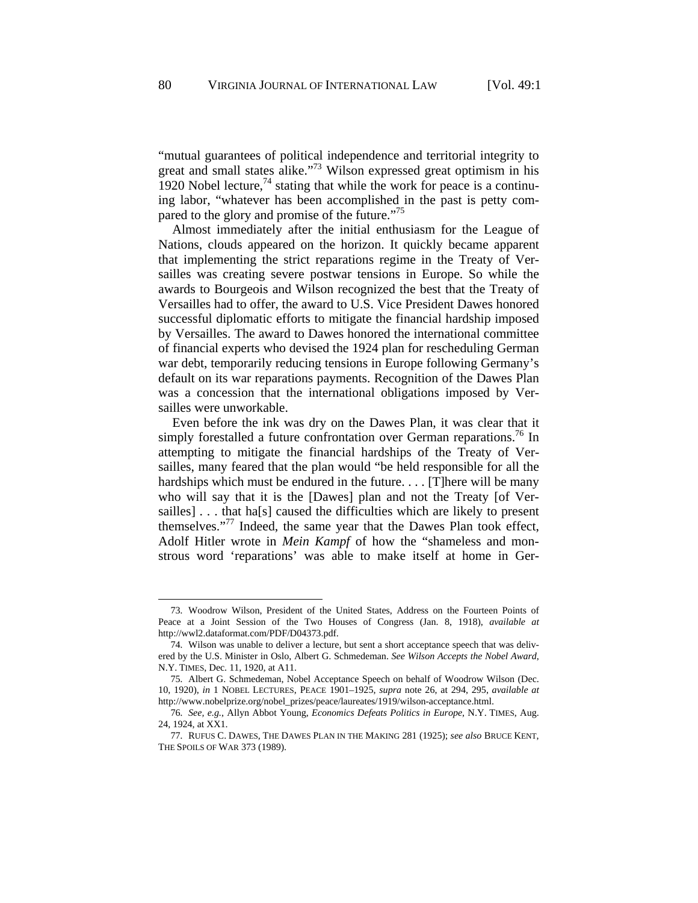"mutual guarantees of political independence and territorial integrity to great and small states alike."[73] Wilson expressed great optimism in his 1920 Nobel lecture,[74] stating that while the work for peace is a continuing labor, "whatever has been accomplished in the past is petty compared to the glory and promise of the future."[75]

Almost immediately after the initial enthusiasm for the League of Nations, clouds appeared on the horizon. It quickly became apparent that implementing the strict reparations regime in the Treaty of Versailles was creating severe postwar tensions in Europe. So while the awards to Bourgeois and Wilson recognized the best that the Treaty of Versailles had to offer, the award to U.S. Vice President Dawes honored successful diplomatic efforts to mitigate the financial hardship imposed by Versailles. The award to Dawes honored the international committee of financial experts who devised the 1924 plan for rescheduling German war debt, temporarily reducing tensions in Europe following Germany's default on its war reparations payments. Recognition of the Dawes Plan was a concession that the international obligations imposed by Versailles were unworkable.

Even before the ink was dry on the Dawes Plan, it was clear that it simply forestalled a future confrontation over German reparations.[76] In attempting to mitigate the financial hardships of the Treaty of Versailles, many feared that the plan would "be held responsible for all the hardships which must be endured in the future. . . . [T]here will be many who will say that it is the [Dawes] plan and not the Treaty [of Versailles] . . . that ha[s] caused the difficulties which are likely to present themselves."[77] Indeed, the same year that the Dawes Plan took effect, Adolf Hitler wrote in *Mein Kampf* of how the "shameless and monstrous word 'reparations' was able to make itself at home in Ger-

---

73. Woodrow Wilson, President of the United States, Address on the Fourteen Points of Peace at a Joint Session of the Two Houses of Congress (Jan. 8, 1918), *available at* http://wwl2.dataformat.com/PDF/D04373.pdf.

74. Wilson was unable to deliver a lecture, but sent a short acceptance speech that was delivered by the U.S. Minister in Oslo, Albert G. Schmedeman. *See Wilson Accepts the Nobel Award*, N.Y. TIMES, Dec. 11, 1920, at A11.

75. Albert G. Schmedeman, Nobel Acceptance Speech on behalf of Woodrow Wilson (Dec. 10, 1920), *in* 1 NOBEL LECTURES, PEACE 1901–1925, *supra* note 26, at 294, 295, *available at* http://www.nobelprize.org/nobel_prizes/peace/laureates/1919/wilson-acceptance.html.

76. *See, e.g.*, Allyn Abbot Young, *Economics Defeats Politics in Europe*, N.Y. TIMES, Aug. 24, 1924, at XX1.

77. RUFUS C. DAWES, THE DAWES PLAN IN THE MAKING 281 (1925); *see also* BRUCE KENT, THE SPOILS OF WAR 373 (1989).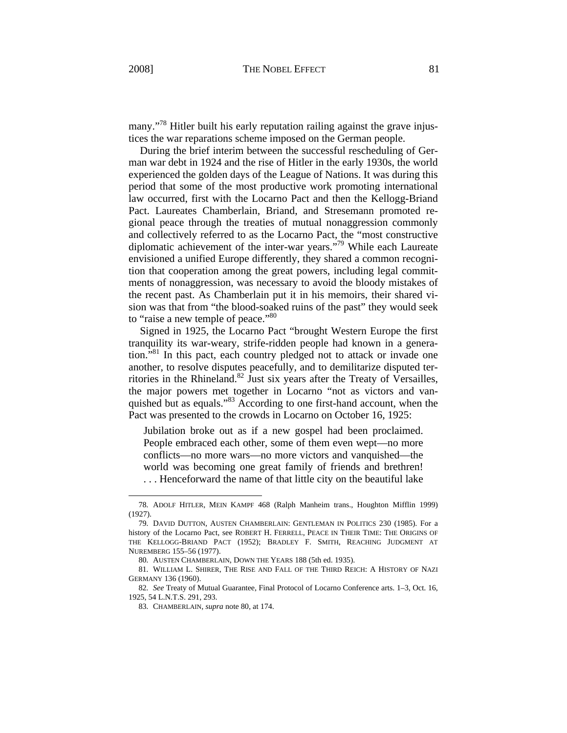many."[78] Hitler built his early reputation railing against the grave injustices the war reparations scheme imposed on the German people.

During the brief interim between the successful rescheduling of German war debt in 1924 and the rise of Hitler in the early 1930s, the world experienced the golden days of the League of Nations. It was during this period that some of the most productive work promoting international law occurred, first with the Locarno Pact and then the Kellogg-Briand Pact. Laureates Chamberlain, Briand, and Stresemann promoted regional peace through the treaties of mutual nonaggression commonly and collectively referred to as the Locarno Pact, the "most constructive diplomatic achievement of the inter-war years."[79] While each Laureate envisioned a unified Europe differently, they shared a common recognition that cooperation among the great powers, including legal commitments of nonaggression, was necessary to avoid the bloody mistakes of the recent past. As Chamberlain put it in his memoirs, their shared vision was that from "the blood-soaked ruins of the past" they would seek to "raise a new temple of peace."[80]

Signed in 1925, the Locarno Pact "brought Western Europe the first tranquility its war-weary, strife-ridden people had known in a generation."[81] In this pact, each country pledged not to attack or invade one another, to resolve disputes peacefully, and to demilitarize disputed territories in the Rhineland.[82] Just six years after the Treaty of Versailles, the major powers met together in Locarno "not as victors and vanquished but as equals."[83] According to one first-hand account, when the Pact was presented to the crowds in Locarno on October 16, 1925:

> Jubilation broke out as if a new gospel had been proclaimed. People embraced each other, some of them even wept—no more conflicts—no more wars—no more victors and vanquished—the world was becoming one great family of friends and brethren! . . . Henceforward the name of that little city on the beautiful lake

---

78. ADOLF HITLER, MEIN KAMPF 468 (Ralph Manheim trans., Houghton Mifflin 1999) (1927).

79. DAVID DUTTON, AUSTEN CHAMBERLAIN: GENTLEMAN IN POLITICS 230 (1985). For a history of the Locarno Pact, see ROBERT H. FERRELL, PEACE IN THEIR TIME: THE ORIGINS OF THE KELLOGG-BRIAND PACT (1952); BRADLEY F. SMITH, REACHING JUDGMENT AT NUREMBERG 155–56 (1977).

80. AUSTEN CHAMBERLAIN, DOWN THE YEARS 188 (5th ed. 1935).

81. WILLIAM L. SHIRER, THE RISE AND FALL OF THE THIRD REICH: A HISTORY OF NAZI GERMANY 136 (1960).

82. *See* Treaty of Mutual Guarantee, Final Protocol of Locarno Conference arts. 1–3, Oct. 16, 1925, 54 L.N.T.S. 291, 293.

83. CHAMBERLAIN, *supra* note 80, at 174.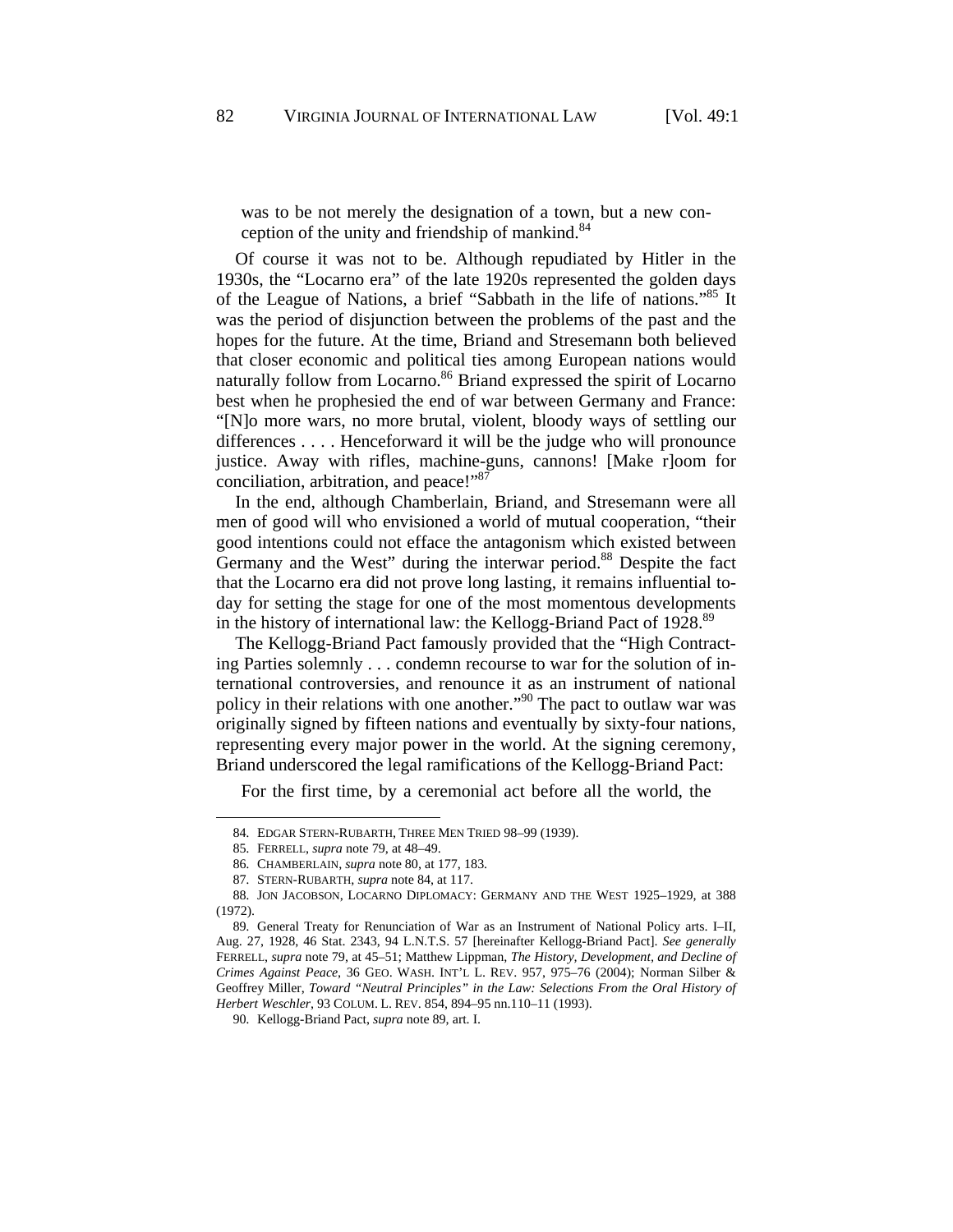> was to be not merely the designation of a town, but a new conception of the unity and friendship of mankind.[84]

Of course it was not to be. Although repudiated by Hitler in the 1930s, the "Locarno era" of the late 1920s represented the golden days of the League of Nations, a brief "Sabbath in the life of nations."[85] It was the period of disjunction between the problems of the past and the hopes for the future. At the time, Briand and Stresemann both believed that closer economic and political ties among European nations would naturally follow from Locarno.[86] Briand expressed the spirit of Locarno best when he prophesied the end of war between Germany and France: "[N]o more wars, no more brutal, violent, bloody ways of settling our differences . . . . Henceforward it will be the judge who will pronounce justice. Away with rifles, machine-guns, cannons! [Make r]oom for conciliation, arbitration, and peace!"[87]

In the end, although Chamberlain, Briand, and Stresemann were all men of good will who envisioned a world of mutual cooperation, "their good intentions could not efface the antagonism which existed between Germany and the West" during the interwar period.[88] Despite the fact that the Locarno era did not prove long lasting, it remains influential today for setting the stage for one of the most momentous developments in the history of international law: the Kellogg-Briand Pact of 1928.[89]

The Kellogg-Briand Pact famously provided that the "High Contracting Parties solemnly . . . condemn recourse to war for the solution of international controversies, and renounce it as an instrument of national policy in their relations with one another."[90] The pact to outlaw war was originally signed by fifteen nations and eventually by sixty-four nations, representing every major power in the world. At the signing ceremony, Briand underscored the legal ramifications of the Kellogg-Briand Pact:

> For the first time, by a ceremonial act before all the world, the

---

84. EDGAR STERN-RUBARTH, THREE MEN TRIED 98–99 (1939).

85. FERRELL, *supra* note 79, at 48–49.

86. CHAMBERLAIN, *supra* note 80, at 177, 183.

87. STERN-RUBARTH, *supra* note 84, at 117.

88. JON JACOBSON, LOCARNO DIPLOMACY: GERMANY AND THE WEST 1925–1929, at 388 (1972).

89. General Treaty for Renunciation of War as an Instrument of National Policy arts. I–II, Aug. 27, 1928, 46 Stat. 2343, 94 L.N.T.S. 57 [hereinafter Kellogg-Briand Pact]. *See generally* FERRELL, *supra* note 79, at 45–51; Matthew Lippman, *The History, Development, and Decline of Crimes Against Peace*, 36 GEO. WASH. INT'L L. REV. 957, 975–76 (2004); Norman Silber & Geoffrey Miller, *Toward "Neutral Principles" in the Law: Selections From the Oral History of Herbert Weschler*, 93 COLUM. L. REV. 854, 894–95 nn.110–11 (1993).

90. Kellogg-Briand Pact, *supra* note 89, art. I.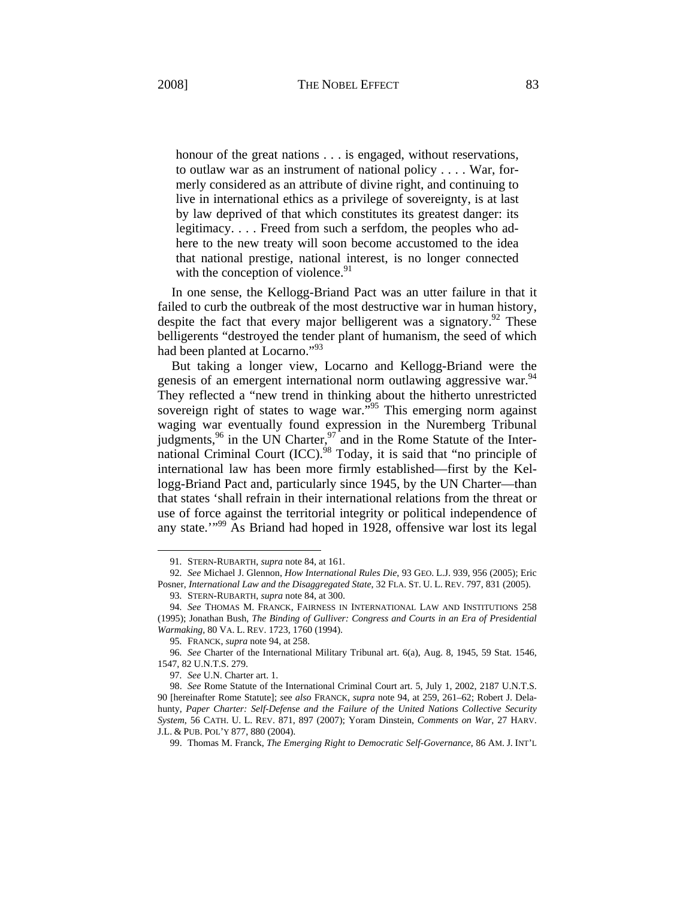> honour of the great nations . . . is engaged, without reservations, to outlaw war as an instrument of national policy . . . . War, formerly considered as an attribute of divine right, and continuing to live in international ethics as a privilege of sovereignty, is at last by law deprived of that which constitutes its greatest danger: its legitimacy. . . . Freed from such a serfdom, the peoples who adhere to the new treaty will soon become accustomed to the idea that national prestige, national interest, is no longer connected with the conception of violence.[91]

In one sense, the Kellogg-Briand Pact was an utter failure in that it failed to curb the outbreak of the most destructive war in human history, despite the fact that every major belligerent was a signatory.[92] These belligerents "destroyed the tender plant of humanism, the seed of which had been planted at Locarno."[93]

But taking a longer view, Locarno and Kellogg-Briand were the genesis of an emergent international norm outlawing aggressive war.[94] They reflected a "new trend in thinking about the hitherto unrestricted sovereign right of states to wage war."[95] This emerging norm against waging war eventually found expression in the Nuremberg Tribunal judgments,[96] in the UN Charter,[97] and in the Rome Statute of the International Criminal Court (ICC).[98] Today, it is said that "no principle of international law has been more firmly established—first by the Kellogg-Briand Pact and, particularly since 1945, by the UN Charter—than that states 'shall refrain in their international relations from the threat or use of force against the territorial integrity or political independence of any state.'"[99] As Briand had hoped in 1928, offensive war lost its legal

---

91. STERN-RUBARTH, *supra* note 84, at 161.

92. *See* Michael J. Glennon, *How International Rules Die*, 93 GEO. L.J. 939, 956 (2005); Eric Posner, *International Law and the Disaggregated State*, 32 FLA. ST. U. L. REV. 797, 831 (2005).

93. STERN-RUBARTH, *supra* note 84, at 300.

94. *See* THOMAS M. FRANCK, FAIRNESS IN INTERNATIONAL LAW AND INSTITUTIONS 258 (1995); Jonathan Bush, *The Binding of Gulliver: Congress and Courts in an Era of Presidential Warmaking*, 80 VA. L. REV. 1723, 1760 (1994).

95. FRANCK, *supra* note 94, at 258.

96. *See* Charter of the International Military Tribunal art. 6(a), Aug. 8, 1945, 59 Stat. 1546, 1547, 82 U.N.T.S. 279.

97. *See* U.N. Charter art. 1.

98. *See* Rome Statute of the International Criminal Court art. 5, July 1, 2002, 2187 U.N.T.S. 90 [hereinafter Rome Statute]; *see also* FRANCK, *supra* note 94, at 259, 261–62; Robert J. Delahunty, *Paper Charter: Self-Defense and the Failure of the United Nations Collective Security System*, 56 CATH. U. L. REV. 871, 897 (2007); Yoram Dinstein, *Comments on War*, 27 HARV. J.L. & PUB. POL'Y 877, 880 (2004).

99. Thomas M. Franck, *The Emerging Right to Democratic Self-Governance*, 86 AM. J. INT'L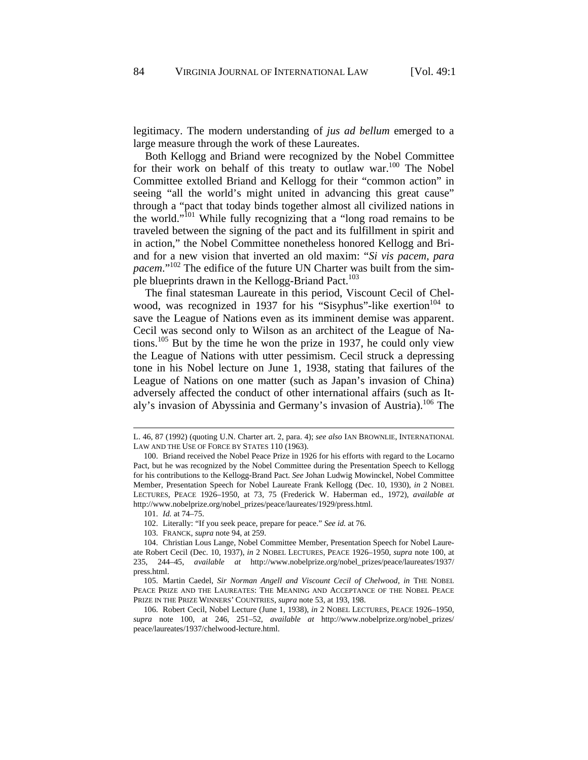legitimacy. The modern understanding of *jus ad bellum* emerged to a large measure through the work of these Laureates.

Both Kellogg and Briand were recognized by the Nobel Committee for their work on behalf of this treaty to outlaw war.[100] The Nobel Committee extolled Briand and Kellogg for their "common action" in seeing "all the world's might united in advancing this great cause" through a "pact that today binds together almost all civilized nations in the world."[101] While fully recognizing that a "long road remains to be traveled between the signing of the pact and its fulfillment in spirit and in action," the Nobel Committee nonetheless honored Kellogg and Briand for a new vision that inverted an old maxim: "*Si vis pacem, para pacem*."[102] The edifice of the future UN Charter was built from the simple blueprints drawn in the Kellogg-Briand Pact.[103]

The final statesman Laureate in this period, Viscount Cecil of Chelwood, was recognized in 1937 for his "Sisyphus"-like exertion[104] to save the League of Nations even as its imminent demise was apparent. Cecil was second only to Wilson as an architect of the League of Nations.[105] But by the time he won the prize in 1937, he could only view the League of Nations with utter pessimism. Cecil struck a depressing tone in his Nobel lecture on June 1, 1938, stating that failures of the League of Nations on one matter (such as Japan's invasion of China) adversely affected the conduct of other international affairs (such as Italy's invasion of Abyssinia and Germany's invasion of Austria).[106] The

---

L. 46, 87 (1992) (quoting U.N. Charter art. 2, para. 4); *see also* IAN BROWNLIE, INTERNATIONAL LAW AND THE USE OF FORCE BY STATES 110 (1963).

100. Briand received the Nobel Peace Prize in 1926 for his efforts with regard to the Locarno Pact, but he was recognized by the Nobel Committee during the Presentation Speech to Kellogg for his contributions to the Kellogg-Brand Pact. *See* Johan Ludwig Mowinckel, Nobel Committee Member, Presentation Speech for Nobel Laureate Frank Kellogg (Dec. 10, 1930), *in* 2 NOBEL LECTURES, PEACE 1926–1950, at 73, 75 (Frederick W. Haberman ed., 1972), *available at* http://www.nobelprize.org/nobel_prizes/peace/laureates/1929/press.html.

101. *Id.* at 74–75.

102. Literally: "If you seek peace, prepare for peace." *See id.* at 76.

103. FRANCK, *supra* note 94, at 259.

104. Christian Lous Lange, Nobel Committee Member, Presentation Speech for Nobel Laureate Robert Cecil (Dec. 10, 1937), *in* 2 NOBEL LECTURES, PEACE 1926–1950, *supra* note 100, at 235, 244–45, *available at* http://www.nobelprize.org/nobel_prizes/peace/laureates/1937/press.html.

105. Martin Caedel, *Sir Norman Angell and Viscount Cecil of Chelwood*, *in* THE NOBEL PEACE PRIZE AND THE LAUREATES: THE MEANING AND ACCEPTANCE OF THE NOBEL PEACE PRIZE IN THE PRIZE WINNERS' COUNTRIES, *supra* note 53, at 193, 198.

106. Robert Cecil, Nobel Lecture (June 1, 1938), *in* 2 NOBEL LECTURES, PEACE 1926–1950, *supra* note 100, at 246, 251–52, *available at* http://www.nobelprize.org/nobel_prizes/peace/laureates/1937/chelwood-lecture.html.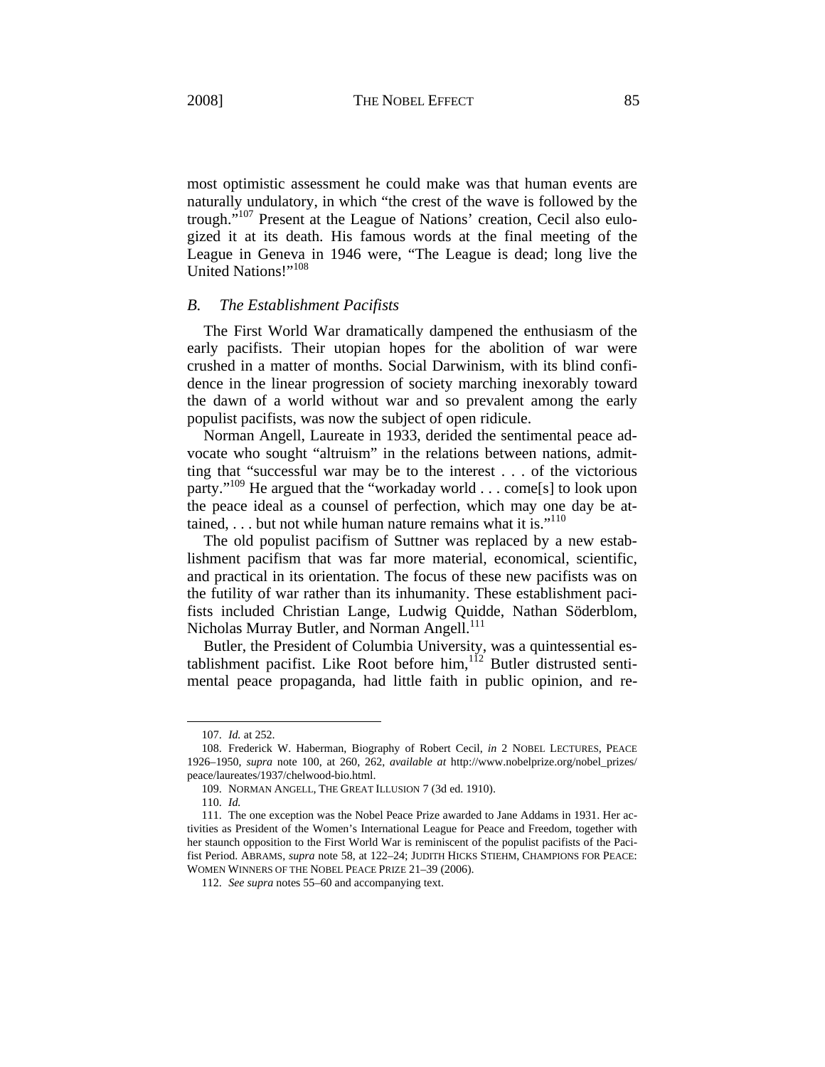most optimistic assessment he could make was that human events are naturally undulatory, in which "the crest of the wave is followed by the trough."[107] Present at the League of Nations' creation, Cecil also eulogized it at its death. His famous words at the final meeting of the League in Geneva in 1946 were, "The League is dead; long live the United Nations!"[108]

### *B. The Establishment Pacifists*

The First World War dramatically dampened the enthusiasm of the early pacifists. Their utopian hopes for the abolition of war were crushed in a matter of months. Social Darwinism, with its blind confidence in the linear progression of society marching inexorably toward the dawn of a world without war and so prevalent among the early populist pacifists, was now the subject of open ridicule.

Norman Angell, Laureate in 1933, derided the sentimental peace advocate who sought "altruism" in the relations between nations, admitting that "successful war may be to the interest . . . of the victorious party."[109] He argued that the "workaday world . . . come[s] to look upon the peace ideal as a counsel of perfection, which may one day be attained, . . . but not while human nature remains what it is."[110]

The old populist pacifism of Suttner was replaced by a new establishment pacifism that was far more material, economical, scientific, and practical in its orientation. The focus of these new pacifists was on the futility of war rather than its inhumanity. These establishment pacifists included Christian Lange, Ludwig Quidde, Nathan Söderblom, Nicholas Murray Butler, and Norman Angell.[111]

Butler, the President of Columbia University, was a quintessential establishment pacifist. Like Root before him,[112] Butler distrusted sentimental peace propaganda, had little faith in public opinion, and re-

---

107. *Id.* at 252.

108. Frederick W. Haberman, Biography of Robert Cecil, *in* 2 NOBEL LECTURES, PEACE 1926–1950, *supra* note 100, at 260, 262, *available at* http://www.nobelprize.org/nobel_prizes/peace/laureates/1937/chelwood-bio.html.

109. NORMAN ANGELL, THE GREAT ILLUSION 7 (3d ed. 1910).

110. *Id.*

111. The one exception was the Nobel Peace Prize awarded to Jane Addams in 1931. Her activities as President of the Women's International League for Peace and Freedom, together with her staunch opposition to the First World War is reminiscent of the populist pacifists of the Pacifist Period. ABRAMS, *supra* note 58, at 122–24; JUDITH HICKS STIEHM, CHAMPIONS FOR PEACE: WOMEN WINNERS OF THE NOBEL PEACE PRIZE 21–39 (2006).

112. *See supra* notes 55–60 and accompanying text.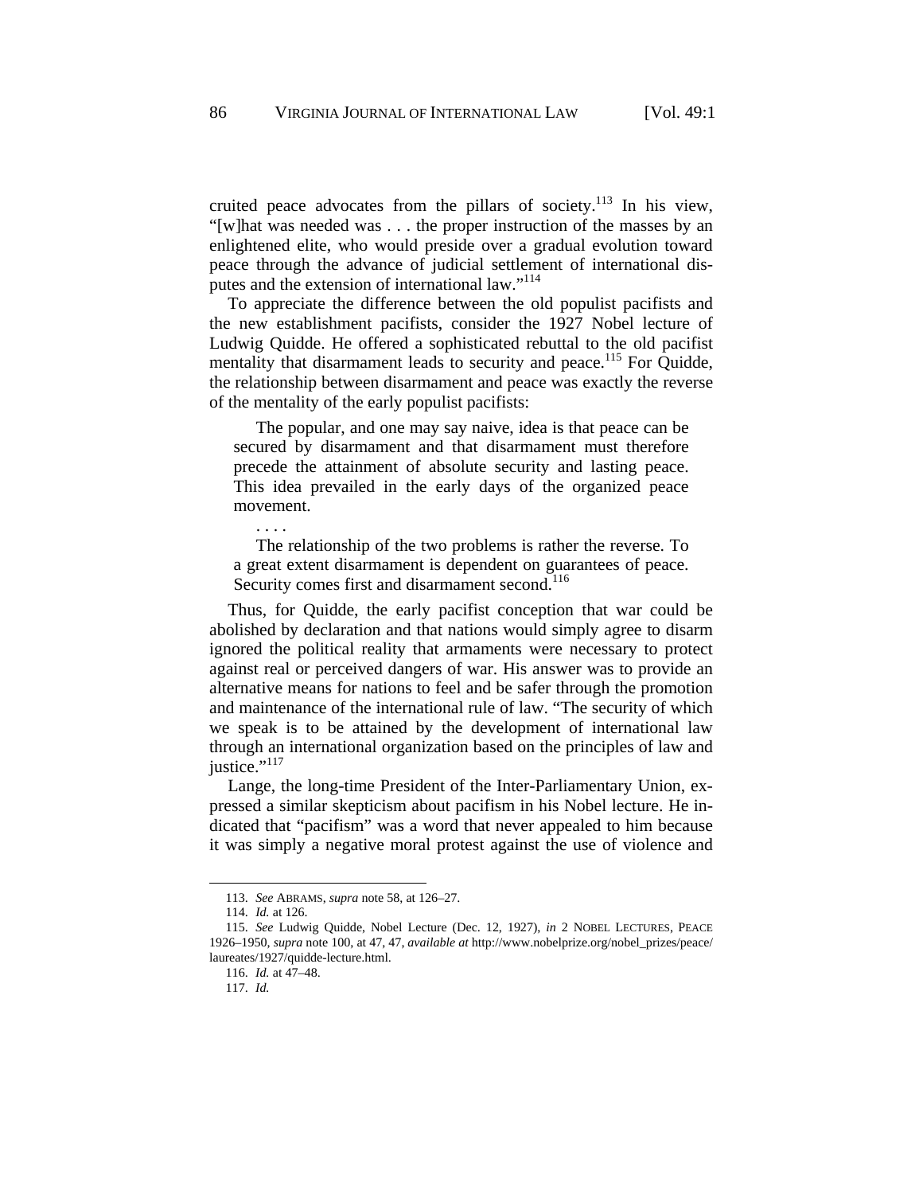cruited peace advocates from the pillars of society.[113] In his view, "[w]hat was needed was . . . the proper instruction of the masses by an enlightened elite, who would preside over a gradual evolution toward peace through the advance of judicial settlement of international disputes and the extension of international law."[114]

To appreciate the difference between the old populist pacifists and the new establishment pacifists, consider the 1927 Nobel lecture of Ludwig Quidde. He offered a sophisticated rebuttal to the old pacifist mentality that disarmament leads to security and peace.[115] For Quidde, the relationship between disarmament and peace was exactly the reverse of the mentality of the early populist pacifists:

> The popular, and one may say naive, idea is that peace can be secured by disarmament and that disarmament must therefore precede the attainment of absolute security and lasting peace. This idea prevailed in the early days of the organized peace movement.
>
> . . . .
>
> The relationship of the two problems is rather the reverse. To a great extent disarmament is dependent on guarantees of peace. Security comes first and disarmament second.[116]

Thus, for Quidde, the early pacifist conception that war could be abolished by declaration and that nations would simply agree to disarm ignored the political reality that armaments were necessary to protect against real or perceived dangers of war. His answer was to provide an alternative means for nations to feel and be safer through the promotion and maintenance of the international rule of law. "The security of which we speak is to be attained by the development of international law through an international organization based on the principles of law and justice."[117]

Lange, the long-time President of the Inter-Parliamentary Union, expressed a similar skepticism about pacifism in his Nobel lecture. He indicated that "pacifism" was a word that never appealed to him because it was simply a negative moral protest against the use of violence and

---

113. *See* ABRAMS, *supra* note 58, at 126–27.

114. *Id.* at 126.

115. *See* Ludwig Quidde, Nobel Lecture (Dec. 12, 1927), *in* 2 NOBEL LECTURES, PEACE 1926–1950, *supra* note 100, at 47, 47, *available at* http://www.nobelprize.org/nobel_prizes/peace/laureates/1927/quidde-lecture.html.

116. *Id.* at 47–48.

117. *Id.*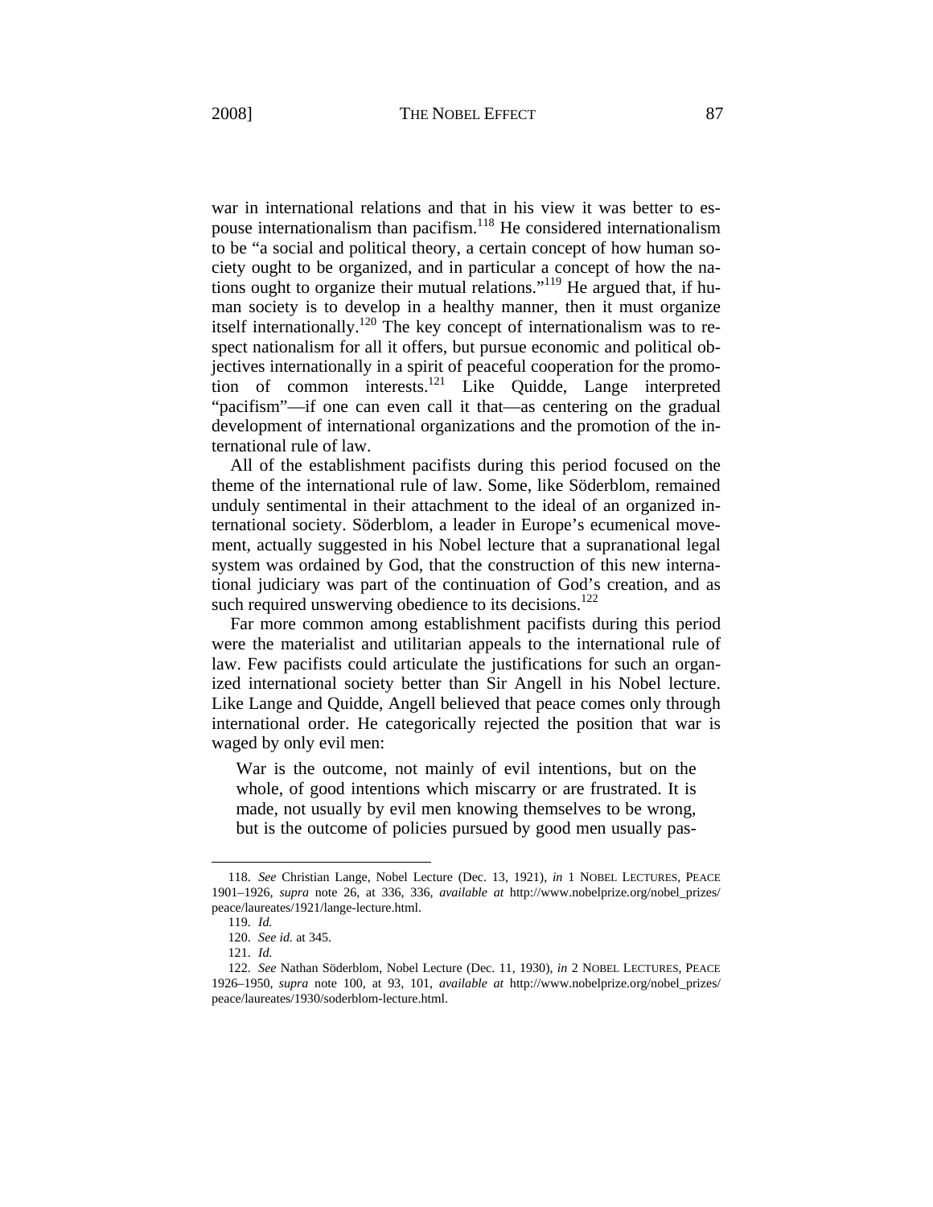war in international relations and that in his view it was better to espouse internationalism than pacifism.[118] He considered internationalism to be "a social and political theory, a certain concept of how human society ought to be organized, and in particular a concept of how the nations ought to organize their mutual relations."[119] He argued that, if human society is to develop in a healthy manner, then it must organize itself internationally.[120] The key concept of internationalism was to respect nationalism for all it offers, but pursue economic and political objectives internationally in a spirit of peaceful cooperation for the promotion of common interests.[121] Like Quidde, Lange interpreted "pacifism"—if one can even call it that—as centering on the gradual development of international organizations and the promotion of the international rule of law.

All of the establishment pacifists during this period focused on the theme of the international rule of law. Some, like Söderblom, remained unduly sentimental in their attachment to the ideal of an organized international society. Söderblom, a leader in Europe's ecumenical movement, actually suggested in his Nobel lecture that a supranational legal system was ordained by God, that the construction of this new international judiciary was part of the continuation of God's creation, and as such required unswerving obedience to its decisions.[122]

Far more common among establishment pacifists during this period were the materialist and utilitarian appeals to the international rule of law. Few pacifists could articulate the justifications for such an organized international society better than Sir Angell in his Nobel lecture. Like Lange and Quidde, Angell believed that peace comes only through international order. He categorically rejected the position that war is waged by only evil men:

> War is the outcome, not mainly of evil intentions, but on the whole, of good intentions which miscarry or are frustrated. It is made, not usually by evil men knowing themselves to be wrong, but is the outcome of policies pursued by good men usually pas-

---

118. *See* Christian Lange, Nobel Lecture (Dec. 13, 1921), *in* 1 NOBEL LECTURES, PEACE 1901–1926, *supra* note 26, at 336, 336, *available at* http://www.nobelprize.org/nobel_prizes/peace/laureates/1921/lange-lecture.html.

119. *Id.*

120. *See id.* at 345.

121. *Id.*

122. *See* Nathan Söderblom, Nobel Lecture (Dec. 11, 1930), *in* 2 NOBEL LECTURES, PEACE 1926–1950, *supra* note 100, at 93, 101, *available at* http://www.nobelprize.org/nobel_prizes/peace/laureates/1930/soderblom-lecture.html.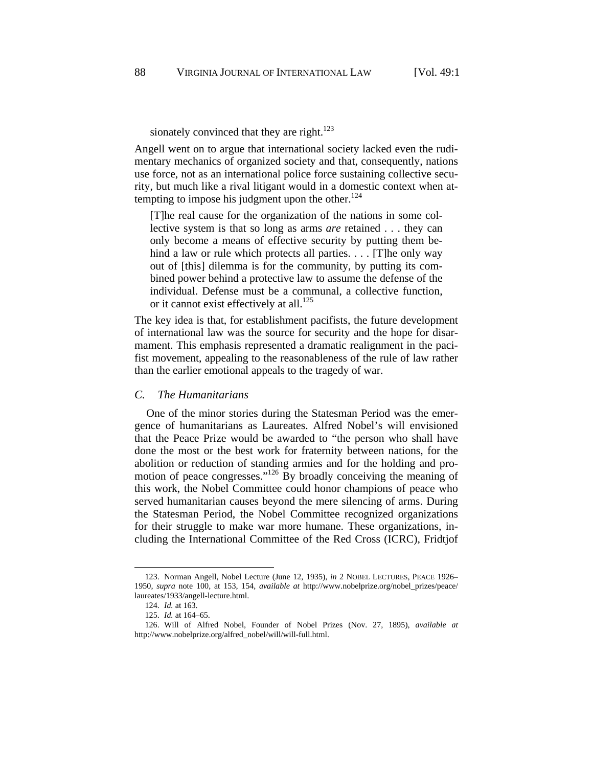sionately convinced that they are right.[123]

Angell went on to argue that international society lacked even the rudimentary mechanics of organized society and that, consequently, nations use force, not as an international police force sustaining collective security, but much like a rival litigant would in a domestic context when attempting to impose his judgment upon the other.[124]

> [T]he real cause for the organization of the nations in some collective system is that so long as arms *are* retained . . . they can only become a means of effective security by putting them behind a law or rule which protects all parties. . . . [T]he only way out of [this] dilemma is for the community, by putting its combined power behind a protective law to assume the defense of the individual. Defense must be a communal, a collective function, or it cannot exist effectively at all.[125]

The key idea is that, for establishment pacifists, the future development of international law was the source for security and the hope for disarmament. This emphasis represented a dramatic realignment in the pacifist movement, appealing to the reasonableness of the rule of law rather than the earlier emotional appeals to the tragedy of war.

### C. *The Humanitarians*

One of the minor stories during the Statesman Period was the emergence of humanitarians as Laureates. Alfred Nobel's will envisioned that the Peace Prize would be awarded to "the person who shall have done the most or the best work for fraternity between nations, for the abolition or reduction of standing armies and for the holding and promotion of peace congresses."[126] By broadly conceiving the meaning of this work, the Nobel Committee could honor champions of peace who served humanitarian causes beyond the mere silencing of arms. During the Statesman Period, the Nobel Committee recognized organizations for their struggle to make war more humane. These organizations, including the International Committee of the Red Cross (ICRC), Fridtjof

---

123. Norman Angell, Nobel Lecture (June 12, 1935), *in* 2 NOBEL LECTURES, PEACE 1926–1950, *supra* note 100, at 153, 154, *available at* http://www.nobelprize.org/nobel_prizes/peace/laureates/1933/angell-lecture.html.

124. *Id.* at 163.

125. *Id.* at 164–65.

126. Will of Alfred Nobel, Founder of Nobel Prizes (Nov. 27, 1895), *available at* http://www.nobelprize.org/alfred_nobel/will/will-full.html.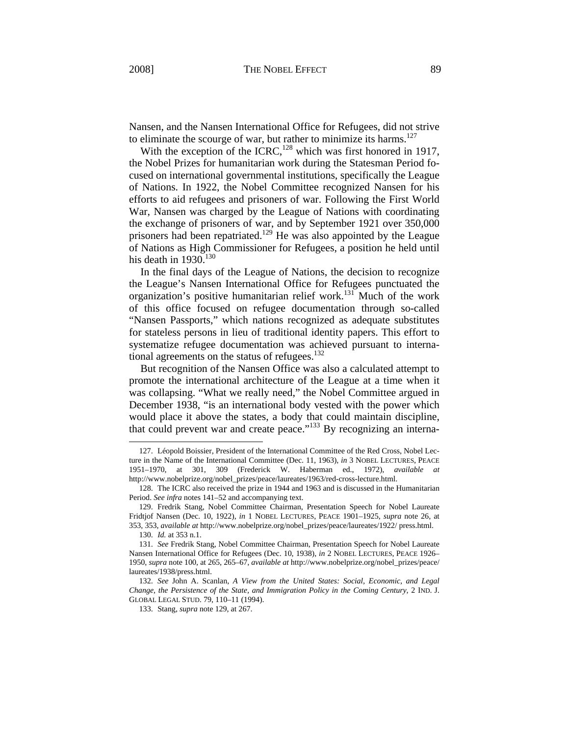Nansen, and the Nansen International Office for Refugees, did not strive to eliminate the scourge of war, but rather to minimize its harms.[127]

With the exception of the ICRC,[128] which was first honored in 1917, the Nobel Prizes for humanitarian work during the Statesman Period focused on international governmental institutions, specifically the League of Nations. In 1922, the Nobel Committee recognized Nansen for his efforts to aid refugees and prisoners of war. Following the First World War, Nansen was charged by the League of Nations with coordinating the exchange of prisoners of war, and by September 1921 over 350,000 prisoners had been repatriated.[129] He was also appointed by the League of Nations as High Commissioner for Refugees, a position he held until his death in 1930.[130]

In the final days of the League of Nations, the decision to recognize the League's Nansen International Office for Refugees punctuated the organization's positive humanitarian relief work.[131] Much of the work of this office focused on refugee documentation through so-called "Nansen Passports," which nations recognized as adequate substitutes for stateless persons in lieu of traditional identity papers. This effort to systematize refugee documentation was achieved pursuant to international agreements on the status of refugees.[132]

But recognition of the Nansen Office was also a calculated attempt to promote the international architecture of the League at a time when it was collapsing. "What we really need," the Nobel Committee argued in December 1938, "is an international body vested with the power which would place it above the states, a body that could maintain discipline, that could prevent war and create peace."[133] By recognizing an interna-

---

127. Léopold Boissier, President of the International Committee of the Red Cross, Nobel Lecture in the Name of the International Committee (Dec. 11, 1963), *in* 3 NOBEL LECTURES, PEACE 1951–1970, at 301, 309 (Frederick W. Haberman ed., 1972), *available at* http://www.nobelprize.org/nobel_prizes/peace/laureates/1963/red-cross-lecture.html.

128. The ICRC also received the prize in 1944 and 1963 and is discussed in the Humanitarian Period. *See infra* notes 141–52 and accompanying text.

129. Fredrik Stang, Nobel Committee Chairman, Presentation Speech for Nobel Laureate Fridtjof Nansen (Dec. 10, 1922), *in* 1 NOBEL LECTURES, PEACE 1901–1925, *supra* note 26, at 353, 353, *available at* http://www.nobelprize.org/nobel_prizes/peace/laureates/1922/ press.html.

130. *Id.* at 353 n.1.

131. *See* Fredrik Stang, Nobel Committee Chairman, Presentation Speech for Nobel Laureate Nansen International Office for Refugees (Dec. 10, 1938), *in* 2 NOBEL LECTURES, PEACE 1926–1950, *supra* note 100, at 265, 265–67, *available at* http://www.nobelprize.org/nobel_prizes/peace/laureates/1938/press.html.

132. *See* John A. Scanlan, *A View from the United States: Social, Economic, and Legal Change, the Persistence of the State, and Immigration Policy in the Coming Century*, 2 IND. J. GLOBAL LEGAL STUD. 79, 110–11 (1994).

133. Stang, *supra* note 129, at 267.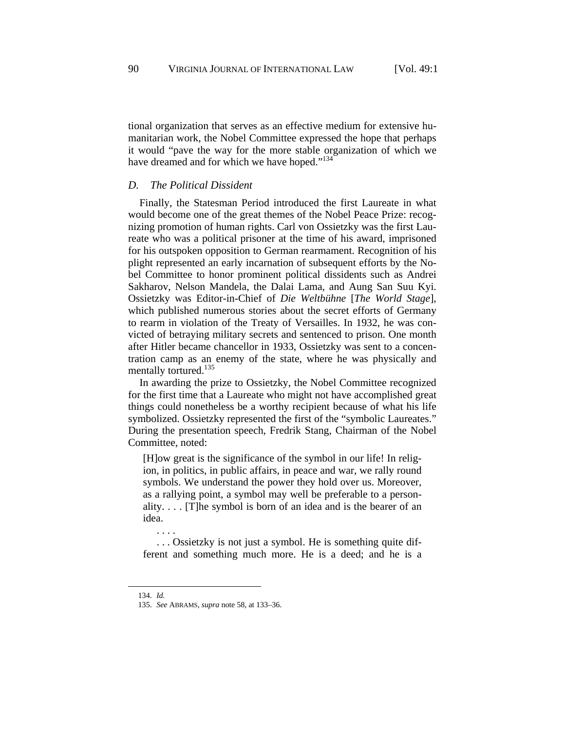tional organization that serves as an effective medium for extensive humanitarian work, the Nobel Committee expressed the hope that perhaps it would "pave the way for the more stable organization of which we have dreamed and for which we have hoped."[134]

### D. The Political Dissident

Finally, the Statesman Period introduced the first Laureate in what would become one of the great themes of the Nobel Peace Prize: recognizing promotion of human rights. Carl von Ossietzky was the first Laureate who was a political prisoner at the time of his award, imprisoned for his outspoken opposition to German rearmament. Recognition of his plight represented an early incarnation of subsequent efforts by the Nobel Committee to honor prominent political dissidents such as Andrei Sakharov, Nelson Mandela, the Dalai Lama, and Aung San Suu Kyi. Ossietzky was Editor-in-Chief of *Die Weltbühne* [*The World Stage*], which published numerous stories about the secret efforts of Germany to rearm in violation of the Treaty of Versailles. In 1932, he was convicted of betraying military secrets and sentenced to prison. One month after Hitler became chancellor in 1933, Ossietzky was sent to a concentration camp as an enemy of the state, where he was physically and mentally tortured.[135]

In awarding the prize to Ossietzky, the Nobel Committee recognized for the first time that a Laureate who might not have accomplished great things could nonetheless be a worthy recipient because of what his life symbolized. Ossietzky represented the first of the "symbolic Laureates." During the presentation speech, Fredrik Stang, Chairman of the Nobel Committee, noted:

> [H]ow great is the significance of the symbol in our life! In religion, in politics, in public affairs, in peace and war, we rally round symbols. We understand the power they hold over us. Moreover, as a rallying point, a symbol may well be preferable to a personality. . . . [T]he symbol is born of an idea and is the bearer of an idea.
>
> . . . .
>
> . . . Ossietzky is not just a symbol. He is something quite different and something much more. He is a deed; and he is a

134. *Id.*

135. *See* ABRAMS, *supra* note 58, at 133–36.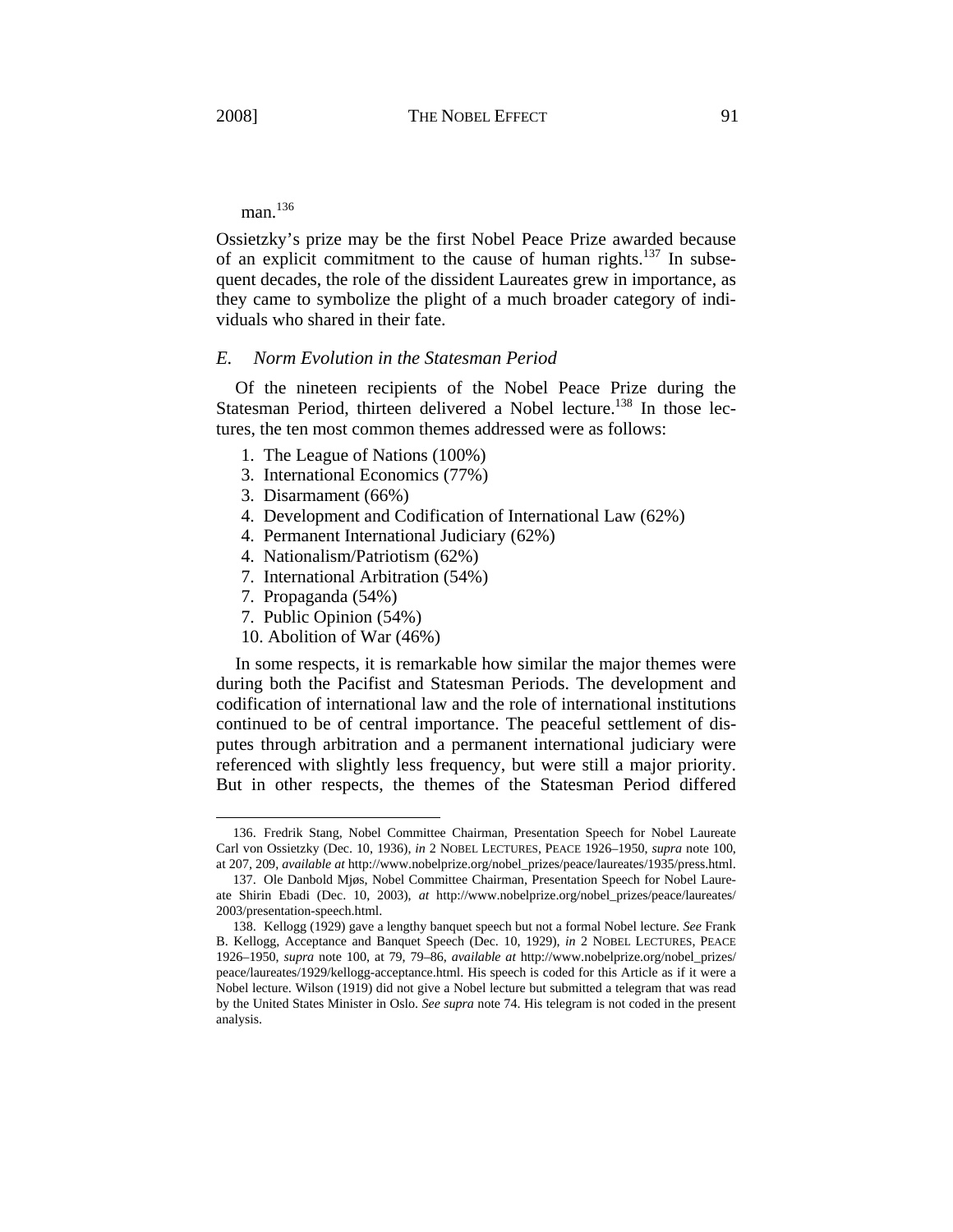man.[136]

Ossietzky's prize may be the first Nobel Peace Prize awarded because of an explicit commitment to the cause of human rights.[137] In subsequent decades, the role of the dissident Laureates grew in importance, as they came to symbolize the plight of a much broader category of individuals who shared in their fate.

### *E. Norm Evolution in the Statesman Period*

Of the nineteen recipients of the Nobel Peace Prize during the Statesman Period, thirteen delivered a Nobel lecture.[138] In those lectures, the ten most common themes addressed were as follows:

1. The League of Nations (100%)
3. International Economics (77%)
3. Disarmament (66%)
4. Development and Codification of International Law (62%)
4. Permanent International Judiciary (62%)
4. Nationalism/Patriotism (62%)
7. International Arbitration (54%)
7. Propaganda (54%)
7. Public Opinion (54%)
10. Abolition of War (46%)

In some respects, it is remarkable how similar the major themes were during both the Pacifist and Statesman Periods. The development and codification of international law and the role of international institutions continued to be of central importance. The peaceful settlement of disputes through arbitration and a permanent international judiciary were referenced with slightly less frequency, but were still a major priority. But in other respects, the themes of the Statesman Period differed

---

136. Fredrik Stang, Nobel Committee Chairman, Presentation Speech for Nobel Laureate Carl von Ossietzky (Dec. 10, 1936), *in* 2 NOBEL LECTURES, PEACE 1926–1950, *supra* note 100, at 207, 209, *available at* http://www.nobelprize.org/nobel_prizes/peace/laureates/1935/press.html.

137. Ole Danbold Mjøs, Nobel Committee Chairman, Presentation Speech for Nobel Laureate Shirin Ebadi (Dec. 10, 2003), *at* http://www.nobelprize.org/nobel_prizes/peace/laureates/2003/presentation-speech.html.

138. Kellogg (1929) gave a lengthy banquet speech but not a formal Nobel lecture. *See* Frank B. Kellogg, Acceptance and Banquet Speech (Dec. 10, 1929), *in* 2 NOBEL LECTURES, PEACE 1926–1950, *supra* note 100, at 79, 79–86, *available at* http://www.nobelprize.org/nobel_prizes/peace/laureates/1929/kellogg-acceptance.html. His speech is coded for this Article as if it were a Nobel lecture. Wilson (1919) did not give a Nobel lecture but submitted a telegram that was read by the United States Minister in Oslo. *See supra* note 74. His telegram is not coded in the present analysis.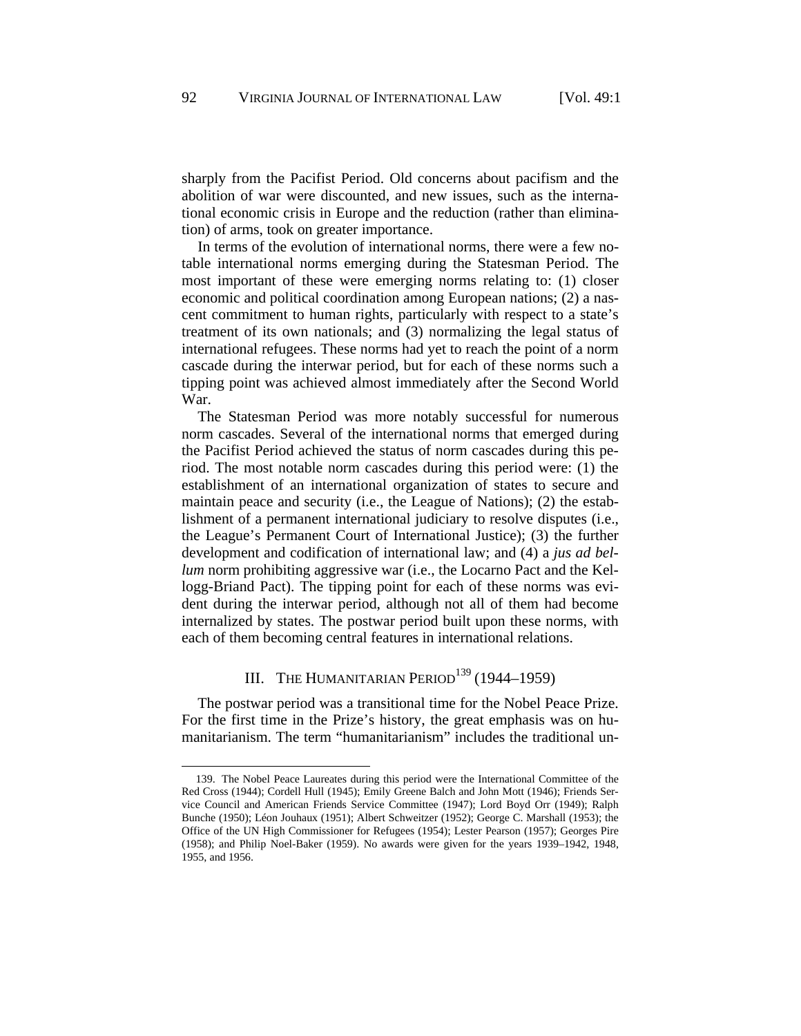sharply from the Pacifist Period. Old concerns about pacifism and the abolition of war were discounted, and new issues, such as the international economic crisis in Europe and the reduction (rather than elimination) of arms, took on greater importance.

In terms of the evolution of international norms, there were a few notable international norms emerging during the Statesman Period. The most important of these were emerging norms relating to: (1) closer economic and political coordination among European nations; (2) a nascent commitment to human rights, particularly with respect to a state's treatment of its own nationals; and (3) normalizing the legal status of international refugees. These norms had yet to reach the point of a norm cascade during the interwar period, but for each of these norms such a tipping point was achieved almost immediately after the Second World War.

The Statesman Period was more notably successful for numerous norm cascades. Several of the international norms that emerged during the Pacifist Period achieved the status of norm cascades during this period. The most notable norm cascades during this period were: (1) the establishment of an international organization of states to secure and maintain peace and security (i.e., the League of Nations); (2) the establishment of a permanent international judiciary to resolve disputes (i.e., the League's Permanent Court of International Justice); (3) the further development and codification of international law; and (4) a *jus ad bellum* norm prohibiting aggressive war (i.e., the Locarno Pact and the Kellogg-Briand Pact). The tipping point for each of these norms was evident during the interwar period, although not all of them had become internalized by states. The postwar period built upon these norms, with each of them becoming central features in international relations.

## III. The Humanitarian Period[139] (1944–1959)

The postwar period was a transitional time for the Nobel Peace Prize. For the first time in the Prize's history, the great emphasis was on humanitarianism. The term "humanitarianism" includes the traditional un-

139. The Nobel Peace Laureates during this period were the International Committee of the Red Cross (1944); Cordell Hull (1945); Emily Greene Balch and John Mott (1946); Friends Service Council and American Friends Service Committee (1947); Lord Boyd Orr (1949); Ralph Bunche (1950); Léon Jouhaux (1951); Albert Schweitzer (1952); George C. Marshall (1953); the Office of the UN High Commissioner for Refugees (1954); Lester Pearson (1957); Georges Pire (1958); and Philip Noel-Baker (1959). No awards were given for the years 1939–1942, 1948, 1955, and 1956.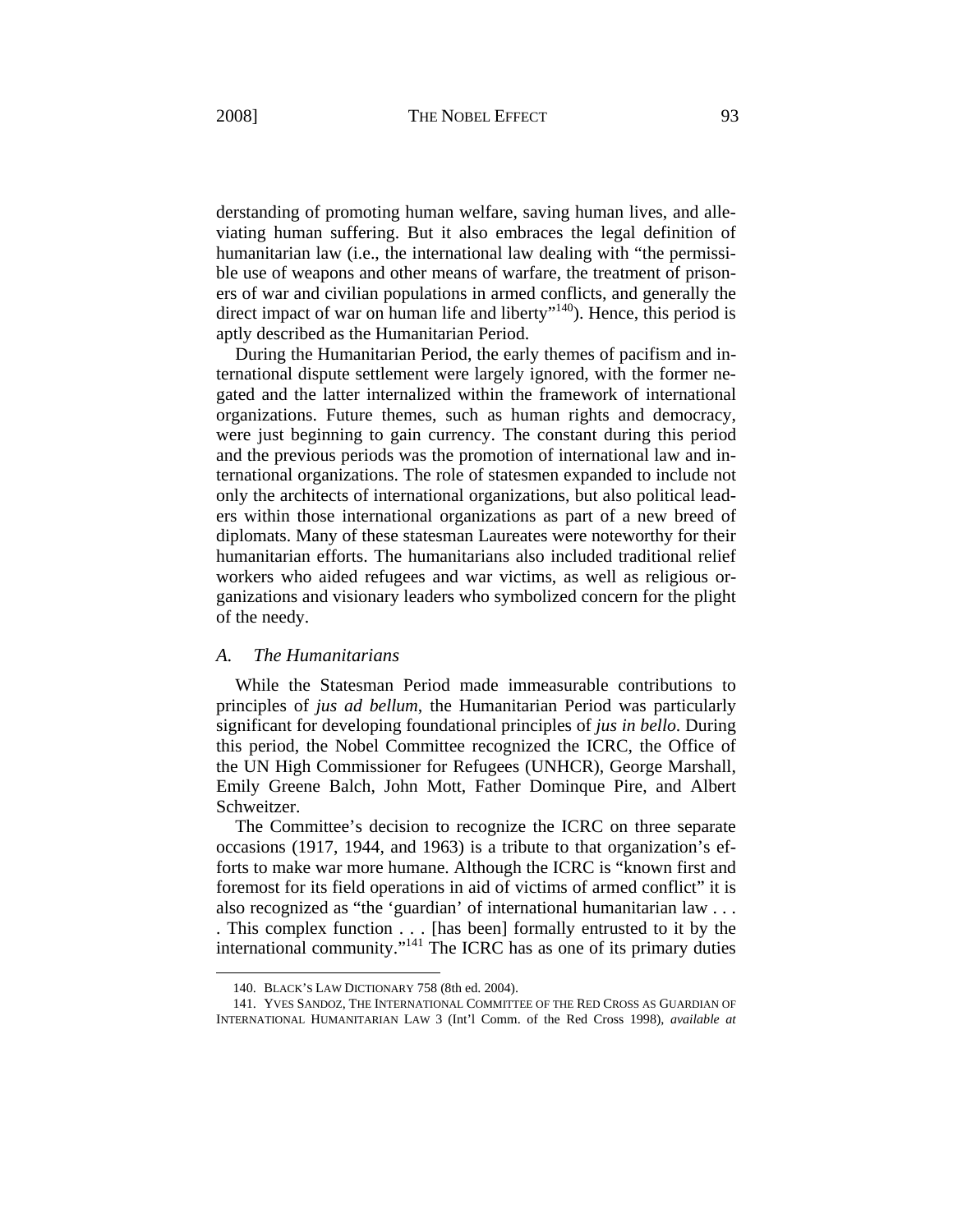derstanding of promoting human welfare, saving human lives, and alleviating human suffering. But it also embraces the legal definition of humanitarian law (i.e., the international law dealing with "the permissible use of weapons and other means of warfare, the treatment of prisoners of war and civilian populations in armed conflicts, and generally the direct impact of war on human life and liberty"[140]). Hence, this period is aptly described as the Humanitarian Period.

During the Humanitarian Period, the early themes of pacifism and international dispute settlement were largely ignored, with the former negated and the latter internalized within the framework of international organizations. Future themes, such as human rights and democracy, were just beginning to gain currency. The constant during this period and the previous periods was the promotion of international law and international organizations. The role of statesmen expanded to include not only the architects of international organizations, but also political leaders within those international organizations as part of a new breed of diplomats. Many of these statesman Laureates were noteworthy for their humanitarian efforts. The humanitarians also included traditional relief workers who aided refugees and war victims, as well as religious organizations and visionary leaders who symbolized concern for the plight of the needy.

### A. *The Humanitarians*

While the Statesman Period made immeasurable contributions to principles of *jus ad bellum*, the Humanitarian Period was particularly significant for developing foundational principles of *jus in bello*. During this period, the Nobel Committee recognized the ICRC, the Office of the UN High Commissioner for Refugees (UNHCR), George Marshall, Emily Greene Balch, John Mott, Father Dominque Pire, and Albert Schweitzer.

The Committee's decision to recognize the ICRC on three separate occasions (1917, 1944, and 1963) is a tribute to that organization's efforts to make war more humane. Although the ICRC is "known first and foremost for its field operations in aid of victims of armed conflict" it is also recognized as "the 'guardian' of international humanitarian law . . . . This complex function . . . [has been] formally entrusted to it by the international community."[141] The ICRC has as one of its primary duties

140. BLACK'S LAW DICTIONARY 758 (8th ed. 2004).

141. YVES SANDOZ, THE INTERNATIONAL COMMITTEE OF THE RED CROSS AS GUARDIAN OF INTERNATIONAL HUMANITARIAN LAW 3 (Int'l Comm. of the Red Cross 1998), *available at*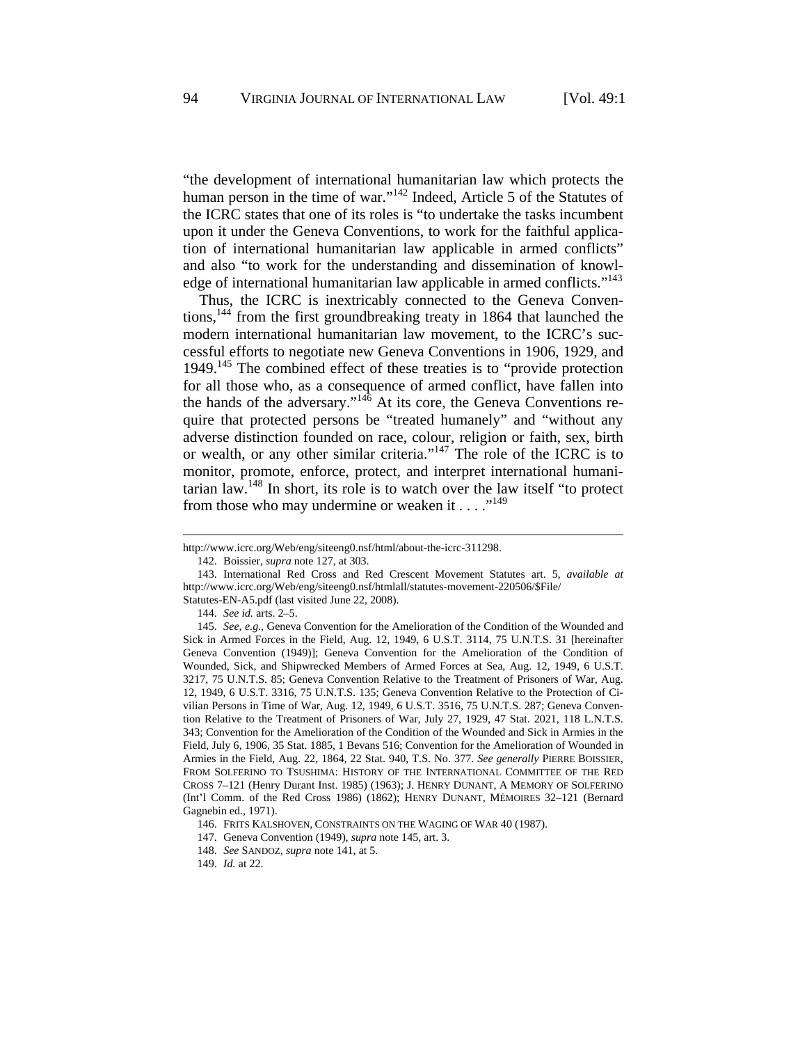"the development of international humanitarian law which protects the human person in the time of war."[142] Indeed, Article 5 of the Statutes of the ICRC states that one of its roles is "to undertake the tasks incumbent upon it under the Geneva Conventions, to work for the faithful application of international humanitarian law applicable in armed conflicts" and also "to work for the understanding and dissemination of knowledge of international humanitarian law applicable in armed conflicts."[143]

Thus, the ICRC is inextricably connected to the Geneva Conventions,[144] from the first groundbreaking treaty in 1864 that launched the modern international humanitarian law movement, to the ICRC's successful efforts to negotiate new Geneva Conventions in 1906, 1929, and 1949.[145] The combined effect of these treaties is to "provide protection for all those who, as a consequence of armed conflict, have fallen into the hands of the adversary."[146] At its core, the Geneva Conventions require that protected persons be "treated humanely" and "without any adverse distinction founded on race, colour, religion or faith, sex, birth or wealth, or any other similar criteria."[147] The role of the ICRC is to monitor, promote, enforce, protect, and interpret international humanitarian law.[148] In short, its role is to watch over the law itself "to protect from those who may undermine or weaken it . . . ."[149]

---

http://www.icrc.org/Web/eng/siteeng0.nsf/html/about-the-icrc-311298.

142. Boissier, *supra* note 127, at 303.

143. International Red Cross and Red Crescent Movement Statutes art. 5, *available at* http://www.icrc.org/Web/eng/siteeng0.nsf/htmlall/statutes-movement-220506/$File/Statutes-EN-A5.pdf (last visited June 22, 2008).

144. *See id.* arts. 2–5.

145. *See, e.g.*, Geneva Convention for the Amelioration of the Condition of the Wounded and Sick in Armed Forces in the Field, Aug. 12, 1949, 6 U.S.T. 3114, 75 U.N.T.S. 31 [hereinafter Geneva Convention (1949)]; Geneva Convention for the Amelioration of the Condition of Wounded, Sick, and Shipwrecked Members of Armed Forces at Sea, Aug. 12, 1949, 6 U.S.T. 3217, 75 U.N.T.S. 85; Geneva Convention Relative to the Treatment of Prisoners of War, Aug. 12, 1949, 6 U.S.T. 3316, 75 U.N.T.S. 135; Geneva Convention Relative to the Protection of Civilian Persons in Time of War, Aug. 12, 1949, 6 U.S.T. 3516, 75 U.N.T.S. 287; Geneva Convention Relative to the Treatment of Prisoners of War, July 27, 1929, 47 Stat. 2021, 118 L.N.T.S. 343; Convention for the Amelioration of the Condition of the Wounded and Sick in Armies in the Field, July 6, 1906, 35 Stat. 1885, 1 Bevans 516; Convention for the Amelioration of Wounded in Armies in the Field, Aug. 22, 1864, 22 Stat. 940, T.S. No. 377. *See generally* PIERRE BOISSIER, FROM SOLFERINO TO TSUSHIMA: HISTORY OF THE INTERNATIONAL COMMITTEE OF THE RED CROSS 7–121 (Henry Durant Inst. 1985) (1963); J. HENRY DUNANT, A MEMORY OF SOLFERINO (Int'l Comm. of the Red Cross 1986) (1862); HENRY DUNANT, MÉMOIRES 32–121 (Bernard Gagnebin ed., 1971).

146. FRITS KALSHOVEN, CONSTRAINTS ON THE WAGING OF WAR 40 (1987).

147. Geneva Convention (1949), *supra* note 145, art. 3.

148. *See* SANDOZ, *supra* note 141, at 5.

149. *Id.* at 22.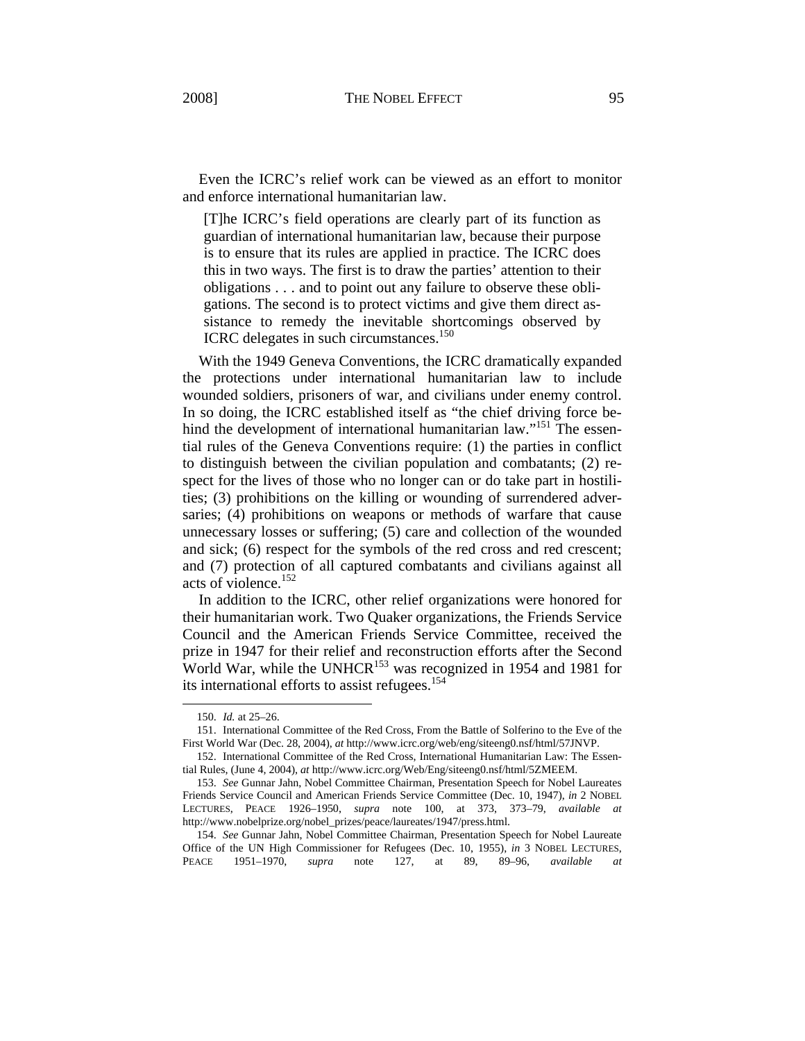Even the ICRC's relief work can be viewed as an effort to monitor and enforce international humanitarian law.

> [T]he ICRC's field operations are clearly part of its function as guardian of international humanitarian law, because their purpose is to ensure that its rules are applied in practice. The ICRC does this in two ways. The first is to draw the parties' attention to their obligations . . . and to point out any failure to observe these obligations. The second is to protect victims and give them direct assistance to remedy the inevitable shortcomings observed by ICRC delegates in such circumstances.[150]

With the 1949 Geneva Conventions, the ICRC dramatically expanded the protections under international humanitarian law to include wounded soldiers, prisoners of war, and civilians under enemy control. In so doing, the ICRC established itself as "the chief driving force behind the development of international humanitarian law."[151] The essential rules of the Geneva Conventions require: (1) the parties in conflict to distinguish between the civilian population and combatants; (2) respect for the lives of those who no longer can or do take part in hostilities; (3) prohibitions on the killing or wounding of surrendered adversaries; (4) prohibitions on weapons or methods of warfare that cause unnecessary losses or suffering; (5) care and collection of the wounded and sick; (6) respect for the symbols of the red cross and red crescent; and (7) protection of all captured combatants and civilians against all acts of violence.[152]

In addition to the ICRC, other relief organizations were honored for their humanitarian work. Two Quaker organizations, the Friends Service Council and the American Friends Service Committee, received the prize in 1947 for their relief and reconstruction efforts after the Second World War, while the UNHCR[153] was recognized in 1954 and 1981 for its international efforts to assist refugees.[154]

---

150. *Id.* at 25–26.

151. International Committee of the Red Cross, From the Battle of Solferino to the Eve of the First World War (Dec. 28, 2004), *at* http://www.icrc.org/web/eng/siteeng0.nsf/html/57JNVP.

152. International Committee of the Red Cross, International Humanitarian Law: The Essential Rules, (June 4, 2004), *at* http://www.icrc.org/Web/Eng/siteeng0.nsf/html/5ZMEEM.

153. *See* Gunnar Jahn, Nobel Committee Chairman, Presentation Speech for Nobel Laureates Friends Service Council and American Friends Service Committee (Dec. 10, 1947), *in* 2 NOBEL LECTURES, PEACE 1926–1950, *supra* note 100, at 373, 373–79, *available at* http://www.nobelprize.org/nobel_prizes/peace/laureates/1947/press.html.

154. *See* Gunnar Jahn, Nobel Committee Chairman, Presentation Speech for Nobel Laureate Office of the UN High Commissioner for Refugees (Dec. 10, 1955), *in* 3 NOBEL LECTURES, PEACE 1951–1970, *supra* note 127, at 89, 89–96, *available at*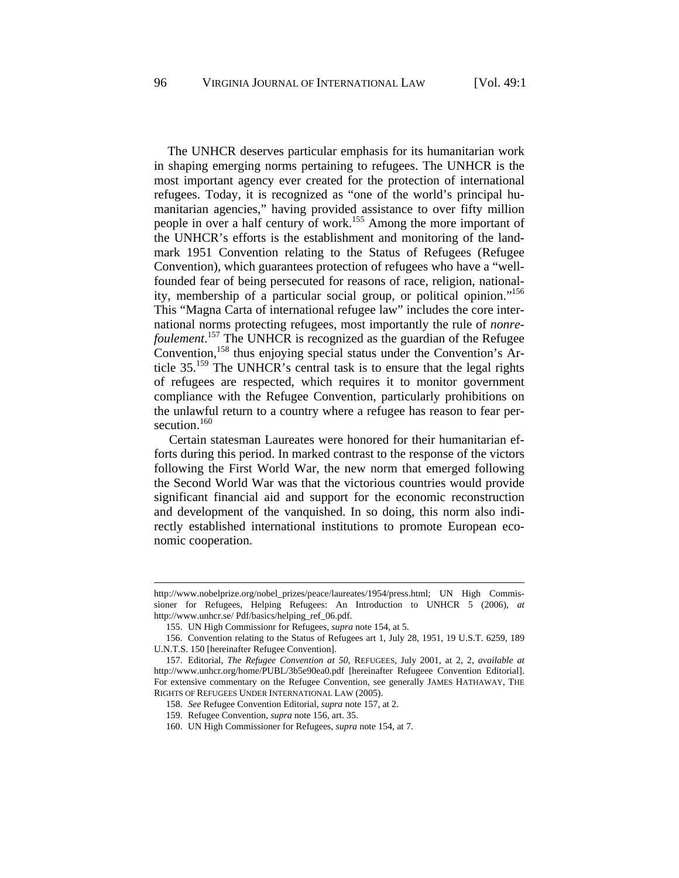The UNHCR deserves particular emphasis for its humanitarian work in shaping emerging norms pertaining to refugees. The UNHCR is the most important agency ever created for the protection of international refugees. Today, it is recognized as "one of the world's principal humanitarian agencies," having provided assistance to over fifty million people in over a half century of work.[155] Among the more important of the UNHCR's efforts is the establishment and monitoring of the landmark 1951 Convention relating to the Status of Refugees (Refugee Convention), which guarantees protection of refugees who have a "well-founded fear of being persecuted for reasons of race, religion, nationality, membership of a particular social group, or political opinion."[156] This "Magna Carta of international refugee law" includes the core international norms protecting refugees, most importantly the rule of *nonrefoulement*.[157] The UNHCR is recognized as the guardian of the Refugee Convention,[158] thus enjoying special status under the Convention's Article 35.[159] The UNHCR's central task is to ensure that the legal rights of refugees are respected, which requires it to monitor government compliance with the Refugee Convention, particularly prohibitions on the unlawful return to a country where a refugee has reason to fear persecution.[160]

Certain statesman Laureates were honored for their humanitarian efforts during this period. In marked contrast to the response of the victors following the First World War, the new norm that emerged following the Second World War was that the victorious countries would provide significant financial aid and support for the economic reconstruction and development of the vanquished. In so doing, this norm also indirectly established international institutions to promote European economic cooperation.

---

http://www.nobelprize.org/nobel_prizes/peace/laureates/1954/press.html; UN High Commissioner for Refugees, Helping Refugees: An Introduction to UNHCR 5 (2006), *at* http://www.unhcr.se/ Pdf/basics/helping_ref_06.pdf.

155. UN High Commissionr for Refugees, *supra* note 154, at 5.

156. Convention relating to the Status of Refugees art 1, July 28, 1951, 19 U.S.T. 6259, 189 U.N.T.S. 150 [hereinafter Refugee Convention].

157. Editorial, *The Refugee Convention at 50*, REFUGEES, July 2001, at 2, 2, *available at* http://www.unhcr.org/home/PUBL/3b5e90ea0.pdf [hereinafter Refugeee Convention Editorial]. For extensive commentary on the Refugee Convention, see generally JAMES HATHAWAY, THE RIGHTS OF REFUGEES UNDER INTERNATIONAL LAW (2005).

158. *See* Refugee Convention Editorial, *supra* note 157, at 2.

159. Refugee Convention, *supra* note 156, art. 35.

160. UN High Commissioner for Refugees, *supra* note 154, at 7.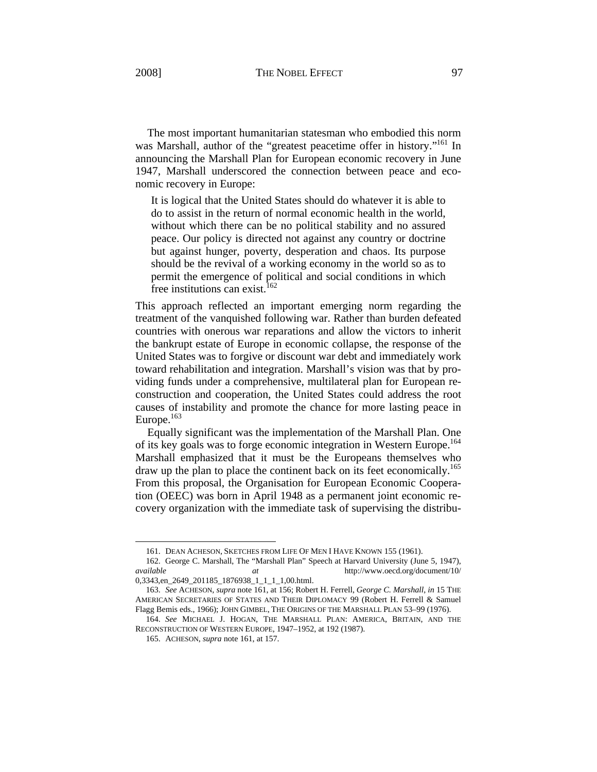The most important humanitarian statesman who embodied this norm was Marshall, author of the "greatest peacetime offer in history."[161] In announcing the Marshall Plan for European economic recovery in June 1947, Marshall underscored the connection between peace and economic recovery in Europe:

> It is logical that the United States should do whatever it is able to do to assist in the return of normal economic health in the world, without which there can be no political stability and no assured peace. Our policy is directed not against any country or doctrine but against hunger, poverty, desperation and chaos. Its purpose should be the revival of a working economy in the world so as to permit the emergence of political and social conditions in which free institutions can exist.[162]

This approach reflected an important emerging norm regarding the treatment of the vanquished following war. Rather than burden defeated countries with onerous war reparations and allow the victors to inherit the bankrupt estate of Europe in economic collapse, the response of the United States was to forgive or discount war debt and immediately work toward rehabilitation and integration. Marshall's vision was that by providing funds under a comprehensive, multilateral plan for European reconstruction and cooperation, the United States could address the root causes of instability and promote the chance for more lasting peace in Europe.[163]

Equally significant was the implementation of the Marshall Plan. One of its key goals was to forge economic integration in Western Europe.[164] Marshall emphasized that it must be the Europeans themselves who draw up the plan to place the continent back on its feet economically.[165] From this proposal, the Organisation for European Economic Cooperation (OEEC) was born in April 1948 as a permanent joint economic recovery organization with the immediate task of supervising the distribu-

---

161. DEAN ACHESON, SKETCHES FROM LIFE OF MEN I HAVE KNOWN 155 (1961).

162. George C. Marshall, The "Marshall Plan" Speech at Harvard University (June 5, 1947), *available at* http://www.oecd.org/document/10/0,3343,en_2649_201185_1876938_1_1_1_1,00.html.

163. *See* ACHESON, *supra* note 161, at 156; Robert H. Ferrell, *George C. Marshall*, *in* 15 THE AMERICAN SECRETARIES OF STATES AND THEIR DIPLOMACY 99 (Robert H. Ferrell & Samuel Flagg Bemis eds., 1966); JOHN GIMBEL, THE ORIGINS OF THE MARSHALL PLAN 53–99 (1976).

164. *See* MICHAEL J. HOGAN, THE MARSHALL PLAN: AMERICA, BRITAIN, AND THE RECONSTRUCTION OF WESTERN EUROPE, 1947–1952, at 192 (1987).

165. ACHESON, *supra* note 161, at 157.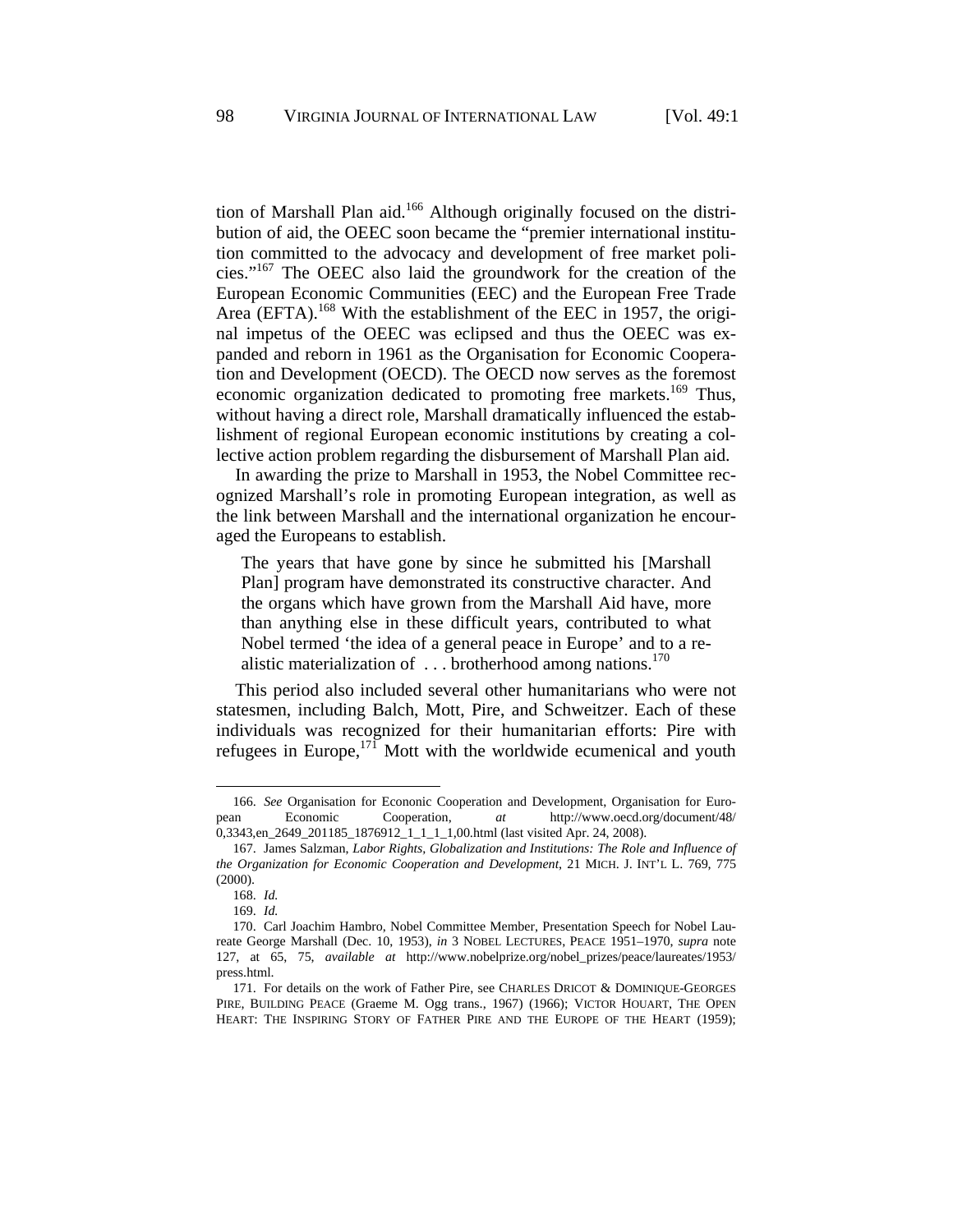tion of Marshall Plan aid.[166] Although originally focused on the distribution of aid, the OEEC soon became the "premier international institution committed to the advocacy and development of free market policies."[167] The OEEC also laid the groundwork for the creation of the European Economic Communities (EEC) and the European Free Trade Area (EFTA).[168] With the establishment of the EEC in 1957, the original impetus of the OEEC was eclipsed and thus the OEEC was expanded and reborn in 1961 as the Organisation for Economic Cooperation and Development (OECD). The OECD now serves as the foremost economic organization dedicated to promoting free markets.[169] Thus, without having a direct role, Marshall dramatically influenced the establishment of regional European economic institutions by creating a collective action problem regarding the disbursement of Marshall Plan aid.

In awarding the prize to Marshall in 1953, the Nobel Committee recognized Marshall's role in promoting European integration, as well as the link between Marshall and the international organization he encouraged the Europeans to establish.

> The years that have gone by since he submitted his [Marshall Plan] program have demonstrated its constructive character. And the organs which have grown from the Marshall Aid have, more than anything else in these difficult years, contributed to what Nobel termed 'the idea of a general peace in Europe' and to a realistic materialization of . . . brotherhood among nations.[170]

This period also included several other humanitarians who were not statesmen, including Balch, Mott, Pire, and Schweitzer. Each of these individuals was recognized for their humanitarian efforts: Pire with refugees in Europe,[171] Mott with the worldwide ecumenical and youth

---

166. *See* Organisation for Econonic Cooperation and Development, Organisation for European Economic Cooperation, *at* http://www.oecd.org/document/48/0,3343,en_2649_201185_1876912_1_1_1_1,00.html (last visited Apr. 24, 2008).

167. James Salzman, *Labor Rights, Globalization and Institutions: The Role and Influence of the Organization for Economic Cooperation and Development*, 21 MICH. J. INT'L L. 769, 775 (2000).

168. *Id.*

169. *Id.*

170. Carl Joachim Hambro, Nobel Committee Member, Presentation Speech for Nobel Laureate George Marshall (Dec. 10, 1953), *in* 3 NOBEL LECTURES, PEACE 1951–1970, *supra* note 127, at 65, 75, *available at* http://www.nobelprize.org/nobel_prizes/peace/laureates/1953/press.html.

171. For details on the work of Father Pire, see CHARLES DRICOT & DOMINIQUE-GEORGES PIRE, BUILDING PEACE (Graeme M. Ogg trans., 1967) (1966); VICTOR HOUART, THE OPEN HEART: THE INSPIRING STORY OF FATHER PIRE AND THE EUROPE OF THE HEART (1959);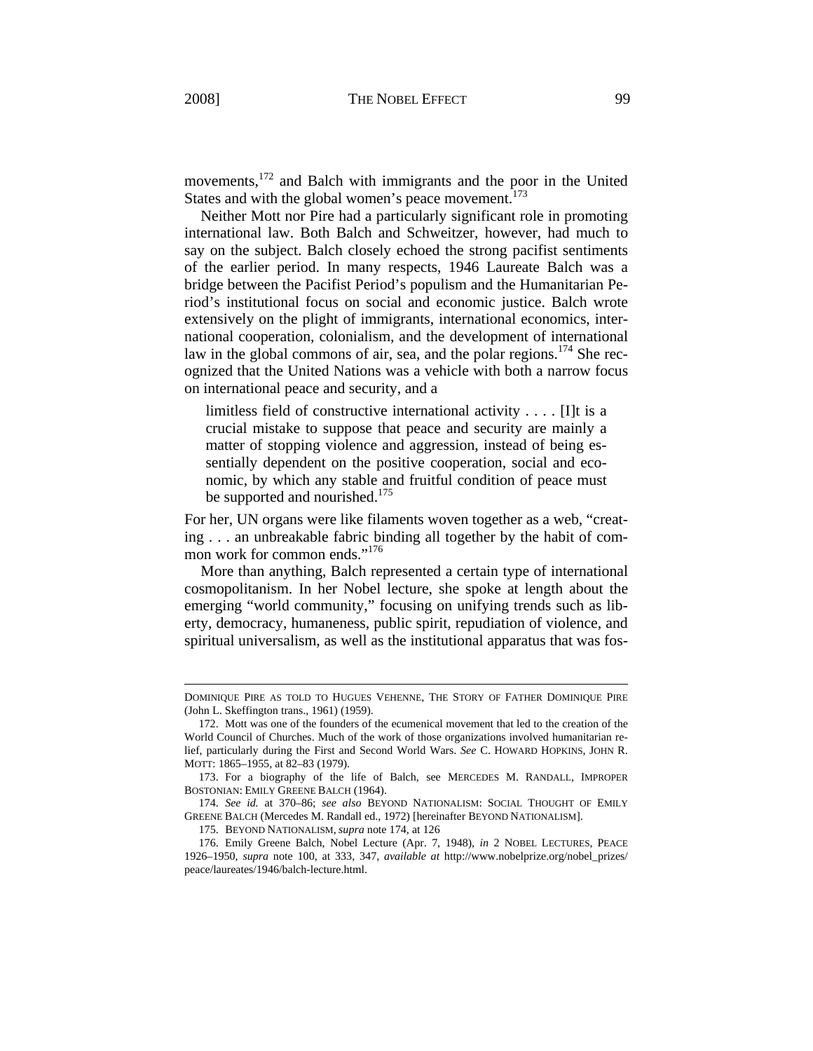movements,[172] and Balch with immigrants and the poor in the United States and with the global women's peace movement.[173]

Neither Mott nor Pire had a particularly significant role in promoting international law. Both Balch and Schweitzer, however, had much to say on the subject. Balch closely echoed the strong pacifist sentiments of the earlier period. In many respects, 1946 Laureate Balch was a bridge between the Pacifist Period's populism and the Humanitarian Period's institutional focus on social and economic justice. Balch wrote extensively on the plight of immigrants, international economics, international cooperation, colonialism, and the development of international law in the global commons of air, sea, and the polar regions.[174] She recognized that the United Nations was a vehicle with both a narrow focus on international peace and security, and a

> limitless field of constructive international activity . . . . [I]t is a crucial mistake to suppose that peace and security are mainly a matter of stopping violence and aggression, instead of being essentially dependent on the positive cooperation, social and economic, by which any stable and fruitful condition of peace must be supported and nourished.[175]

For her, UN organs were like filaments woven together as a web, "creating . . . an unbreakable fabric binding all together by the habit of common work for common ends."[176]

More than anything, Balch represented a certain type of international cosmopolitanism. In her Nobel lecture, she spoke at length about the emerging "world community," focusing on unifying trends such as liberty, democracy, humaneness, public spirit, repudiation of violence, and spiritual universalism, as well as the institutional apparatus that was fos-

---

DOMINIQUE PIRE AS TOLD TO HUGUES VEHENNE, THE STORY OF FATHER DOMINIQUE PIRE (John L. Skeffington trans., 1961) (1959).

172. Mott was one of the founders of the ecumenical movement that led to the creation of the World Council of Churches. Much of the work of those organizations involved humanitarian relief, particularly during the First and Second World Wars. *See* C. HOWARD HOPKINS, JOHN R. MOTT: 1865–1955, at 82–83 (1979).

173. For a biography of the life of Balch, see MERCEDES M. RANDALL, IMPROPER BOSTONIAN: EMILY GREENE BALCH (1964).

174. *See id.* at 370–86; *see also* BEYOND NATIONALISM: SOCIAL THOUGHT OF EMILY GREENE BALCH (Mercedes M. Randall ed., 1972) [hereinafter BEYOND NATIONALISM].

175. BEYOND NATIONALISM, *supra* note 174, at 126

176. Emily Greene Balch, Nobel Lecture (Apr. 7, 1948), *in* 2 NOBEL LECTURES, PEACE 1926–1950, *supra* note 100, at 333, 347, *available at* http://www.nobelprize.org/nobel_prizes/peace/laureates/1946/balch-lecture.html.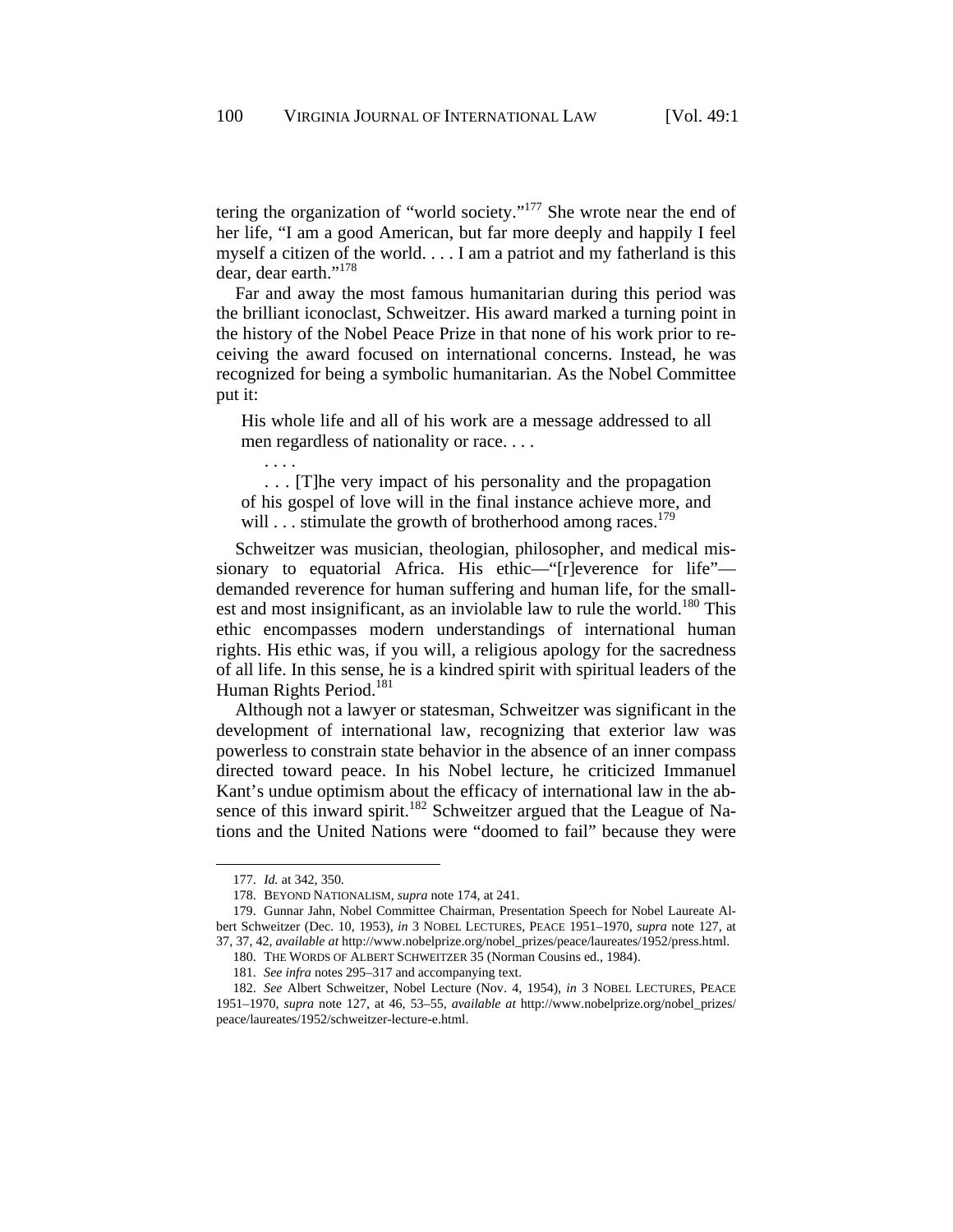tering the organization of "world society."[177] She wrote near the end of her life, "I am a good American, but far more deeply and happily I feel myself a citizen of the world. . . . I am a patriot and my fatherland is this dear, dear earth."[178]

Far and away the most famous humanitarian during this period was the brilliant iconoclast, Schweitzer. His award marked a turning point in the history of the Nobel Peace Prize in that none of his work prior to receiving the award focused on international concerns. Instead, he was recognized for being a symbolic humanitarian. As the Nobel Committee put it:

> His whole life and all of his work are a message addressed to all men regardless of nationality or race. . . .
>
> . . . .
>
> . . . [T]he very impact of his personality and the propagation of his gospel of love will in the final instance achieve more, and will . . . stimulate the growth of brotherhood among races.[179]

Schweitzer was musician, theologian, philosopher, and medical missionary to equatorial Africa. His ethic—"[r]everence for life"—demanded reverence for human suffering and human life, for the smallest and most insignificant, as an inviolable law to rule the world.[180] This ethic encompasses modern understandings of international human rights. His ethic was, if you will, a religious apology for the sacredness of all life. In this sense, he is a kindred spirit with spiritual leaders of the Human Rights Period.[181]

Although not a lawyer or statesman, Schweitzer was significant in the development of international law, recognizing that exterior law was powerless to constrain state behavior in the absence of an inner compass directed toward peace. In his Nobel lecture, he criticized Immanuel Kant's undue optimism about the efficacy of international law in the absence of this inward spirit.[182] Schweitzer argued that the League of Nations and the United Nations were "doomed to fail" because they were

---

177. *Id.* at 342, 350.

178. BEYOND NATIONALISM, *supra* note 174, at 241.

179. Gunnar Jahn, Nobel Committee Chairman, Presentation Speech for Nobel Laureate Albert Schweitzer (Dec. 10, 1953), *in* 3 NOBEL LECTURES, PEACE 1951–1970, *supra* note 127, at 37, 37, 42, *available at* http://www.nobelprize.org/nobel_prizes/peace/laureates/1952/press.html.

180. THE WORDS OF ALBERT SCHWEITZER 35 (Norman Cousins ed., 1984).

181. *See infra* notes 295–317 and accompanying text.

182. *See* Albert Schweitzer, Nobel Lecture (Nov. 4, 1954), *in* 3 NOBEL LECTURES, PEACE 1951–1970, *supra* note 127, at 46, 53–55, *available at* http://www.nobelprize.org/nobel_prizes/peace/laureates/1952/schweitzer-lecture-e.html.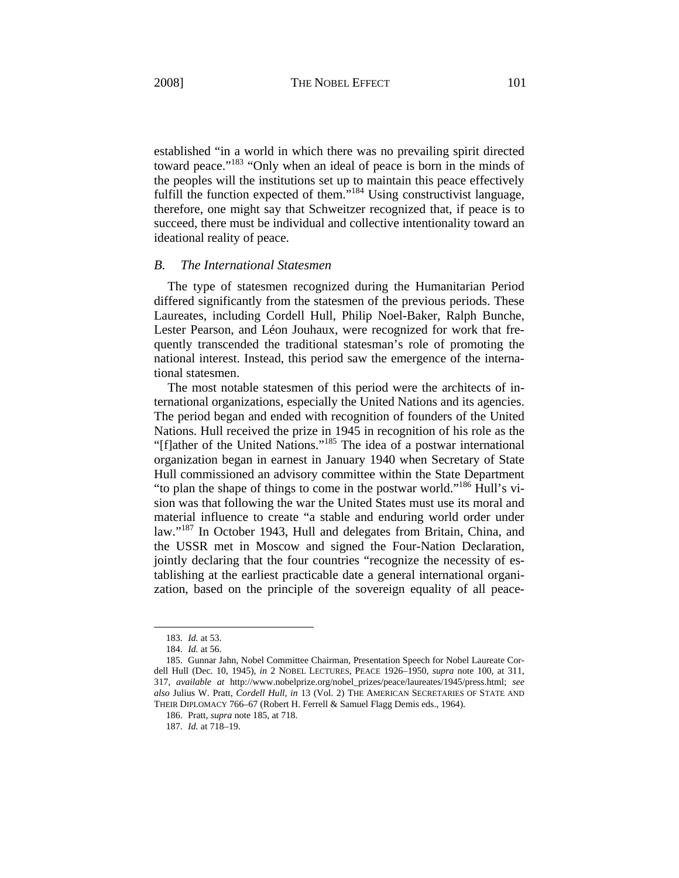established "in a world in which there was no prevailing spirit directed toward peace."[183] "Only when an ideal of peace is born in the minds of the peoples will the institutions set up to maintain this peace effectively fulfill the function expected of them."[184] Using constructivist language, therefore, one might say that Schweitzer recognized that, if peace is to succeed, there must be individual and collective intentionality toward an ideational reality of peace.

### *B. The International Statesmen*

The type of statesmen recognized during the Humanitarian Period differed significantly from the statesmen of the previous periods. These Laureates, including Cordell Hull, Philip Noel-Baker, Ralph Bunche, Lester Pearson, and Léon Jouhaux, were recognized for work that frequently transcended the traditional statesman's role of promoting the national interest. Instead, this period saw the emergence of the international statesmen.

The most notable statesmen of this period were the architects of international organizations, especially the United Nations and its agencies. The period began and ended with recognition of founders of the United Nations. Hull received the prize in 1945 in recognition of his role as the "[f]ather of the United Nations."[185] The idea of a postwar international organization began in earnest in January 1940 when Secretary of State Hull commissioned an advisory committee within the State Department "to plan the shape of things to come in the postwar world."[186] Hull's vision was that following the war the United States must use its moral and material influence to create "a stable and enduring world order under law."[187] In October 1943, Hull and delegates from Britain, China, and the USSR met in Moscow and signed the Four-Nation Declaration, jointly declaring that the four countries "recognize the necessity of establishing at the earliest practicable date a general international organization, based on the principle of the sovereign equality of all peace-

---

183. *Id.* at 53.

184. *Id.* at 56.

185. Gunnar Jahn, Nobel Committee Chairman, Presentation Speech for Nobel Laureate Cordell Hull (Dec. 10, 1945), *in* 2 NOBEL LECTURES, PEACE 1926–1950, *supra* note 100, at 311, 317, *available at* http://www.nobelprize.org/nobel_prizes/peace/laureates/1945/press.html; *see also* Julius W. Pratt, *Cordell Hull*, *in* 13 (Vol. 2) THE AMERICAN SECRETARIES OF STATE AND THEIR DIPLOMACY 766–67 (Robert H. Ferrell & Samuel Flagg Demis eds., 1964).

186. Pratt, *supra* note 185, at 718.

187. *Id.* at 718–19.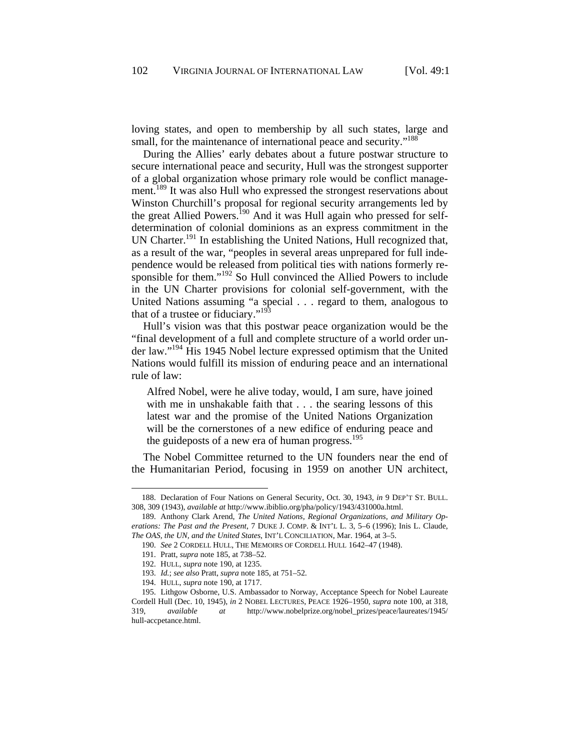loving states, and open to membership by all such states, large and small, for the maintenance of international peace and security."[188]

During the Allies' early debates about a future postwar structure to secure international peace and security, Hull was the strongest supporter of a global organization whose primary role would be conflict management.[189] It was also Hull who expressed the strongest reservations about Winston Churchill's proposal for regional security arrangements led by the great Allied Powers.[190] And it was Hull again who pressed for self-determination of colonial dominions as an express commitment in the UN Charter.[191] In establishing the United Nations, Hull recognized that, as a result of the war, "peoples in several areas unprepared for full independence would be released from political ties with nations formerly responsible for them."[192] So Hull convinced the Allied Powers to include in the UN Charter provisions for colonial self-government, with the United Nations assuming "a special . . . regard to them, analogous to that of a trustee or fiduciary."[193]

Hull's vision was that this postwar peace organization would be the "final development of a full and complete structure of a world order under law."[194] His 1945 Nobel lecture expressed optimism that the United Nations would fulfill its mission of enduring peace and an international rule of law:

> Alfred Nobel, were he alive today, would, I am sure, have joined with me in unshakable faith that . . . the searing lessons of this latest war and the promise of the United Nations Organization will be the cornerstones of a new edifice of enduring peace and the guideposts of a new era of human progress.[195]

The Nobel Committee returned to the UN founders near the end of the Humanitarian Period, focusing in 1959 on another UN architect,

---

188. Declaration of Four Nations on General Security, Oct. 30, 1943, *in* 9 DEP'T ST. BULL. 308, 309 (1943), *available at* http://www.ibiblio.org/pha/policy/1943/431000a.html.

189. Anthony Clark Arend, *The United Nations, Regional Organizations, and Military Operations: The Past and the Present*, 7 DUKE J. COMP. & INT'L L. 3, 5–6 (1996); Inis L. Claude, *The OAS, the UN, and the United States*, INT'L CONCILIATION, Mar. 1964, at 3–5.

190. *See* 2 CORDELL HULL, THE MEMOIRS OF CORDELL HULL 1642–47 (1948).

191. Pratt, *supra* note 185, at 738–52.

192. HULL, *supra* note 190, at 1235.

193. *Id.*; *see also* Pratt, *supra* note 185, at 751–52.

194. HULL, *supra* note 190, at 1717.

195. Lithgow Osborne, U.S. Ambassador to Norway, Acceptance Speech for Nobel Laureate Cordell Hull (Dec. 10, 1945), *in* 2 NOBEL LECTURES, PEACE 1926–1950, *supra* note 100, at 318, 319, *available at* http://www.nobelprize.org/nobel_prizes/peace/laureates/1945/hull-accpetance.html.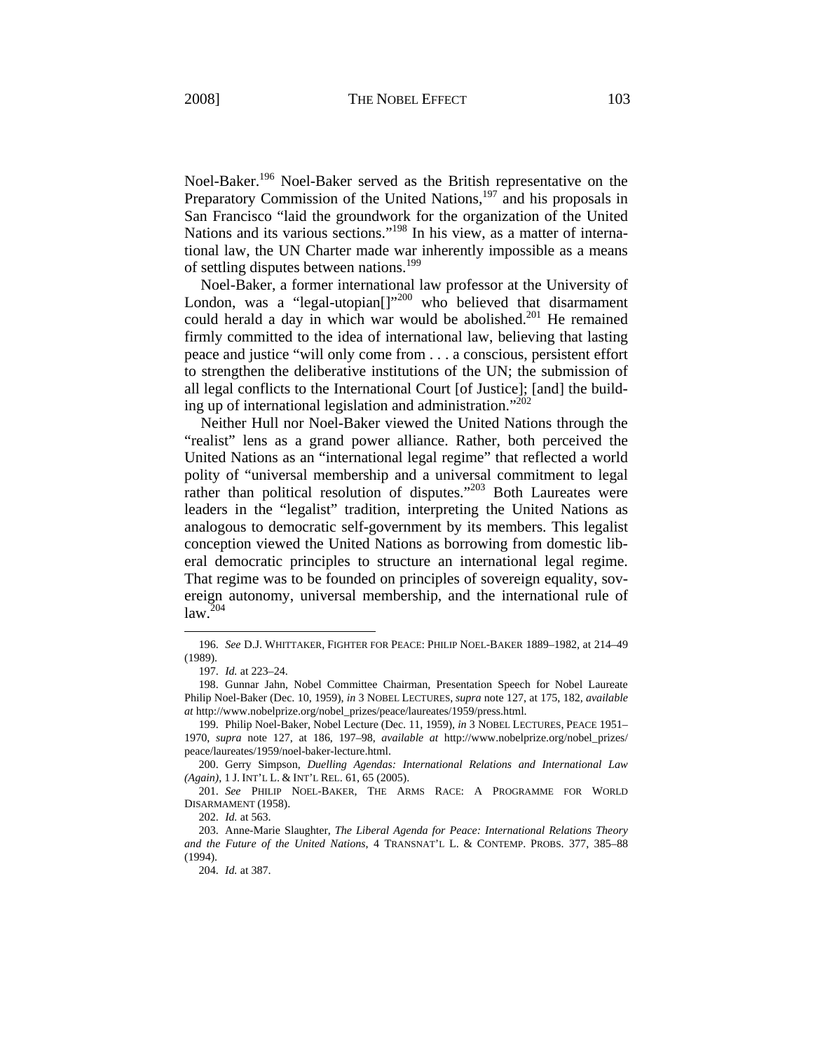Noel-Baker.[196] Noel-Baker served as the British representative on the Preparatory Commission of the United Nations,[197] and his proposals in San Francisco "laid the groundwork for the organization of the United Nations and its various sections."[198] In his view, as a matter of international law, the UN Charter made war inherently impossible as a means of settling disputes between nations.[199]

Noel-Baker, a former international law professor at the University of London, was a "legal-utopian[]"[200] who believed that disarmament could herald a day in which war would be abolished.[201] He remained firmly committed to the idea of international law, believing that lasting peace and justice "will only come from . . . a conscious, persistent effort to strengthen the deliberative institutions of the UN; the submission of all legal conflicts to the International Court [of Justice]; [and] the building up of international legislation and administration."[202]

Neither Hull nor Noel-Baker viewed the United Nations through the "realist" lens as a grand power alliance. Rather, both perceived the United Nations as an "international legal regime" that reflected a world polity of "universal membership and a universal commitment to legal rather than political resolution of disputes."[203] Both Laureates were leaders in the "legalist" tradition, interpreting the United Nations as analogous to democratic self-government by its members. This legalist conception viewed the United Nations as borrowing from domestic liberal democratic principles to structure an international legal regime. That regime was to be founded on principles of sovereign equality, sovereign autonomy, universal membership, and the international rule of law.[204]

---

196. *See* D.J. WHITTAKER, FIGHTER FOR PEACE: PHILIP NOEL-BAKER 1889–1982, at 214–49 (1989).

197. *Id.* at 223–24.

198. Gunnar Jahn, Nobel Committee Chairman, Presentation Speech for Nobel Laureate Philip Noel-Baker (Dec. 10, 1959), *in* 3 NOBEL LECTURES, *supra* note 127, at 175, 182, *available at* http://www.nobelprize.org/nobel_prizes/peace/laureates/1959/press.html.

199. Philip Noel-Baker, Nobel Lecture (Dec. 11, 1959), *in* 3 NOBEL LECTURES, PEACE 1951–1970, *supra* note 127, at 186, 197–98, *available at* http://www.nobelprize.org/nobel_prizes/peace/laureates/1959/noel-baker-lecture.html.

200. Gerry Simpson, *Duelling Agendas: International Relations and International Law (Again)*, 1 J. INT'L L. & INT'L REL. 61, 65 (2005).

201. *See* PHILIP NOEL-BAKER, THE ARMS RACE: A PROGRAMME FOR WORLD DISARMAMENT (1958).

202. *Id.* at 563.

203. Anne-Marie Slaughter, *The Liberal Agenda for Peace: International Relations Theory and the Future of the United Nations*, 4 TRANSNAT'L L. & CONTEMP. PROBS. 377, 385–88 (1994).

204. *Id.* at 387.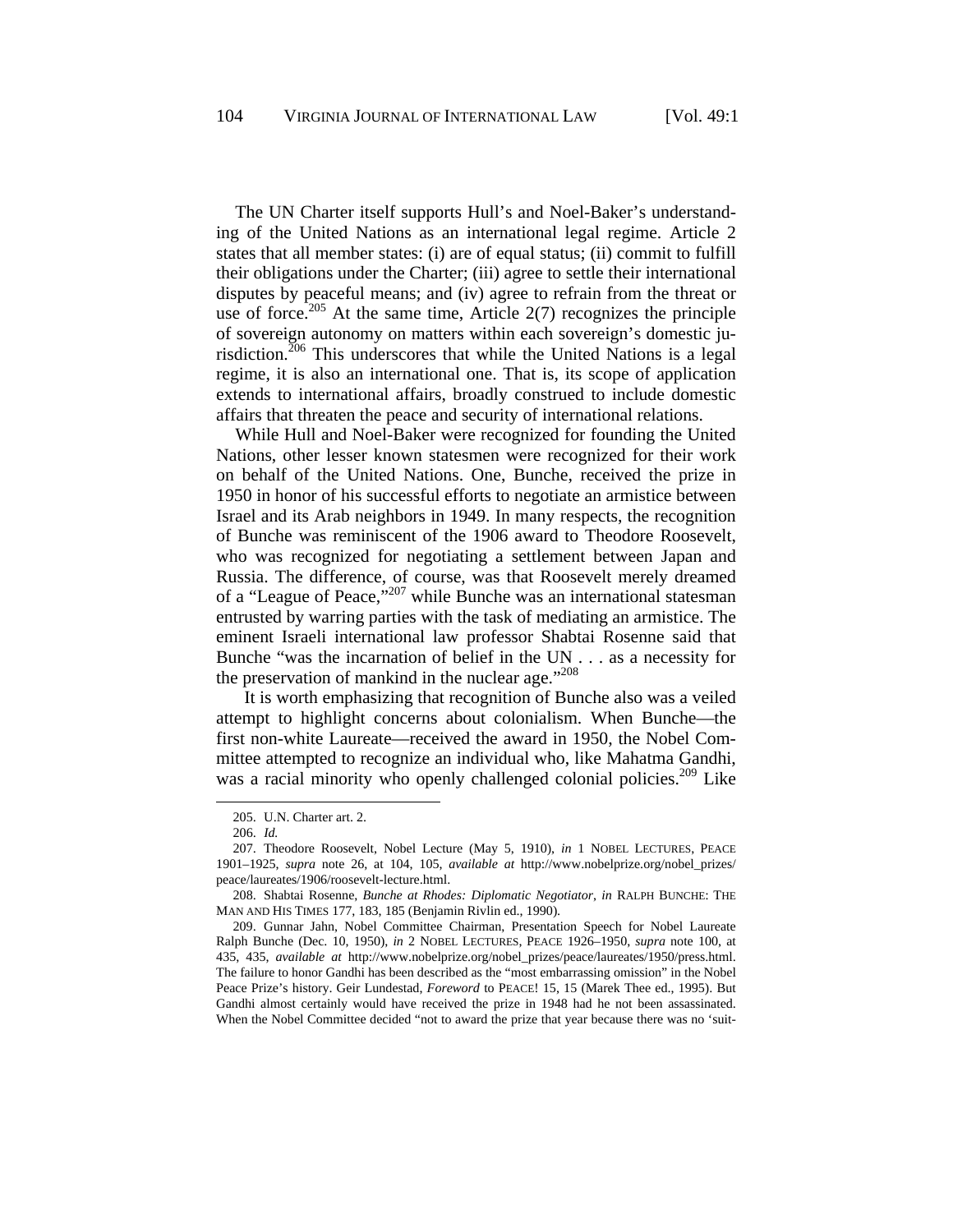The UN Charter itself supports Hull's and Noel-Baker's understanding of the United Nations as an international legal regime. Article 2 states that all member states: (i) are of equal status; (ii) commit to fulfill their obligations under the Charter; (iii) agree to settle their international disputes by peaceful means; and (iv) agree to refrain from the threat or use of force.[205] At the same time, Article 2(7) recognizes the principle of sovereign autonomy on matters within each sovereign's domestic jurisdiction.[206] This underscores that while the United Nations is a legal regime, it is also an international one. That is, its scope of application extends to international affairs, broadly construed to include domestic affairs that threaten the peace and security of international relations.

While Hull and Noel-Baker were recognized for founding the United Nations, other lesser known statesmen were recognized for their work on behalf of the United Nations. One, Bunche, received the prize in 1950 in honor of his successful efforts to negotiate an armistice between Israel and its Arab neighbors in 1949. In many respects, the recognition of Bunche was reminiscent of the 1906 award to Theodore Roosevelt, who was recognized for negotiating a settlement between Japan and Russia. The difference, of course, was that Roosevelt merely dreamed of a "League of Peace,"[207] while Bunche was an international statesman entrusted by warring parties with the task of mediating an armistice. The eminent Israeli international law professor Shabtai Rosenne said that Bunche "was the incarnation of belief in the UN . . . as a necessity for the preservation of mankind in the nuclear age."[208]

It is worth emphasizing that recognition of Bunche also was a veiled attempt to highlight concerns about colonialism. When Bunche—the first non-white Laureate—received the award in 1950, the Nobel Committee attempted to recognize an individual who, like Mahatma Gandhi, was a racial minority who openly challenged colonial policies.[209] Like

205. U.N. Charter art. 2.

206. *Id.*

207. Theodore Roosevelt, Nobel Lecture (May 5, 1910), *in* 1 NOBEL LECTURES, PEACE 1901–1925, *supra* note 26, at 104, 105, *available at* http://www.nobelprize.org/nobel_prizes/peace/laureates/1906/roosevelt-lecture.html.

208. Shabtai Rosenne, *Bunche at Rhodes: Diplomatic Negotiator*, *in* RALPH BUNCHE: THE MAN AND HIS TIMES 177, 183, 185 (Benjamin Rivlin ed., 1990).

209. Gunnar Jahn, Nobel Committee Chairman, Presentation Speech for Nobel Laureate Ralph Bunche (Dec. 10, 1950), *in* 2 NOBEL LECTURES, PEACE 1926–1950, *supra* note 100, at 435, 435, *available at* http://www.nobelprize.org/nobel_prizes/peace/laureates/1950/press.html. The failure to honor Gandhi has been described as the "most embarrassing omission" in the Nobel Peace Prize's history. Geir Lundestad, *Foreword* to PEACE! 15, 15 (Marek Thee ed., 1995). But Gandhi almost certainly would have received the prize in 1948 had he not been assassinated. When the Nobel Committee decided "not to award the prize that year because there was no 'suit-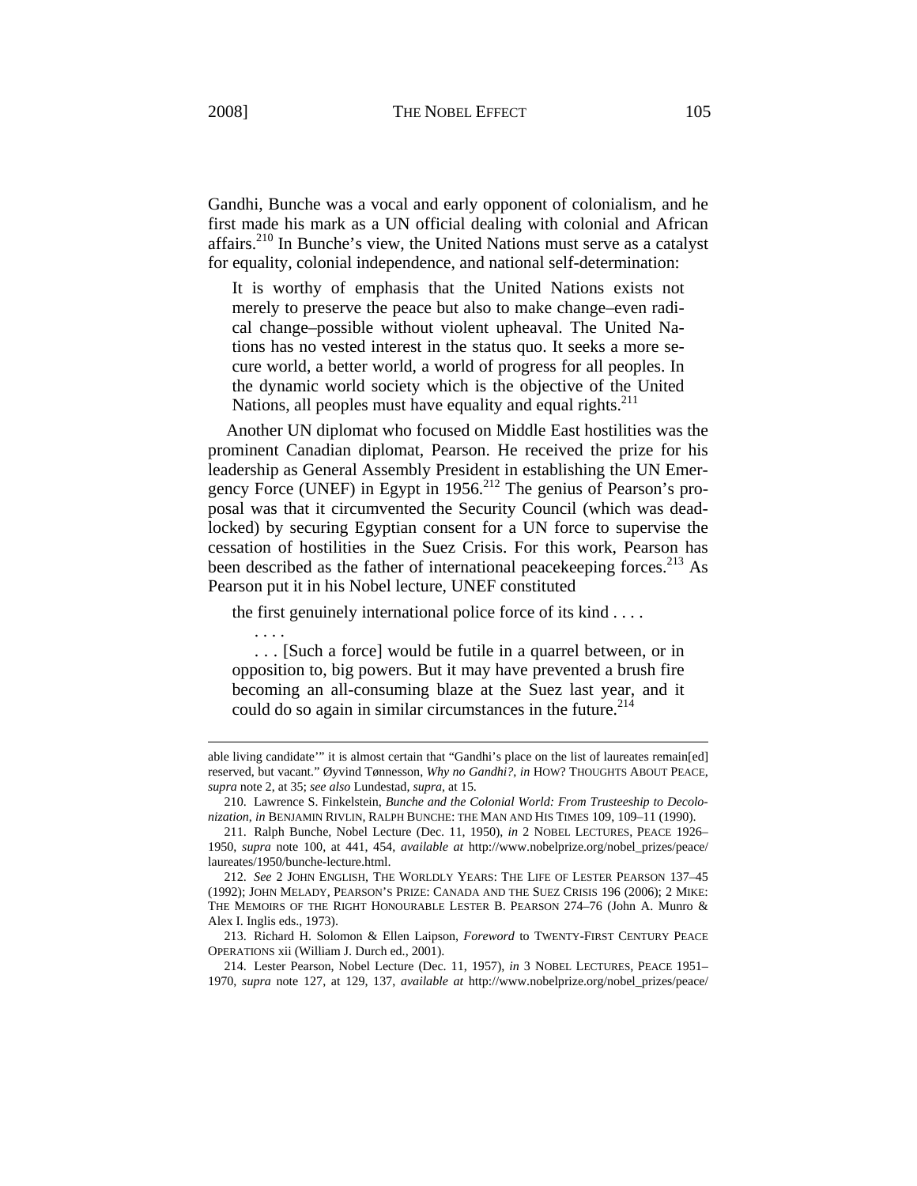Gandhi, Bunche was a vocal and early opponent of colonialism, and he first made his mark as a UN official dealing with colonial and African affairs.[210] In Bunche's view, the United Nations must serve as a catalyst for equality, colonial independence, and national self-determination:

> It is worthy of emphasis that the United Nations exists not merely to preserve the peace but also to make change–even radical change–possible without violent upheaval. The United Nations has no vested interest in the status quo. It seeks a more secure world, a better world, a world of progress for all peoples. In the dynamic world society which is the objective of the United Nations, all peoples must have equality and equal rights.[211]

Another UN diplomat who focused on Middle East hostilities was the prominent Canadian diplomat, Pearson. He received the prize for his leadership as General Assembly President in establishing the UN Emergency Force (UNEF) in Egypt in 1956.[212] The genius of Pearson's proposal was that it circumvented the Security Council (which was deadlocked) by securing Egyptian consent for a UN force to supervise the cessation of hostilities in the Suez Crisis. For this work, Pearson has been described as the father of international peacekeeping forces.[213] As Pearson put it in his Nobel lecture, UNEF constituted

> the first genuinely international police force of its kind . . . .
>
> . . . .
>
> . . . [Such a force] would be futile in a quarrel between, or in opposition to, big powers. But it may have prevented a brush fire becoming an all-consuming blaze at the Suez last year, and it could do so again in similar circumstances in the future.[214]

---

able living candidate'" it is almost certain that "Gandhi's place on the list of laureates remain[ed] reserved, but vacant." Øyvind Tønnesson, *Why no Gandhi?*, *in* HOW? THOUGHTS ABOUT PEACE, *supra* note 2, at 35; *see also* Lundestad, *supra*, at 15.

210. Lawrence S. Finkelstein, *Bunche and the Colonial World: From Trusteeship to Decolonization*, *in* BENJAMIN RIVLIN, RALPH BUNCHE: THE MAN AND HIS TIMES 109, 109–11 (1990).

211. Ralph Bunche, Nobel Lecture (Dec. 11, 1950), *in* 2 NOBEL LECTURES, PEACE 1926–1950, *supra* note 100, at 441, 454, *available at* http://www.nobelprize.org/nobel_prizes/peace/laureates/1950/bunche-lecture.html.

212. *See* 2 JOHN ENGLISH, THE WORLDLY YEARS: THE LIFE OF LESTER PEARSON 137–45 (1992); JOHN MELADY, PEARSON'S PRIZE: CANADA AND THE SUEZ CRISIS 196 (2006); 2 MIKE: THE MEMOIRS OF THE RIGHT HONOURABLE LESTER B. PEARSON 274–76 (John A. Munro & Alex I. Inglis eds., 1973).

213. Richard H. Solomon & Ellen Laipson, *Foreword* to TWENTY-FIRST CENTURY PEACE OPERATIONS xii (William J. Durch ed., 2001).

214. Lester Pearson, Nobel Lecture (Dec. 11, 1957), *in* 3 NOBEL LECTURES, PEACE 1951–1970, *supra* note 127, at 129, 137, *available at* http://www.nobelprize.org/nobel_prizes/peace/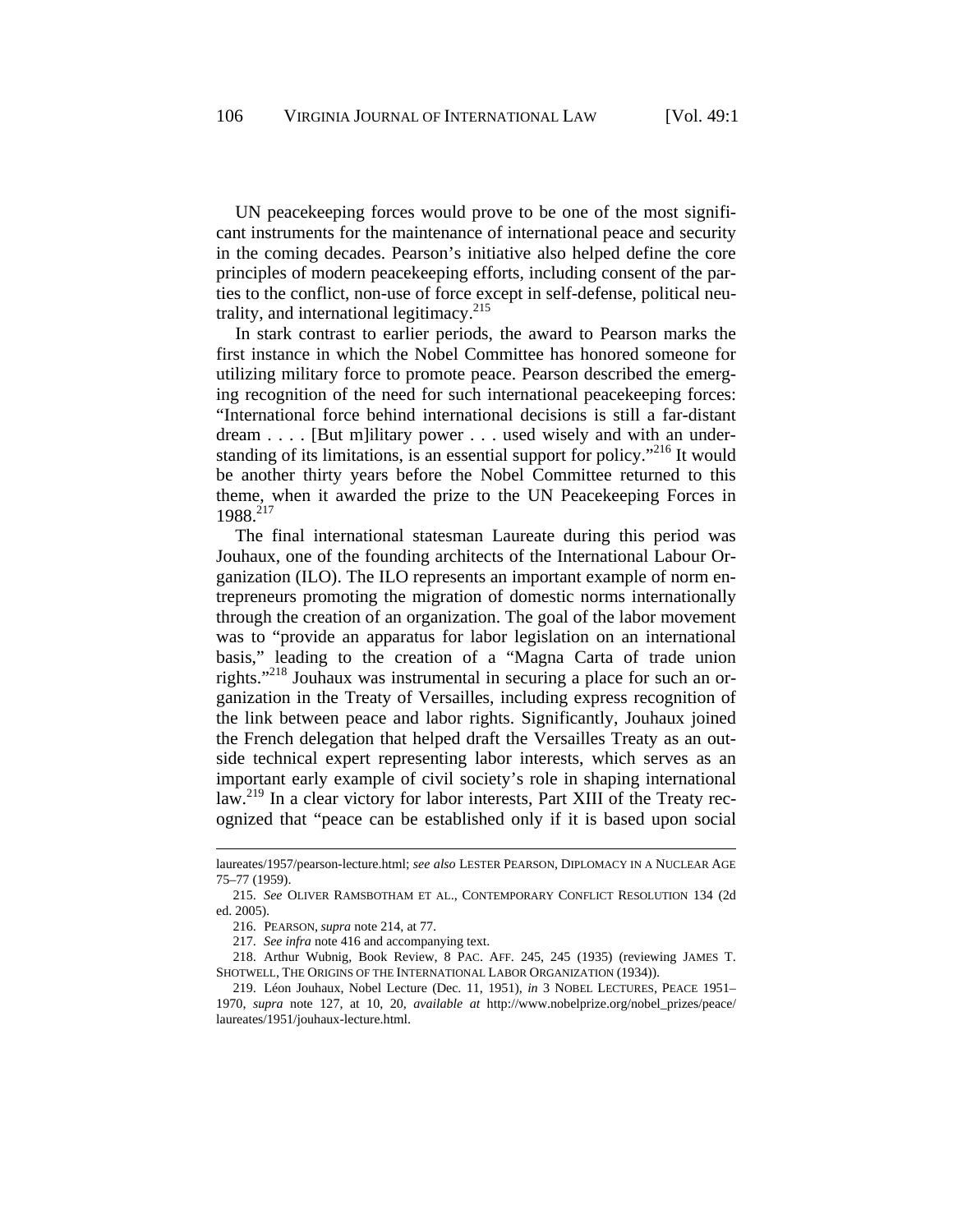UN peacekeeping forces would prove to be one of the most significant instruments for the maintenance of international peace and security in the coming decades. Pearson's initiative also helped define the core principles of modern peacekeeping efforts, including consent of the parties to the conflict, non-use of force except in self-defense, political neutrality, and international legitimacy.[215]

In stark contrast to earlier periods, the award to Pearson marks the first instance in which the Nobel Committee has honored someone for utilizing military force to promote peace. Pearson described the emerging recognition of the need for such international peacekeeping forces: "International force behind international decisions is still a far-distant dream . . . . [But m]ilitary power . . . used wisely and with an understanding of its limitations, is an essential support for policy."[216] It would be another thirty years before the Nobel Committee returned to this theme, when it awarded the prize to the UN Peacekeeping Forces in 1988.[217]

The final international statesman Laureate during this period was Jouhaux, one of the founding architects of the International Labour Organization (ILO). The ILO represents an important example of norm entrepreneurs promoting the migration of domestic norms internationally through the creation of an organization. The goal of the labor movement was to "provide an apparatus for labor legislation on an international basis," leading to the creation of a "Magna Carta of trade union rights."[218] Jouhaux was instrumental in securing a place for such an organization in the Treaty of Versailles, including express recognition of the link between peace and labor rights. Significantly, Jouhaux joined the French delegation that helped draft the Versailles Treaty as an outside technical expert representing labor interests, which serves as an important early example of civil society's role in shaping international law.[219] In a clear victory for labor interests, Part XIII of the Treaty recognized that "peace can be established only if it is based upon social

---

laureates/1957/pearson-lecture.html; *see also* LESTER PEARSON, DIPLOMACY IN A NUCLEAR AGE 75–77 (1959).

215. *See* OLIVER RAMSBOTHAM ET AL., CONTEMPORARY CONFLICT RESOLUTION 134 (2d ed. 2005).

216. PEARSON, *supra* note 214, at 77.

217. *See infra* note 416 and accompanying text.

218. Arthur Wubnig, Book Review, 8 PAC. AFF. 245, 245 (1935) (reviewing JAMES T. SHOTWELL, THE ORIGINS OF THE INTERNATIONAL LABOR ORGANIZATION (1934)).

219. Léon Jouhaux, Nobel Lecture (Dec. 11, 1951), *in* 3 NOBEL LECTURES, PEACE 1951–1970, *supra* note 127, at 10, 20, *available at* http://www.nobelprize.org/nobel_prizes/peace/laureates/1951/jouhaux-lecture.html.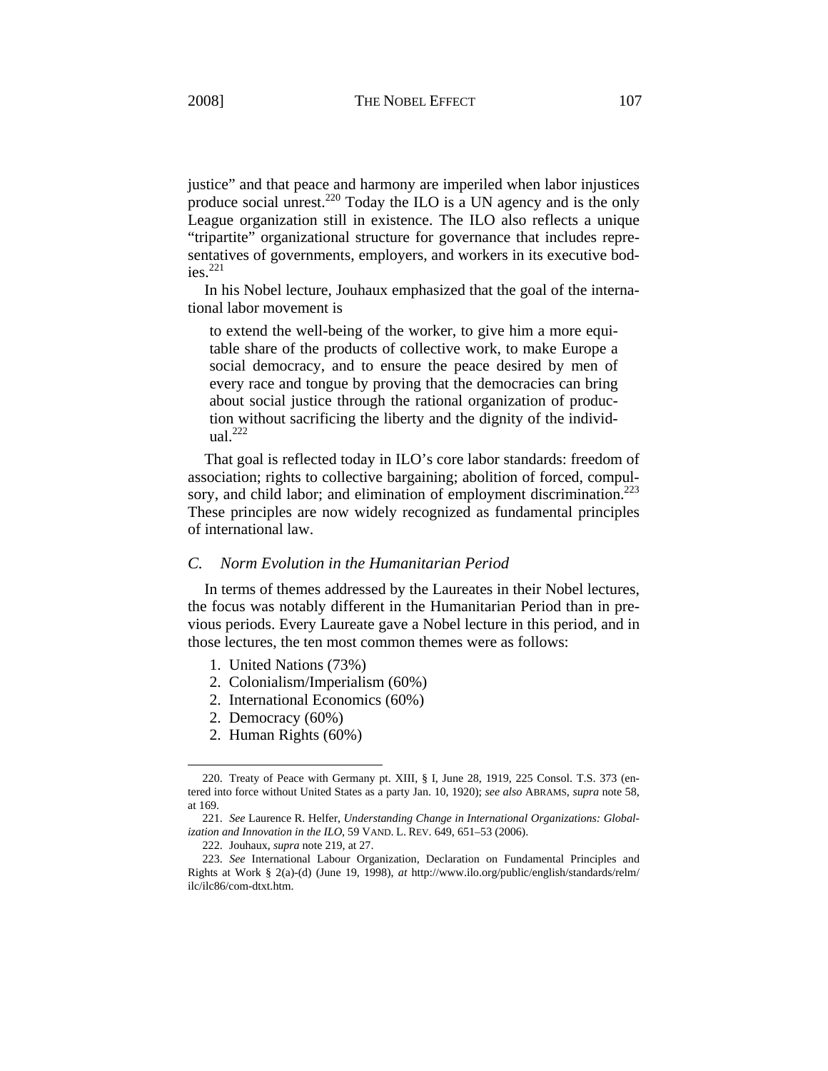justice" and that peace and harmony are imperiled when labor injustices produce social unrest.[220] Today the ILO is a UN agency and is the only League organization still in existence. The ILO also reflects a unique "tripartite" organizational structure for governance that includes representatives of governments, employers, and workers in its executive bodies.[221]

In his Nobel lecture, Jouhaux emphasized that the goal of the international labor movement is

> to extend the well-being of the worker, to give him a more equitable share of the products of collective work, to make Europe a social democracy, and to ensure the peace desired by men of every race and tongue by proving that the democracies can bring about social justice through the rational organization of production without sacrificing the liberty and the dignity of the individual.[222]

That goal is reflected today in ILO's core labor standards: freedom of association; rights to collective bargaining; abolition of forced, compulsory, and child labor; and elimination of employment discrimination.[223] These principles are now widely recognized as fundamental principles of international law.

### C. *Norm Evolution in the Humanitarian Period*

In terms of themes addressed by the Laureates in their Nobel lectures, the focus was notably different in the Humanitarian Period than in previous periods. Every Laureate gave a Nobel lecture in this period, and in those lectures, the ten most common themes were as follows:

1. United Nations (73%)
2. Colonialism/Imperialism (60%)
2. International Economics (60%)
2. Democracy (60%)
2. Human Rights (60%)

---

220. Treaty of Peace with Germany pt. XIII, § I, June 28, 1919, 225 Consol. T.S. 373 (entered into force without United States as a party Jan. 10, 1920); *see also* ABRAMS, *supra* note 58, at 169.

221. *See* Laurence R. Helfer, *Understanding Change in International Organizations: Globalization and Innovation in the ILO*, 59 VAND. L. REV. 649, 651–53 (2006).

222. Jouhaux, *supra* note 219, at 27.

223. *See* International Labour Organization, Declaration on Fundamental Principles and Rights at Work § 2(a)-(d) (June 19, 1998), *at* http://www.ilo.org/public/english/standards/relm/ilc/ilc86/com-dtxt.htm.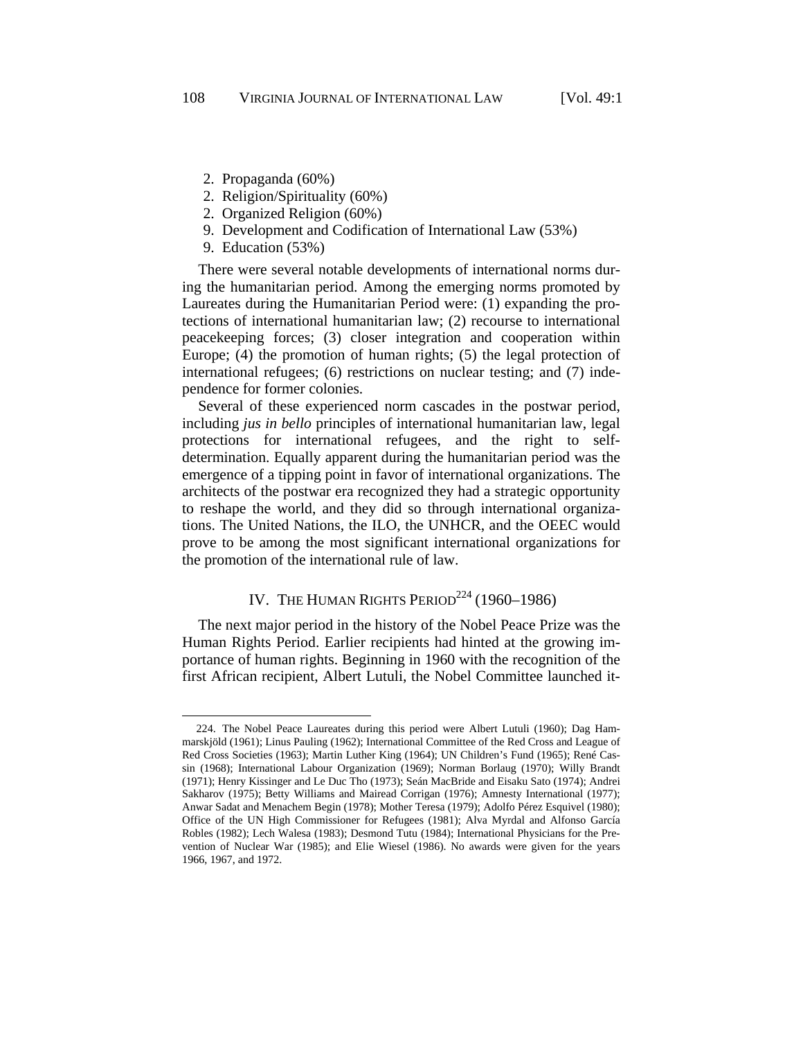2. Propaganda (60%)
2. Religion/Spirituality (60%)
2. Organized Religion (60%)
9. Development and Codification of International Law (53%)
9. Education (53%)

There were several notable developments of international norms during the humanitarian period. Among the emerging norms promoted by Laureates during the Humanitarian Period were: (1) expanding the protections of international humanitarian law; (2) recourse to international peacekeeping forces; (3) closer integration and cooperation within Europe; (4) the promotion of human rights; (5) the legal protection of international refugees; (6) restrictions on nuclear testing; and (7) independence for former colonies.

Several of these experienced norm cascades in the postwar period, including *jus in bello* principles of international humanitarian law, legal protections for international refugees, and the right to self-determination. Equally apparent during the humanitarian period was the emergence of a tipping point in favor of international organizations. The architects of the postwar era recognized they had a strategic opportunity to reshape the world, and they did so through international organizations. The United Nations, the ILO, the UNHCR, and the OEEC would prove to be among the most significant international organizations for the promotion of the international rule of law.

## IV. The Human Rights Period[224] (1960–1986)

The next major period in the history of the Nobel Peace Prize was the Human Rights Period. Earlier recipients had hinted at the growing importance of human rights. Beginning in 1960 with the recognition of the first African recipient, Albert Lutuli, the Nobel Committee launched it-

224. The Nobel Peace Laureates during this period were Albert Lutuli (1960); Dag Hammarskjöld (1961); Linus Pauling (1962); International Committee of the Red Cross and League of Red Cross Societies (1963); Martin Luther King (1964); UN Children's Fund (1965); René Cassin (1968); International Labour Organization (1969); Norman Borlaug (1970); Willy Brandt (1971); Henry Kissinger and Le Duc Tho (1973); Seán MacBride and Eisaku Sato (1974); Andrei Sakharov (1975); Betty Williams and Mairead Corrigan (1976); Amnesty International (1977); Anwar Sadat and Menachem Begin (1978); Mother Teresa (1979); Adolfo Pérez Esquivel (1980); Office of the UN High Commissioner for Refugees (1981); Alva Myrdal and Alfonso García Robles (1982); Lech Walesa (1983); Desmond Tutu (1984); International Physicians for the Prevention of Nuclear War (1985); and Elie Wiesel (1986). No awards were given for the years 1966, 1967, and 1972.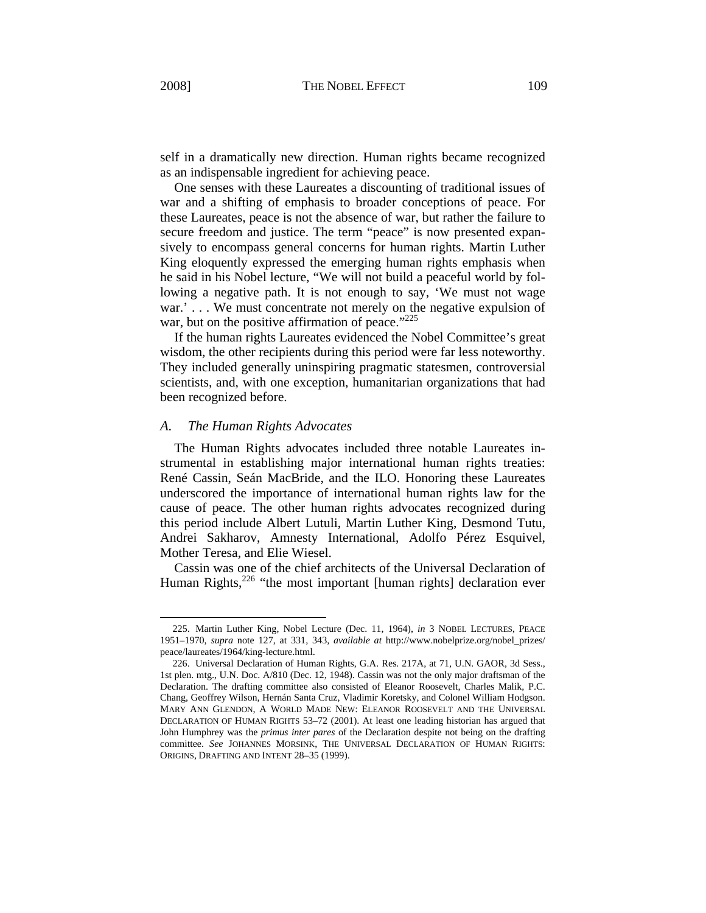self in a dramatically new direction. Human rights became recognized as an indispensable ingredient for achieving peace.

One senses with these Laureates a discounting of traditional issues of war and a shifting of emphasis to broader conceptions of peace. For these Laureates, peace is not the absence of war, but rather the failure to secure freedom and justice. The term "peace" is now presented expansively to encompass general concerns for human rights. Martin Luther King eloquently expressed the emerging human rights emphasis when he said in his Nobel lecture, "We will not build a peaceful world by following a negative path. It is not enough to say, 'We must not wage war.' . . . We must concentrate not merely on the negative expulsion of war, but on the positive affirmation of peace."[225]

If the human rights Laureates evidenced the Nobel Committee's great wisdom, the other recipients during this period were far less noteworthy. They included generally uninspiring pragmatic statesmen, controversial scientists, and, with one exception, humanitarian organizations that had been recognized before.

### *A. The Human Rights Advocates*

The Human Rights advocates included three notable Laureates instrumental in establishing major international human rights treaties: René Cassin, Seán MacBride, and the ILO. Honoring these Laureates underscored the importance of international human rights law for the cause of peace. The other human rights advocates recognized during this period include Albert Lutuli, Martin Luther King, Desmond Tutu, Andrei Sakharov, Amnesty International, Adolfo Pérez Esquivel, Mother Teresa, and Elie Wiesel.

Cassin was one of the chief architects of the Universal Declaration of Human Rights,[226] "the most important [human rights] declaration ever

---

225. Martin Luther King, Nobel Lecture (Dec. 11, 1964), *in* 3 NOBEL LECTURES, PEACE 1951–1970, *supra* note 127, at 331, 343, *available at* http://www.nobelprize.org/nobel_prizes/peace/laureates/1964/king-lecture.html.

226. Universal Declaration of Human Rights, G.A. Res. 217A, at 71, U.N. GAOR, 3d Sess., 1st plen. mtg., U.N. Doc. A/810 (Dec. 12, 1948). Cassin was not the only major draftsman of the Declaration. The drafting committee also consisted of Eleanor Roosevelt, Charles Malik, P.C. Chang, Geoffrey Wilson, Hernán Santa Cruz, Vladimir Koretsky, and Colonel William Hodgson. MARY ANN GLENDON, A WORLD MADE NEW: ELEANOR ROOSEVELT AND THE UNIVERSAL DECLARATION OF HUMAN RIGHTS 53–72 (2001). At least one leading historian has argued that John Humphrey was the *primus inter pares* of the Declaration despite not being on the drafting committee. *See* JOHANNES MORSINK, THE UNIVERSAL DECLARATION OF HUMAN RIGHTS: ORIGINS, DRAFTING AND INTENT 28–35 (1999).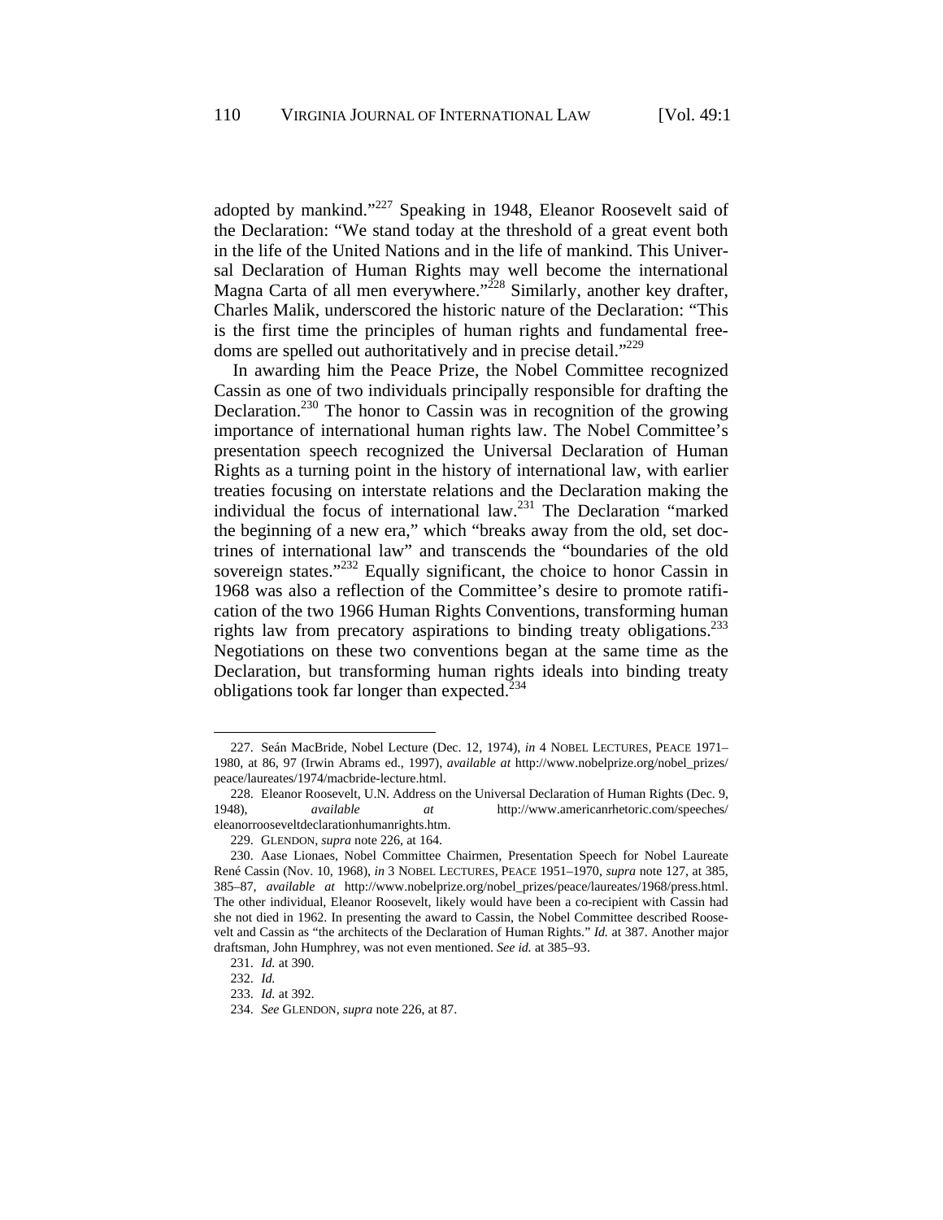adopted by mankind."[227] Speaking in 1948, Eleanor Roosevelt said of the Declaration: "We stand today at the threshold of a great event both in the life of the United Nations and in the life of mankind. This Universal Declaration of Human Rights may well become the international Magna Carta of all men everywhere."[228] Similarly, another key drafter, Charles Malik, underscored the historic nature of the Declaration: "This is the first time the principles of human rights and fundamental freedoms are spelled out authoritatively and in precise detail."[229]

In awarding him the Peace Prize, the Nobel Committee recognized Cassin as one of two individuals principally responsible for drafting the Declaration.[230] The honor to Cassin was in recognition of the growing importance of international human rights law. The Nobel Committee's presentation speech recognized the Universal Declaration of Human Rights as a turning point in the history of international law, with earlier treaties focusing on interstate relations and the Declaration making the individual the focus of international law.[231] The Declaration "marked the beginning of a new era," which "breaks away from the old, set doctrines of international law" and transcends the "boundaries of the old sovereign states."[232] Equally significant, the choice to honor Cassin in 1968 was also a reflection of the Committee's desire to promote ratification of the two 1966 Human Rights Conventions, transforming human rights law from precatory aspirations to binding treaty obligations.[233] Negotiations on these two conventions began at the same time as the Declaration, but transforming human rights ideals into binding treaty obligations took far longer than expected.[234]

---

227. Seán MacBride, Nobel Lecture (Dec. 12, 1974), *in* 4 NOBEL LECTURES, PEACE 1971–1980, at 86, 97 (Irwin Abrams ed., 1997), *available at* http://www.nobelprize.org/nobel_prizes/peace/laureates/1974/macbride-lecture.html.

228. Eleanor Roosevelt, U.N. Address on the Universal Declaration of Human Rights (Dec. 9, 1948), *available at* http://www.americanrhetoric.com/speeches/eleanorrooseveltdeclarationhumanrights.htm.

229. GLENDON, *supra* note 226, at 164.

230. Aase Lionaes, Nobel Committee Chairmen, Presentation Speech for Nobel Laureate René Cassin (Nov. 10, 1968), *in* 3 NOBEL LECTURES, PEACE 1951–1970, *supra* note 127, at 385, 385–87, *available at* http://www.nobelprize.org/nobel_prizes/peace/laureates/1968/press.html. The other individual, Eleanor Roosevelt, likely would have been a co-recipient with Cassin had she not died in 1962. In presenting the award to Cassin, the Nobel Committee described Roosevelt and Cassin as "the architects of the Declaration of Human Rights." *Id.* at 387. Another major draftsman, John Humphrey, was not even mentioned. *See id.* at 385–93.

231. *Id.* at 390.

232. *Id.*

233. *Id.* at 392.

234. *See* GLENDON, *supra* note 226, at 87.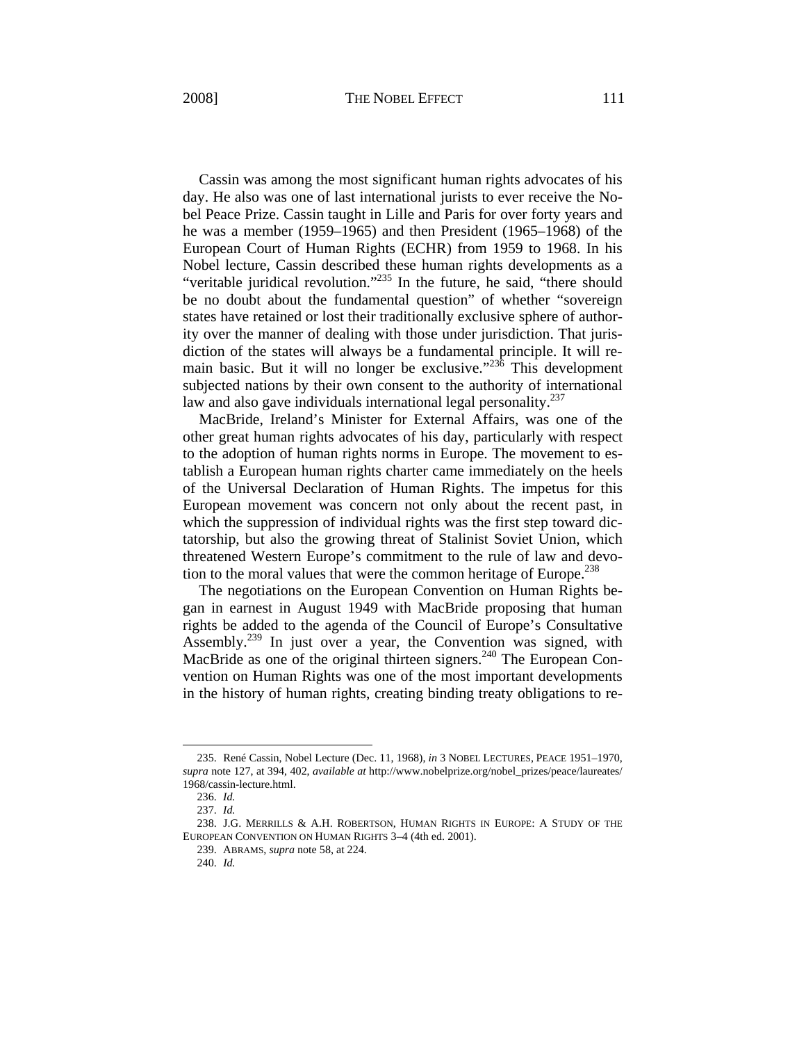Cassin was among the most significant human rights advocates of his day. He also was one of last international jurists to ever receive the Nobel Peace Prize. Cassin taught in Lille and Paris for over forty years and he was a member (1959–1965) and then President (1965–1968) of the European Court of Human Rights (ECHR) from 1959 to 1968. In his Nobel lecture, Cassin described these human rights developments as a "veritable juridical revolution."[235] In the future, he said, "there should be no doubt about the fundamental question" of whether "sovereign states have retained or lost their traditionally exclusive sphere of authority over the manner of dealing with those under jurisdiction. That jurisdiction of the states will always be a fundamental principle. It will remain basic. But it will no longer be exclusive."[236] This development subjected nations by their own consent to the authority of international law and also gave individuals international legal personality.[237]

MacBride, Ireland's Minister for External Affairs, was one of the other great human rights advocates of his day, particularly with respect to the adoption of human rights norms in Europe. The movement to establish a European human rights charter came immediately on the heels of the Universal Declaration of Human Rights. The impetus for this European movement was concern not only about the recent past, in which the suppression of individual rights was the first step toward dictatorship, but also the growing threat of Stalinist Soviet Union, which threatened Western Europe's commitment to the rule of law and devotion to the moral values that were the common heritage of Europe.[238]

The negotiations on the European Convention on Human Rights began in earnest in August 1949 with MacBride proposing that human rights be added to the agenda of the Council of Europe's Consultative Assembly.[239] In just over a year, the Convention was signed, with MacBride as one of the original thirteen signers.[240] The European Convention on Human Rights was one of the most important developments in the history of human rights, creating binding treaty obligations to re-

235. René Cassin, Nobel Lecture (Dec. 11, 1968), *in* 3 NOBEL LECTURES, PEACE 1951–1970, *supra* note 127, at 394, 402, *available at* http://www.nobelprize.org/nobel_prizes/peace/laureates/1968/cassin-lecture.html.

236. *Id.*

237. *Id.*

238. J.G. MERRILLS & A.H. ROBERTSON, HUMAN RIGHTS IN EUROPE: A STUDY OF THE EUROPEAN CONVENTION ON HUMAN RIGHTS 3–4 (4th ed. 2001).

239. ABRAMS, *supra* note 58, at 224.

240. *Id.*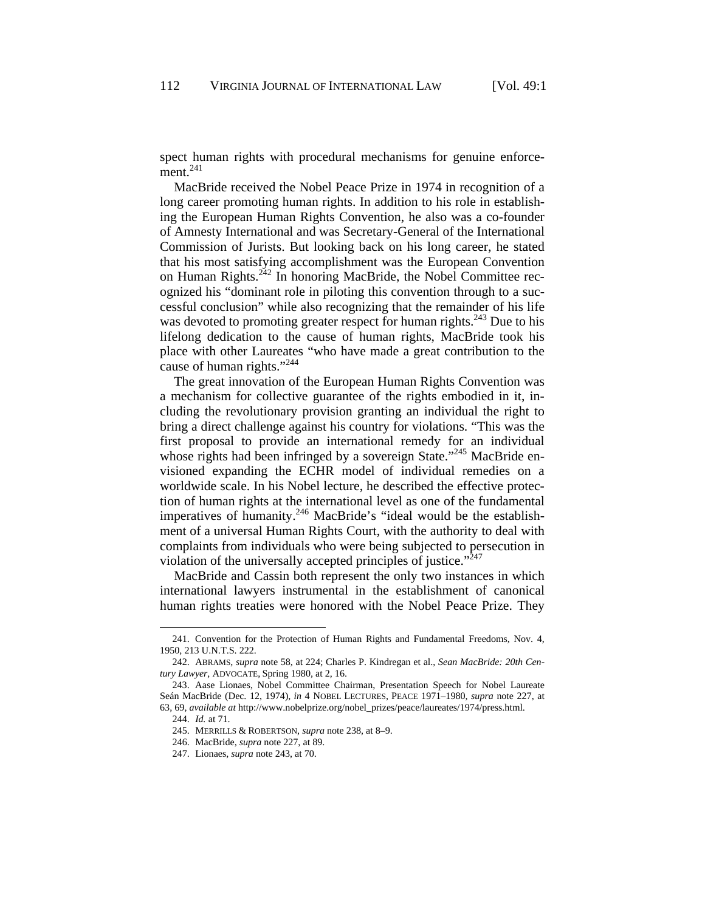spect human rights with procedural mechanisms for genuine enforcement.[241]

MacBride received the Nobel Peace Prize in 1974 in recognition of a long career promoting human rights. In addition to his role in establishing the European Human Rights Convention, he also was a co-founder of Amnesty International and was Secretary-General of the International Commission of Jurists. But looking back on his long career, he stated that his most satisfying accomplishment was the European Convention on Human Rights.[242] In honoring MacBride, the Nobel Committee recognized his "dominant role in piloting this convention through to a successful conclusion" while also recognizing that the remainder of his life was devoted to promoting greater respect for human rights.[243] Due to his lifelong dedication to the cause of human rights, MacBride took his place with other Laureates "who have made a great contribution to the cause of human rights."[244]

The great innovation of the European Human Rights Convention was a mechanism for collective guarantee of the rights embodied in it, including the revolutionary provision granting an individual the right to bring a direct challenge against his country for violations. "This was the first proposal to provide an international remedy for an individual whose rights had been infringed by a sovereign State."[245] MacBride envisioned expanding the ECHR model of individual remedies on a worldwide scale. In his Nobel lecture, he described the effective protection of human rights at the international level as one of the fundamental imperatives of humanity.[246] MacBride's "ideal would be the establishment of a universal Human Rights Court, with the authority to deal with complaints from individuals who were being subjected to persecution in violation of the universally accepted principles of justice."[247]

MacBride and Cassin both represent the only two instances in which international lawyers instrumental in the establishment of canonical human rights treaties were honored with the Nobel Peace Prize. They

---

241. Convention for the Protection of Human Rights and Fundamental Freedoms, Nov. 4, 1950, 213 U.N.T.S. 222.

242. ABRAMS, *supra* note 58, at 224; Charles P. Kindregan et al., *Sean MacBride: 20th Century Lawyer*, ADVOCATE, Spring 1980, at 2, 16.

243. Aase Lionaes, Nobel Committee Chairman, Presentation Speech for Nobel Laureate Seán MacBride (Dec. 12, 1974), *in* 4 NOBEL LECTURES, PEACE 1971–1980, *supra* note 227, at 63, 69, *available at* http://www.nobelprize.org/nobel_prizes/peace/laureates/1974/press.html.

244. *Id.* at 71.

245. MERRILLS & ROBERTSON, *supra* note 238, at 8–9.

246. MacBride, *supra* note 227, at 89.

247. Lionaes, *supra* note 243, at 70.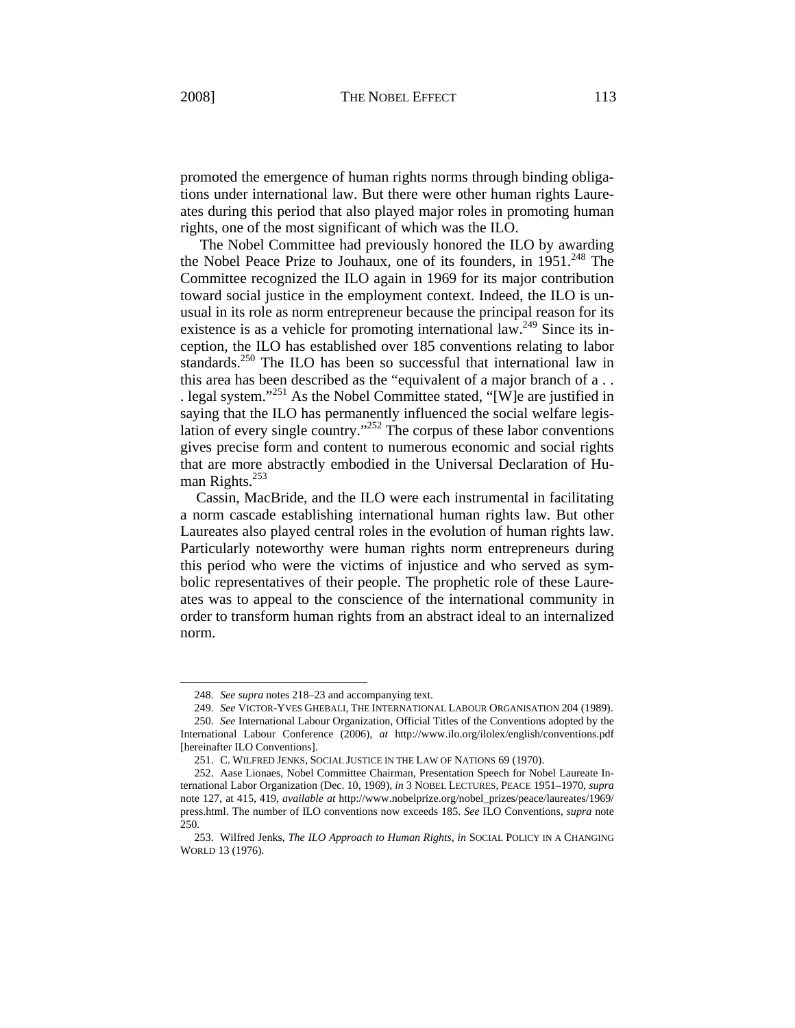promoted the emergence of human rights norms through binding obligations under international law. But there were other human rights Laureates during this period that also played major roles in promoting human rights, one of the most significant of which was the ILO.

The Nobel Committee had previously honored the ILO by awarding the Nobel Peace Prize to Jouhaux, one of its founders, in 1951.[248] The Committee recognized the ILO again in 1969 for its major contribution toward social justice in the employment context. Indeed, the ILO is unusual in its role as norm entrepreneur because the principal reason for its existence is as a vehicle for promoting international law.[249] Since its inception, the ILO has established over 185 conventions relating to labor standards.[250] The ILO has been so successful that international law in this area has been described as the "equivalent of a major branch of a . . . legal system."[251] As the Nobel Committee stated, "[W]e are justified in saying that the ILO has permanently influenced the social welfare legislation of every single country."[252] The corpus of these labor conventions gives precise form and content to numerous economic and social rights that are more abstractly embodied in the Universal Declaration of Human Rights.[253]

Cassin, MacBride, and the ILO were each instrumental in facilitating a norm cascade establishing international human rights law. But other Laureates also played central roles in the evolution of human rights law. Particularly noteworthy were human rights norm entrepreneurs during this period who were the victims of injustice and who served as symbolic representatives of their people. The prophetic role of these Laureates was to appeal to the conscience of the international community in order to transform human rights from an abstract ideal to an internalized norm.

---

248. *See supra* notes 218–23 and accompanying text.

249. *See* VICTOR-YVES GHEBALI, THE INTERNATIONAL LABOUR ORGANISATION 204 (1989).

250. *See* International Labour Organization, Official Titles of the Conventions adopted by the International Labour Conference (2006), *at* http://www.ilo.org/ilolex/english/conventions.pdf [hereinafter ILO Conventions].

251. C. WILFRED JENKS, SOCIAL JUSTICE IN THE LAW OF NATIONS 69 (1970).

252. Aase Lionaes, Nobel Committee Chairman, Presentation Speech for Nobel Laureate International Labor Organization (Dec. 10, 1969), *in* 3 NOBEL LECTURES, PEACE 1951–1970, *supra* note 127, at 415, 419, *available at* http://www.nobelprize.org/nobel_prizes/peace/laureates/1969/press.html. The number of ILO conventions now exceeds 185. *See* ILO Conventions, *supra* note 250.

253. Wilfred Jenks, *The ILO Approach to Human Rights*, *in* SOCIAL POLICY IN A CHANGING WORLD 13 (1976).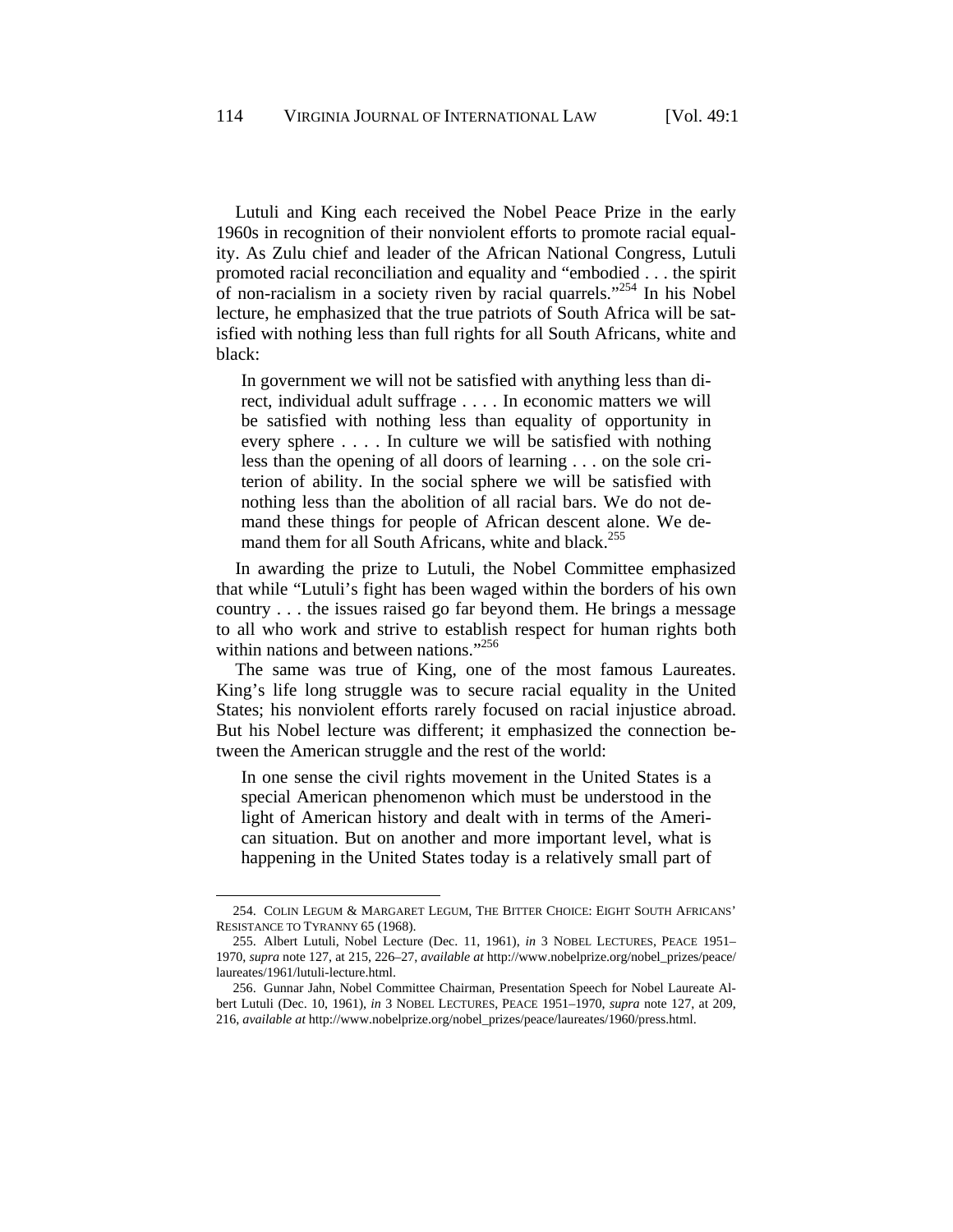Lutuli and King each received the Nobel Peace Prize in the early 1960s in recognition of their nonviolent efforts to promote racial equality. As Zulu chief and leader of the African National Congress, Lutuli promoted racial reconciliation and equality and "embodied . . . the spirit of non-racialism in a society riven by racial quarrels."[254] In his Nobel lecture, he emphasized that the true patriots of South Africa will be satisfied with nothing less than full rights for all South Africans, white and black:

> In government we will not be satisfied with anything less than direct, individual adult suffrage . . . . In economic matters we will be satisfied with nothing less than equality of opportunity in every sphere . . . . In culture we will be satisfied with nothing less than the opening of all doors of learning . . . on the sole criterion of ability. In the social sphere we will be satisfied with nothing less than the abolition of all racial bars. We do not demand these things for people of African descent alone. We demand them for all South Africans, white and black.[255]

In awarding the prize to Lutuli, the Nobel Committee emphasized that while "Lutuli's fight has been waged within the borders of his own country . . . the issues raised go far beyond them. He brings a message to all who work and strive to establish respect for human rights both within nations and between nations."[256]

The same was true of King, one of the most famous Laureates. King's life long struggle was to secure racial equality in the United States; his nonviolent efforts rarely focused on racial injustice abroad. But his Nobel lecture was different; it emphasized the connection between the American struggle and the rest of the world:

> In one sense the civil rights movement in the United States is a special American phenomenon which must be understood in the light of American history and dealt with in terms of the American situation. But on another and more important level, what is happening in the United States today is a relatively small part of

---

254. COLIN LEGUM & MARGARET LEGUM, THE BITTER CHOICE: EIGHT SOUTH AFRICANS' RESISTANCE TO TYRANNY 65 (1968).

255. Albert Lutuli, Nobel Lecture (Dec. 11, 1961), *in* 3 NOBEL LECTURES, PEACE 1951–1970, *supra* note 127, at 215, 226–27, *available at* http://www.nobelprize.org/nobel_prizes/peace/laureates/1961/lutuli-lecture.html.

256. Gunnar Jahn, Nobel Committee Chairman, Presentation Speech for Nobel Laureate Albert Lutuli (Dec. 10, 1961), *in* 3 NOBEL LECTURES, PEACE 1951–1970, *supra* note 127, at 209, 216, *available at* http://www.nobelprize.org/nobel_prizes/peace/laureates/1960/press.html.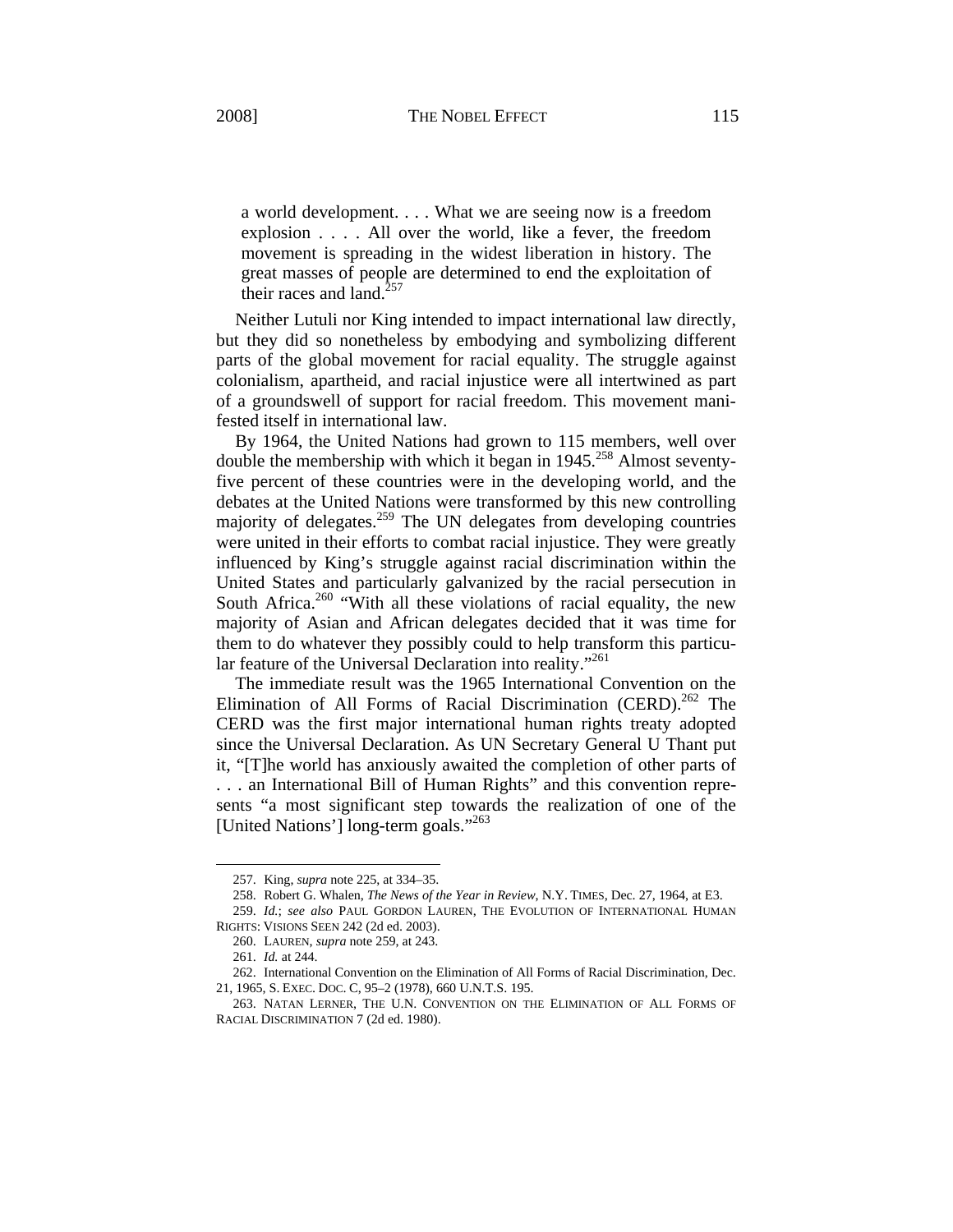> a world development. . . . What we are seeing now is a freedom explosion . . . . All over the world, like a fever, the freedom movement is spreading in the widest liberation in history. The great masses of people are determined to end the exploitation of their races and land.[257]

Neither Lutuli nor King intended to impact international law directly, but they did so nonetheless by embodying and symbolizing different parts of the global movement for racial equality. The struggle against colonialism, apartheid, and racial injustice were all intertwined as part of a groundswell of support for racial freedom. This movement manifested itself in international law.

By 1964, the United Nations had grown to 115 members, well over double the membership with which it began in 1945.[258] Almost seventy-five percent of these countries were in the developing world, and the debates at the United Nations were transformed by this new controlling majority of delegates.[259] The UN delegates from developing countries were united in their efforts to combat racial injustice. They were greatly influenced by King's struggle against racial discrimination within the United States and particularly galvanized by the racial persecution in South Africa.[260] "With all these violations of racial equality, the new majority of Asian and African delegates decided that it was time for them to do whatever they possibly could to help transform this particular feature of the Universal Declaration into reality."[261]

The immediate result was the 1965 International Convention on the Elimination of All Forms of Racial Discrimination (CERD).[262] The CERD was the first major international human rights treaty adopted since the Universal Declaration. As UN Secretary General U Thant put it, "[T]he world has anxiously awaited the completion of other parts of . . . an International Bill of Human Rights" and this convention represents "a most significant step towards the realization of one of the [United Nations'] long-term goals."[263]

---

257. King, *supra* note 225, at 334–35.

258. Robert G. Whalen, *The News of the Year in Review*, N.Y. TIMES, Dec. 27, 1964, at E3.

259. *Id.*; *see also* PAUL GORDON LAUREN, THE EVOLUTION OF INTERNATIONAL HUMAN RIGHTS: VISIONS SEEN 242 (2d ed. 2003).

260. LAUREN, *supra* note 259, at 243.

261. *Id.* at 244.

262. International Convention on the Elimination of All Forms of Racial Discrimination, Dec. 21, 1965, S. EXEC. DOC. C, 95–2 (1978), 660 U.N.T.S. 195.

263. NATAN LERNER, THE U.N. CONVENTION ON THE ELIMINATION OF ALL FORMS OF RACIAL DISCRIMINATION 7 (2d ed. 1980).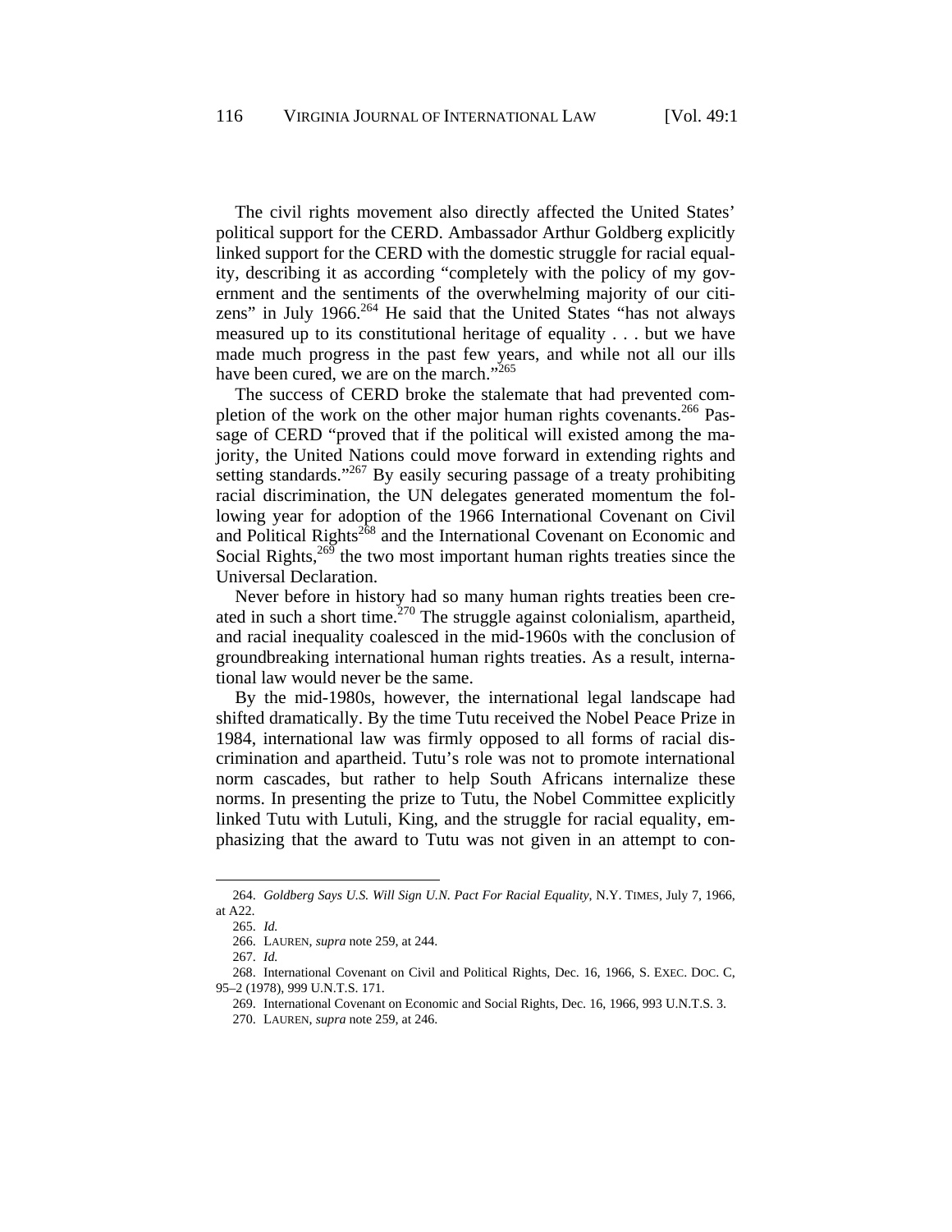The civil rights movement also directly affected the United States' political support for the CERD. Ambassador Arthur Goldberg explicitly linked support for the CERD with the domestic struggle for racial equality, describing it as according "completely with the policy of my government and the sentiments of the overwhelming majority of our citizens" in July 1966.[264] He said that the United States "has not always measured up to its constitutional heritage of equality . . . but we have made much progress in the past few years, and while not all our ills have been cured, we are on the march."[265]

The success of CERD broke the stalemate that had prevented completion of the work on the other major human rights covenants.[266] Passage of CERD "proved that if the political will existed among the majority, the United Nations could move forward in extending rights and setting standards."[267] By easily securing passage of a treaty prohibiting racial discrimination, the UN delegates generated momentum the following year for adoption of the 1966 International Covenant on Civil and Political Rights[268] and the International Covenant on Economic and Social Rights,[269] the two most important human rights treaties since the Universal Declaration.

Never before in history had so many human rights treaties been created in such a short time.[270] The struggle against colonialism, apartheid, and racial inequality coalesced in the mid-1960s with the conclusion of groundbreaking international human rights treaties. As a result, international law would never be the same.

By the mid-1980s, however, the international legal landscape had shifted dramatically. By the time Tutu received the Nobel Peace Prize in 1984, international law was firmly opposed to all forms of racial discrimination and apartheid. Tutu's role was not to promote international norm cascades, but rather to help South Africans internalize these norms. In presenting the prize to Tutu, the Nobel Committee explicitly linked Tutu with Lutuli, King, and the struggle for racial equality, emphasizing that the award to Tutu was not given in an attempt to con-

---

264. *Goldberg Says U.S. Will Sign U.N. Pact For Racial Equality*, N.Y. TIMES, July 7, 1966, at A22.

265. *Id.*

266. LAUREN, *supra* note 259, at 244.

267. *Id.*

268. International Covenant on Civil and Political Rights, Dec. 16, 1966, S. EXEC. DOC. C, 95–2 (1978), 999 U.N.T.S. 171.

269. International Covenant on Economic and Social Rights, Dec. 16, 1966, 993 U.N.T.S. 3.

270. LAUREN, *supra* note 259, at 246.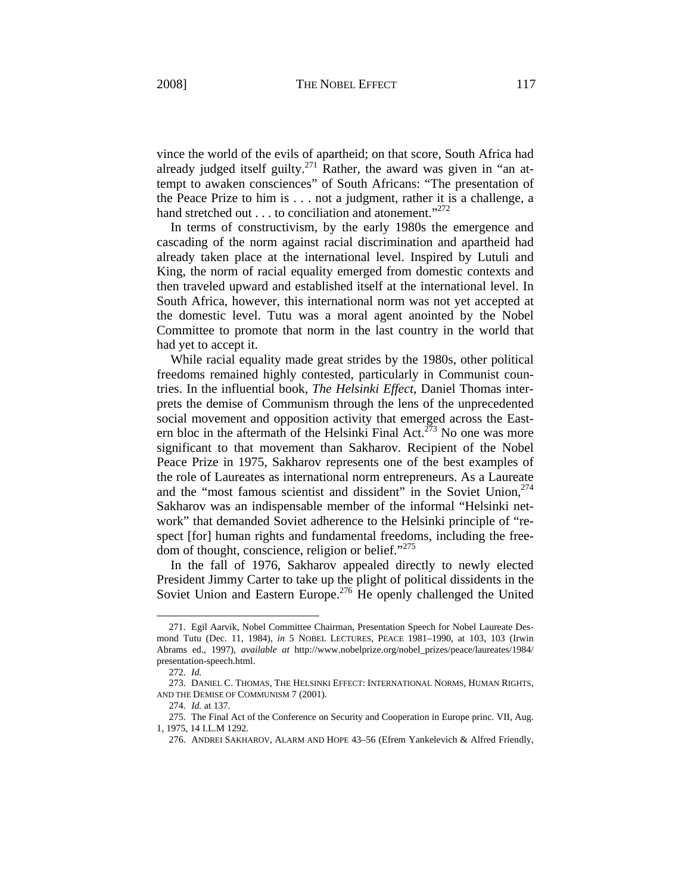vince the world of the evils of apartheid; on that score, South Africa had already judged itself guilty.[271] Rather, the award was given in "an attempt to awaken consciences" of South Africans: "The presentation of the Peace Prize to him is . . . not a judgment, rather it is a challenge, a hand stretched out . . . to conciliation and atonement."[272]

In terms of constructivism, by the early 1980s the emergence and cascading of the norm against racial discrimination and apartheid had already taken place at the international level. Inspired by Lutuli and King, the norm of racial equality emerged from domestic contexts and then traveled upward and established itself at the international level. In South Africa, however, this international norm was not yet accepted at the domestic level. Tutu was a moral agent anointed by the Nobel Committee to promote that norm in the last country in the world that had yet to accept it.

While racial equality made great strides by the 1980s, other political freedoms remained highly contested, particularly in Communist countries. In the influential book, *The Helsinki Effect*, Daniel Thomas interprets the demise of Communism through the lens of the unprecedented social movement and opposition activity that emerged across the Eastern bloc in the aftermath of the Helsinki Final Act.[273] No one was more significant to that movement than Sakharov. Recipient of the Nobel Peace Prize in 1975, Sakharov represents one of the best examples of the role of Laureates as international norm entrepreneurs. As a Laureate and the "most famous scientist and dissident" in the Soviet Union,[274] Sakharov was an indispensable member of the informal "Helsinki network" that demanded Soviet adherence to the Helsinki principle of "respect [for] human rights and fundamental freedoms, including the freedom of thought, conscience, religion or belief."[275]

In the fall of 1976, Sakharov appealed directly to newly elected President Jimmy Carter to take up the plight of political dissidents in the Soviet Union and Eastern Europe.[276] He openly challenged the United

---

271. Egil Aarvik, Nobel Committee Chairman, Presentation Speech for Nobel Laureate Desmond Tutu (Dec. 11, 1984), *in* 5 NOBEL LECTURES, PEACE 1981–1990, at 103, 103 (Irwin Abrams ed., 1997), *available at* http://www.nobelprize.org/nobel_prizes/peace/laureates/1984/presentation-speech.html.

272. *Id.*

273. DANIEL C. THOMAS, THE HELSINKI EFFECT: INTERNATIONAL NORMS, HUMAN RIGHTS, AND THE DEMISE OF COMMUNISM 7 (2001).

274. *Id.* at 137.

275. The Final Act of the Conference on Security and Cooperation in Europe princ. VII, Aug. 1, 1975, 14 I.L.M 1292.

276. ANDREI SAKHAROV, ALARM AND HOPE 43–56 (Efrem Yankelevich & Alfred Friendly,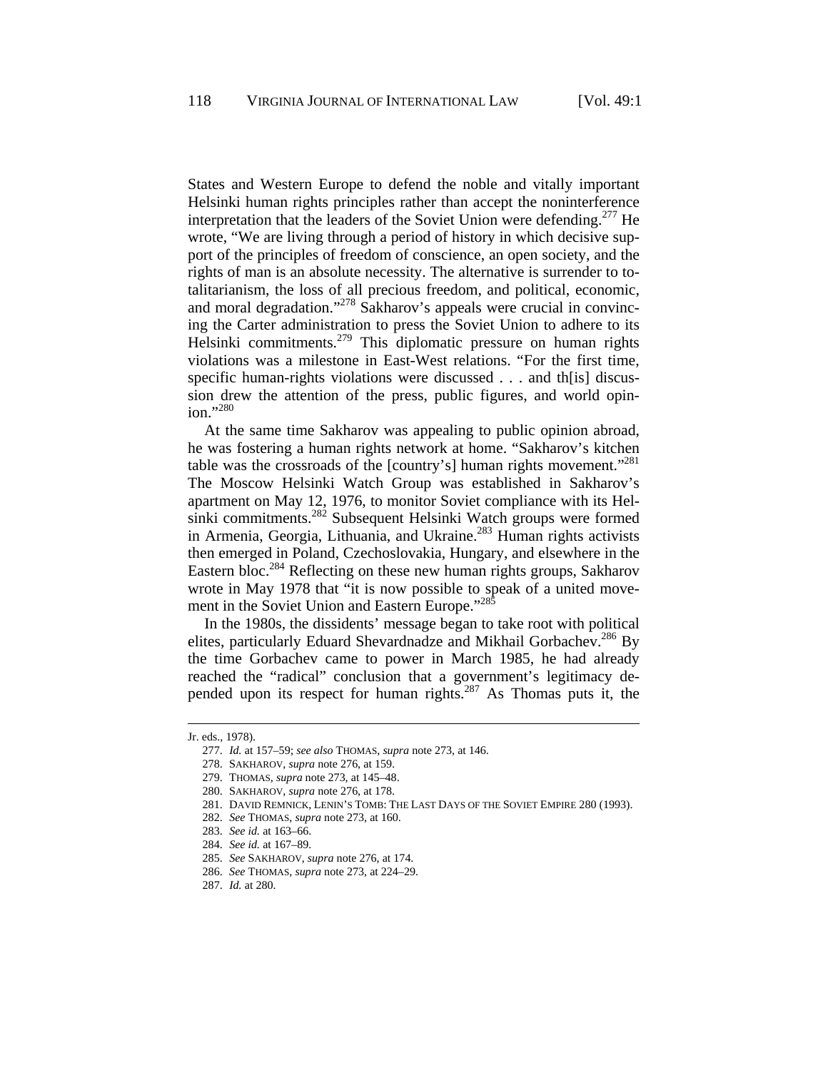States and Western Europe to defend the noble and vitally important Helsinki human rights principles rather than accept the noninterference interpretation that the leaders of the Soviet Union were defending.[277] He wrote, "We are living through a period of history in which decisive support of the principles of freedom of conscience, an open society, and the rights of man is an absolute necessity. The alternative is surrender to totalitarianism, the loss of all precious freedom, and political, economic, and moral degradation."[278] Sakharov's appeals were crucial in convincing the Carter administration to press the Soviet Union to adhere to its Helsinki commitments.[279] This diplomatic pressure on human rights violations was a milestone in East-West relations. "For the first time, specific human-rights violations were discussed . . . and th[is] discussion drew the attention of the press, public figures, and world opinion."[280]

At the same time Sakharov was appealing to public opinion abroad, he was fostering a human rights network at home. "Sakharov's kitchen table was the crossroads of the [country's] human rights movement."[281] The Moscow Helsinki Watch Group was established in Sakharov's apartment on May 12, 1976, to monitor Soviet compliance with its Helsinki commitments.[282] Subsequent Helsinki Watch groups were formed in Armenia, Georgia, Lithuania, and Ukraine.[283] Human rights activists then emerged in Poland, Czechoslovakia, Hungary, and elsewhere in the Eastern bloc.[284] Reflecting on these new human rights groups, Sakharov wrote in May 1978 that "it is now possible to speak of a united movement in the Soviet Union and Eastern Europe."[285]

In the 1980s, the dissidents' message began to take root with political elites, particularly Eduard Shevardnadze and Mikhail Gorbachev.[286] By the time Gorbachev came to power in March 1985, he had already reached the "radical" conclusion that a government's legitimacy depended upon its respect for human rights.[287] As Thomas puts it, the

---

Jr. eds., 1978).

277. *Id.* at 157–59; *see also* THOMAS, *supra* note 273, at 146.

278. SAKHAROV, *supra* note 276, at 159.

279. THOMAS, *supra* note 273, at 145–48.

280. SAKHAROV, *supra* note 276, at 178.

281. DAVID REMNICK, LENIN'S TOMB: THE LAST DAYS OF THE SOVIET EMPIRE 280 (1993).

282. *See* THOMAS, *supra* note 273, at 160.

283. *See id.* at 163–66.

284. *See id.* at 167–89.

285. *See* SAKHAROV, *supra* note 276, at 174.

286. *See* THOMAS, *supra* note 273, at 224–29.

287. *Id.* at 280.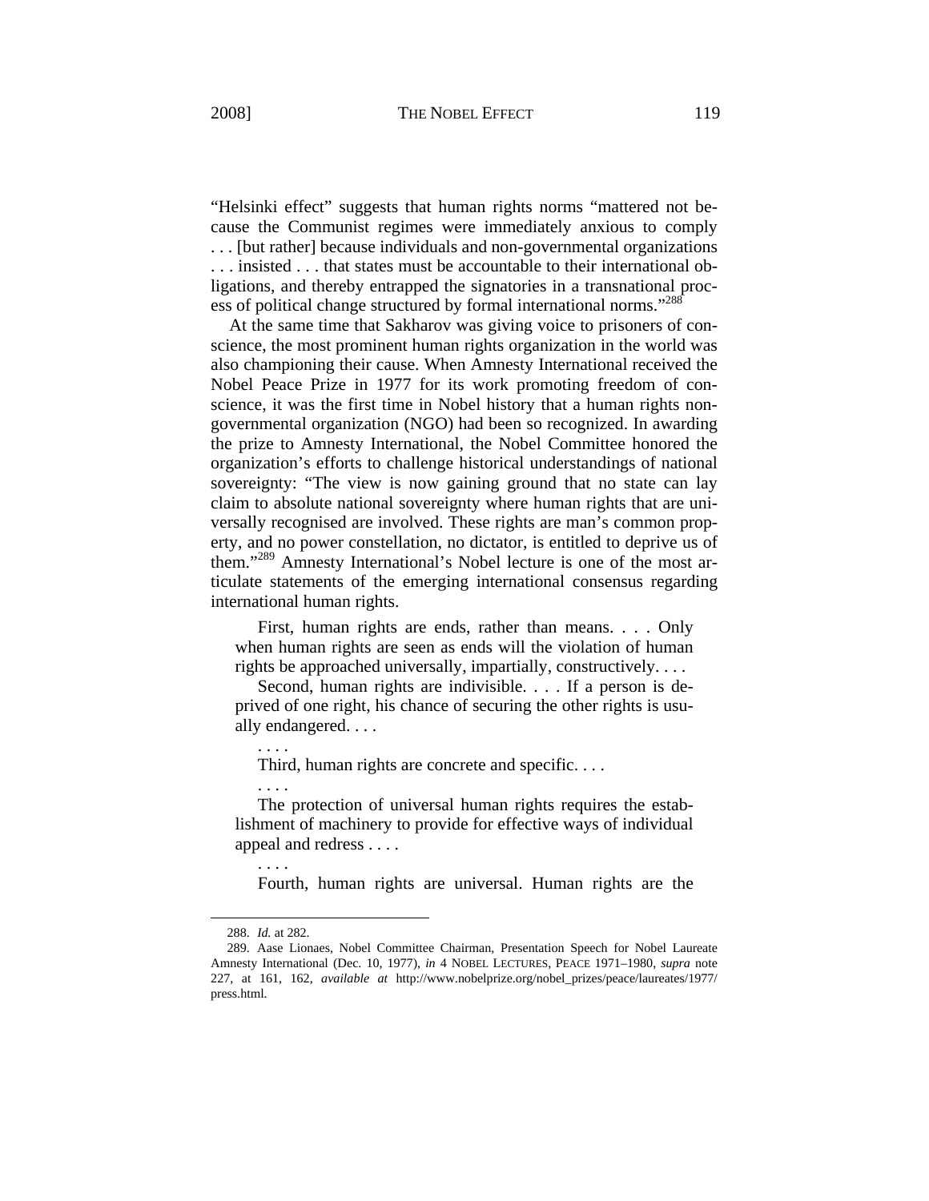"Helsinki effect" suggests that human rights norms "mattered not because the Communist regimes were immediately anxious to comply . . . [but rather] because individuals and non-governmental organizations . . . insisted . . . that states must be accountable to their international obligations, and thereby entrapped the signatories in a transnational process of political change structured by formal international norms."[288]

At the same time that Sakharov was giving voice to prisoners of conscience, the most prominent human rights organization in the world was also championing their cause. When Amnesty International received the Nobel Peace Prize in 1977 for its work promoting freedom of conscience, it was the first time in Nobel history that a human rights non-governmental organization (NGO) had been so recognized. In awarding the prize to Amnesty International, the Nobel Committee honored the organization's efforts to challenge historical understandings of national sovereignty: "The view is now gaining ground that no state can lay claim to absolute national sovereignty where human rights that are universally recognised are involved. These rights are man's common property, and no power constellation, no dictator, is entitled to deprive us of them."[289] Amnesty International's Nobel lecture is one of the most articulate statements of the emerging international consensus regarding international human rights.

> First, human rights are ends, rather than means. . . . Only when human rights are seen as ends will the violation of human rights be approached universally, impartially, constructively. . . .
>
> Second, human rights are indivisible. . . . If a person is deprived of one right, his chance of securing the other rights is usually endangered. . . .
>
> . . . .
>
> Third, human rights are concrete and specific. . . .
>
> . . . .
>
> The protection of universal human rights requires the establishment of machinery to provide for effective ways of individual appeal and redress . . . .
>
> . . . .
>
> Fourth, human rights are universal. Human rights are the

---

288. *Id.* at 282.

289. Aase Lionaes, Nobel Committee Chairman, Presentation Speech for Nobel Laureate Amnesty International (Dec. 10, 1977), *in* 4 NOBEL LECTURES, PEACE 1971–1980, *supra* note 227, at 161, 162, *available at* http://www.nobelprize.org/nobel_prizes/peace/laureates/1977/press.html.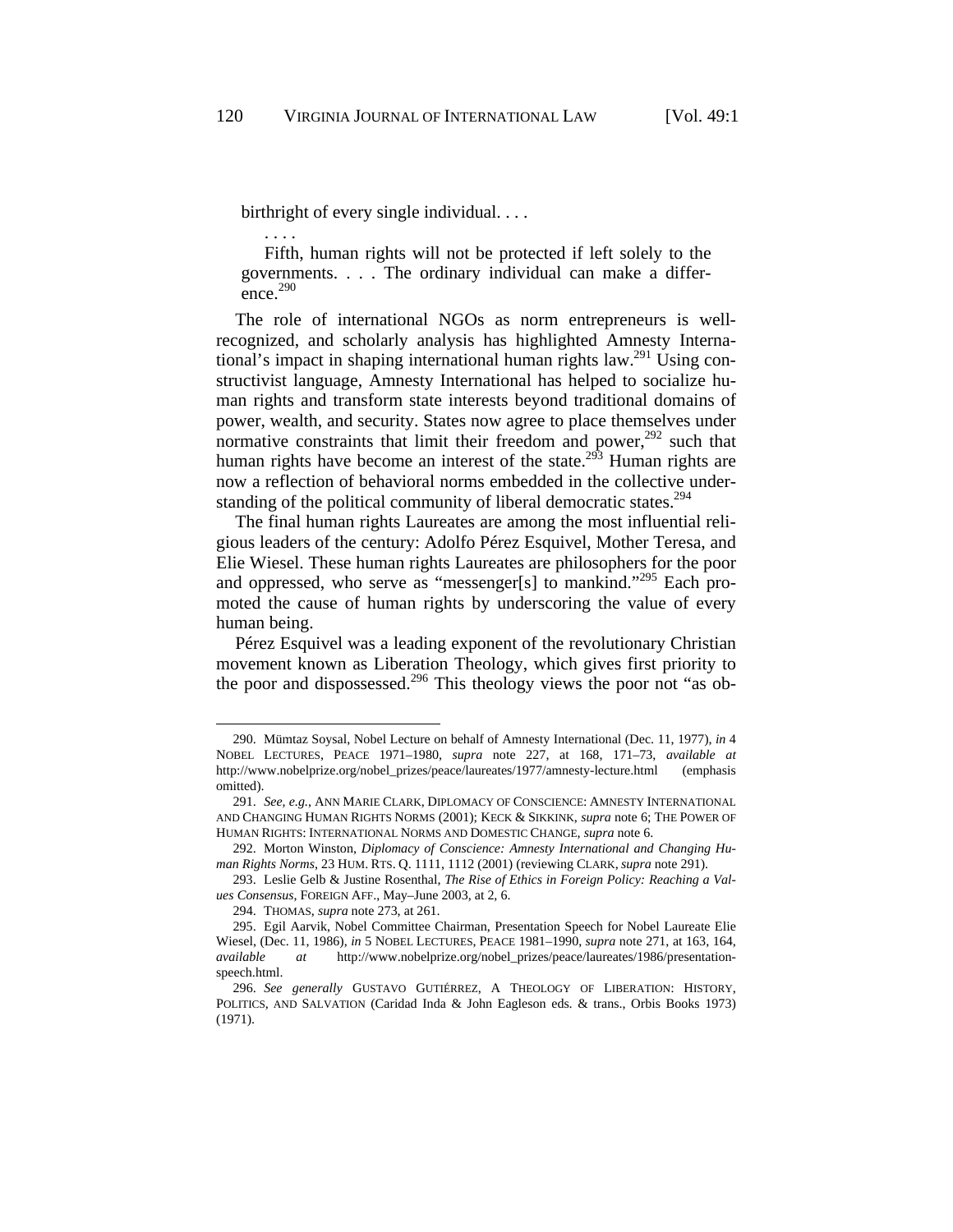> birthright of every single individual. . . .
>
> . . . .
>
> Fifth, human rights will not be protected if left solely to the governments. . . . The ordinary individual can make a difference.[290]

The role of international NGOs as norm entrepreneurs is well-recognized, and scholarly analysis has highlighted Amnesty International's impact in shaping international human rights law.[291] Using constructivist language, Amnesty International has helped to socialize human rights and transform state interests beyond traditional domains of power, wealth, and security. States now agree to place themselves under normative constraints that limit their freedom and power,[292] such that human rights have become an interest of the state.[293] Human rights are now a reflection of behavioral norms embedded in the collective understanding of the political community of liberal democratic states.[294]

The final human rights Laureates are among the most influential religious leaders of the century: Adolfo Pérez Esquivel, Mother Teresa, and Elie Wiesel. These human rights Laureates are philosophers for the poor and oppressed, who serve as "messenger[s] to mankind."[295] Each promoted the cause of human rights by underscoring the value of every human being.

Pérez Esquivel was a leading exponent of the revolutionary Christian movement known as Liberation Theology, which gives first priority to the poor and dispossessed.[296] This theology views the poor not "as ob-

---

290. Mümtaz Soysal, Nobel Lecture on behalf of Amnesty International (Dec. 11, 1977), *in* 4 NOBEL LECTURES, PEACE 1971–1980, *supra* note 227, at 168, 171–73, *available at* http://www.nobelprize.org/nobel_prizes/peace/laureates/1977/amnesty-lecture.html (emphasis omitted).

291. *See, e.g.*, ANN MARIE CLARK, DIPLOMACY OF CONSCIENCE: AMNESTY INTERNATIONAL AND CHANGING HUMAN RIGHTS NORMS (2001); KECK & SIKKINK, *supra* note 6; THE POWER OF HUMAN RIGHTS: INTERNATIONAL NORMS AND DOMESTIC CHANGE, *supra* note 6.

292. Morton Winston, *Diplomacy of Conscience: Amnesty International and Changing Human Rights Norms*, 23 HUM. RTS. Q. 1111, 1112 (2001) (reviewing CLARK, *supra* note 291).

293. Leslie Gelb & Justine Rosenthal, *The Rise of Ethics in Foreign Policy: Reaching a Values Consensus*, FOREIGN AFF., May–June 2003, at 2, 6.

294. THOMAS, *supra* note 273, at 261.

295. Egil Aarvik, Nobel Committee Chairman, Presentation Speech for Nobel Laureate Elie Wiesel, (Dec. 11, 1986), *in* 5 NOBEL LECTURES, PEACE 1981–1990, *supra* note 271, at 163, 164, *available at* http://www.nobelprize.org/nobel_prizes/peace/laureates/1986/presentation-speech.html.

296. *See generally* GUSTAVO GUTIÉRREZ, A THEOLOGY OF LIBERATION: HISTORY, POLITICS, AND SALVATION (Caridad Inda & John Eagleson eds. & trans., Orbis Books 1973) (1971).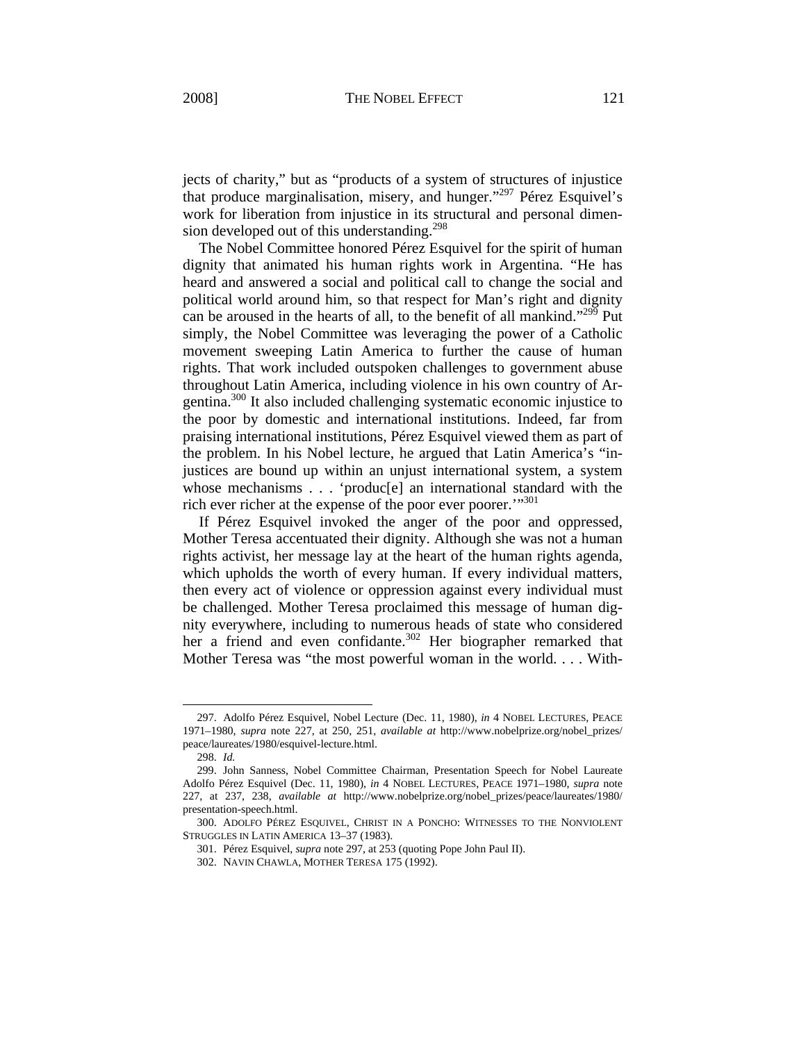jects of charity," but as "products of a system of structures of injustice that produce marginalisation, misery, and hunger."[297] Pérez Esquivel's work for liberation from injustice in its structural and personal dimension developed out of this understanding.[298]

The Nobel Committee honored Pérez Esquivel for the spirit of human dignity that animated his human rights work in Argentina. "He has heard and answered a social and political call to change the social and political world around him, so that respect for Man's right and dignity can be aroused in the hearts of all, to the benefit of all mankind."[299] Put simply, the Nobel Committee was leveraging the power of a Catholic movement sweeping Latin America to further the cause of human rights. That work included outspoken challenges to government abuse throughout Latin America, including violence in his own country of Argentina.[300] It also included challenging systematic economic injustice to the poor by domestic and international institutions. Indeed, far from praising international institutions, Pérez Esquivel viewed them as part of the problem. In his Nobel lecture, he argued that Latin America's "injustices are bound up within an unjust international system, a system whose mechanisms . . . 'produc[e] an international standard with the rich ever richer at the expense of the poor ever poorer.'"[301]

If Pérez Esquivel invoked the anger of the poor and oppressed, Mother Teresa accentuated their dignity. Although she was not a human rights activist, her message lay at the heart of the human rights agenda, which upholds the worth of every human. If every individual matters, then every act of violence or oppression against every individual must be challenged. Mother Teresa proclaimed this message of human dignity everywhere, including to numerous heads of state who considered her a friend and even confidante.[302] Her biographer remarked that Mother Teresa was "the most powerful woman in the world. . . . With-

---

297. Adolfo Pérez Esquivel, Nobel Lecture (Dec. 11, 1980), *in* 4 NOBEL LECTURES, PEACE 1971–1980, *supra* note 227, at 250, 251, *available at* http://www.nobelprize.org/nobel_prizes/peace/laureates/1980/esquivel-lecture.html.

298. *Id.*

299. John Sanness, Nobel Committee Chairman, Presentation Speech for Nobel Laureate Adolfo Pérez Esquivel (Dec. 11, 1980), *in* 4 NOBEL LECTURES, PEACE 1971–1980, *supra* note 227, at 237, 238, *available at* http://www.nobelprize.org/nobel_prizes/peace/laureates/1980/presentation-speech.html.

300. ADOLFO PÉREZ ESQUIVEL, CHRIST IN A PONCHO: WITNESSES TO THE NONVIOLENT STRUGGLES IN LATIN AMERICA 13–37 (1983).

301. Pérez Esquivel, *supra* note 297, at 253 (quoting Pope John Paul II).

302. NAVIN CHAWLA, MOTHER TERESA 175 (1992).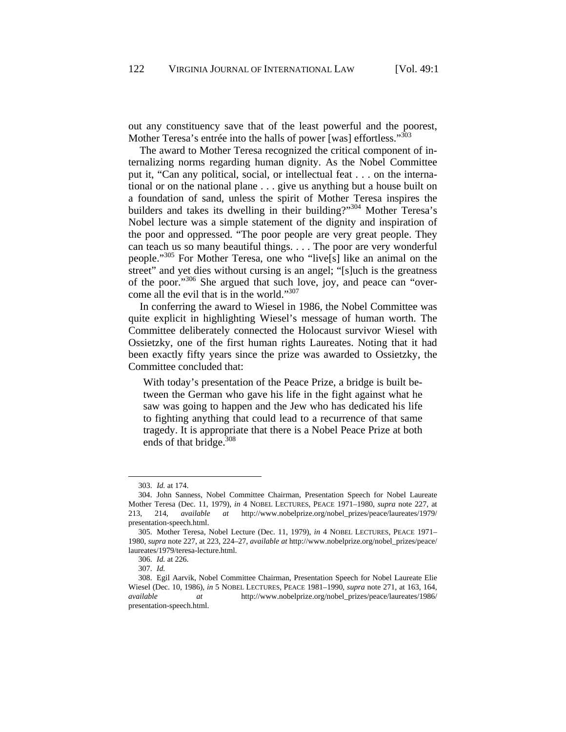out any constituency save that of the least powerful and the poorest, Mother Teresa's entrée into the halls of power [was] effortless."[303]

The award to Mother Teresa recognized the critical component of internalizing norms regarding human dignity. As the Nobel Committee put it, "Can any political, social, or intellectual feat . . . on the international or on the national plane . . . give us anything but a house built on a foundation of sand, unless the spirit of Mother Teresa inspires the builders and takes its dwelling in their building?"[304] Mother Teresa's Nobel lecture was a simple statement of the dignity and inspiration of the poor and oppressed. "The poor people are very great people. They can teach us so many beautiful things. . . . The poor are very wonderful people."[305] For Mother Teresa, one who "live[s] like an animal on the street" and yet dies without cursing is an angel; "[s]uch is the greatness of the poor."[306] She argued that such love, joy, and peace can "overcome all the evil that is in the world."[307]

In conferring the award to Wiesel in 1986, the Nobel Committee was quite explicit in highlighting Wiesel's message of human worth. The Committee deliberately connected the Holocaust survivor Wiesel with Ossietzky, one of the first human rights Laureates. Noting that it had been exactly fifty years since the prize was awarded to Ossietzky, the Committee concluded that:

> With today's presentation of the Peace Prize, a bridge is built between the German who gave his life in the fight against what he saw was going to happen and the Jew who has dedicated his life to fighting anything that could lead to a recurrence of that same tragedy. It is appropriate that there is a Nobel Peace Prize at both ends of that bridge.[308]

---

303. *Id.* at 174.

304. John Sanness, Nobel Committee Chairman, Presentation Speech for Nobel Laureate Mother Teresa (Dec. 11, 1979), *in* 4 NOBEL LECTURES, PEACE 1971–1980, *supra* note 227, at 213, 214, *available at* http://www.nobelprize.org/nobel_prizes/peace/laureates/1979/presentation-speech.html.

305. Mother Teresa, Nobel Lecture (Dec. 11, 1979), *in* 4 NOBEL LECTURES, PEACE 1971–1980, *supra* note 227, at 223, 224–27, *available at* http://www.nobelprize.org/nobel_prizes/peace/laureates/1979/teresa-lecture.html.

306. *Id.* at 226.

307. *Id.*

308. Egil Aarvik, Nobel Committee Chairman, Presentation Speech for Nobel Laureate Elie Wiesel (Dec. 10, 1986), *in* 5 NOBEL LECTURES, PEACE 1981–1990, *supra* note 271, at 163, 164, *available at* http://www.nobelprize.org/nobel_prizes/peace/laureates/1986/presentation-speech.html.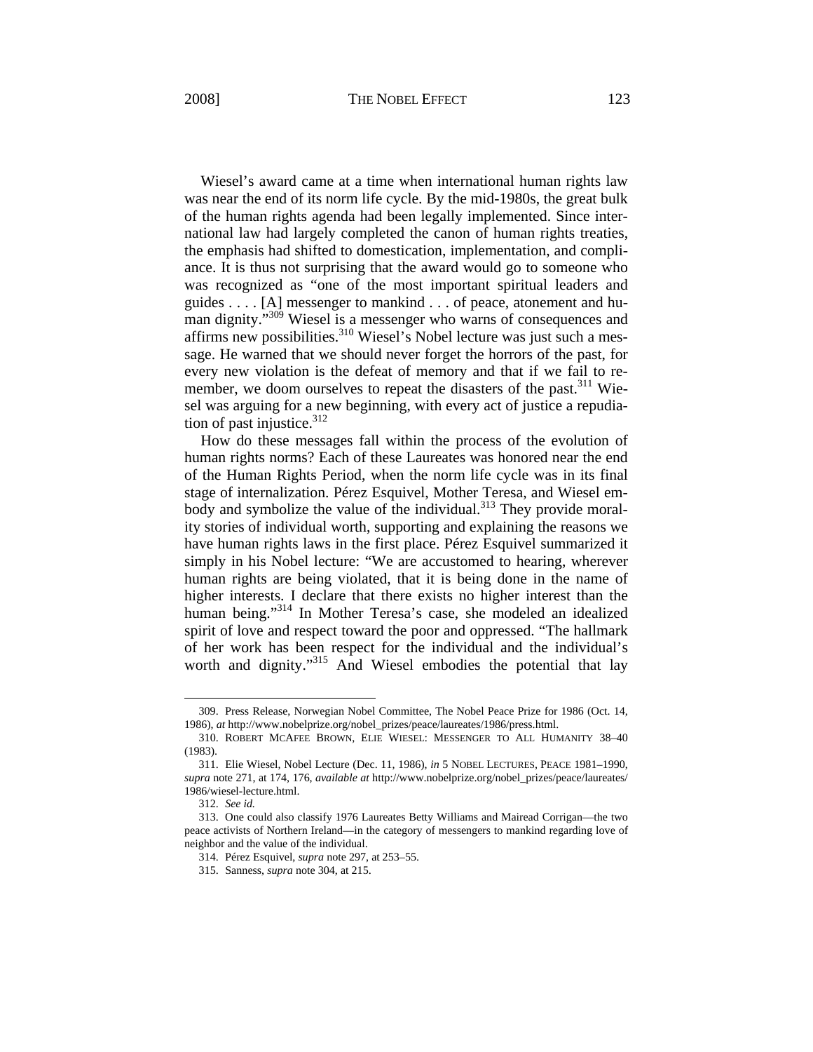Wiesel's award came at a time when international human rights law was near the end of its norm life cycle. By the mid-1980s, the great bulk of the human rights agenda had been legally implemented. Since international law had largely completed the canon of human rights treaties, the emphasis had shifted to domestication, implementation, and compliance. It is thus not surprising that the award would go to someone who was recognized as "one of the most important spiritual leaders and guides . . . . [A] messenger to mankind . . . of peace, atonement and human dignity."[309] Wiesel is a messenger who warns of consequences and affirms new possibilities.[310] Wiesel's Nobel lecture was just such a message. He warned that we should never forget the horrors of the past, for every new violation is the defeat of memory and that if we fail to remember, we doom ourselves to repeat the disasters of the past.[311] Wiesel was arguing for a new beginning, with every act of justice a repudiation of past injustice.[312]

How do these messages fall within the process of the evolution of human rights norms? Each of these Laureates was honored near the end of the Human Rights Period, when the norm life cycle was in its final stage of internalization. Pérez Esquivel, Mother Teresa, and Wiesel embody and symbolize the value of the individual.[313] They provide morality stories of individual worth, supporting and explaining the reasons we have human rights laws in the first place. Pérez Esquivel summarized it simply in his Nobel lecture: "We are accustomed to hearing, wherever human rights are being violated, that it is being done in the name of higher interests. I declare that there exists no higher interest than the human being."[314] In Mother Teresa's case, she modeled an idealized spirit of love and respect toward the poor and oppressed. "The hallmark of her work has been respect for the individual and the individual's worth and dignity."[315] And Wiesel embodies the potential that lay

---

309. Press Release, Norwegian Nobel Committee, The Nobel Peace Prize for 1986 (Oct. 14, 1986), *at* http://www.nobelprize.org/nobel_prizes/peace/laureates/1986/press.html.

310. ROBERT MCAFEE BROWN, ELIE WIESEL: MESSENGER TO ALL HUMANITY 38–40 (1983).

311. Elie Wiesel, Nobel Lecture (Dec. 11, 1986), *in* 5 NOBEL LECTURES, PEACE 1981–1990, *supra* note 271, at 174, 176, *available at* http://www.nobelprize.org/nobel_prizes/peace/laureates/1986/wiesel-lecture.html.

312. *See id.*

313. One could also classify 1976 Laureates Betty Williams and Mairead Corrigan—the two peace activists of Northern Ireland—in the category of messengers to mankind regarding love of neighbor and the value of the individual.

314. Pérez Esquivel, *supra* note 297, at 253–55.

315. Sanness, *supra* note 304, at 215.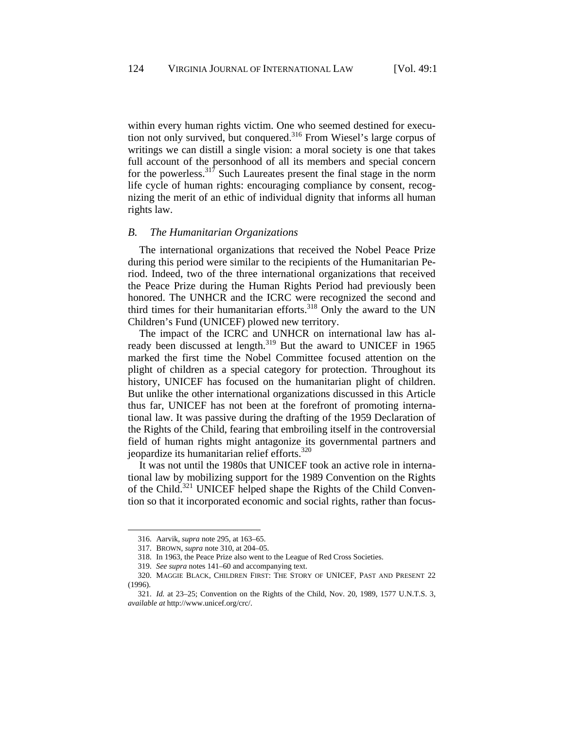within every human rights victim. One who seemed destined for execution not only survived, but conquered.[316] From Wiesel's large corpus of writings we can distill a single vision: a moral society is one that takes full account of the personhood of all its members and special concern for the powerless.[317] Such Laureates present the final stage in the norm life cycle of human rights: encouraging compliance by consent, recognizing the merit of an ethic of individual dignity that informs all human rights law.

### *B. The Humanitarian Organizations*

The international organizations that received the Nobel Peace Prize during this period were similar to the recipients of the Humanitarian Period. Indeed, two of the three international organizations that received the Peace Prize during the Human Rights Period had previously been honored. The UNHCR and the ICRC were recognized the second and third times for their humanitarian efforts.[318] Only the award to the UN Children's Fund (UNICEF) plowed new territory.

The impact of the ICRC and UNHCR on international law has already been discussed at length.[319] But the award to UNICEF in 1965 marked the first time the Nobel Committee focused attention on the plight of children as a special category for protection. Throughout its history, UNICEF has focused on the humanitarian plight of children. But unlike the other international organizations discussed in this Article thus far, UNICEF has not been at the forefront of promoting international law. It was passive during the drafting of the 1959 Declaration of the Rights of the Child, fearing that embroiling itself in the controversial field of human rights might antagonize its governmental partners and jeopardize its humanitarian relief efforts.[320]

It was not until the 1980s that UNICEF took an active role in international law by mobilizing support for the 1989 Convention on the Rights of the Child.[321] UNICEF helped shape the Rights of the Child Convention so that it incorporated economic and social rights, rather than focus-

316. Aarvik, *supra* note 295, at 163–65.

317. BROWN, *supra* note 310, at 204–05.

318. In 1963, the Peace Prize also went to the League of Red Cross Societies.

319. *See supra* notes 141–60 and accompanying text.

320. MAGGIE BLACK, CHILDREN FIRST: THE STORY OF UNICEF, PAST AND PRESENT 22 (1996).

321. *Id.* at 23–25; Convention on the Rights of the Child, Nov. 20, 1989, 1577 U.N.T.S. 3, *available at* http://www.unicef.org/crc/.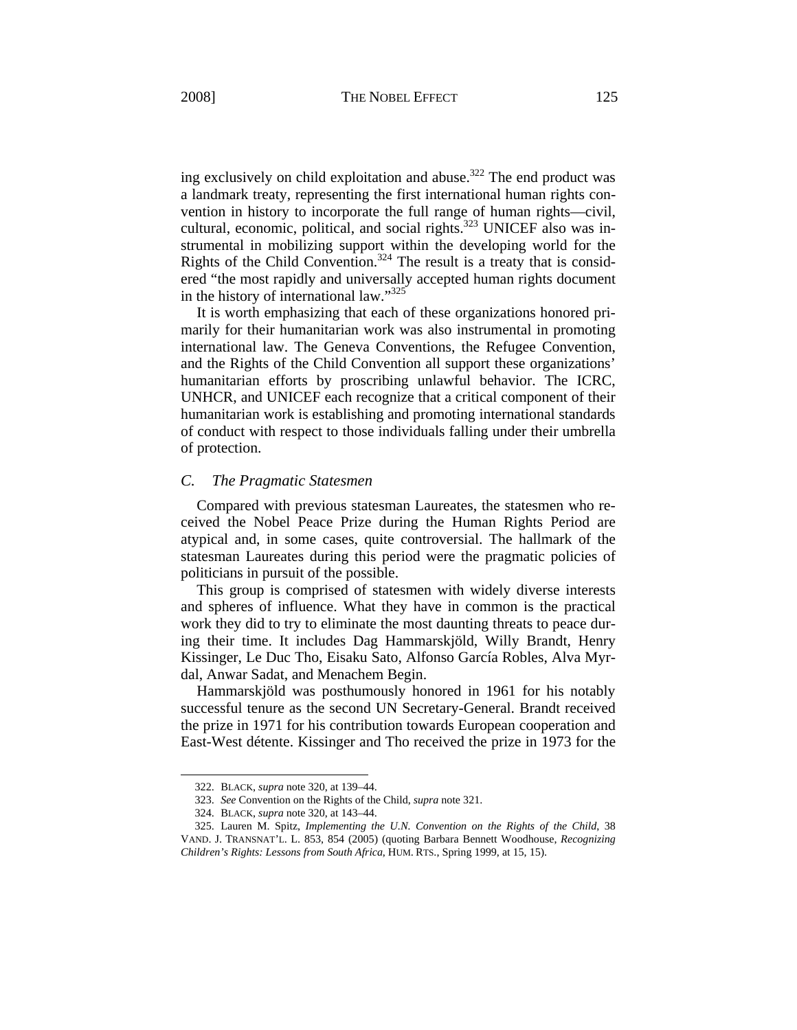ing exclusively on child exploitation and abuse.[322] The end product was a landmark treaty, representing the first international human rights convention in history to incorporate the full range of human rights—civil, cultural, economic, political, and social rights.[323] UNICEF also was instrumental in mobilizing support within the developing world for the Rights of the Child Convention.[324] The result is a treaty that is considered "the most rapidly and universally accepted human rights document in the history of international law."[325]

It is worth emphasizing that each of these organizations honored primarily for their humanitarian work was also instrumental in promoting international law. The Geneva Conventions, the Refugee Convention, and the Rights of the Child Convention all support these organizations' humanitarian efforts by proscribing unlawful behavior. The ICRC, UNHCR, and UNICEF each recognize that a critical component of their humanitarian work is establishing and promoting international standards of conduct with respect to those individuals falling under their umbrella of protection.

### C. *The Pragmatic Statesmen*

Compared with previous statesman Laureates, the statesmen who received the Nobel Peace Prize during the Human Rights Period are atypical and, in some cases, quite controversial. The hallmark of the statesman Laureates during this period were the pragmatic policies of politicians in pursuit of the possible.

This group is comprised of statesmen with widely diverse interests and spheres of influence. What they have in common is the practical work they did to try to eliminate the most daunting threats to peace during their time. It includes Dag Hammarskjöld, Willy Brandt, Henry Kissinger, Le Duc Tho, Eisaku Sato, Alfonso García Robles, Alva Myrdal, Anwar Sadat, and Menachem Begin.

Hammarskjöld was posthumously honored in 1961 for his notably successful tenure as the second UN Secretary-General. Brandt received the prize in 1971 for his contribution towards European cooperation and East-West détente. Kissinger and Tho received the prize in 1973 for the

322. BLACK, *supra* note 320, at 139–44.

323. *See* Convention on the Rights of the Child, *supra* note 321.

324. BLACK, *supra* note 320, at 143–44.

325. Lauren M. Spitz, *Implementing the U.N. Convention on the Rights of the Child*, 38 VAND. J. TRANSNAT'L. L. 853, 854 (2005) (quoting Barbara Bennett Woodhouse, *Recognizing Children's Rights: Lessons from South Africa*, HUM. RTS., Spring 1999, at 15, 15).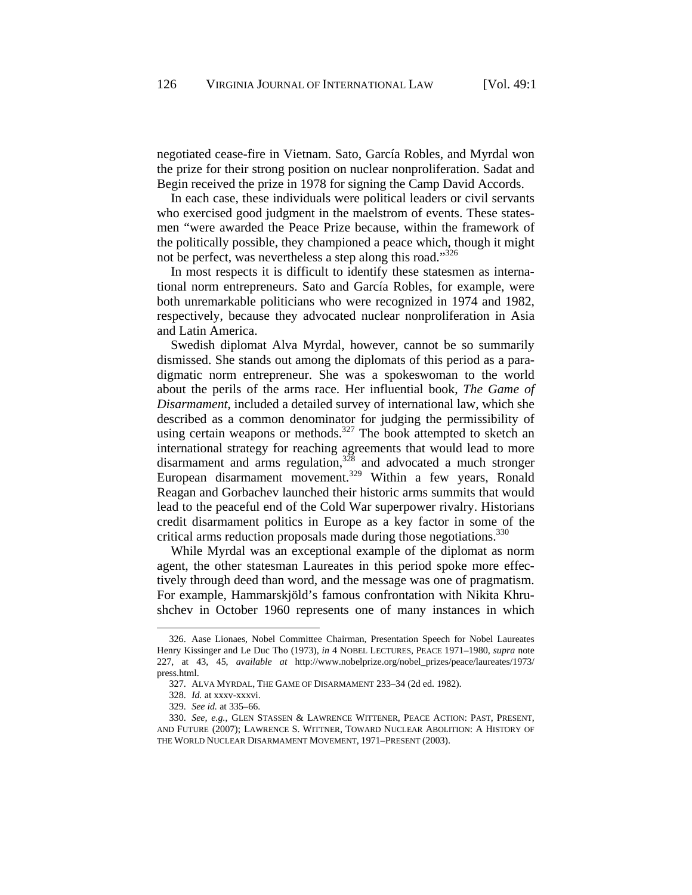negotiated cease-fire in Vietnam. Sato, García Robles, and Myrdal won the prize for their strong position on nuclear nonproliferation. Sadat and Begin received the prize in 1978 for signing the Camp David Accords.

In each case, these individuals were political leaders or civil servants who exercised good judgment in the maelstrom of events. These statesmen "were awarded the Peace Prize because, within the framework of the politically possible, they championed a peace which, though it might not be perfect, was nevertheless a step along this road."[326]

In most respects it is difficult to identify these statesmen as international norm entrepreneurs. Sato and García Robles, for example, were both unremarkable politicians who were recognized in 1974 and 1982, respectively, because they advocated nuclear nonproliferation in Asia and Latin America.

Swedish diplomat Alva Myrdal, however, cannot be so summarily dismissed. She stands out among the diplomats of this period as a paradigmatic norm entrepreneur. She was a spokeswoman to the world about the perils of the arms race. Her influential book, *The Game of Disarmament*, included a detailed survey of international law, which she described as a common denominator for judging the permissibility of using certain weapons or methods.[327] The book attempted to sketch an international strategy for reaching agreements that would lead to more disarmament and arms regulation,[328] and advocated a much stronger European disarmament movement.[329] Within a few years, Ronald Reagan and Gorbachev launched their historic arms summits that would lead to the peaceful end of the Cold War superpower rivalry. Historians credit disarmament politics in Europe as a key factor in some of the critical arms reduction proposals made during those negotiations.[330]

While Myrdal was an exceptional example of the diplomat as norm agent, the other statesman Laureates in this period spoke more effectively through deed than word, and the message was one of pragmatism. For example, Hammarskjöld's famous confrontation with Nikita Khrushchev in October 1960 represents one of many instances in which

---

326. Aase Lionaes, Nobel Committee Chairman, Presentation Speech for Nobel Laureates Henry Kissinger and Le Duc Tho (1973), *in* 4 NOBEL LECTURES, PEACE 1971–1980, *supra* note 227, at 43, 45, *available at* http://www.nobelprize.org/nobel_prizes/peace/laureates/1973/press.html.

327. ALVA MYRDAL, THE GAME OF DISARMAMENT 233–34 (2d ed. 1982).

328. *Id.* at xxxv-xxxvi.

329. *See id.* at 335–66.

330. *See, e.g.*, GLEN STASSEN & LAWRENCE WITTENER, PEACE ACTION: PAST, PRESENT, AND FUTURE (2007); LAWRENCE S. WITTNER, TOWARD NUCLEAR ABOLITION: A HISTORY OF THE WORLD NUCLEAR DISARMAMENT MOVEMENT, 1971–PRESENT (2003).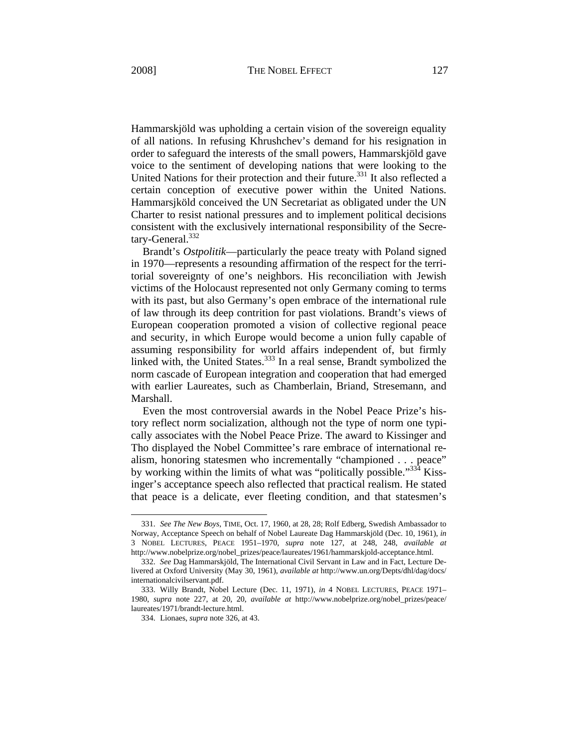Hammarskjöld was upholding a certain vision of the sovereign equality of all nations. In refusing Khrushchev's demand for his resignation in order to safeguard the interests of the small powers, Hammarskjöld gave voice to the sentiment of developing nations that were looking to the United Nations for their protection and their future.[331] It also reflected a certain conception of executive power within the United Nations. Hammarsjköld conceived the UN Secretariat as obligated under the UN Charter to resist national pressures and to implement political decisions consistent with the exclusively international responsibility of the Secretary-General.[332]

Brandt's *Ostpolitik*—particularly the peace treaty with Poland signed in 1970—represents a resounding affirmation of the respect for the territorial sovereignty of one's neighbors. His reconciliation with Jewish victims of the Holocaust represented not only Germany coming to terms with its past, but also Germany's open embrace of the international rule of law through its deep contrition for past violations. Brandt's views of European cooperation promoted a vision of collective regional peace and security, in which Europe would become a union fully capable of assuming responsibility for world affairs independent of, but firmly linked with, the United States.[333] In a real sense, Brandt symbolized the norm cascade of European integration and cooperation that had emerged with earlier Laureates, such as Chamberlain, Briand, Stresemann, and Marshall.

Even the most controversial awards in the Nobel Peace Prize's history reflect norm socialization, although not the type of norm one typically associates with the Nobel Peace Prize. The award to Kissinger and Tho displayed the Nobel Committee's rare embrace of international realism, honoring statesmen who incrementally "championed . . . peace" by working within the limits of what was "politically possible."[334] Kissinger's acceptance speech also reflected that practical realism. He stated that peace is a delicate, ever fleeting condition, and that statesmen's

---

331. *See The New Boys*, TIME, Oct. 17, 1960, at 28, 28; Rolf Edberg, Swedish Ambassador to Norway, Acceptance Speech on behalf of Nobel Laureate Dag Hammarskjöld (Dec. 10, 1961), *in* 3 NOBEL LECTURES, PEACE 1951–1970, *supra* note 127, at 248, 248, *available at* http://www.nobelprize.org/nobel_prizes/peace/laureates/1961/hammarskjold-acceptance.html.

332. *See* Dag Hammarskjöld, The International Civil Servant in Law and in Fact, Lecture Delivered at Oxford University (May 30, 1961), *available at* http://www.un.org/Depts/dhl/dag/docs/internationalcivilservant.pdf.

333. Willy Brandt, Nobel Lecture (Dec. 11, 1971), *in* 4 NOBEL LECTURES, PEACE 1971–1980, *supra* note 227, at 20, 20, *available at* http://www.nobelprize.org/nobel_prizes/peace/laureates/1971/brandt-lecture.html.

334. Lionaes, *supra* note 326, at 43.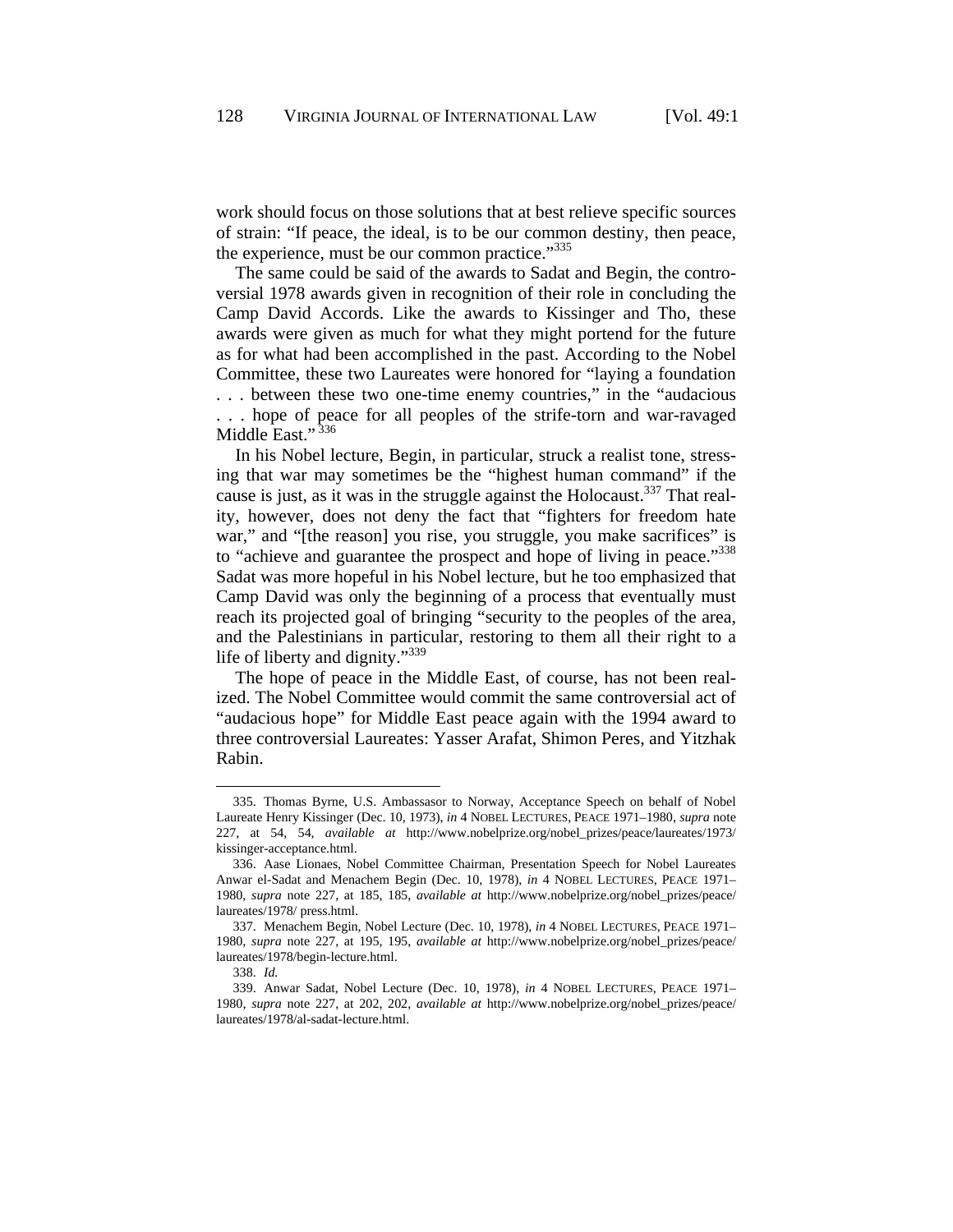work should focus on those solutions that at best relieve specific sources of strain: "If peace, the ideal, is to be our common destiny, then peace, the experience, must be our common practice."[335]

The same could be said of the awards to Sadat and Begin, the controversial 1978 awards given in recognition of their role in concluding the Camp David Accords. Like the awards to Kissinger and Tho, these awards were given as much for what they might portend for the future as for what had been accomplished in the past. According to the Nobel Committee, these two Laureates were honored for "laying a foundation . . . between these two one-time enemy countries," in the "audacious . . . hope of peace for all peoples of the strife-torn and war-ravaged Middle East."[336]

In his Nobel lecture, Begin, in particular, struck a realist tone, stressing that war may sometimes be the "highest human command" if the cause is just, as it was in the struggle against the Holocaust.[337] That reality, however, does not deny the fact that "fighters for freedom hate war," and "[the reason] you rise, you struggle, you make sacrifices" is to "achieve and guarantee the prospect and hope of living in peace."[338] Sadat was more hopeful in his Nobel lecture, but he too emphasized that Camp David was only the beginning of a process that eventually must reach its projected goal of bringing "security to the peoples of the area, and the Palestinians in particular, restoring to them all their right to a life of liberty and dignity."[339]

The hope of peace in the Middle East, of course, has not been realized. The Nobel Committee would commit the same controversial act of "audacious hope" for Middle East peace again with the 1994 award to three controversial Laureates: Yasser Arafat, Shimon Peres, and Yitzhak Rabin.

---

335. Thomas Byrne, U.S. Ambassasor to Norway, Acceptance Speech on behalf of Nobel Laureate Henry Kissinger (Dec. 10, 1973), *in* 4 NOBEL LECTURES, PEACE 1971–1980, *supra* note 227, at 54, 54, *available at* http://www.nobelprize.org/nobel_prizes/peace/laureates/1973/kissinger-acceptance.html.

336. Aase Lionaes, Nobel Committee Chairman, Presentation Speech for Nobel Laureates Anwar el-Sadat and Menachem Begin (Dec. 10, 1978), *in* 4 NOBEL LECTURES, PEACE 1971–1980, *supra* note 227, at 185, 185, *available at* http://www.nobelprize.org/nobel_prizes/peace/laureates/1978/ press.html.

337. Menachem Begin, Nobel Lecture (Dec. 10, 1978), *in* 4 NOBEL LECTURES, PEACE 1971–1980, *supra* note 227, at 195, 195, *available at* http://www.nobelprize.org/nobel_prizes/peace/laureates/1978/begin-lecture.html.

338. *Id.*

339. Anwar Sadat, Nobel Lecture (Dec. 10, 1978), *in* 4 NOBEL LECTURES, PEACE 1971–1980, *supra* note 227, at 202, 202, *available at* http://www.nobelprize.org/nobel_prizes/peace/laureates/1978/al-sadat-lecture.html.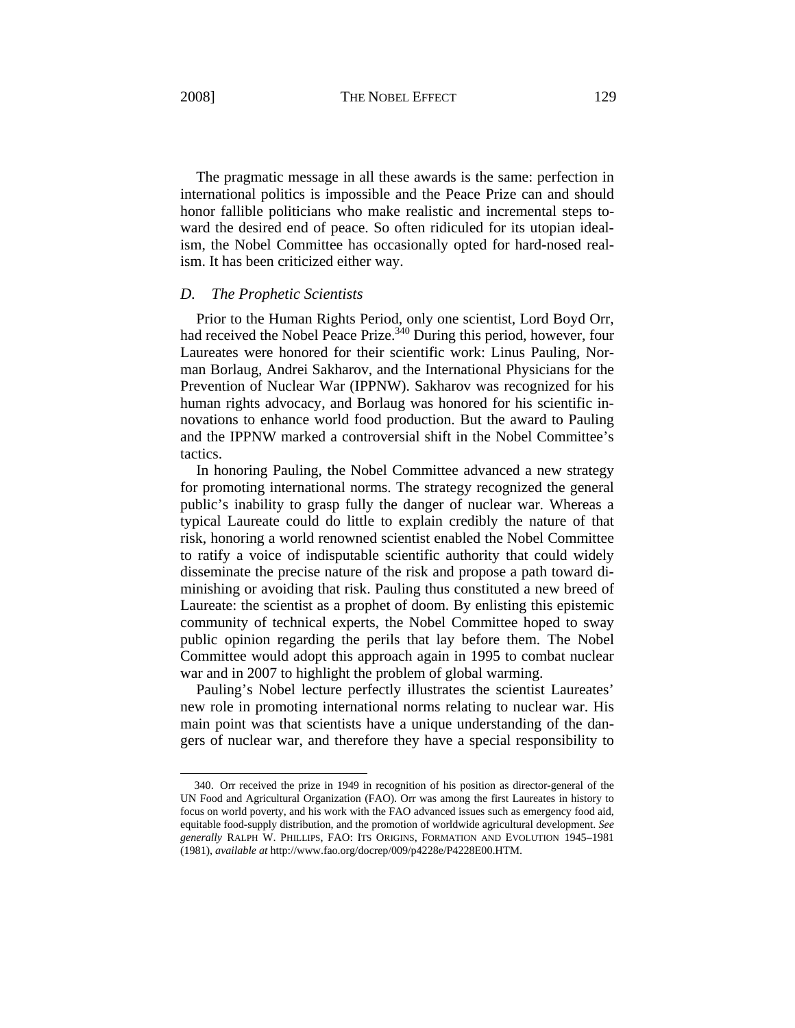The pragmatic message in all these awards is the same: perfection in international politics is impossible and the Peace Prize can and should honor fallible politicians who make realistic and incremental steps toward the desired end of peace. So often ridiculed for its utopian idealism, the Nobel Committee has occasionally opted for hard-nosed realism. It has been criticized either way.

### *D. The Prophetic Scientists*

Prior to the Human Rights Period, only one scientist, Lord Boyd Orr, had received the Nobel Peace Prize.[340] During this period, however, four Laureates were honored for their scientific work: Linus Pauling, Norman Borlaug, Andrei Sakharov, and the International Physicians for the Prevention of Nuclear War (IPPNW). Sakharov was recognized for his human rights advocacy, and Borlaug was honored for his scientific innovations to enhance world food production. But the award to Pauling and the IPPNW marked a controversial shift in the Nobel Committee's tactics.

In honoring Pauling, the Nobel Committee advanced a new strategy for promoting international norms. The strategy recognized the general public's inability to grasp fully the danger of nuclear war. Whereas a typical Laureate could do little to explain credibly the nature of that risk, honoring a world renowned scientist enabled the Nobel Committee to ratify a voice of indisputable scientific authority that could widely disseminate the precise nature of the risk and propose a path toward diminishing or avoiding that risk. Pauling thus constituted a new breed of Laureate: the scientist as a prophet of doom. By enlisting this epistemic community of technical experts, the Nobel Committee hoped to sway public opinion regarding the perils that lay before them. The Nobel Committee would adopt this approach again in 1995 to combat nuclear war and in 2007 to highlight the problem of global warming.

Pauling's Nobel lecture perfectly illustrates the scientist Laureates' new role in promoting international norms relating to nuclear war. His main point was that scientists have a unique understanding of the dangers of nuclear war, and therefore they have a special responsibility to

---

340. Orr received the prize in 1949 in recognition of his position as director-general of the UN Food and Agricultural Organization (FAO). Orr was among the first Laureates in history to focus on world poverty, and his work with the FAO advanced issues such as emergency food aid, equitable food-supply distribution, and the promotion of worldwide agricultural development. *See generally* RALPH W. PHILLIPS, FAO: ITS ORIGINS, FORMATION AND EVOLUTION 1945–1981 (1981), *available at* http://www.fao.org/docrep/009/p4228e/P4228E00.HTM.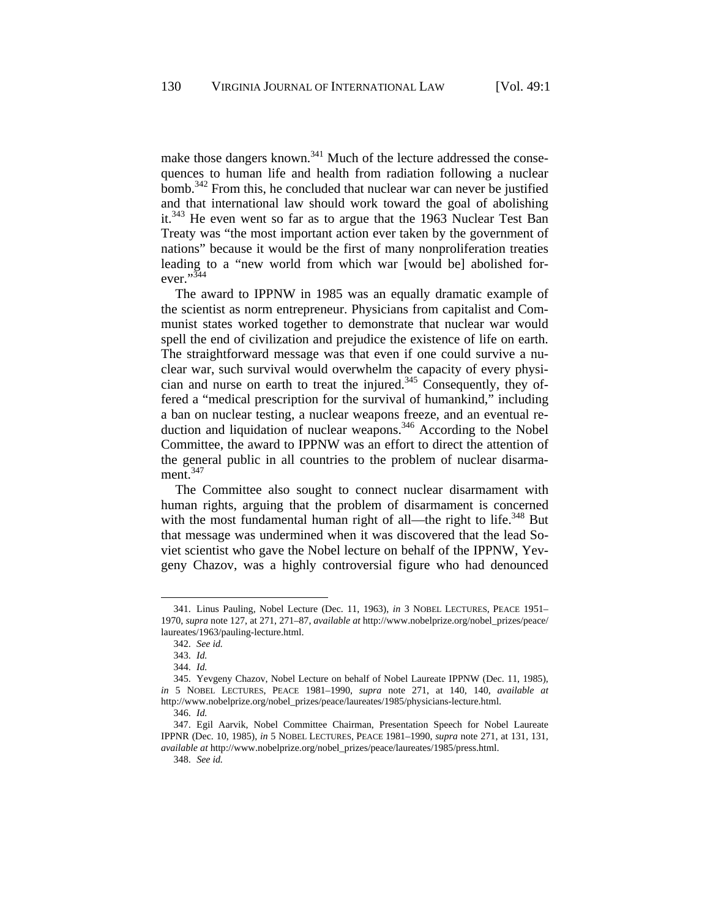make those dangers known.[341] Much of the lecture addressed the consequences to human life and health from radiation following a nuclear bomb.[342] From this, he concluded that nuclear war can never be justified and that international law should work toward the goal of abolishing it.[343] He even went so far as to argue that the 1963 Nuclear Test Ban Treaty was "the most important action ever taken by the government of nations" because it would be the first of many nonproliferation treaties leading to a "new world from which war [would be] abolished forever."[344]

The award to IPPNW in 1985 was an equally dramatic example of the scientist as norm entrepreneur. Physicians from capitalist and Communist states worked together to demonstrate that nuclear war would spell the end of civilization and prejudice the existence of life on earth. The straightforward message was that even if one could survive a nuclear war, such survival would overwhelm the capacity of every physician and nurse on earth to treat the injured.[345] Consequently, they offered a "medical prescription for the survival of humankind," including a ban on nuclear testing, a nuclear weapons freeze, and an eventual reduction and liquidation of nuclear weapons.[346] According to the Nobel Committee, the award to IPPNW was an effort to direct the attention of the general public in all countries to the problem of nuclear disarmament.[347]

The Committee also sought to connect nuclear disarmament with human rights, arguing that the problem of disarmament is concerned with the most fundamental human right of all—the right to life.[348] But that message was undermined when it was discovered that the lead Soviet scientist who gave the Nobel lecture on behalf of the IPPNW, Yevgeny Chazov, was a highly controversial figure who had denounced

---

341. Linus Pauling, Nobel Lecture (Dec. 11, 1963), *in* 3 NOBEL LECTURES, PEACE 1951–1970, *supra* note 127, at 271, 271–87, *available at* http://www.nobelprize.org/nobel_prizes/peace/laureates/1963/pauling-lecture.html.

342. *See id.*

343. *Id.*

344. *Id.*

345. Yevgeny Chazov, Nobel Lecture on behalf of Nobel Laureate IPPNW (Dec. 11, 1985), *in* 5 NOBEL LECTURES, PEACE 1981–1990, *supra* note 271, at 140, 140, *available at* http://www.nobelprize.org/nobel_prizes/peace/laureates/1985/physicians-lecture.html.

346. *Id.*

347. Egil Aarvik, Nobel Committee Chairman, Presentation Speech for Nobel Laureate IPPNR (Dec. 10, 1985), *in* 5 NOBEL LECTURES, PEACE 1981–1990, *supra* note 271, at 131, 131, *available at* http://www.nobelprize.org/nobel_prizes/peace/laureates/1985/press.html.

348. *See id.*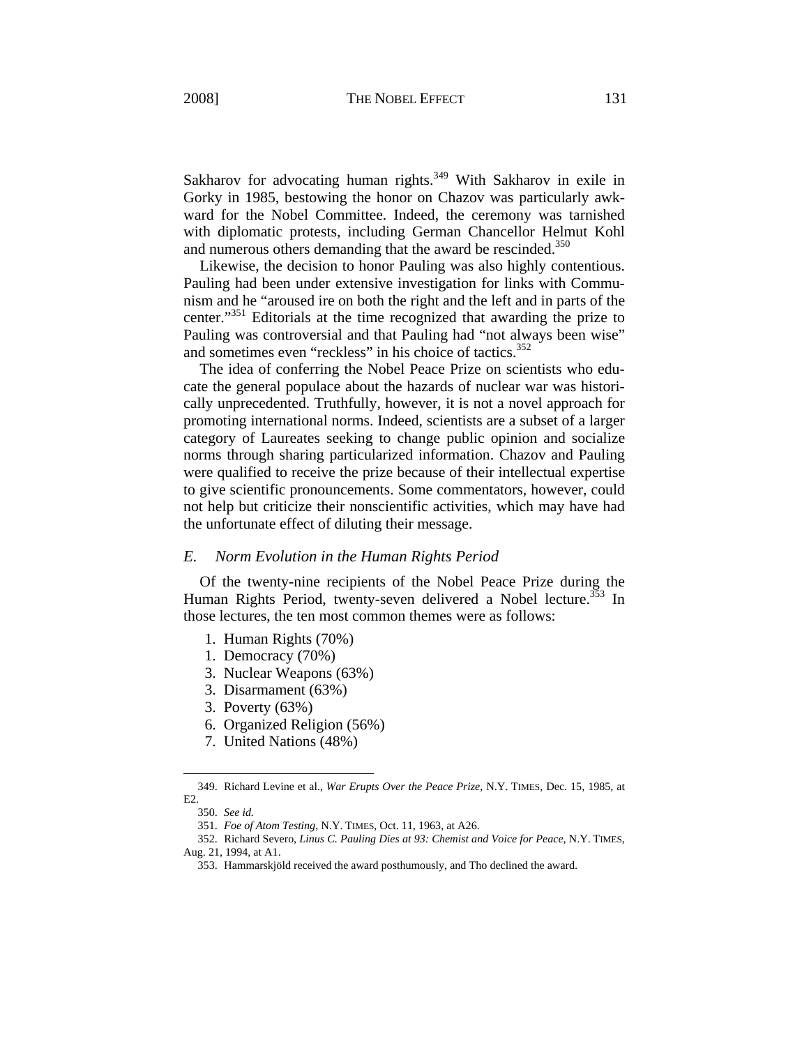Sakharov for advocating human rights.[349] With Sakharov in exile in Gorky in 1985, bestowing the honor on Chazov was particularly awkward for the Nobel Committee. Indeed, the ceremony was tarnished with diplomatic protests, including German Chancellor Helmut Kohl and numerous others demanding that the award be rescinded.[350]

Likewise, the decision to honor Pauling was also highly contentious. Pauling had been under extensive investigation for links with Communism and he "aroused ire on both the right and the left and in parts of the center."[351] Editorials at the time recognized that awarding the prize to Pauling was controversial and that Pauling had "not always been wise" and sometimes even "reckless" in his choice of tactics.[352]

The idea of conferring the Nobel Peace Prize on scientists who educate the general populace about the hazards of nuclear war was historically unprecedented. Truthfully, however, it is not a novel approach for promoting international norms. Indeed, scientists are a subset of a larger category of Laureates seeking to change public opinion and socialize norms through sharing particularized information. Chazov and Pauling were qualified to receive the prize because of their intellectual expertise to give scientific pronouncements. Some commentators, however, could not help but criticize their nonscientific activities, which may have had the unfortunate effect of diluting their message.

### *E. Norm Evolution in the Human Rights Period*

Of the twenty-nine recipients of the Nobel Peace Prize during the Human Rights Period, twenty-seven delivered a Nobel lecture.[353] In those lectures, the ten most common themes were as follows:

1. Human Rights (70%)
1. Democracy (70%)
3. Nuclear Weapons (63%)
3. Disarmament (63%)
3. Poverty (63%)
6. Organized Religion (56%)
7. United Nations (48%)

---

349. Richard Levine et al., *War Erupts Over the Peace Prize*, N.Y. TIMES, Dec. 15, 1985, at E2.

350. *See id.*

351. *Foe of Atom Testing*, N.Y. TIMES, Oct. 11, 1963, at A26.

352. Richard Severo, *Linus C. Pauling Dies at 93: Chemist and Voice for Peace*, N.Y. TIMES, Aug. 21, 1994, at A1.

353. Hammarskjöld received the award posthumously, and Tho declined the award.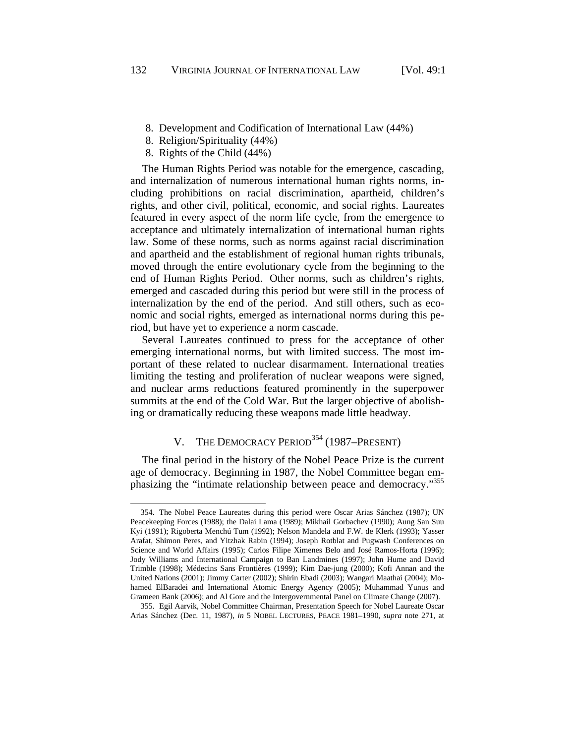8. Development and Codification of International Law (44%)
8. Religion/Spirituality (44%)
8. Rights of the Child (44%)

The Human Rights Period was notable for the emergence, cascading, and internalization of numerous international human rights norms, including prohibitions on racial discrimination, apartheid, children's rights, and other civil, political, economic, and social rights. Laureates featured in every aspect of the norm life cycle, from the emergence to acceptance and ultimately internalization of international human rights law. Some of these norms, such as norms against racial discrimination and apartheid and the establishment of regional human rights tribunals, moved through the entire evolutionary cycle from the beginning to the end of Human Rights Period. Other norms, such as children's rights, emerged and cascaded during this period but were still in the process of internalization by the end of the period. And still others, such as economic and social rights, emerged as international norms during this period, but have yet to experience a norm cascade.

Several Laureates continued to press for the acceptance of other emerging international norms, but with limited success. The most important of these related to nuclear disarmament. International treaties limiting the testing and proliferation of nuclear weapons were signed, and nuclear arms reductions featured prominently in the superpower summits at the end of the Cold War. But the larger objective of abolishing or dramatically reducing these weapons made little headway.

## V. THE DEMOCRACY PERIOD[354] (1987–PRESENT)

The final period in the history of the Nobel Peace Prize is the current age of democracy. Beginning in 1987, the Nobel Committee began emphasizing the "intimate relationship between peace and democracy."[355]

354. The Nobel Peace Laureates during this period were Oscar Arias Sánchez (1987); UN Peacekeeping Forces (1988); the Dalai Lama (1989); Mikhail Gorbachev (1990); Aung San Suu Kyi (1991); Rigoberta Menchú Tum (1992); Nelson Mandela and F.W. de Klerk (1993); Yasser Arafat, Shimon Peres, and Yitzhak Rabin (1994); Joseph Rotblat and Pugwash Conferences on Science and World Affairs (1995); Carlos Filipe Ximenes Belo and José Ramos-Horta (1996); Jody Williams and International Campaign to Ban Landmines (1997); John Hume and David Trimble (1998); Médecins Sans Frontières (1999); Kim Dae-jung (2000); Kofi Annan and the United Nations (2001); Jimmy Carter (2002); Shirin Ebadi (2003); Wangari Maathai (2004); Mohamed ElBaradei and International Atomic Energy Agency (2005); Muhammad Yunus and Grameen Bank (2006); and Al Gore and the Intergovernmental Panel on Climate Change (2007).

355. Egil Aarvik, Nobel Committee Chairman, Presentation Speech for Nobel Laureate Oscar Arias Sánchez (Dec. 11, 1987), *in* 5 NOBEL LECTURES, PEACE 1981–1990, *supra* note 271, at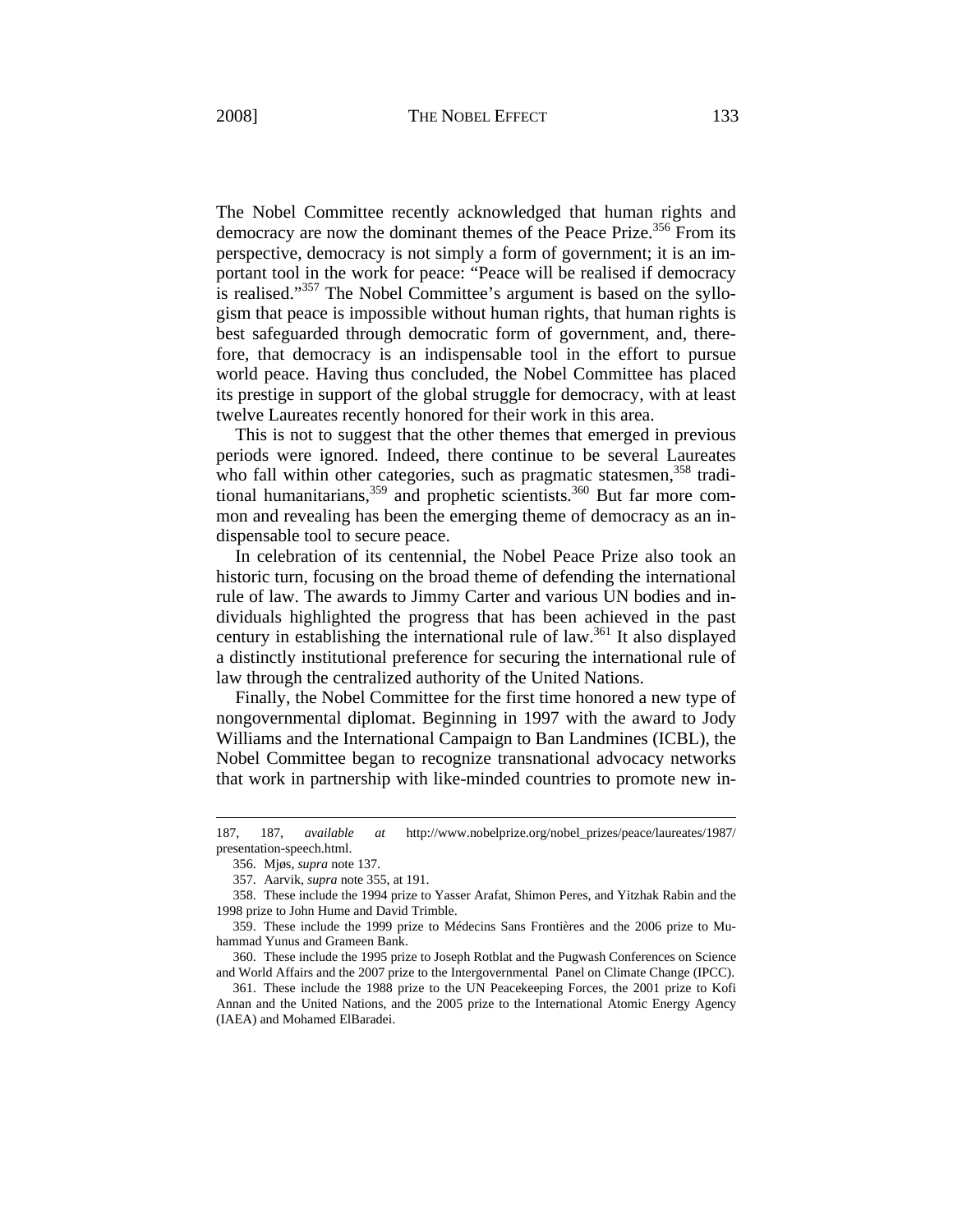The Nobel Committee recently acknowledged that human rights and democracy are now the dominant themes of the Peace Prize.[356] From its perspective, democracy is not simply a form of government; it is an important tool in the work for peace: "Peace will be realised if democracy is realised."[357] The Nobel Committee's argument is based on the syllogism that peace is impossible without human rights, that human rights is best safeguarded through democratic form of government, and, therefore, that democracy is an indispensable tool in the effort to pursue world peace. Having thus concluded, the Nobel Committee has placed its prestige in support of the global struggle for democracy, with at least twelve Laureates recently honored for their work in this area.

This is not to suggest that the other themes that emerged in previous periods were ignored. Indeed, there continue to be several Laureates who fall within other categories, such as pragmatic statesmen,[358] traditional humanitarians,[359] and prophetic scientists.[360] But far more common and revealing has been the emerging theme of democracy as an indispensable tool to secure peace.

In celebration of its centennial, the Nobel Peace Prize also took an historic turn, focusing on the broad theme of defending the international rule of law. The awards to Jimmy Carter and various UN bodies and individuals highlighted the progress that has been achieved in the past century in establishing the international rule of law.[361] It also displayed a distinctly institutional preference for securing the international rule of law through the centralized authority of the United Nations.

Finally, the Nobel Committee for the first time honored a new type of nongovernmental diplomat. Beginning in 1997 with the award to Jody Williams and the International Campaign to Ban Landmines (ICBL), the Nobel Committee began to recognize transnational advocacy networks that work in partnership with like-minded countries to promote new in-

---

187, 187, *available at* http://www.nobelprize.org/nobel_prizes/peace/laureates/1987/presentation-speech.html.

356. Mjøs, *supra* note 137.

357. Aarvik, *supra* note 355, at 191.

358. These include the 1994 prize to Yasser Arafat, Shimon Peres, and Yitzhak Rabin and the 1998 prize to John Hume and David Trimble.

359. These include the 1999 prize to Médecins Sans Frontières and the 2006 prize to Muhammad Yunus and Grameen Bank.

360. These include the 1995 prize to Joseph Rotblat and the Pugwash Conferences on Science and World Affairs and the 2007 prize to the Intergovernmental Panel on Climate Change (IPCC).

361. These include the 1988 prize to the UN Peacekeeping Forces, the 2001 prize to Kofi Annan and the United Nations, and the 2005 prize to the International Atomic Energy Agency (IAEA) and Mohamed ElBaradei.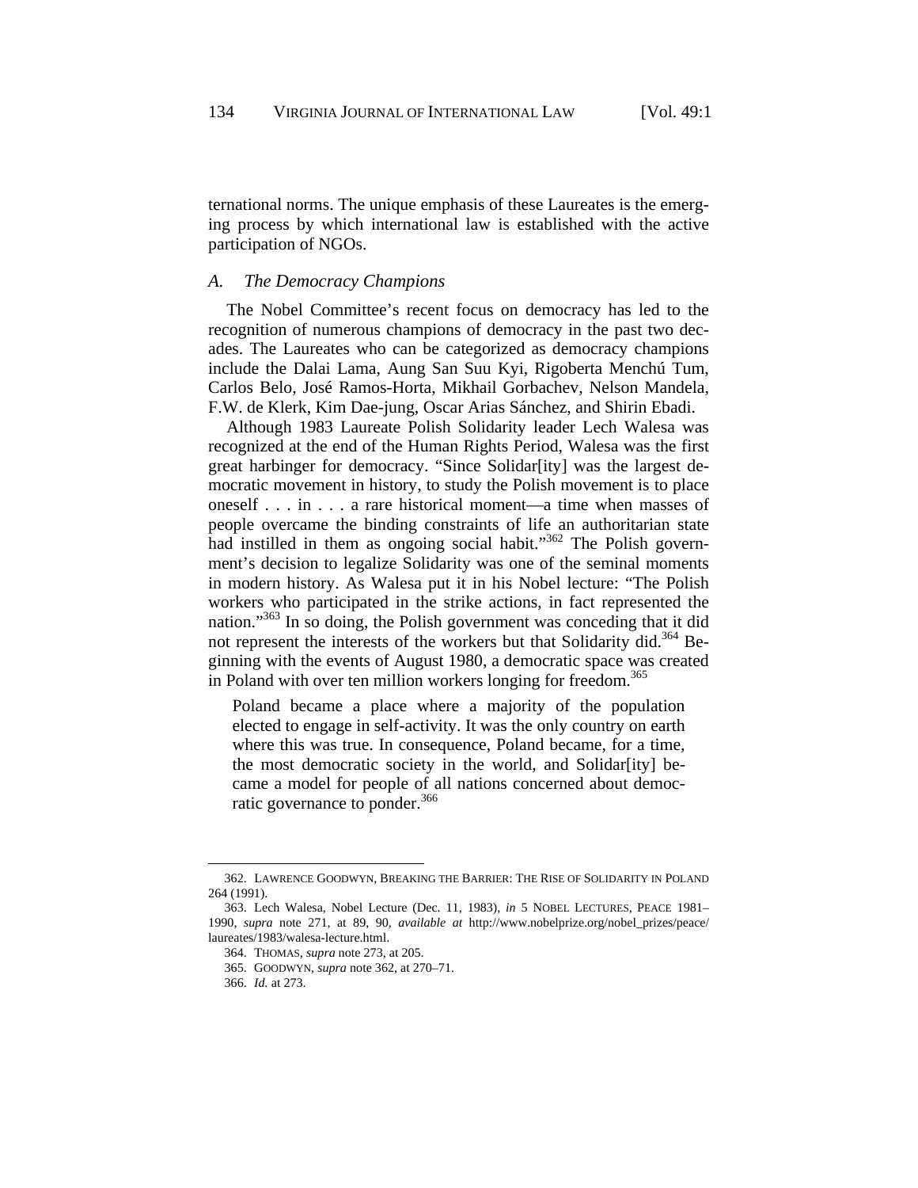ternational norms. The unique emphasis of these Laureates is the emerging process by which international law is established with the active participation of NGOs.

### *A. The Democracy Champions*

The Nobel Committee's recent focus on democracy has led to the recognition of numerous champions of democracy in the past two decades. The Laureates who can be categorized as democracy champions include the Dalai Lama, Aung San Suu Kyi, Rigoberta Menchú Tum, Carlos Belo, José Ramos-Horta, Mikhail Gorbachev, Nelson Mandela, F.W. de Klerk, Kim Dae-jung, Oscar Arias Sánchez, and Shirin Ebadi.

Although 1983 Laureate Polish Solidarity leader Lech Walesa was recognized at the end of the Human Rights Period, Walesa was the first great harbinger for democracy. "Since Solidar[ity] was the largest democratic movement in history, to study the Polish movement is to place oneself . . . in . . . a rare historical moment—a time when masses of people overcame the binding constraints of life an authoritarian state had instilled in them as ongoing social habit."[362] The Polish government's decision to legalize Solidarity was one of the seminal moments in modern history. As Walesa put it in his Nobel lecture: "The Polish workers who participated in the strike actions, in fact represented the nation."[363] In so doing, the Polish government was conceding that it did not represent the interests of the workers but that Solidarity did.[364] Beginning with the events of August 1980, a democratic space was created in Poland with over ten million workers longing for freedom.[365]

> Poland became a place where a majority of the population elected to engage in self-activity. It was the only country on earth where this was true. In consequence, Poland became, for a time, the most democratic society in the world, and Solidar[ity] became a model for people of all nations concerned about democratic governance to ponder.[366]

---

362. LAWRENCE GOODWYN, BREAKING THE BARRIER: THE RISE OF SOLIDARITY IN POLAND 264 (1991).

363. Lech Walesa, Nobel Lecture (Dec. 11, 1983), *in* 5 NOBEL LECTURES, PEACE 1981–1990, *supra* note 271, at 89, 90, *available at* http://www.nobelprize.org/nobel_prizes/peace/laureates/1983/walesa-lecture.html.

364. THOMAS, *supra* note 273, at 205.

365. GOODWYN, *supra* note 362, at 270–71.

366. *Id.* at 273.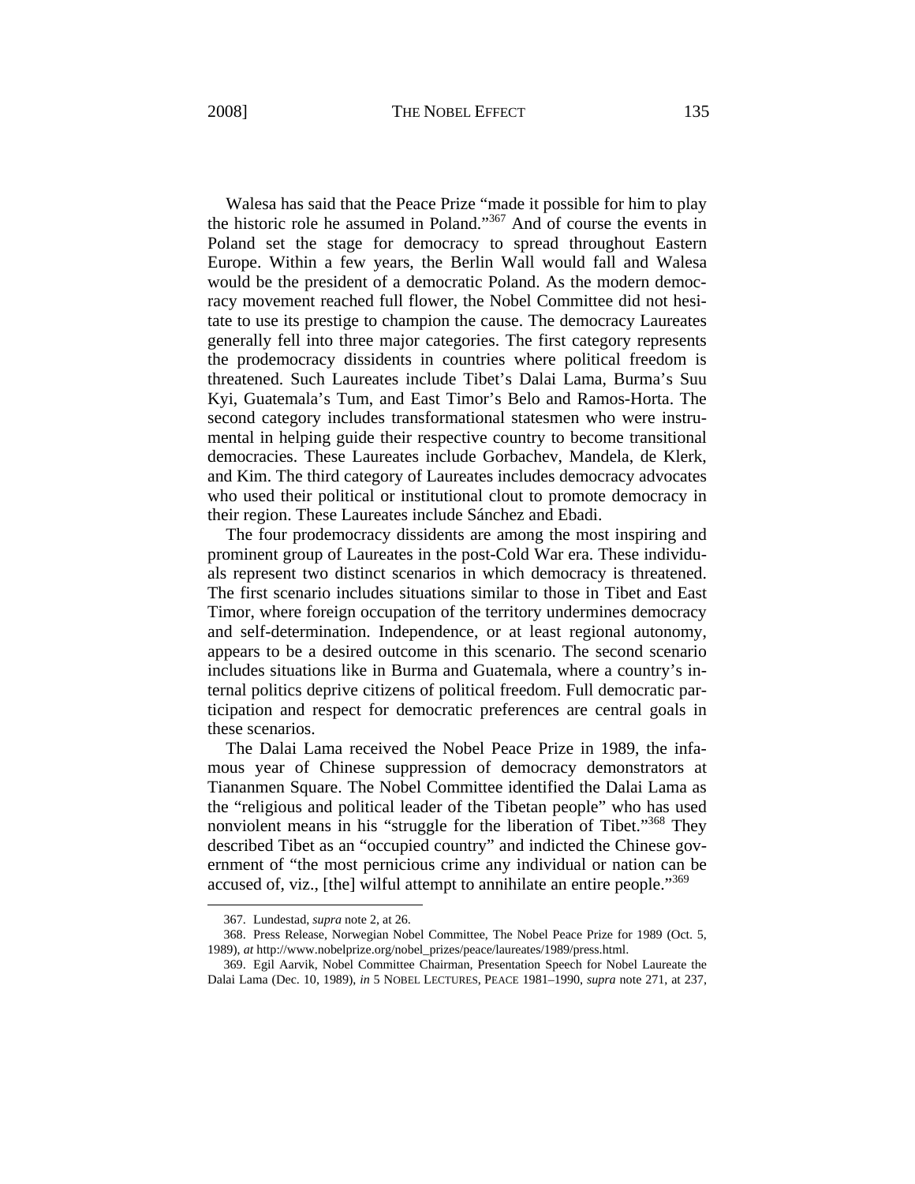Walesa has said that the Peace Prize "made it possible for him to play the historic role he assumed in Poland."[367] And of course the events in Poland set the stage for democracy to spread throughout Eastern Europe. Within a few years, the Berlin Wall would fall and Walesa would be the president of a democratic Poland. As the modern democracy movement reached full flower, the Nobel Committee did not hesitate to use its prestige to champion the cause. The democracy Laureates generally fell into three major categories. The first category represents the prodemocracy dissidents in countries where political freedom is threatened. Such Laureates include Tibet's Dalai Lama, Burma's Suu Kyi, Guatemala's Tum, and East Timor's Belo and Ramos-Horta. The second category includes transformational statesmen who were instrumental in helping guide their respective country to become transitional democracies. These Laureates include Gorbachev, Mandela, de Klerk, and Kim. The third category of Laureates includes democracy advocates who used their political or institutional clout to promote democracy in their region. These Laureates include Sánchez and Ebadi.

The four prodemocracy dissidents are among the most inspiring and prominent group of Laureates in the post-Cold War era. These individuals represent two distinct scenarios in which democracy is threatened. The first scenario includes situations similar to those in Tibet and East Timor, where foreign occupation of the territory undermines democracy and self-determination. Independence, or at least regional autonomy, appears to be a desired outcome in this scenario. The second scenario includes situations like in Burma and Guatemala, where a country's internal politics deprive citizens of political freedom. Full democratic participation and respect for democratic preferences are central goals in these scenarios.

The Dalai Lama received the Nobel Peace Prize in 1989, the infamous year of Chinese suppression of democracy demonstrators at Tiananmen Square. The Nobel Committee identified the Dalai Lama as the "religious and political leader of the Tibetan people" who has used nonviolent means in his "struggle for the liberation of Tibet."[368] They described Tibet as an "occupied country" and indicted the Chinese government of "the most pernicious crime any individual or nation can be accused of, viz., [the] wilful attempt to annihilate an entire people."[369]

---

367. Lundestad, *supra* note 2, at 26.

368. Press Release, Norwegian Nobel Committee, The Nobel Peace Prize for 1989 (Oct. 5, 1989), *at* http://www.nobelprize.org/nobel_prizes/peace/laureates/1989/press.html.

369. Egil Aarvik, Nobel Committee Chairman, Presentation Speech for Nobel Laureate the Dalai Lama (Dec. 10, 1989), *in* 5 NOBEL LECTURES, PEACE 1981–1990, *supra* note 271, at 237,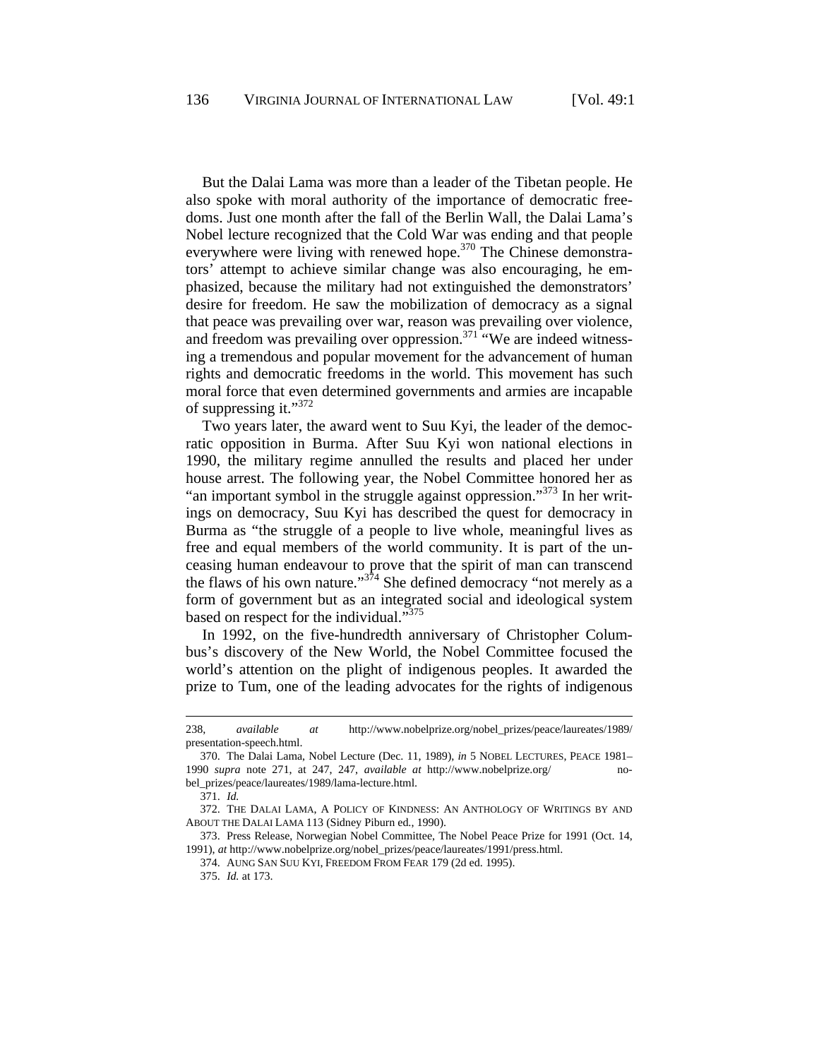But the Dalai Lama was more than a leader of the Tibetan people. He also spoke with moral authority of the importance of democratic freedoms. Just one month after the fall of the Berlin Wall, the Dalai Lama's Nobel lecture recognized that the Cold War was ending and that people everywhere were living with renewed hope.[370] The Chinese demonstrators' attempt to achieve similar change was also encouraging, he emphasized, because the military had not extinguished the demonstrators' desire for freedom. He saw the mobilization of democracy as a signal that peace was prevailing over war, reason was prevailing over violence, and freedom was prevailing over oppression.[371] "We are indeed witnessing a tremendous and popular movement for the advancement of human rights and democratic freedoms in the world. This movement has such moral force that even determined governments and armies are incapable of suppressing it."[372]

Two years later, the award went to Suu Kyi, the leader of the democratic opposition in Burma. After Suu Kyi won national elections in 1990, the military regime annulled the results and placed her under house arrest. The following year, the Nobel Committee honored her as "an important symbol in the struggle against oppression."[373] In her writings on democracy, Suu Kyi has described the quest for democracy in Burma as "the struggle of a people to live whole, meaningful lives as free and equal members of the world community. It is part of the unceasing human endeavour to prove that the spirit of man can transcend the flaws of his own nature."[374] She defined democracy "not merely as a form of government but as an integrated social and ideological system based on respect for the individual."[375]

In 1992, on the five-hundredth anniversary of Christopher Columbus's discovery of the New World, the Nobel Committee focused the world's attention on the plight of indigenous peoples. It awarded the prize to Tum, one of the leading advocates for the rights of indigenous

---

238, *available at* http://www.nobelprize.org/nobel_prizes/peace/laureates/1989/presentation-speech.html.

370. The Dalai Lama, Nobel Lecture (Dec. 11, 1989), *in* 5 NOBEL LECTURES, PEACE 1981–1990 *supra* note 271, at 247, 247, *available at* http://www.nobelprize.org/nobel_prizes/peace/laureates/1989/lama-lecture.html.

371. *Id.*

372. THE DALAI LAMA, A POLICY OF KINDNESS: AN ANTHOLOGY OF WRITINGS BY AND ABOUT THE DALAI LAMA 113 (Sidney Piburn ed., 1990).

373. Press Release, Norwegian Nobel Committee, The Nobel Peace Prize for 1991 (Oct. 14, 1991), *at* http://www.nobelprize.org/nobel_prizes/peace/laureates/1991/press.html.

374. AUNG SAN SUU KYI, FREEDOM FROM FEAR 179 (2d ed. 1995).

375. *Id.* at 173.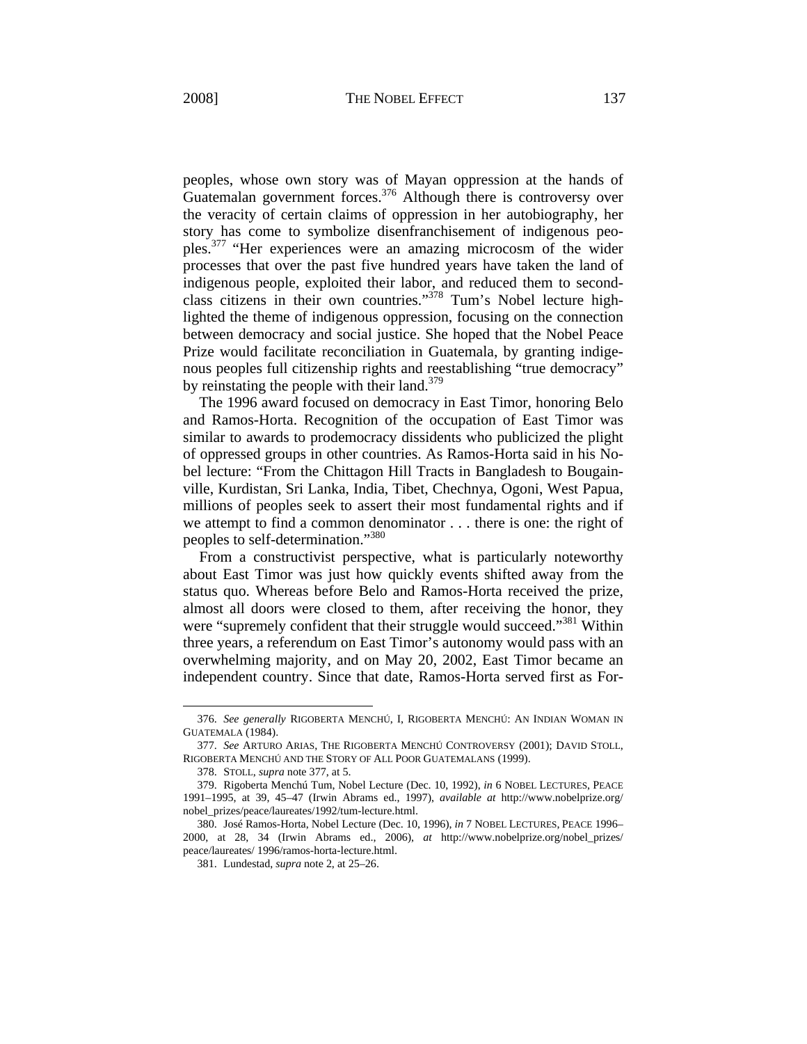peoples, whose own story was of Mayan oppression at the hands of Guatemalan government forces.[376] Although there is controversy over the veracity of certain claims of oppression in her autobiography, her story has come to symbolize disenfranchisement of indigenous peoples.[377] "Her experiences were an amazing microcosm of the wider processes that over the past five hundred years have taken the land of indigenous people, exploited their labor, and reduced them to second-class citizens in their own countries."[378] Tum's Nobel lecture highlighted the theme of indigenous oppression, focusing on the connection between democracy and social justice. She hoped that the Nobel Peace Prize would facilitate reconciliation in Guatemala, by granting indigenous peoples full citizenship rights and reestablishing "true democracy" by reinstating the people with their land.[379]

The 1996 award focused on democracy in East Timor, honoring Belo and Ramos-Horta. Recognition of the occupation of East Timor was similar to awards to prodemocracy dissidents who publicized the plight of oppressed groups in other countries. As Ramos-Horta said in his Nobel lecture: "From the Chittagong Hill Tracts in Bangladesh to Bougainville, Kurdistan, Sri Lanka, India, Tibet, Chechnya, Ogoni, West Papua, millions of peoples seek to assert their most fundamental rights and if we attempt to find a common denominator . . . there is one: the right of peoples to self-determination."[380]

From a constructivist perspective, what is particularly noteworthy about East Timor was just how quickly events shifted away from the status quo. Whereas before Belo and Ramos-Horta received the prize, almost all doors were closed to them, after receiving the honor, they were "supremely confident that their struggle would succeed."[381] Within three years, a referendum on East Timor's autonomy would pass with an overwhelming majority, and on May 20, 2002, East Timor became an independent country. Since that date, Ramos-Horta served first as For-

---

376. *See generally* RIGOBERTA MENCHÚ, I, RIGOBERTA MENCHÚ: AN INDIAN WOMAN IN GUATEMALA (1984).

377. *See* ARTURO ARIAS, THE RIGOBERTA MENCHÚ CONTROVERSY (2001); DAVID STOLL, RIGOBERTA MENCHÚ AND THE STORY OF ALL POOR GUATEMALANS (1999).

378. STOLL, *supra* note 377, at 5.

379. Rigoberta Menchú Tum, Nobel Lecture (Dec. 10, 1992), *in* 6 NOBEL LECTURES, PEACE 1991–1995, at 39, 45–47 (Irwin Abrams ed., 1997), *available at* http://www.nobelprize.org/nobel_prizes/peace/laureates/1992/tum-lecture.html.

380. José Ramos-Horta, Nobel Lecture (Dec. 10, 1996), *in* 7 NOBEL LECTURES, PEACE 1996–2000, at 28, 34 (Irwin Abrams ed., 2006), *at* http://www.nobelprize.org/nobel_prizes/peace/laureates/ 1996/ramos-horta-lecture.html.

381. Lundestad, *supra* note 2, at 25–26.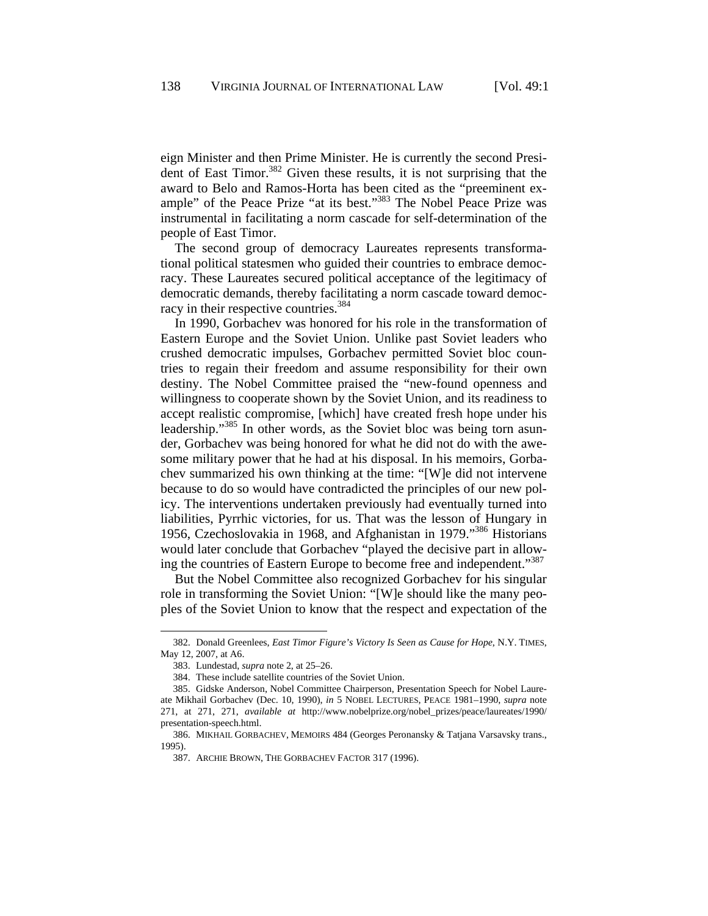eign Minister and then Prime Minister. He is currently the second President of East Timor.[382] Given these results, it is not surprising that the award to Belo and Ramos-Horta has been cited as the "preeminent example" of the Peace Prize "at its best."[383] The Nobel Peace Prize was instrumental in facilitating a norm cascade for self-determination of the people of East Timor.

The second group of democracy Laureates represents transformational political statesmen who guided their countries to embrace democracy. These Laureates secured political acceptance of the legitimacy of democratic demands, thereby facilitating a norm cascade toward democracy in their respective countries.[384]

In 1990, Gorbachev was honored for his role in the transformation of Eastern Europe and the Soviet Union. Unlike past Soviet leaders who crushed democratic impulses, Gorbachev permitted Soviet bloc countries to regain their freedom and assume responsibility for their own destiny. The Nobel Committee praised the "new-found openness and willingness to cooperate shown by the Soviet Union, and its readiness to accept realistic compromise, [which] have created fresh hope under his leadership."[385] In other words, as the Soviet bloc was being torn asunder, Gorbachev was being honored for what he did not do with the awesome military power that he had at his disposal. In his memoirs, Gorbachev summarized his own thinking at the time: "[W]e did not intervene because to do so would have contradicted the principles of our new policy. The interventions undertaken previously had eventually turned into liabilities, Pyrrhic victories, for us. That was the lesson of Hungary in 1956, Czechoslovakia in 1968, and Afghanistan in 1979."[386] Historians would later conclude that Gorbachev "played the decisive part in allowing the countries of Eastern Europe to become free and independent."[387]

But the Nobel Committee also recognized Gorbachev for his singular role in transforming the Soviet Union: "[W]e should like the many peoples of the Soviet Union to know that the respect and expectation of the

---

382. Donald Greenlees, *East Timor Figure's Victory Is Seen as Cause for Hope*, N.Y. TIMES, May 12, 2007, at A6.

383. Lundestad, *supra* note 2, at 25–26.

384. These include satellite countries of the Soviet Union.

385. Gidske Anderson, Nobel Committee Chairperson, Presentation Speech for Nobel Laureate Mikhail Gorbachev (Dec. 10, 1990), *in* 5 NOBEL LECTURES, PEACE 1981–1990, *supra* note 271, at 271, 271, *available at* http://www.nobelprize.org/nobel_prizes/peace/laureates/1990/presentation-speech.html.

386. MIKHAIL GORBACHEV, MEMOIRS 484 (Georges Peronansky & Tatjana Varsavsky trans., 1995).

387. ARCHIE BROWN, THE GORBACHEV FACTOR 317 (1996).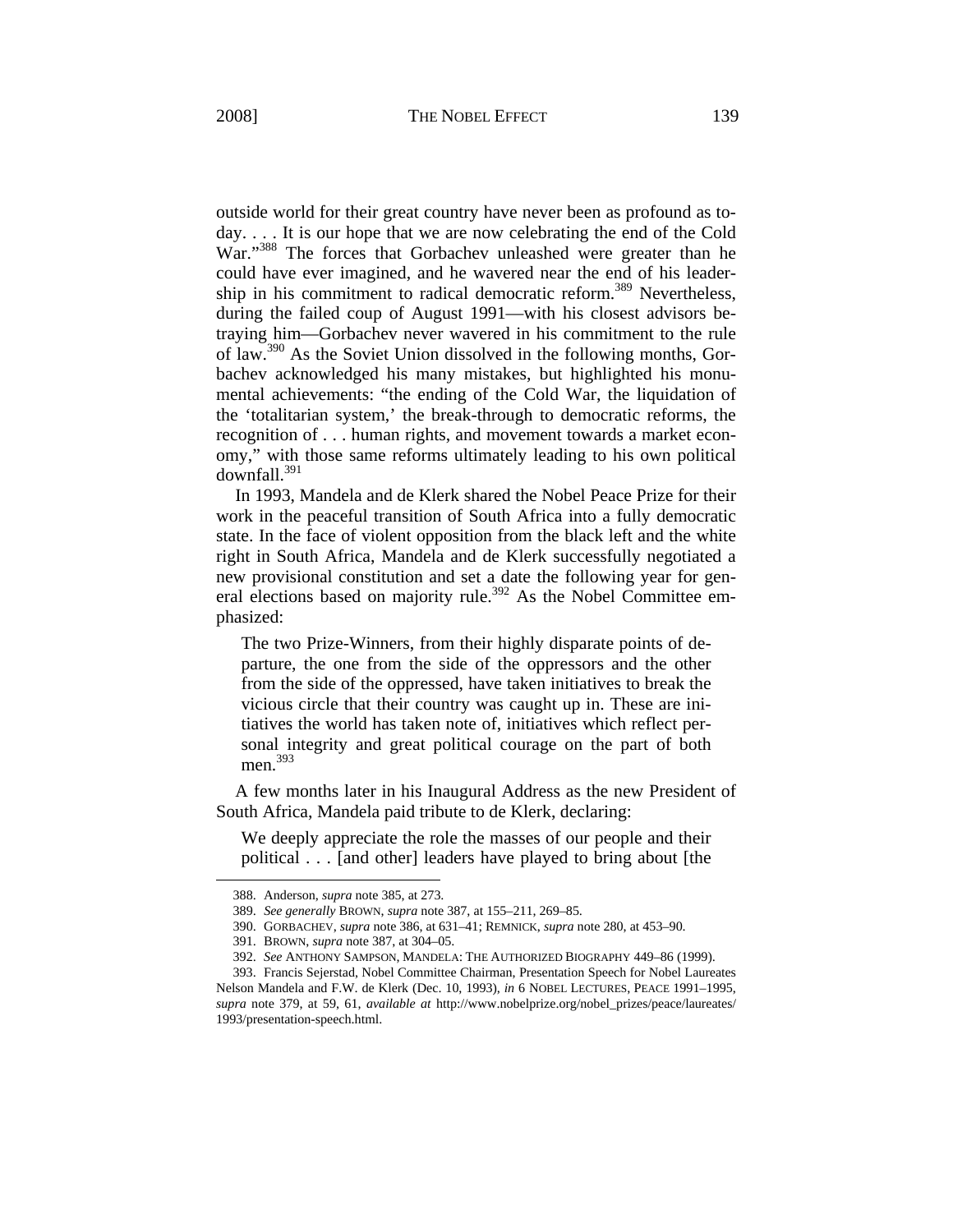outside world for their great country have never been as profound as today. . . . It is our hope that we are now celebrating the end of the Cold War."[388] The forces that Gorbachev unleashed were greater than he could have ever imagined, and he wavered near the end of his leadership in his commitment to radical democratic reform.[389] Nevertheless, during the failed coup of August 1991—with his closest advisors betraying him—Gorbachev never wavered in his commitment to the rule of law.[390] As the Soviet Union dissolved in the following months, Gorbachev acknowledged his many mistakes, but highlighted his monumental achievements: "the ending of the Cold War, the liquidation of the 'totalitarian system,' the break-through to democratic reforms, the recognition of . . . human rights, and movement towards a market economy," with those same reforms ultimately leading to his own political downfall.[391]

In 1993, Mandela and de Klerk shared the Nobel Peace Prize for their work in the peaceful transition of South Africa into a fully democratic state. In the face of violent opposition from the black left and the white right in South Africa, Mandela and de Klerk successfully negotiated a new provisional constitution and set a date the following year for general elections based on majority rule.[392] As the Nobel Committee emphasized:

> The two Prize-Winners, from their highly disparate points of departure, the one from the side of the oppressors and the other from the side of the oppressed, have taken initiatives to break the vicious circle that their country was caught up in. These are initiatives the world has taken note of, initiatives which reflect personal integrity and great political courage on the part of both men.[393]

A few months later in his Inaugural Address as the new President of South Africa, Mandela paid tribute to de Klerk, declaring:

> We deeply appreciate the role the masses of our people and their political . . . [and other] leaders have played to bring about [the

---

388. Anderson, *supra* note 385, at 273.

389. *See generally* BROWN, *supra* note 387, at 155–211, 269–85.

390. GORBACHEV, *supra* note 386, at 631–41; REMNICK, *supra* note 280, at 453–90.

391. BROWN, *supra* note 387, at 304–05.

392. *See* ANTHONY SAMPSON, MANDELA: THE AUTHORIZED BIOGRAPHY 449–86 (1999).

393. Francis Sejerstad, Nobel Committee Chairman, Presentation Speech for Nobel Laureates Nelson Mandela and F.W. de Klerk (Dec. 10, 1993), *in* 6 NOBEL LECTURES, PEACE 1991–1995, *supra* note 379, at 59, 61, *available at* http://www.nobelprize.org/nobel_prizes/peace/laureates/1993/presentation-speech.html.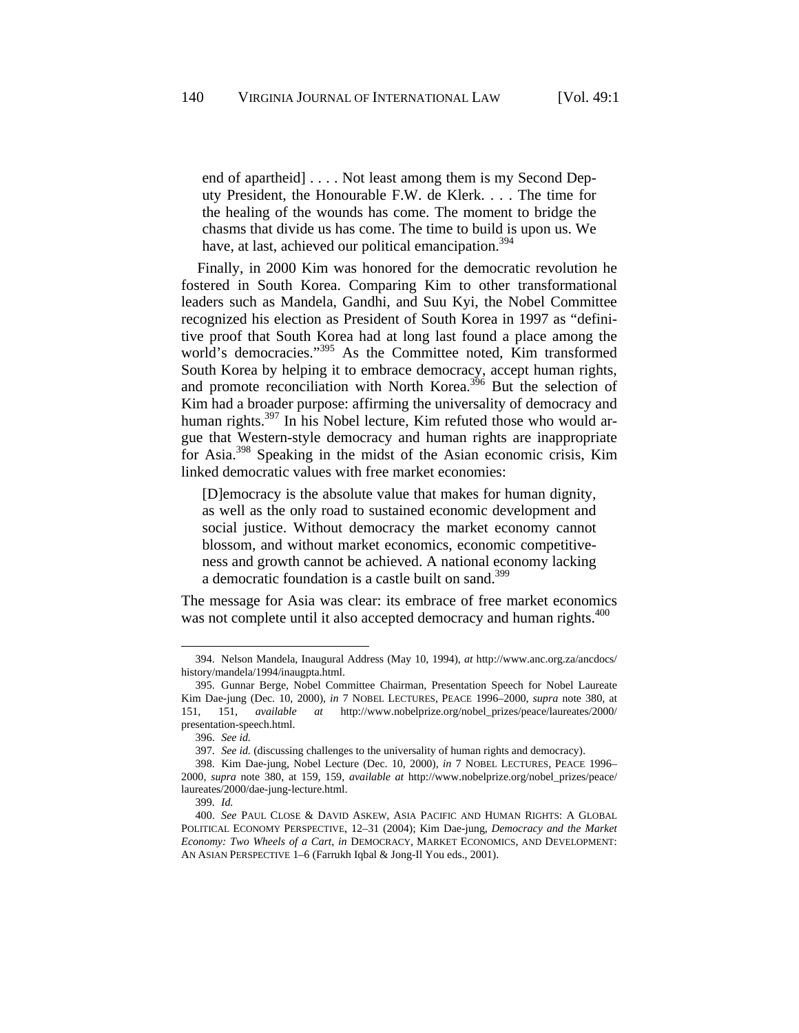> end of apartheid] . . . . Not least among them is my Second Deputy President, the Honourable F.W. de Klerk. . . . The time for the healing of the wounds has come. The moment to bridge the chasms that divide us has come. The time to build is upon us. We have, at last, achieved our political emancipation.[394]

Finally, in 2000 Kim was honored for the democratic revolution he fostered in South Korea. Comparing Kim to other transformational leaders such as Mandela, Gandhi, and Suu Kyi, the Nobel Committee recognized his election as President of South Korea in 1997 as "definitive proof that South Korea had at long last found a place among the world's democracies."[395] As the Committee noted, Kim transformed South Korea by helping it to embrace democracy, accept human rights, and promote reconciliation with North Korea.[396] But the selection of Kim had a broader purpose: affirming the universality of democracy and human rights.[397] In his Nobel lecture, Kim refuted those who would argue that Western-style democracy and human rights are inappropriate for Asia.[398] Speaking in the midst of the Asian economic crisis, Kim linked democratic values with free market economies:

> [D]emocracy is the absolute value that makes for human dignity, as well as the only road to sustained economic development and social justice. Without democracy the market economy cannot blossom, and without market economics, economic competitiveness and growth cannot be achieved. A national economy lacking a democratic foundation is a castle built on sand.[399]

The message for Asia was clear: its embrace of free market economics was not complete until it also accepted democracy and human rights.[400]

---

394. Nelson Mandela, Inaugural Address (May 10, 1994), *at* http://www.anc.org.za/ancdocs/history/mandela/1994/inaugpta.html.

395. Gunnar Berge, Nobel Committee Chairman, Presentation Speech for Nobel Laureate Kim Dae-jung (Dec. 10, 2000), *in* 7 NOBEL LECTURES, PEACE 1996–2000, *supra* note 380, at 151, 151, *available at* http://www.nobelprize.org/nobel_prizes/peace/laureates/2000/presentation-speech.html.

396. *See id.*

397. *See id.* (discussing challenges to the universality of human rights and democracy).

398. Kim Dae-jung, Nobel Lecture (Dec. 10, 2000), *in* 7 NOBEL LECTURES, PEACE 1996–2000, *supra* note 380, at 159, 159, *available at* http://www.nobelprize.org/nobel_prizes/peace/laureates/2000/dae-jung-lecture.html.

399. *Id.*

400. *See* PAUL CLOSE & DAVID ASKEW, ASIA PACIFIC AND HUMAN RIGHTS: A GLOBAL POLITICAL ECONOMY PERSPECTIVE, 12–31 (2004); Kim Dae-jung, *Democracy and the Market Economy: Two Wheels of a Cart*, *in* DEMOCRACY, MARKET ECONOMICS, AND DEVELOPMENT: AN ASIAN PERSPECTIVE 1–6 (Farrukh Iqbal & Jong-Il You eds., 2001).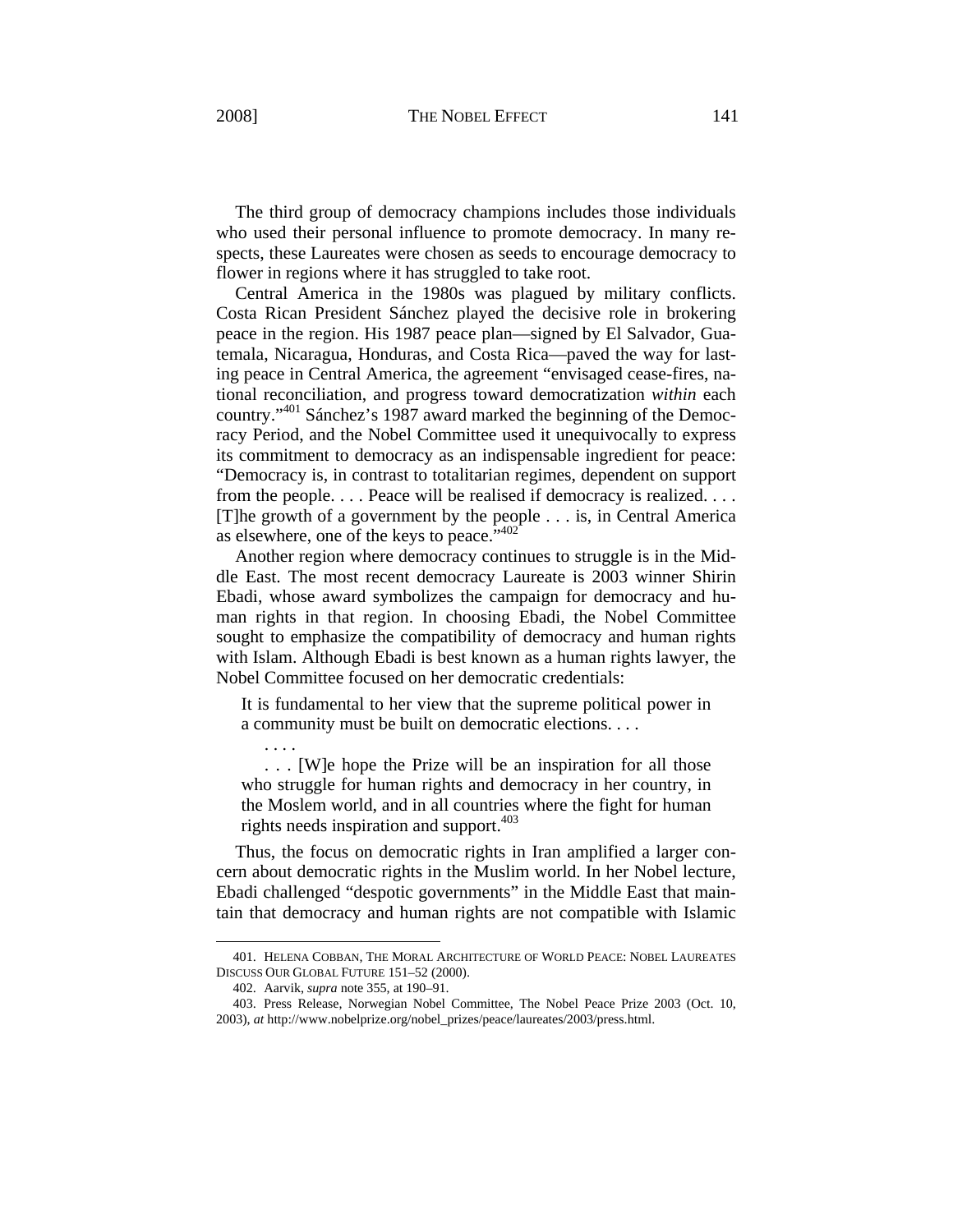The third group of democracy champions includes those individuals who used their personal influence to promote democracy. In many respects, these Laureates were chosen as seeds to encourage democracy to flower in regions where it has struggled to take root.

Central America in the 1980s was plagued by military conflicts. Costa Rican President Sánchez played the decisive role in brokering peace in the region. His 1987 peace plan—signed by El Salvador, Guatemala, Nicaragua, Honduras, and Costa Rica—paved the way for lasting peace in Central America, the agreement "envisaged cease-fires, national reconciliation, and progress toward democratization *within* each country."[401] Sánchez's 1987 award marked the beginning of the Democracy Period, and the Nobel Committee used it unequivocally to express its commitment to democracy as an indispensable ingredient for peace: "Democracy is, in contrast to totalitarian regimes, dependent on support from the people. . . . Peace will be realised if democracy is realized. . . . [T]he growth of a government by the people . . . is, in Central America as elsewhere, one of the keys to peace."[402]

Another region where democracy continues to struggle is in the Middle East. The most recent democracy Laureate is 2003 winner Shirin Ebadi, whose award symbolizes the campaign for democracy and human rights in that region. In choosing Ebadi, the Nobel Committee sought to emphasize the compatibility of democracy and human rights with Islam. Although Ebadi is best known as a human rights lawyer, the Nobel Committee focused on her democratic credentials:

> It is fundamental to her view that the supreme political power in a community must be built on democratic elections. . . .
>
> . . . .
>
> . . . [W]e hope the Prize will be an inspiration for all those who struggle for human rights and democracy in her country, in the Moslem world, and in all countries where the fight for human rights needs inspiration and support.[403]

Thus, the focus on democratic rights in Iran amplified a larger concern about democratic rights in the Muslim world. In her Nobel lecture, Ebadi challenged "despotic governments" in the Middle East that maintain that democracy and human rights are not compatible with Islamic

---

401. HELENA COBBAN, THE MORAL ARCHITECTURE OF WORLD PEACE: NOBEL LAUREATES DISCUSS OUR GLOBAL FUTURE 151–52 (2000).

402. Aarvik, *supra* note 355, at 190–91.

403. Press Release, Norwegian Nobel Committee, The Nobel Peace Prize 2003 (Oct. 10, 2003), *at* http://www.nobelprize.org/nobel_prizes/peace/laureates/2003/press.html.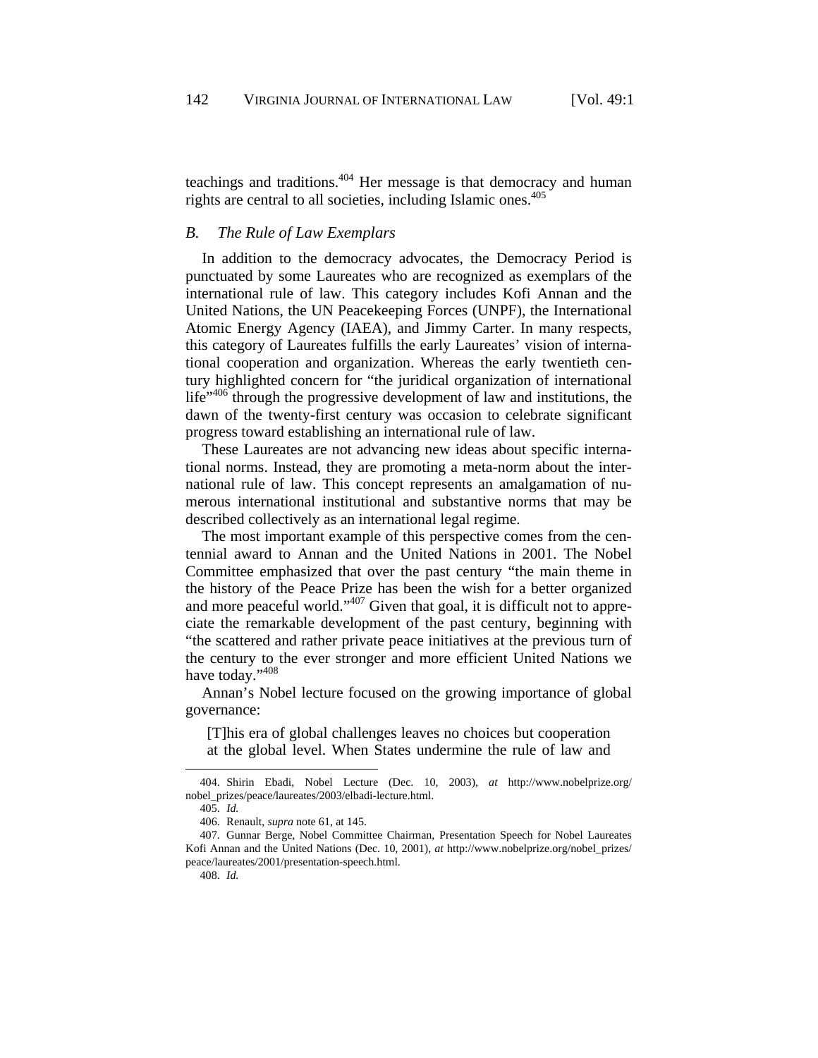teachings and traditions.[404] Her message is that democracy and human rights are central to all societies, including Islamic ones.[405]

### *B. The Rule of Law Exemplars*

In addition to the democracy advocates, the Democracy Period is punctuated by some Laureates who are recognized as exemplars of the international rule of law. This category includes Kofi Annan and the United Nations, the UN Peacekeeping Forces (UNPF), the International Atomic Energy Agency (IAEA), and Jimmy Carter. In many respects, this category of Laureates fulfills the early Laureates' vision of international cooperation and organization. Whereas the early twentieth century highlighted concern for "the juridical organization of international life"[406] through the progressive development of law and institutions, the dawn of the twenty-first century was occasion to celebrate significant progress toward establishing an international rule of law.

These Laureates are not advancing new ideas about specific international norms. Instead, they are promoting a meta-norm about the international rule of law. This concept represents an amalgamation of numerous international institutional and substantive norms that may be described collectively as an international legal regime.

The most important example of this perspective comes from the centennial award to Annan and the United Nations in 2001. The Nobel Committee emphasized that over the past century "the main theme in the history of the Peace Prize has been the wish for a better organized and more peaceful world."[407] Given that goal, it is difficult not to appreciate the remarkable development of the past century, beginning with "the scattered and rather private peace initiatives at the previous turn of the century to the ever stronger and more efficient United Nations we have today."[408]

Annan's Nobel lecture focused on the growing importance of global governance:

> [T]his era of global challenges leaves no choices but cooperation at the global level. When States undermine the rule of law and

---

404. Shirin Ebadi, Nobel Lecture (Dec. 10, 2003), *at* http://www.nobelprize.org/nobel_prizes/peace/laureates/2003/elbadi-lecture.html.

405. *Id.*

406. Renault, *supra* note 61, at 145.

407. Gunnar Berge, Nobel Committee Chairman, Presentation Speech for Nobel Laureates Kofi Annan and the United Nations (Dec. 10, 2001), *at* http://www.nobelprize.org/nobel_prizes/peace/laureates/2001/presentation-speech.html.

408. *Id.*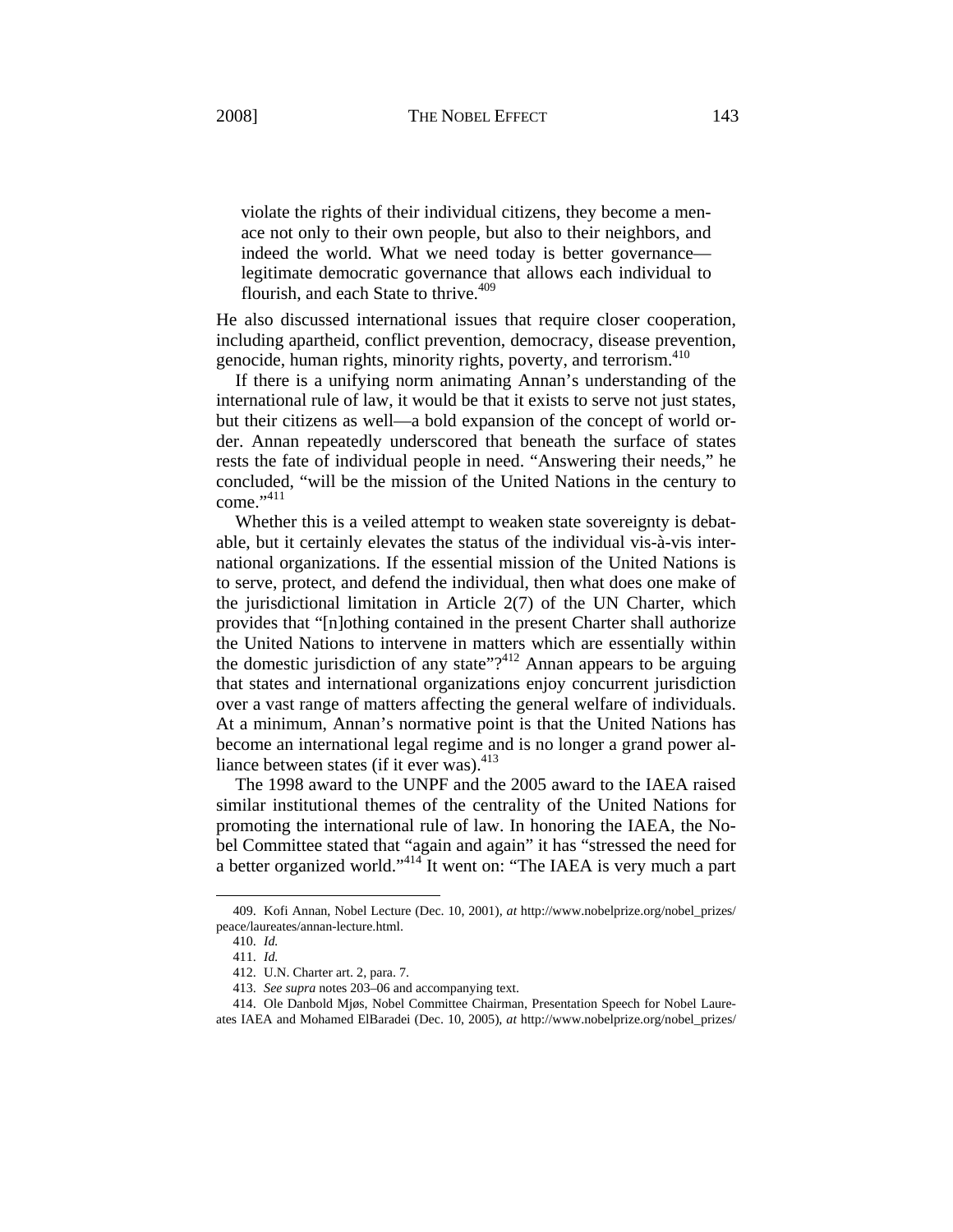> violate the rights of their individual citizens, they become a menace not only to their own people, but also to their neighbors, and indeed the world. What we need today is better governance—legitimate democratic governance that allows each individual to flourish, and each State to thrive.[409]

He also discussed international issues that require closer cooperation, including apartheid, conflict prevention, democracy, disease prevention, genocide, human rights, minority rights, poverty, and terrorism.[410]

If there is a unifying norm animating Annan's understanding of the international rule of law, it would be that it exists to serve not just states, but their citizens as well—a bold expansion of the concept of world order. Annan repeatedly underscored that beneath the surface of states rests the fate of individual people in need. "Answering their needs," he concluded, "will be the mission of the United Nations in the century to come."[411]

Whether this is a veiled attempt to weaken state sovereignty is debatable, but it certainly elevates the status of the individual vis-à-vis international organizations. If the essential mission of the United Nations is to serve, protect, and defend the individual, then what does one make of the jurisdictional limitation in Article 2(7) of the UN Charter, which provides that "[n]othing contained in the present Charter shall authorize the United Nations to intervene in matters which are essentially within the domestic jurisdiction of any state"?[412] Annan appears to be arguing that states and international organizations enjoy concurrent jurisdiction over a vast range of matters affecting the general welfare of individuals. At a minimum, Annan's normative point is that the United Nations has become an international legal regime and is no longer a grand power alliance between states (if it ever was).[413]

The 1998 award to the UNPF and the 2005 award to the IAEA raised similar institutional themes of the centrality of the United Nations for promoting the international rule of law. In honoring the IAEA, the Nobel Committee stated that "again and again" it has "stressed the need for a better organized world."[414] It went on: "The IAEA is very much a part

---

409. Kofi Annan, Nobel Lecture (Dec. 10, 2001), *at* http://www.nobelprize.org/nobel_prizes/peace/laureates/annan-lecture.html.

410. *Id.*

411. *Id.*

412. U.N. Charter art. 2, para. 7.

413. *See supra* notes 203–06 and accompanying text.

414. Ole Danbold Mjøs, Nobel Committee Chairman, Presentation Speech for Nobel Laureates IAEA and Mohamed ElBaradei (Dec. 10, 2005), *at* http://www.nobelprize.org/nobel_prizes/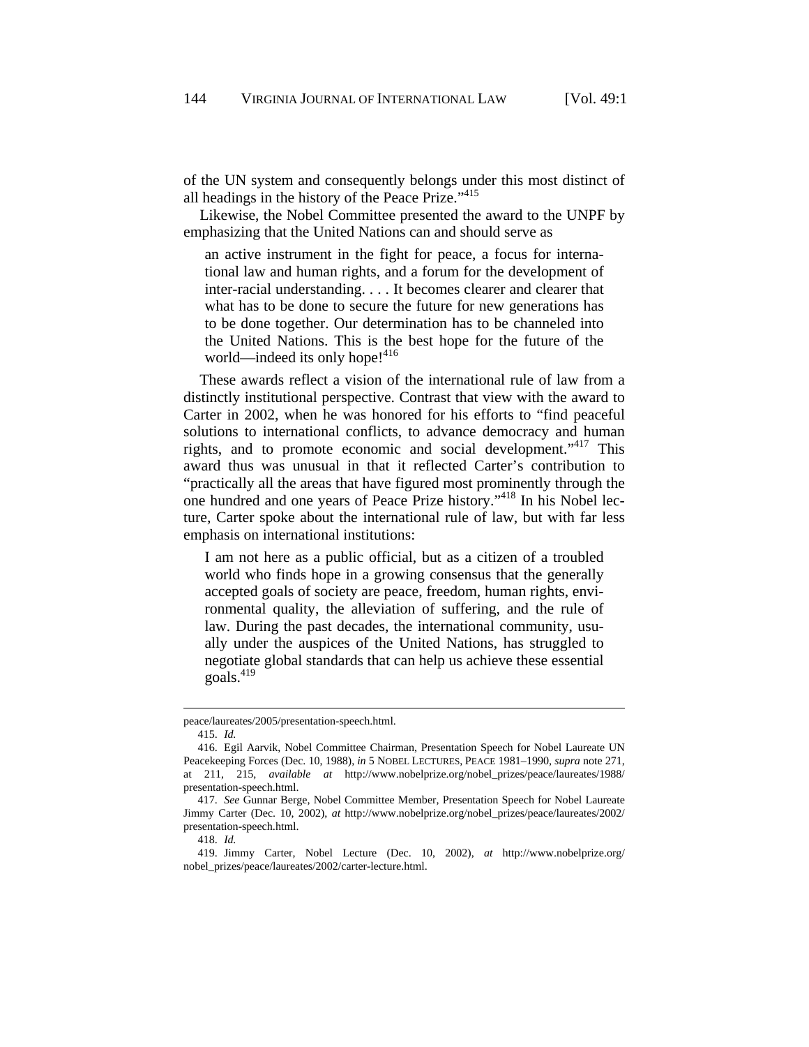of the UN system and consequently belongs under this most distinct of all headings in the history of the Peace Prize."[415]

Likewise, the Nobel Committee presented the award to the UNPF by emphasizing that the United Nations can and should serve as

> an active instrument in the fight for peace, a focus for international law and human rights, and a forum for the development of inter-racial understanding. . . . It becomes clearer and clearer that what has to be done to secure the future for new generations has to be done together. Our determination has to be channeled into the United Nations. This is the best hope for the future of the world—indeed its only hope![416]

These awards reflect a vision of the international rule of law from a distinctly institutional perspective. Contrast that view with the award to Carter in 2002, when he was honored for his efforts to "find peaceful solutions to international conflicts, to advance democracy and human rights, and to promote economic and social development."[417] This award thus was unusual in that it reflected Carter's contribution to "practically all the areas that have figured most prominently through the one hundred and one years of Peace Prize history."[418] In his Nobel lecture, Carter spoke about the international rule of law, but with far less emphasis on international institutions:

> I am not here as a public official, but as a citizen of a troubled world who finds hope in a growing consensus that the generally accepted goals of society are peace, freedom, human rights, environmental quality, the alleviation of suffering, and the rule of law. During the past decades, the international community, usually under the auspices of the United Nations, has struggled to negotiate global standards that can help us achieve these essential goals.[419]

---

peace/laureates/2005/presentation-speech.html.

415. *Id.*

416. Egil Aarvik, Nobel Committee Chairman, Presentation Speech for Nobel Laureate UN Peacekeeping Forces (Dec. 10, 1988), *in* 5 NOBEL LECTURES, PEACE 1981–1990, *supra* note 271, at 211, 215, *available at* http://www.nobelprize.org/nobel_prizes/peace/laureates/1988/presentation-speech.html.

417. *See* Gunnar Berge, Nobel Committee Member, Presentation Speech for Nobel Laureate Jimmy Carter (Dec. 10, 2002), *at* http://www.nobelprize.org/nobel_prizes/peace/laureates/2002/presentation-speech.html.

418. *Id.*

419. Jimmy Carter, Nobel Lecture (Dec. 10, 2002), *at* http://www.nobelprize.org/nobel_prizes/peace/laureates/2002/carter-lecture.html.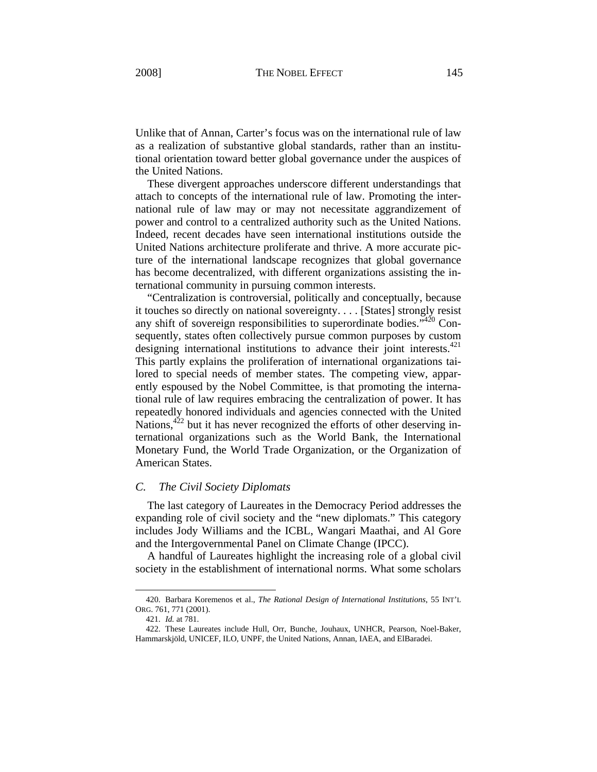Unlike that of Annan, Carter's focus was on the international rule of law as a realization of substantive global standards, rather than an institutional orientation toward better global governance under the auspices of the United Nations.

These divergent approaches underscore different understandings that attach to concepts of the international rule of law. Promoting the international rule of law may or may not necessitate aggrandizement of power and control to a centralized authority such as the United Nations. Indeed, recent decades have seen international institutions outside the United Nations architecture proliferate and thrive. A more accurate picture of the international landscape recognizes that global governance has become decentralized, with different organizations assisting the international community in pursuing common interests.

"Centralization is controversial, politically and conceptually, because it touches so directly on national sovereignty. . . . [States] strongly resist any shift of sovereign responsibilities to superordinate bodies."[420] Consequently, states often collectively pursue common purposes by custom designing international institutions to advance their joint interests.[421] This partly explains the proliferation of international organizations tailored to special needs of member states. The competing view, apparently espoused by the Nobel Committee, is that promoting the international rule of law requires embracing the centralization of power. It has repeatedly honored individuals and agencies connected with the United Nations,[422] but it has never recognized the efforts of other deserving international organizations such as the World Bank, the International Monetary Fund, the World Trade Organization, or the Organization of American States.

### *C. The Civil Society Diplomats*

The last category of Laureates in the Democracy Period addresses the expanding role of civil society and the "new diplomats." This category includes Jody Williams and the ICBL, Wangari Maathai, and Al Gore and the Intergovernmental Panel on Climate Change (IPCC).

A handful of Laureates highlight the increasing role of a global civil society in the establishment of international norms. What some scholars

---

420. Barbara Koremenos et al., *The Rational Design of International Institutions*, 55 INT'L ORG. 761, 771 (2001).

421. *Id.* at 781.

422. These Laureates include Hull, Orr, Bunche, Jouhaux, UNHCR, Pearson, Noel-Baker, Hammarskjöld, UNICEF, ILO, UNPF, the United Nations, Annan, IAEA, and ElBaradei.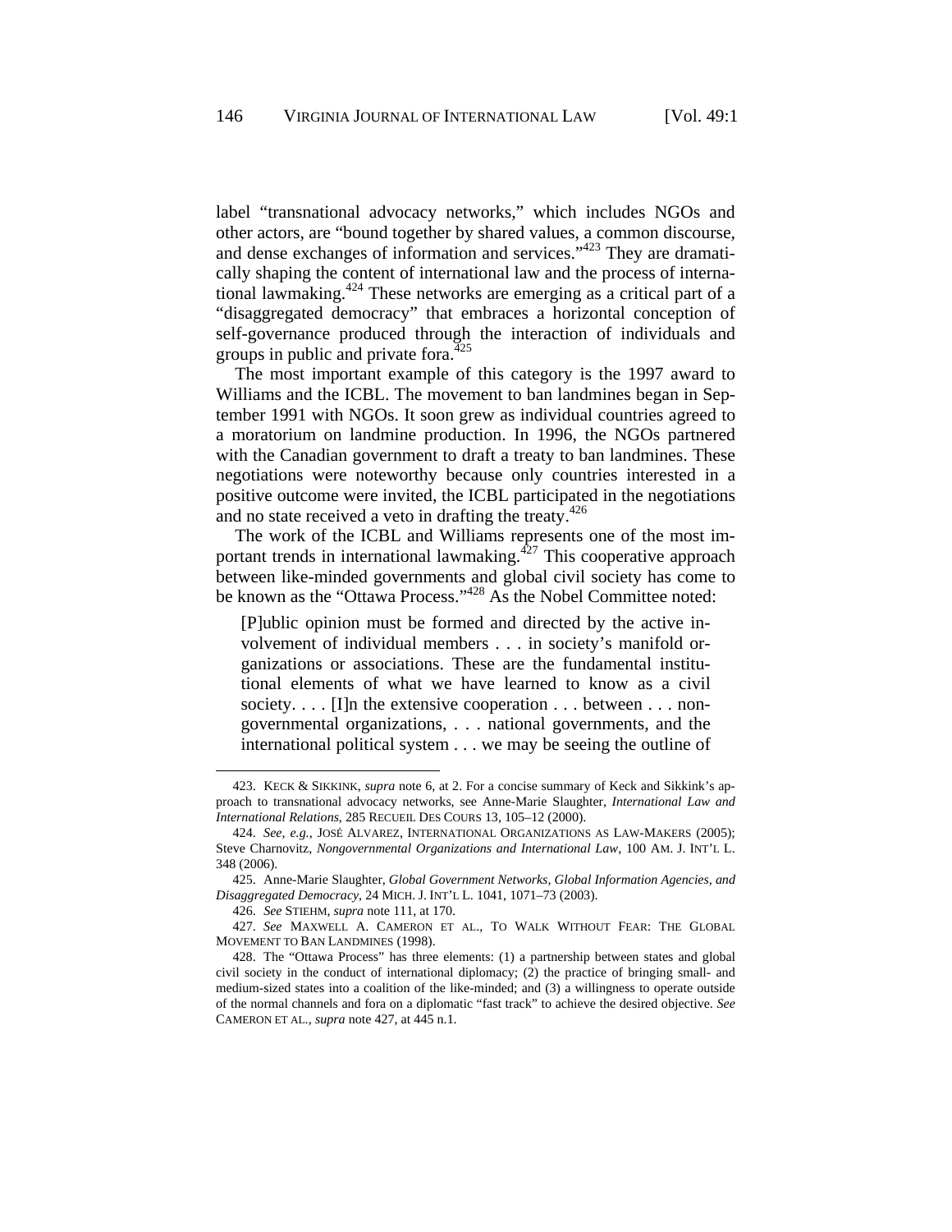label "transnational advocacy networks," which includes NGOs and other actors, are "bound together by shared values, a common discourse, and dense exchanges of information and services."[423] They are dramatically shaping the content of international law and the process of international lawmaking.[424] These networks are emerging as a critical part of a "disaggregated democracy" that embraces a horizontal conception of self-governance produced through the interaction of individuals and groups in public and private fora.[425]

The most important example of this category is the 1997 award to Williams and the ICBL. The movement to ban landmines began in September 1991 with NGOs. It soon grew as individual countries agreed to a moratorium on landmine production. In 1996, the NGOs partnered with the Canadian government to draft a treaty to ban landmines. These negotiations were noteworthy because only countries interested in a positive outcome were invited, the ICBL participated in the negotiations and no state received a veto in drafting the treaty.[426]

The work of the ICBL and Williams represents one of the most important trends in international lawmaking.[427] This cooperative approach between like-minded governments and global civil society has come to be known as the "Ottawa Process."[428] As the Nobel Committee noted:

> [P]ublic opinion must be formed and directed by the active involvement of individual members . . . in society's manifold organizations or associations. These are the fundamental institutional elements of what we have learned to know as a civil society. . . . [I]n the extensive cooperation . . . between . . . non-governmental organizations, . . . national governments, and the international political system . . . we may be seeing the outline of

---

423. KECK & SIKKINK, *supra* note 6, at 2. For a concise summary of Keck and Sikkink's approach to transnational advocacy networks, see Anne-Marie Slaughter, *International Law and International Relations*, 285 RECUEIL DES COURS 13, 105–12 (2000).

424. *See, e.g.*, JOSÉ ALVAREZ, INTERNATIONAL ORGANIZATIONS AS LAW-MAKERS (2005); Steve Charnovitz, *Nongovernmental Organizations and International Law*, 100 AM. J. INT'L L. 348 (2006).

425. Anne-Marie Slaughter, *Global Government Networks, Global Information Agencies, and Disaggregated Democracy*, 24 MICH. J. INT'L L. 1041, 1071–73 (2003).

426. *See* STIEHM, *supra* note 111, at 170.

427. *See* MAXWELL A. CAMERON ET AL., TO WALK WITHOUT FEAR: THE GLOBAL MOVEMENT TO BAN LANDMINES (1998).

428. The "Ottawa Process" has three elements: (1) a partnership between states and global civil society in the conduct of international diplomacy; (2) the practice of bringing small- and medium-sized states into a coalition of the like-minded; and (3) a willingness to operate outside of the normal channels and fora on a diplomatic "fast track" to achieve the desired objective. *See* CAMERON ET AL., *supra* note 427, at 445 n.1.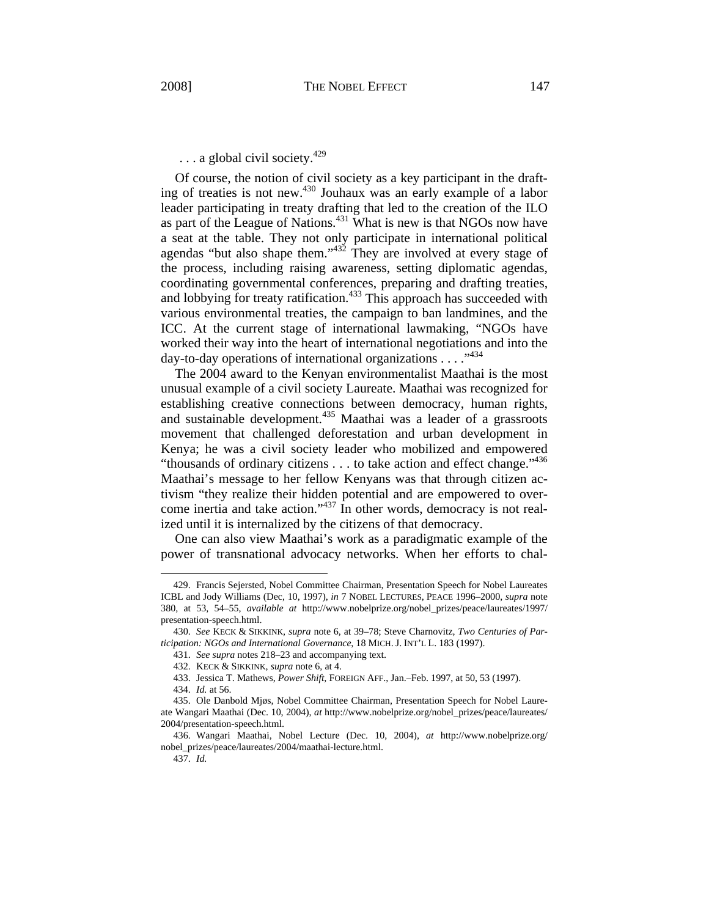. . . a global civil society.[429]

Of course, the notion of civil society as a key participant in the drafting of treaties is not new.[430] Jouhaux was an early example of a labor leader participating in treaty drafting that led to the creation of the ILO as part of the League of Nations.[431] What is new is that NGOs now have a seat at the table. They not only participate in international political agendas "but also shape them."[432] They are involved at every stage of the process, including raising awareness, setting diplomatic agendas, coordinating governmental conferences, preparing and drafting treaties, and lobbying for treaty ratification.[433] This approach has succeeded with various environmental treaties, the campaign to ban landmines, and the ICC. At the current stage of international lawmaking, "NGOs have worked their way into the heart of international negotiations and into the day-to-day operations of international organizations . . . ."[434]

The 2004 award to the Kenyan environmentalist Maathai is the most unusual example of a civil society Laureate. Maathai was recognized for establishing creative connections between democracy, human rights, and sustainable development.[435] Maathai was a leader of a grassroots movement that challenged deforestation and urban development in Kenya; he was a civil society leader who mobilized and empowered "thousands of ordinary citizens . . . to take action and effect change."[436] Maathai's message to her fellow Kenyans was that through citizen activism "they realize their hidden potential and are empowered to overcome inertia and take action."[437] In other words, democracy is not realized until it is internalized by the citizens of that democracy.

One can also view Maathai's work as a paradigmatic example of the power of transnational advocacy networks. When her efforts to chal-

---

429. Francis Sejersted, Nobel Committee Chairman, Presentation Speech for Nobel Laureates ICBL and Jody Williams (Dec, 10, 1997), *in* 7 NOBEL LECTURES, PEACE 1996–2000, *supra* note 380, at 53, 54–55, *available at* http://www.nobelprize.org/nobel_prizes/peace/laureates/1997/presentation-speech.html.

430. *See* KECK & SIKKINK, *supra* note 6, at 39–78; Steve Charnovitz, *Two Centuries of Participation: NGOs and International Governance*, 18 MICH. J. INT'L L. 183 (1997).

431. *See supra* notes 218–23 and accompanying text.

432. KECK & SIKKINK, *supra* note 6, at 4.

433. Jessica T. Mathews, *Power Shift*, FOREIGN AFF., Jan.–Feb. 1997, at 50, 53 (1997).

434. *Id.* at 56.

435. Ole Danbold Mjøs, Nobel Committee Chairman, Presentation Speech for Nobel Laureate Wangari Maathai (Dec. 10, 2004), *at* http://www.nobelprize.org/nobel_prizes/peace/laureates/2004/presentation-speech.html.

436. Wangari Maathai, Nobel Lecture (Dec. 10, 2004), *at* http://www.nobelprize.org/nobel_prizes/peace/laureates/2004/maathai-lecture.html.

437. *Id.*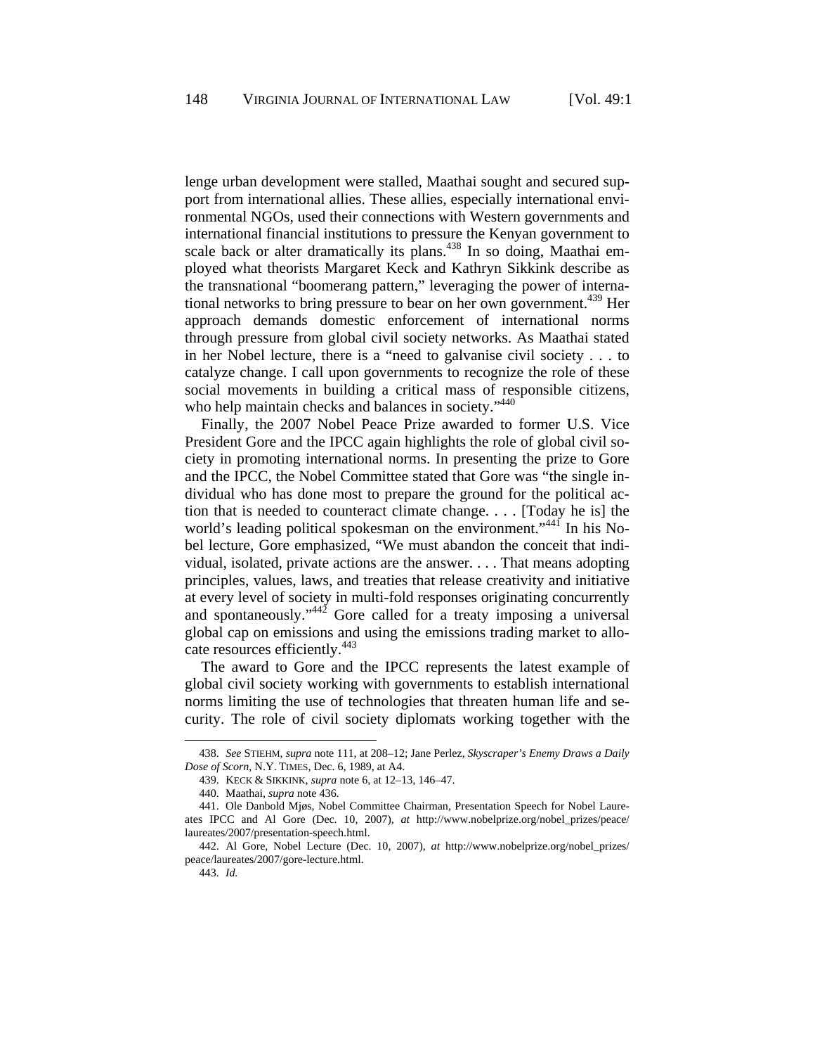lenge urban development were stalled, Maathai sought and secured support from international allies. These allies, especially international environmental NGOs, used their connections with Western governments and international financial institutions to pressure the Kenyan government to scale back or alter dramatically its plans.[438] In so doing, Maathai employed what theorists Margaret Keck and Kathryn Sikkink describe as the transnational "boomerang pattern," leveraging the power of international networks to bring pressure to bear on her own government.[439] Her approach demands domestic enforcement of international norms through pressure from global civil society networks. As Maathai stated in her Nobel lecture, there is a "need to galvanise civil society . . . to catalyze change. I call upon governments to recognize the role of these social movements in building a critical mass of responsible citizens, who help maintain checks and balances in society."[440]

Finally, the 2007 Nobel Peace Prize awarded to former U.S. Vice President Gore and the IPCC again highlights the role of global civil society in promoting international norms. In presenting the prize to Gore and the IPCC, the Nobel Committee stated that Gore was "the single individual who has done most to prepare the ground for the political action that is needed to counteract climate change. . . . [Today he is] the world's leading political spokesman on the environment."[441] In his Nobel lecture, Gore emphasized, "We must abandon the conceit that individual, isolated, private actions are the answer. . . . That means adopting principles, values, laws, and treaties that release creativity and initiative at every level of society in multi-fold responses originating concurrently and spontaneously."[442] Gore called for a treaty imposing a universal global cap on emissions and using the emissions trading market to allocate resources efficiently.[443]

The award to Gore and the IPCC represents the latest example of global civil society working with governments to establish international norms limiting the use of technologies that threaten human life and security. The role of civil society diplomats working together with the

---

438. *See* STIEHM, *supra* note 111, at 208–12; Jane Perlez, *Skyscraper's Enemy Draws a Daily Dose of Scorn*, N.Y. TIMES, Dec. 6, 1989, at A4.

439. KECK & SIKKINK, *supra* note 6, at 12–13, 146–47.

440. Maathai, *supra* note 436.

441. Ole Danbold Mjøs, Nobel Committee Chairman, Presentation Speech for Nobel Laureates IPCC and Al Gore (Dec. 10, 2007), *at* http://www.nobelprize.org/nobel_prizes/peace/laureates/2007/presentation-speech.html.

442. Al Gore, Nobel Lecture (Dec. 10, 2007), *at* http://www.nobelprize.org/nobel_prizes/peace/laureates/2007/gore-lecture.html.

443. *Id.*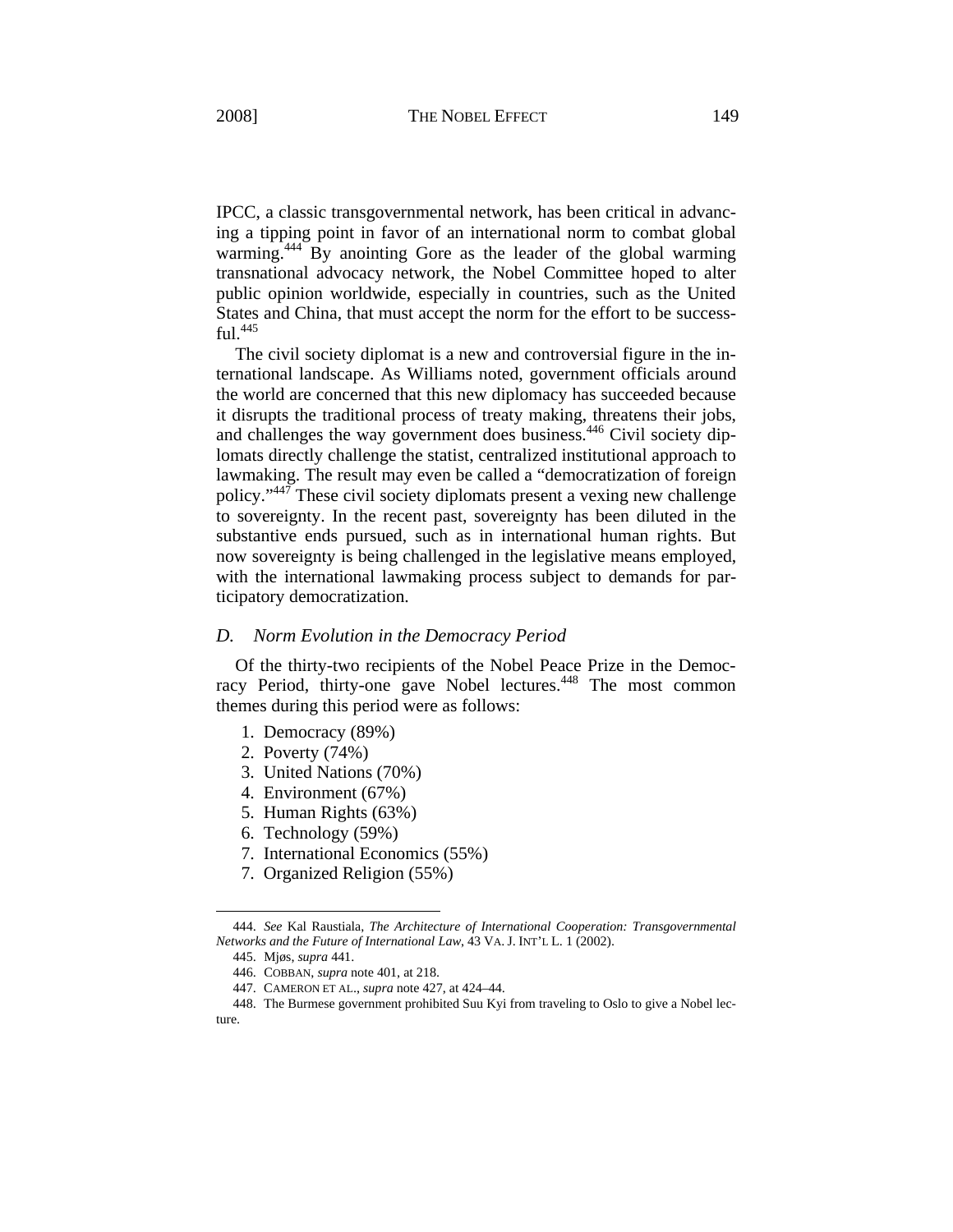IPCC, a classic transgovernmental network, has been critical in advancing a tipping point in favor of an international norm to combat global warming.[444] By anointing Gore as the leader of the global warming transnational advocacy network, the Nobel Committee hoped to alter public opinion worldwide, especially in countries, such as the United States and China, that must accept the norm for the effort to be successful.[445]

The civil society diplomat is a new and controversial figure in the international landscape. As Williams noted, government officials around the world are concerned that this new diplomacy has succeeded because it disrupts the traditional process of treaty making, threatens their jobs, and challenges the way government does business.[446] Civil society diplomats directly challenge the statist, centralized institutional approach to lawmaking. The result may even be called a "democratization of foreign policy."[447] These civil society diplomats present a vexing new challenge to sovereignty. In the recent past, sovereignty has been diluted in the substantive ends pursued, such as in international human rights. But now sovereignty is being challenged in the legislative means employed, with the international lawmaking process subject to demands for participatory democratization.

### *D. Norm Evolution in the Democracy Period*

Of the thirty-two recipients of the Nobel Peace Prize in the Democracy Period, thirty-one gave Nobel lectures.[448] The most common themes during this period were as follows:

1. Democracy (89%)
2. Poverty (74%)
3. United Nations (70%)
4. Environment (67%)
5. Human Rights (63%)
6. Technology (59%)
7. International Economics (55%)
7. Organized Religion (55%)

---

444. *See* Kal Raustiala, *The Architecture of International Cooperation: Transgovernmental Networks and the Future of International Law*, 43 VA. J. INT'L L. 1 (2002).

445. Mjøs, *supra* 441.

446. COBBAN, *supra* note 401, at 218.

447. CAMERON ET AL., *supra* note 427, at 424–44.

448. The Burmese government prohibited Suu Kyi from traveling to Oslo to give a Nobel lecture.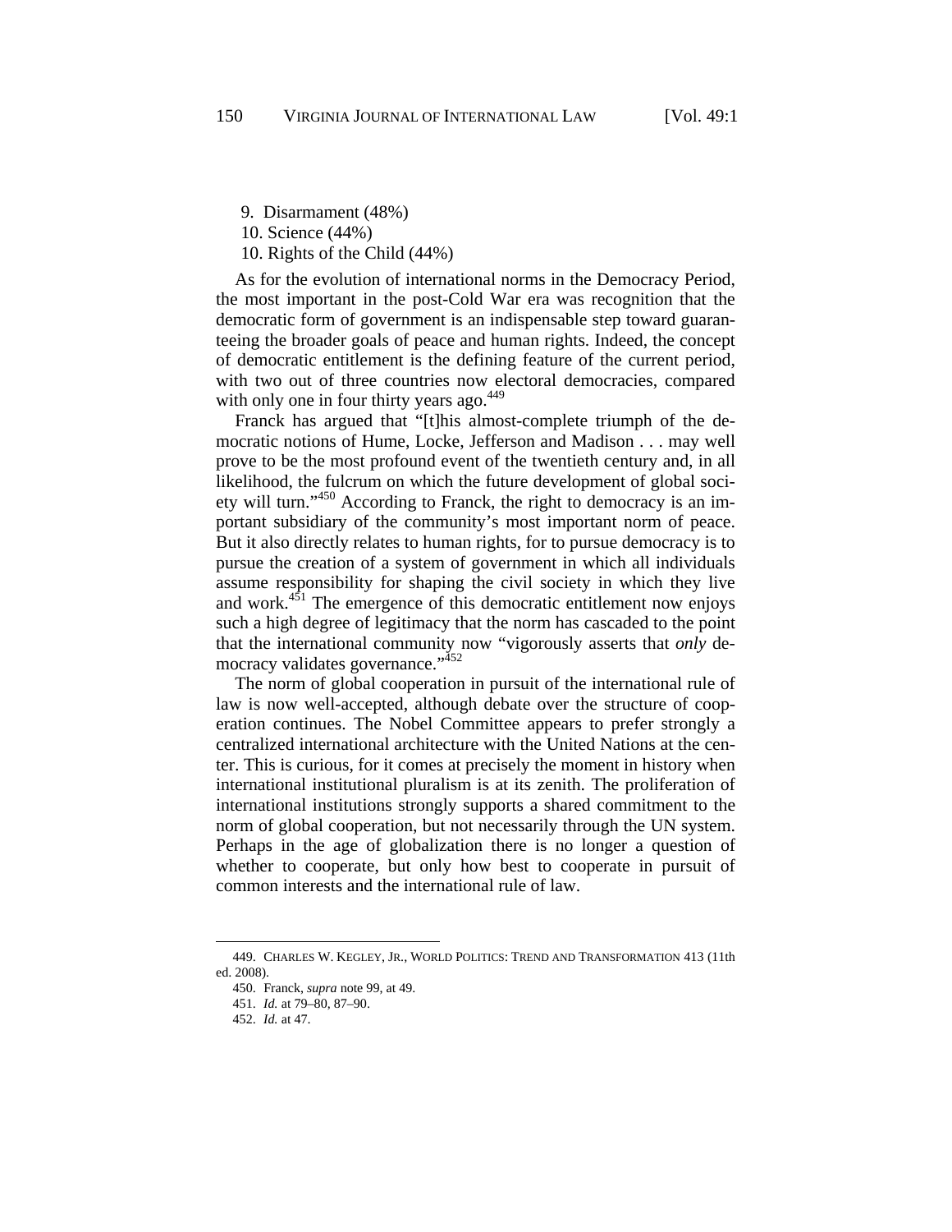9. Disarmament (48%)
10. Science (44%)
10. Rights of the Child (44%)

As for the evolution of international norms in the Democracy Period, the most important in the post-Cold War era was recognition that the democratic form of government is an indispensable step toward guaranteeing the broader goals of peace and human rights. Indeed, the concept of democratic entitlement is the defining feature of the current period, with two out of three countries now electoral democracies, compared with only one in four thirty years ago.[449]

Franck has argued that "[t]his almost-complete triumph of the democratic notions of Hume, Locke, Jefferson and Madison . . . may well prove to be the most profound event of the twentieth century and, in all likelihood, the fulcrum on which the future development of global society will turn."[450] According to Franck, the right to democracy is an important subsidiary of the community's most important norm of peace. But it also directly relates to human rights, for to pursue democracy is to pursue the creation of a system of government in which all individuals assume responsibility for shaping the civil society in which they live and work.[451] The emergence of this democratic entitlement now enjoys such a high degree of legitimacy that the norm has cascaded to the point that the international community now "vigorously asserts that *only* democracy validates governance."[452]

The norm of global cooperation in pursuit of the international rule of law is now well-accepted, although debate over the structure of cooperation continues. The Nobel Committee appears to prefer strongly a centralized international architecture with the United Nations at the center. This is curious, for it comes at precisely the moment in history when international institutional pluralism is at its zenith. The proliferation of international institutions strongly supports a shared commitment to the norm of global cooperation, but not necessarily through the UN system. Perhaps in the age of globalization there is no longer a question of whether to cooperate, but only how best to cooperate in pursuit of common interests and the international rule of law.

---

449. CHARLES W. KEGLEY, JR., WORLD POLITICS: TREND AND TRANSFORMATION 413 (11th ed. 2008).

450. Franck, *supra* note 99, at 49.

451. *Id.* at 79–80, 87–90.

452. *Id.* at 47.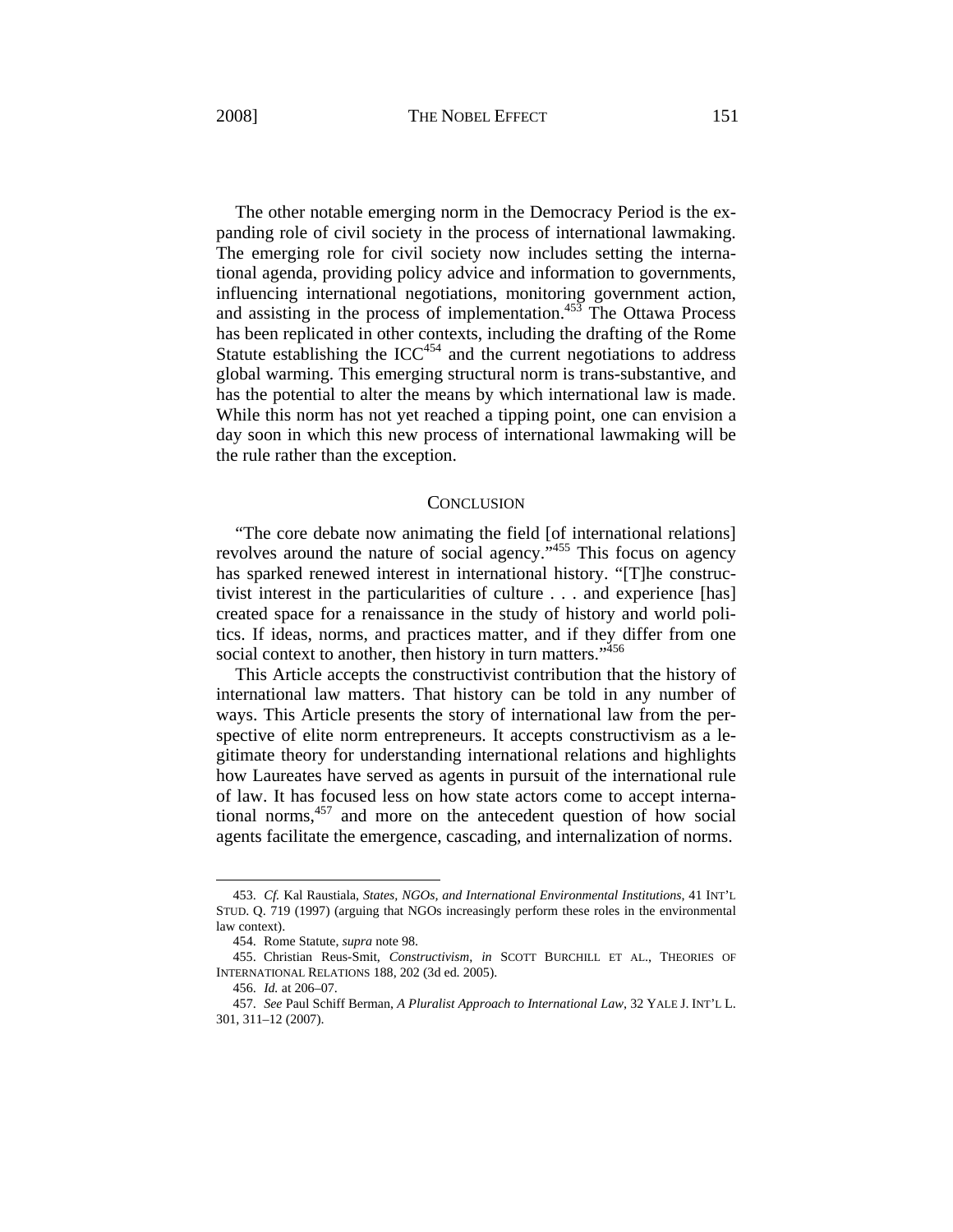The other notable emerging norm in the Democracy Period is the expanding role of civil society in the process of international lawmaking. The emerging role for civil society now includes setting the international agenda, providing policy advice and information to governments, influencing international negotiations, monitoring government action, and assisting in the process of implementation.[453] The Ottawa Process has been replicated in other contexts, including the drafting of the Rome Statute establishing the ICC[454] and the current negotiations to address global warming. This emerging structural norm is trans-substantive, and has the potential to alter the means by which international law is made. While this norm has not yet reached a tipping point, one can envision a day soon in which this new process of international lawmaking will be the rule rather than the exception.

## CONCLUSION

"The core debate now animating the field [of international relations] revolves around the nature of social agency."[455] This focus on agency has sparked renewed interest in international history. "[T]he constructivist interest in the particularities of culture . . . and experience [has] created space for a renaissance in the study of history and world politics. If ideas, norms, and practices matter, and if they differ from one social context to another, then history in turn matters."[456]

This Article accepts the constructivist contribution that the history of international law matters. That history can be told in any number of ways. This Article presents the story of international law from the perspective of elite norm entrepreneurs. It accepts constructivism as a legitimate theory for understanding international relations and highlights how Laureates have served as agents in pursuit of the international rule of law. It has focused less on how state actors come to accept international norms,[457] and more on the antecedent question of how social agents facilitate the emergence, cascading, and internalization of norms.

---

453. *Cf.* Kal Raustiala, *States, NGOs, and International Environmental Institutions*, 41 INT'L STUD. Q. 719 (1997) (arguing that NGOs increasingly perform these roles in the environmental law context).

454. Rome Statute, *supra* note 98.

455. Christian Reus-Smit, *Constructivism*, *in* SCOTT BURCHILL ET AL., THEORIES OF INTERNATIONAL RELATIONS 188, 202 (3d ed. 2005).

456. *Id.* at 206–07.

457. *See* Paul Schiff Berman, *A Pluralist Approach to International Law*, 32 YALE J. INT'L L. 301, 311–12 (2007).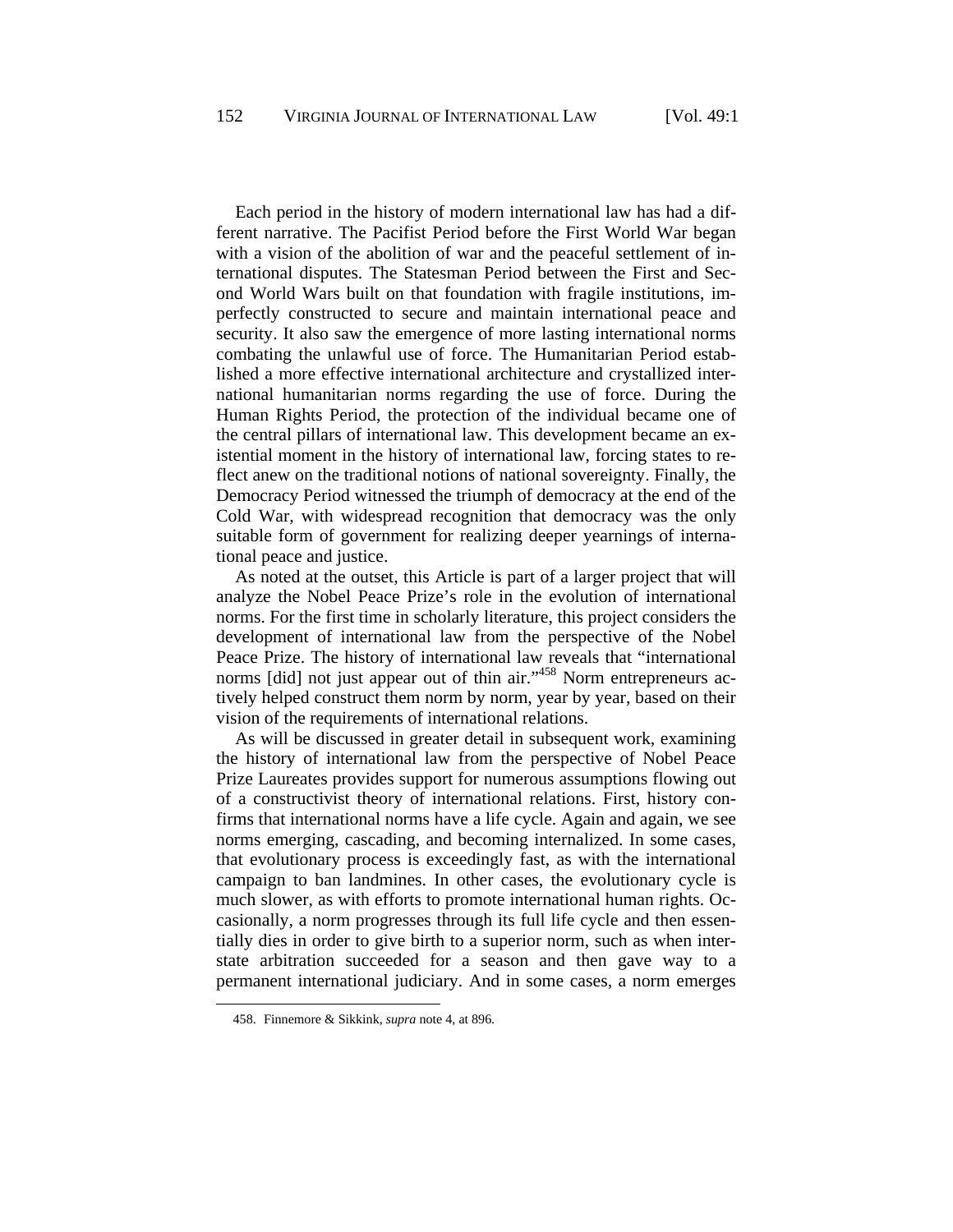Each period in the history of modern international law has had a different narrative. The Pacifist Period before the First World War began with a vision of the abolition of war and the peaceful settlement of international disputes. The Statesman Period between the First and Second World Wars built on that foundation with fragile institutions, imperfectly constructed to secure and maintain international peace and security. It also saw the emergence of more lasting international norms combating the unlawful use of force. The Humanitarian Period established a more effective international architecture and crystallized international humanitarian norms regarding the use of force. During the Human Rights Period, the protection of the individual became one of the central pillars of international law. This development became an existential moment in the history of international law, forcing states to reflect anew on the traditional notions of national sovereignty. Finally, the Democracy Period witnessed the triumph of democracy at the end of the Cold War, with widespread recognition that democracy was the only suitable form of government for realizing deeper yearnings of international peace and justice.

As noted at the outset, this Article is part of a larger project that will analyze the Nobel Peace Prize's role in the evolution of international norms. For the first time in scholarly literature, this project considers the development of international law from the perspective of the Nobel Peace Prize. The history of international law reveals that "international norms [did] not just appear out of thin air."[458] Norm entrepreneurs actively helped construct them norm by norm, year by year, based on their vision of the requirements of international relations.

As will be discussed in greater detail in subsequent work, examining the history of international law from the perspective of Nobel Peace Prize Laureates provides support for numerous assumptions flowing out of a constructivist theory of international relations. First, history confirms that international norms have a life cycle. Again and again, we see norms emerging, cascading, and becoming internalized. In some cases, that evolutionary process is exceedingly fast, as with the international campaign to ban landmines. In other cases, the evolutionary cycle is much slower, as with efforts to promote international human rights. Occasionally, a norm progresses through its full life cycle and then essentially dies in order to give birth to a superior norm, such as when interstate arbitration succeeded for a season and then gave way to a permanent international judiciary. And in some cases, a norm emerges

458. Finnemore & Sikkink, *supra* note 4, at 896.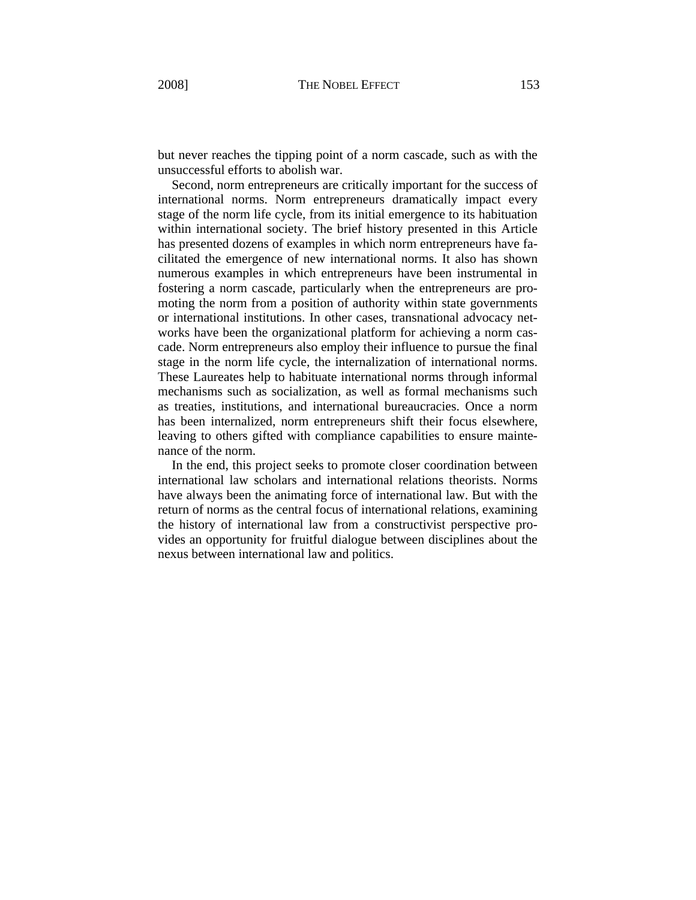but never reaches the tipping point of a norm cascade, such as with the unsuccessful efforts to abolish war.

Second, norm entrepreneurs are critically important for the success of international norms. Norm entrepreneurs dramatically impact every stage of the norm life cycle, from its initial emergence to its habituation within international society. The brief history presented in this Article has presented dozens of examples in which norm entrepreneurs have facilitated the emergence of new international norms. It also has shown numerous examples in which entrepreneurs have been instrumental in fostering a norm cascade, particularly when the entrepreneurs are promoting the norm from a position of authority within state governments or international institutions. In other cases, transnational advocacy networks have been the organizational platform for achieving a norm cascade. Norm entrepreneurs also employ their influence to pursue the final stage in the norm life cycle, the internalization of international norms. These Laureates help to habituate international norms through informal mechanisms such as socialization, as well as formal mechanisms such as treaties, institutions, and international bureaucracies. Once a norm has been internalized, norm entrepreneurs shift their focus elsewhere, leaving to others gifted with compliance capabilities to ensure maintenance of the norm.

In the end, this project seeks to promote closer coordination between international law scholars and international relations theorists. Norms have always been the animating force of international law. But with the return of norms as the central focus of international relations, examining the history of international law from a constructivist perspective provides an opportunity for fruitful dialogue between disciplines about the nexus between international law and politics.